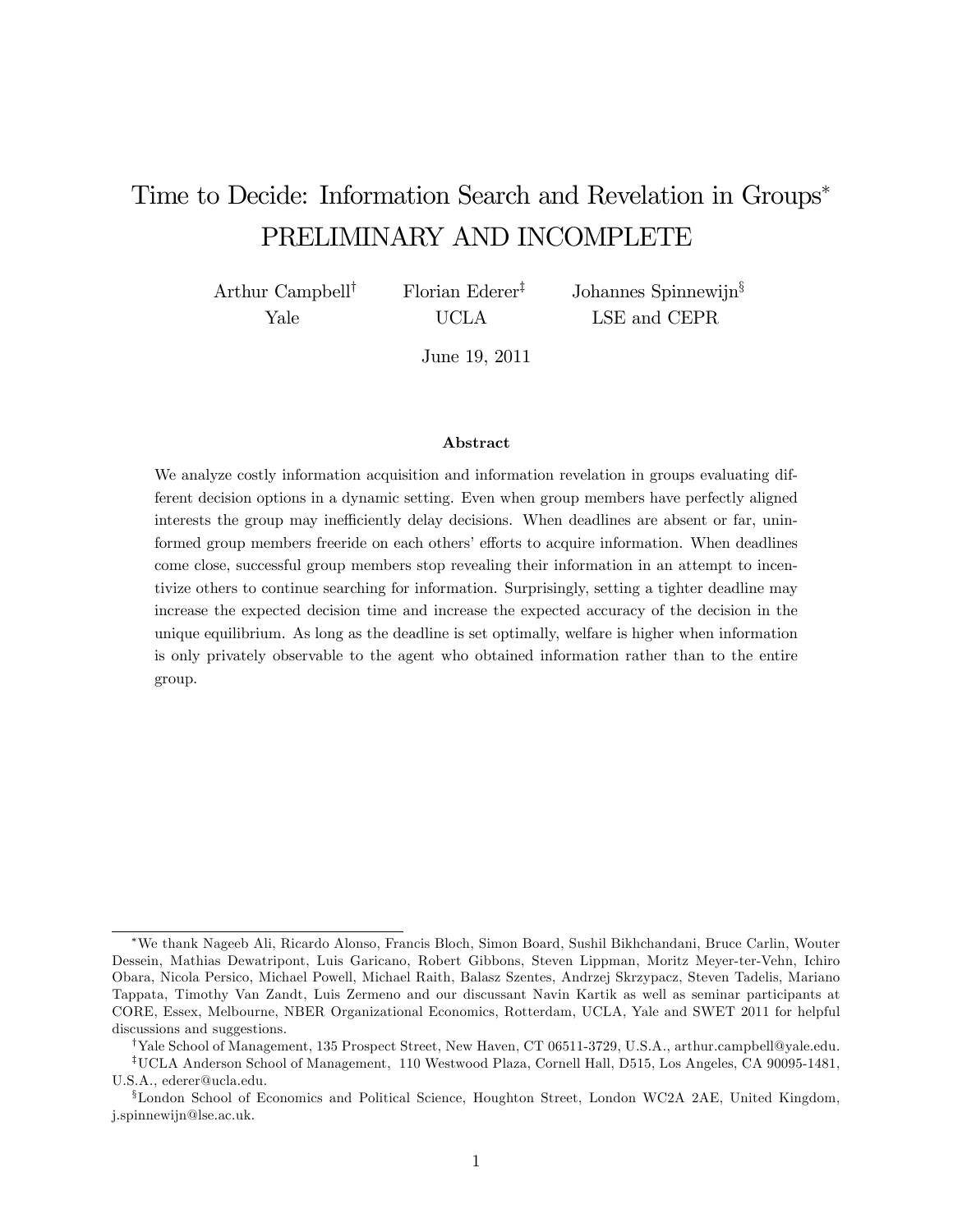# Time to Decide: Information Search and Revelation in Groups[*]
# PRELIMINARY AND INCOMPLETE

Arthur Campbell[†] (Yale)  Florian Ederer[‡] (UCLA)  Johannes Spinnewijn[§] (LSE and CEPR)

June 19, 2011

### Abstract

We analyze costly information acquisition and information revelation in groups evaluating different decision options in a dynamic setting. Even when group members have perfectly aligned interests the group may inefficiently delay decisions. When deadlines are absent or far, uninformed group members freeride on each others' efforts to acquire information. When deadlines come close, successful group members stop revealing their information in an attempt to incentivize others to continue searching for information. Surprisingly, setting a tighter deadline may increase the expected decision time and increase the expected accuracy of the decision in the unique equilibrium. As long as the deadline is set optimally, welfare is higher when information is only privately observable to the agent who obtained information rather than to the entire group.

---

[*] We thank Nageeb Ali, Ricardo Alonso, Francis Bloch, Simon Board, Sushil Bikhchandani, Bruce Carlin, Wouter Dessein, Mathias Dewatripont, Luis Garicano, Robert Gibbons, Steven Lippman, Moritz Meyer-ter-Vehn, Ichiro Obara, Nicola Persico, Michael Powell, Michael Raith, Balasz Szentes, Andrzej Skrzypacz, Steven Tadelis, Mariano Tappata, Timothy Van Zandt, Luis Zermeno and our discussant Navin Kartik as well as seminar participants at CORE, Essex, Melbourne, NBER Organizational Economics, Rotterdam, UCLA, Yale and SWET 2011 for helpful discussions and suggestions.

[†] Yale School of Management, 135 Prospect Street, New Haven, CT 06511-3729, U.S.A., arthur.campbell@yale.edu.

[‡] UCLA Anderson School of Management, 110 Westwood Plaza, Cornell Hall, D515, Los Angeles, CA 90095-1481, U.S.A., ederer@ucla.edu.

[§] London School of Economics and Political Science, Houghton Street, London WC2A 2AE, United Kingdom, j.spinnewijn@lse.ac.uk.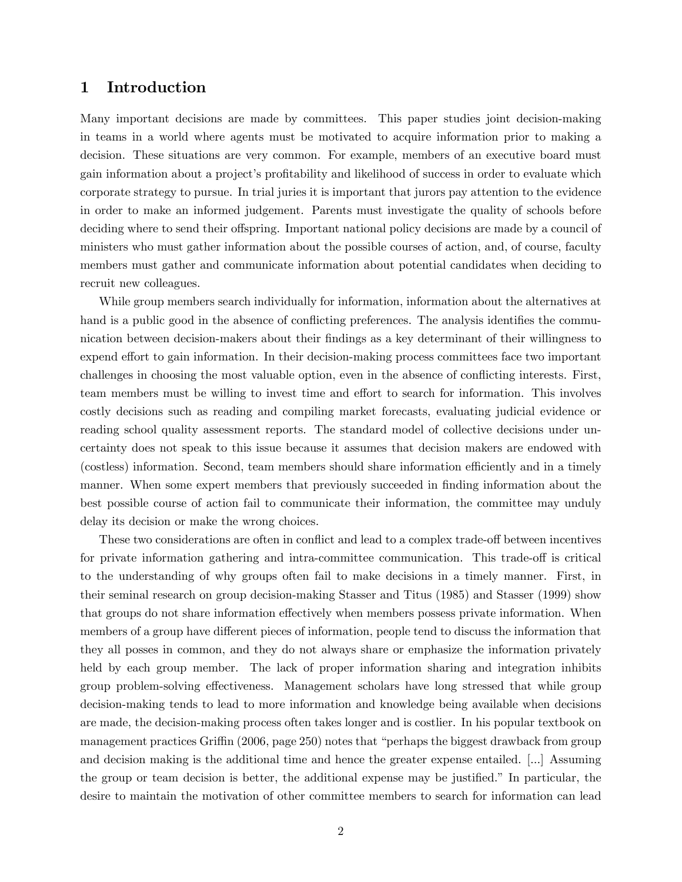# 1 Introduction

Many important decisions are made by committees. This paper studies joint decision-making in teams in a world where agents must be motivated to acquire information prior to making a decision. These situations are very common. For example, members of an executive board must gain information about a project's profitability and likelihood of success in order to evaluate which corporate strategy to pursue. In trial juries it is important that jurors pay attention to the evidence in order to make an informed judgement. Parents must investigate the quality of schools before deciding where to send their offspring. Important national policy decisions are made by a council of ministers who must gather information about the possible courses of action, and, of course, faculty members must gather and communicate information about potential candidates when deciding to recruit new colleagues.

While group members search individually for information, information about the alternatives at hand is a public good in the absence of conflicting preferences. The analysis identifies the communication between decision-makers about their findings as a key determinant of their willingness to expend effort to gain information. In their decision-making process committees face two important challenges in choosing the most valuable option, even in the absence of conflicting interests. First, team members must be willing to invest time and effort to search for information. This involves costly decisions such as reading and compiling market forecasts, evaluating judicial evidence or reading school quality assessment reports. The standard model of collective decisions under uncertainty does not speak to this issue because it assumes that decision makers are endowed with (costless) information. Second, team members should share information efficiently and in a timely manner. When some expert members that previously succeeded in finding information about the best possible course of action fail to communicate their information, the committee may unduly delay its decision or make the wrong choices.

These two considerations are often in conflict and lead to a complex trade-off between incentives for private information gathering and intra-committee communication. This trade-off is critical to the understanding of why groups often fail to make decisions in a timely manner. First, in their seminal research on group decision-making Stasser and Titus (1985) and Stasser (1999) show that groups do not share information effectively when members possess private information. When members of a group have different pieces of information, people tend to discuss the information that they all posses in common, and they do not always share or emphasize the information privately held by each group member. The lack of proper information sharing and integration inhibits group problem-solving effectiveness. Management scholars have long stressed that while group decision-making tends to lead to more information and knowledge being available when decisions are made, the decision-making process often takes longer and is costlier. In his popular textbook on management practices Griffin (2006, page 250) notes that "perhaps the biggest drawback from group and decision making is the additional time and hence the greater expense entailed. [...] Assuming the group or team decision is better, the additional expense may be justified." In particular, the desire to maintain the motivation of other committee members to search for information can lead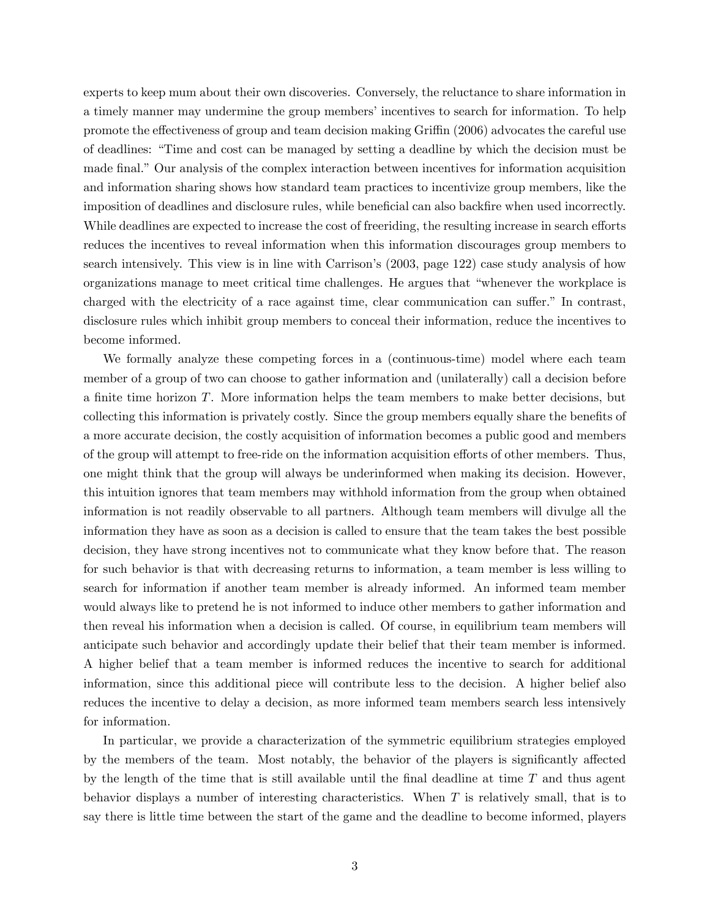experts to keep mum about their own discoveries. Conversely, the reluctance to share information in a timely manner may undermine the group members' incentives to search for information. To help promote the effectiveness of group and team decision making Griffin (2006) advocates the careful use of deadlines: "Time and cost can be managed by setting a deadline by which the decision must be made final." Our analysis of the complex interaction between incentives for information acquisition and information sharing shows how standard team practices to incentivize group members, like the imposition of deadlines and disclosure rules, while beneficial can also backfire when used incorrectly. While deadlines are expected to increase the cost of freeriding, the resulting increase in search efforts reduces the incentives to reveal information when this information discourages group members to search intensively. This view is in line with Carrison's (2003, page 122) case study analysis of how organizations manage to meet critical time challenges. He argues that "whenever the workplace is charged with the electricity of a race against time, clear communication can suffer." In contrast, disclosure rules which inhibit group members to conceal their information, reduce the incentives to become informed.

We formally analyze these competing forces in a (continuous-time) model where each team member of a group of two can choose to gather information and (unilaterally) call a decision before a finite time horizon $T$. More information helps the team members to make better decisions, but collecting this information is privately costly. Since the group members equally share the benefits of a more accurate decision, the costly acquisition of information becomes a public good and members of the group will attempt to free-ride on the information acquisition efforts of other members. Thus, one might think that the group will always be underinformed when making its decision. However, this intuition ignores that team members may withhold information from the group when obtained information is not readily observable to all partners. Although team members will divulge all the information they have as soon as a decision is called to ensure that the team takes the best possible decision, they have strong incentives not to communicate what they know before that. The reason for such behavior is that with decreasing returns to information, a team member is less willing to search for information if another team member is already informed. An informed team member would always like to pretend he is not informed to induce other members to gather information and then reveal his information when a decision is called. Of course, in equilibrium team members will anticipate such behavior and accordingly update their belief that their team member is informed. A higher belief that a team member is informed reduces the incentive to search for additional information, since this additional piece will contribute less to the decision. A higher belief also reduces the incentive to delay a decision, as more informed team members search less intensively for information.

In particular, we provide a characterization of the symmetric equilibrium strategies employed by the members of the team. Most notably, the behavior of the players is significantly affected by the length of the time that is still available until the final deadline at time $T$ and thus agent behavior displays a number of interesting characteristics. When $T$ is relatively small, that is to say there is little time between the start of the game and the deadline to become informed, players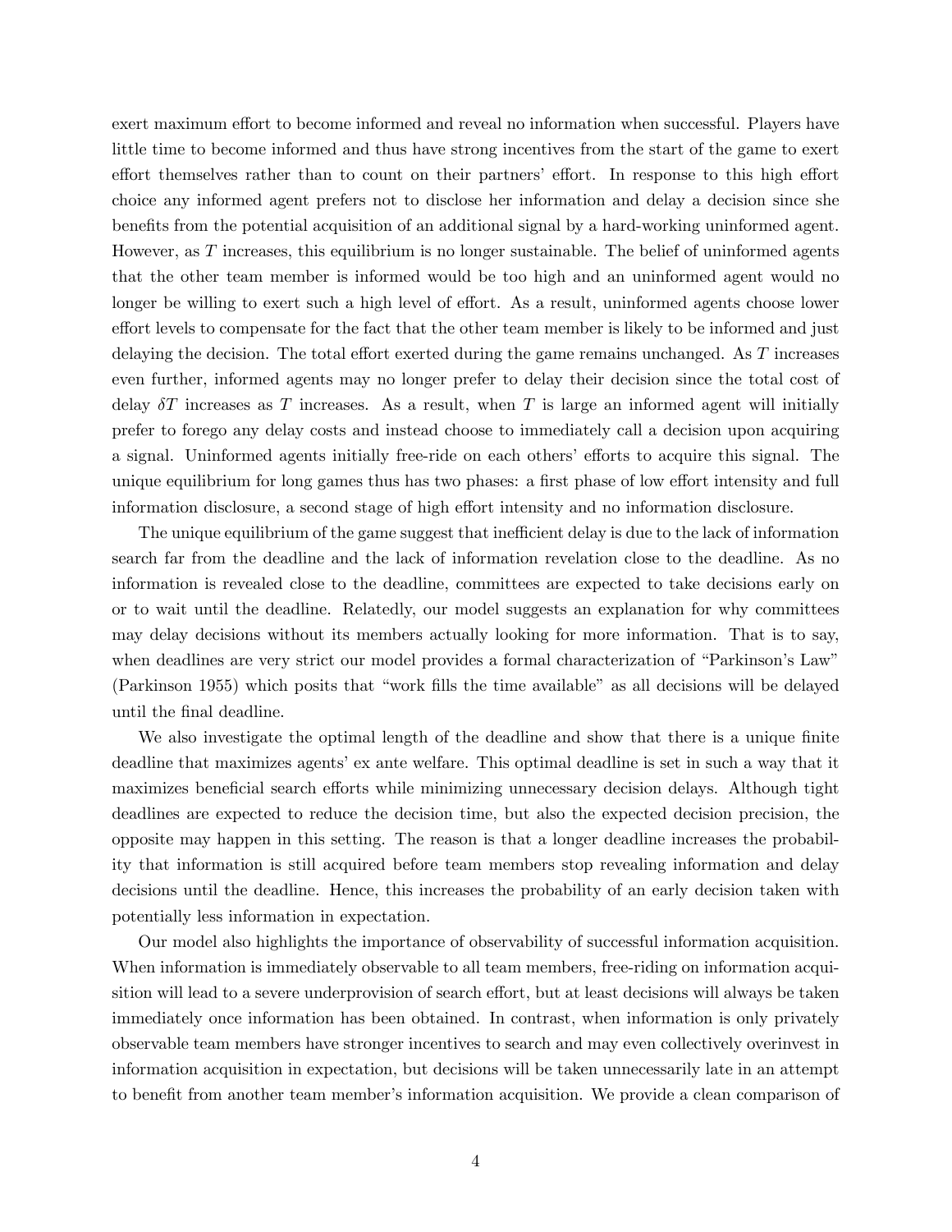exert maximum effort to become informed and reveal no information when successful. Players have little time to become informed and thus have strong incentives from the start of the game to exert effort themselves rather than to count on their partners' effort. In response to this high effort choice any informed agent prefers not to disclose her information and delay a decision since she benefits from the potential acquisition of an additional signal by a hard-working uninformed agent. However, as $T$ increases, this equilibrium is no longer sustainable. The belief of uninformed agents that the other team member is informed would be too high and an uninformed agent would no longer be willing to exert such a high level of effort. As a result, uninformed agents choose lower effort levels to compensate for the fact that the other team member is likely to be informed and just delaying the decision. The total effort exerted during the game remains unchanged. As $T$ increases even further, informed agents may no longer prefer to delay their decision since the total cost of delay $\delta T$ increases as $T$ increases. As a result, when $T$ is large an informed agent will initially prefer to forego any delay costs and instead choose to immediately call a decision upon acquiring a signal. Uninformed agents initially free-ride on each others' efforts to acquire this signal. The unique equilibrium for long games thus has two phases: a first phase of low effort intensity and full information disclosure, a second stage of high effort intensity and no information disclosure.

The unique equilibrium of the game suggest that inefficient delay is due to the lack of information search far from the deadline and the lack of information revelation close to the deadline. As no information is revealed close to the deadline, committees are expected to take decisions early on or to wait until the deadline. Relatedly, our model suggests an explanation for why committees may delay decisions without its members actually looking for more information. That is to say, when deadlines are very strict our model provides a formal characterization of "Parkinson's Law" (Parkinson 1955) which posits that "work fills the time available" as all decisions will be delayed until the final deadline.

We also investigate the optimal length of the deadline and show that there is a unique finite deadline that maximizes agents' ex ante welfare. This optimal deadline is set in such a way that it maximizes beneficial search efforts while minimizing unnecessary decision delays. Although tight deadlines are expected to reduce the decision time, but also the expected decision precision, the opposite may happen in this setting. The reason is that a longer deadline increases the probability that information is still acquired before team members stop revealing information and delay decisions until the deadline. Hence, this increases the probability of an early decision taken with potentially less information in expectation.

Our model also highlights the importance of observability of successful information acquisition. When information is immediately observable to all team members, free-riding on information acquisition will lead to a severe underprovision of search effort, but at least decisions will always be taken immediately once information has been obtained. In contrast, when information is only privately observable team members have stronger incentives to search and may even collectively overinvest in information acquisition in expectation, but decisions will be taken unnecessarily late in an attempt to benefit from another team member's information acquisition. We provide a clean comparison of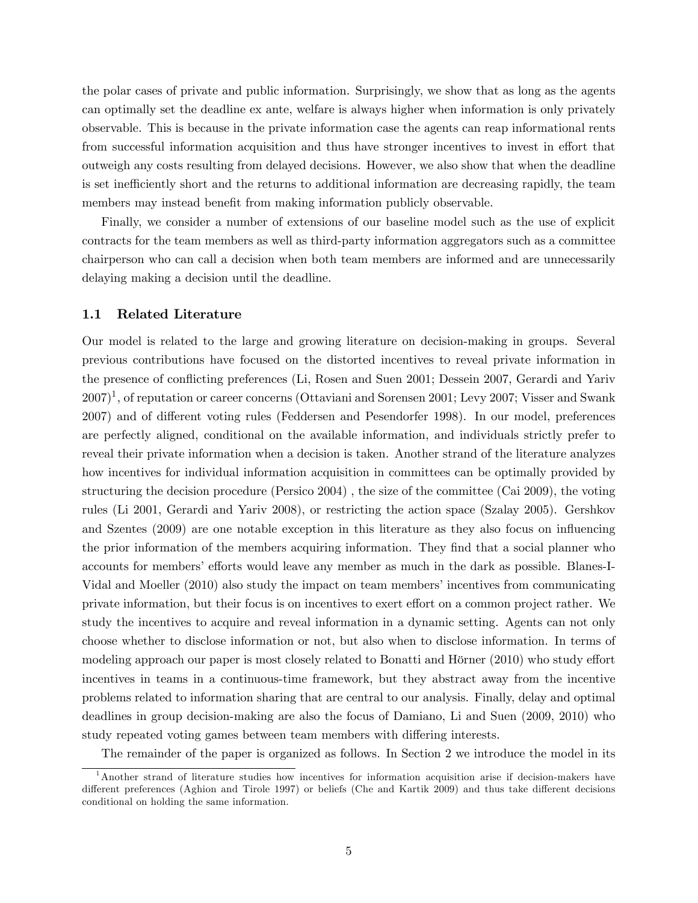the polar cases of private and public information. Surprisingly, we show that as long as the agents can optimally set the deadline ex ante, welfare is always higher when information is only privately observable. This is because in the private information case the agents can reap informational rents from successful information acquisition and thus have stronger incentives to invest in effort that outweigh any costs resulting from delayed decisions. However, we also show that when the deadline is set inefficiently short and the returns to additional information are decreasing rapidly, the team members may instead benefit from making information publicly observable.

Finally, we consider a number of extensions of our baseline model such as the use of explicit contracts for the team members as well as third-party information aggregators such as a committee chairperson who can call a decision when both team members are informed and are unnecessarily delaying making a decision until the deadline.

### 1.1 Related Literature

Our model is related to the large and growing literature on decision-making in groups. Several previous contributions have focused on the distorted incentives to reveal private information in the presence of conflicting preferences (Li, Rosen and Suen 2001; Dessein 2007, Gerardi and Yariv 2007)[1], of reputation or career concerns (Ottaviani and Sorensen 2001; Levy 2007; Visser and Swank 2007) and of different voting rules (Feddersen and Pesendorfer 1998). In our model, preferences are perfectly aligned, conditional on the available information, and individuals strictly prefer to reveal their private information when a decision is taken. Another strand of the literature analyzes how incentives for individual information acquisition in committees can be optimally provided by structuring the decision procedure (Persico 2004) , the size of the committee (Cai 2009), the voting rules (Li 2001, Gerardi and Yariv 2008), or restricting the action space (Szalay 2005). Gershkov and Szentes (2009) are one notable exception in this literature as they also focus on influencing the prior information of the members acquiring information. They find that a social planner who accounts for members' efforts would leave any member as much in the dark as possible. Blanes-I-Vidal and Moeller (2010) also study the impact on team members' incentives from communicating private information, but their focus is on incentives to exert effort on a common project rather. We study the incentives to acquire and reveal information in a dynamic setting. Agents can not only choose whether to disclose information or not, but also when to disclose information. In terms of modeling approach our paper is most closely related to Bonatti and Hörner (2010) who study effort incentives in teams in a continuous-time framework, but they abstract away from the incentive problems related to information sharing that are central to our analysis. Finally, delay and optimal deadlines in group decision-making are also the focus of Damiano, Li and Suen (2009, 2010) who study repeated voting games between team members with differing interests.

The remainder of the paper is organized as follows. In Section 2 we introduce the model in its

[1] Another strand of literature studies how incentives for information acquisition arise if decision-makers have different preferences (Aghion and Tirole 1997) or beliefs (Che and Kartik 2009) and thus take different decisions conditional on holding the same information.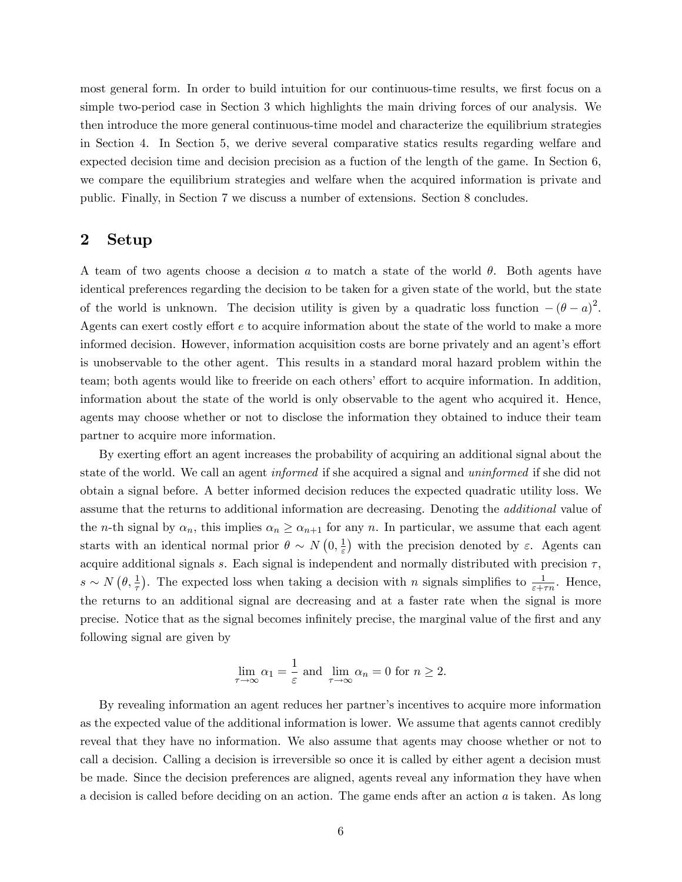most general form. In order to build intuition for our continuous-time results, we first focus on a simple two-period case in Section 3 which highlights the main driving forces of our analysis. We then introduce the more general continuous-time model and characterize the equilibrium strategies in Section 4. In Section 5, we derive several comparative statics results regarding welfare and expected decision time and decision precision as a fuction of the length of the game. In Section 6, we compare the equilibrium strategies and welfare when the acquired information is private and public. Finally, in Section 7 we discuss a number of extensions. Section 8 concludes.

## 2 Setup

A team of two agents choose a decision $a$ to match a state of the world $\theta$. Both agents have identical preferences regarding the decision to be taken for a given state of the world, but the state of the world is unknown. The decision utility is given by a quadratic loss function $-(\theta - a)^2$. Agents can exert costly effort $e$ to acquire information about the state of the world to make a more informed decision. However, information acquisition costs are borne privately and an agent's effort is unobservable to the other agent. This results in a standard moral hazard problem within the team; both agents would like to freeride on each others' effort to acquire information. In addition, information about the state of the world is only observable to the agent who acquired it. Hence, agents may choose whether or not to disclose the information they obtained to induce their team partner to acquire more information.

By exerting effort an agent increases the probability of acquiring an additional signal about the state of the world. We call an agent *informed* if she acquired a signal and *uninformed* if she did not obtain a signal before. A better informed decision reduces the expected quadratic utility loss. We assume that the returns to additional information are decreasing. Denoting the *additional* value of the $n$-th signal by $\alpha_n$, this implies $\alpha_n \geq \alpha_{n+1}$ for any $n$. In particular, we assume that each agent starts with an identical normal prior $\theta \sim N\left(0, \frac{1}{\varepsilon}\right)$ with the precision denoted by $\varepsilon$. Agents can acquire additional signals $s$. Each signal is independent and normally distributed with precision $\tau$, $s \sim N\left(\theta, \frac{1}{\tau}\right)$. The expected loss when taking a decision with $n$ signals simplifies to $\frac{1}{\varepsilon + \tau n}$. Hence, the returns to an additional signal are decreasing and at a faster rate when the signal is more precise. Notice that as the signal becomes infinitely precise, the marginal value of the first and any following signal are given by

$$\lim_{\tau \to \infty} \alpha_1 = \frac{1}{\varepsilon} \text{ and } \lim_{\tau \to \infty} \alpha_n = 0 \text{ for } n \geq 2.$$

By revealing information an agent reduces her partner's incentives to acquire more information as the expected value of the additional information is lower. We assume that agents cannot credibly reveal that they have no information. We also assume that agents may choose whether or not to call a decision. Calling a decision is irreversible so once it is called by either agent a decision must be made. Since the decision preferences are aligned, agents reveal any information they have when a decision is called before deciding on an action. The game ends after an action $a$ is taken. As long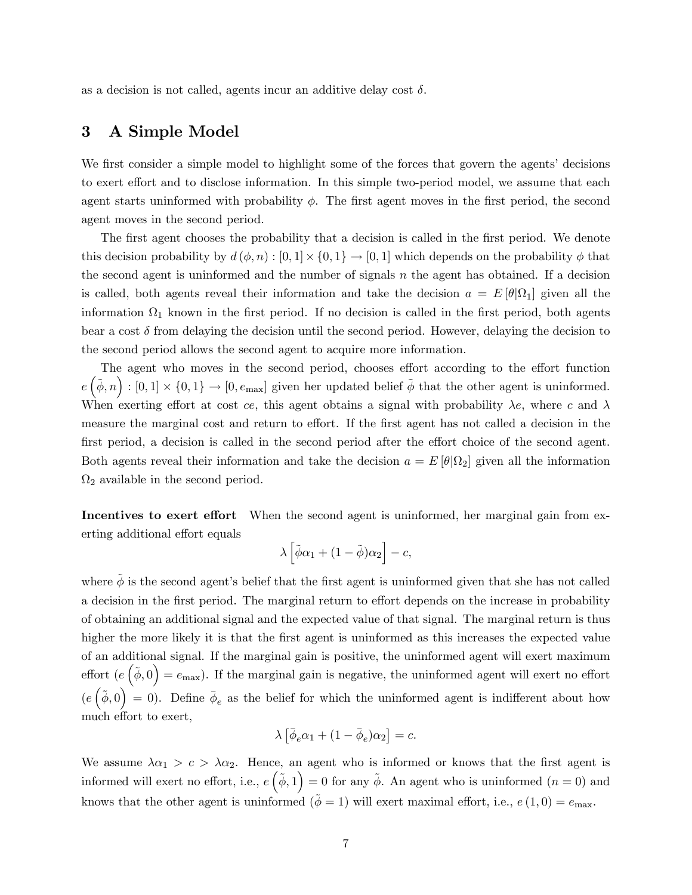as a decision is not called, agents incur an additive delay cost $\delta$.

## 3 A Simple Model

We first consider a simple model to highlight some of the forces that govern the agents' decisions to exert effort and to disclose information. In this simple two-period model, we assume that each agent starts uninformed with probability $\phi$. The first agent moves in the first period, the second agent moves in the second period.

The first agent chooses the probability that a decision is called in the first period. We denote this decision probability by $d(\phi, n) : [0,1] \times \{0,1\} \to [0,1]$ which depends on the probability $\phi$ that the second agent is uninformed and the number of signals $n$ the agent has obtained. If a decision is called, both agents reveal their information and take the decision $a = E[\theta|\Omega_1]$ given all the information $\Omega_1$ known in the first period. If no decision is called in the first period, both agents bear a cost $\delta$ from delaying the decision until the second period. However, delaying the decision to the second period allows the second agent to acquire more information.

The agent who moves in the second period, chooses effort according to the effort function $e\left(\tilde{\phi}, n\right) : [0,1] \times \{0,1\} \to [0, e_{\max}]$ given her updated belief $\tilde{\phi}$ that the other agent is uninformed. When exerting effort at cost $ce$, this agent obtains a signal with probability $\lambda e$, where $c$ and $\lambda$ measure the marginal cost and return to effort. If the first agent has not called a decision in the first period, a decision is called in the second period after the effort choice of the second agent. Both agents reveal their information and take the decision $a = E[\theta|\Omega_2]$ given all the information $\Omega_2$ available in the second period.

**Incentives to exert effort** When the second agent is uninformed, her marginal gain from exerting additional effort equals

$$\lambda\left[\tilde{\phi}\alpha_1 + (1-\tilde{\phi})\alpha_2\right] - c,$$

where $\tilde{\phi}$ is the second agent's belief that the first agent is uninformed given that she has not called a decision in the first period. The marginal return to effort depends on the increase in probability of obtaining an additional signal and the expected value of that signal. The marginal return is thus higher the more likely it is that the first agent is uninformed as this increases the expected value of an additional signal. If the marginal gain is positive, the uninformed agent will exert maximum effort ($e\left(\tilde{\phi}, 0\right) = e_{\max}$). If the marginal gain is negative, the uninformed agent will exert no effort ($e\left(\tilde{\phi}, 0\right) = 0$). Define $\bar{\phi}_e$ as the belief for which the uninformed agent is indifferent about how much effort to exert,

$$\lambda\left[\bar{\phi}_e\alpha_1 + (1-\bar{\phi}_e)\alpha_2\right] = c.$$

We assume $\lambda\alpha_1 > c > \lambda\alpha_2$. Hence, an agent who is informed or knows that the first agent is informed will exert no effort, i.e., $e\left(\tilde{\phi}, 1\right) = 0$ for any $\tilde{\phi}$. An agent who is uninformed ($n = 0$) and knows that the other agent is uninformed ($\tilde{\phi} = 1$) will exert maximal effort, i.e., $e(1, 0) = e_{\max}$.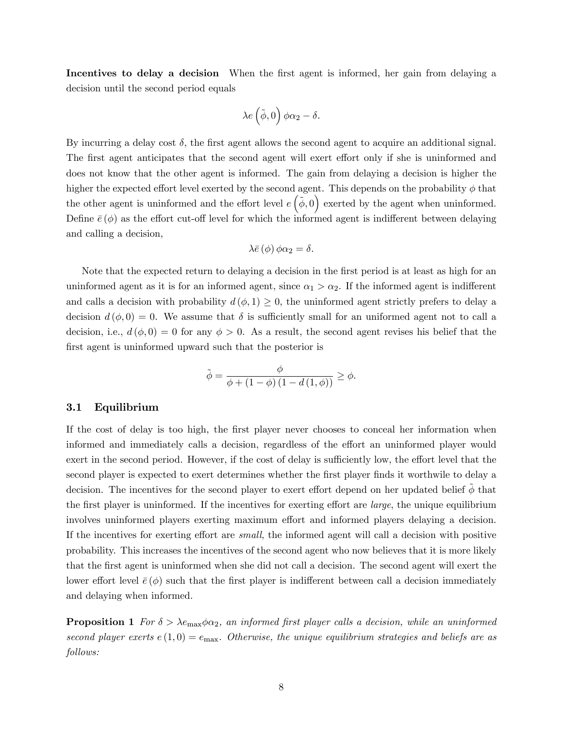**Incentives to delay a decision** When the first agent is informed, her gain from delaying a decision until the second period equals

$$\lambda e\left(\tilde{\phi}, 0\right) \phi \alpha_2 - \delta.$$

By incurring a delay cost $\delta$, the first agent allows the second agent to acquire an additional signal. The first agent anticipates that the second agent will exert effort only if she is uninformed and does not know that the other agent is informed. The gain from delaying a decision is higher the higher the expected effort level exerted by the second agent. This depends on the probability $\phi$ that the other agent is uninformed and the effort level $e\left(\tilde{\phi}, 0\right)$ exerted by the agent when uninformed. Define $\bar{e}(\phi)$ as the effort cut-off level for which the informed agent is indifferent between delaying and calling a decision,

$$\lambda \bar{e}(\phi) \phi \alpha_2 = \delta.$$

Note that the expected return to delaying a decision in the first period is at least as high for an uninformed agent as it is for an informed agent, since $\alpha_1 > \alpha_2$. If the informed agent is indifferent and calls a decision with probability $d(\phi, 1) \geq 0$, the uninformed agent strictly prefers to delay a decision $d(\phi, 0) = 0$. We assume that $\delta$ is sufficiently small for an uniformed agent not to call a decision, i.e., $d(\phi, 0) = 0$ for any $\phi > 0$. As a result, the second agent revises his belief that the first agent is uninformed upward such that the posterior is

$$\tilde{\phi} = \frac{\phi}{\phi + (1 - \phi)(1 - d(1, \phi))} \geq \phi.$$

### 3.1 Equilibrium

If the cost of delay is too high, the first player never chooses to conceal her information when informed and immediately calls a decision, regardless of the effort an uninformed player would exert in the second period. However, if the cost of delay is sufficiently low, the effort level that the second player is expected to exert determines whether the first player finds it worthwile to delay a decision. The incentives for the second player to exert effort depend on her updated belief $\tilde{\phi}$ that the first player is uninformed. If the incentives for exerting effort are *large*, the unique equilibrium involves uninformed players exerting maximum effort and informed players delaying a decision. If the incentives for exerting effort are *small*, the informed agent will call a decision with positive probability. This increases the incentives of the second agent who now believes that it is more likely that the first agent is uninformed when she did not call a decision. The second agent will exert the lower effort level $\bar{e}(\phi)$ such that the first player is indifferent between call a decision immediately and delaying when informed.

**Proposition 1** *For $\delta > \lambda e_{\max} \phi \alpha_2$, an informed first player calls a decision, while an uninformed second player exerts $e(1, 0) = e_{\max}$. Otherwise, the unique equilibrium strategies and beliefs are as follows:*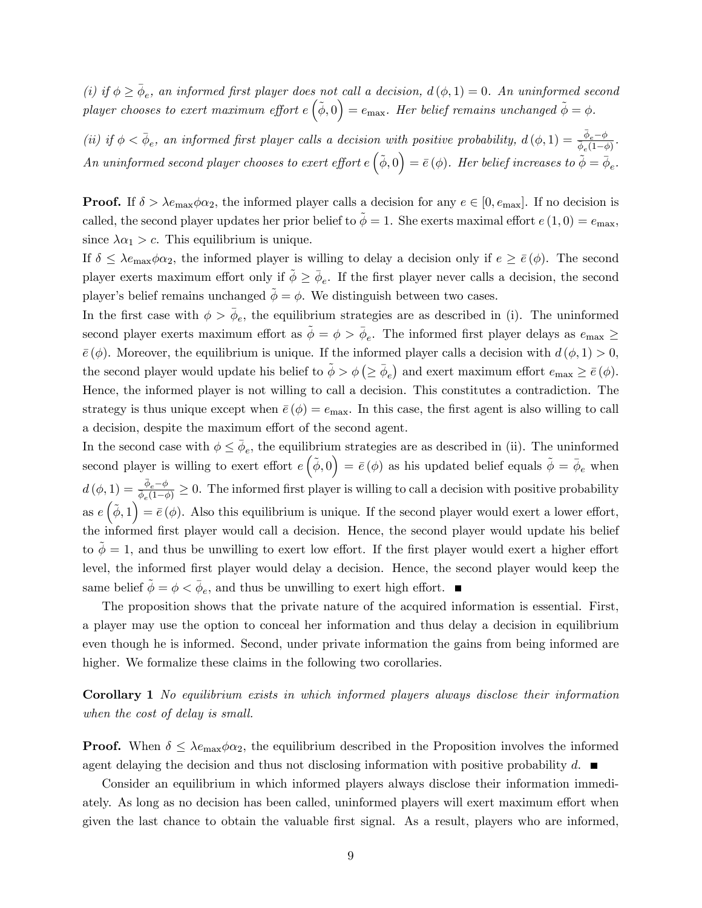*(i) if $\phi \geq \bar{\phi}_e$, an informed first player does not call a decision, $d(\phi, 1) = 0$. An uninformed second player chooses to exert maximum effort $e\left(\tilde{\phi}, 0\right) = e_{\max}$. Her belief remains unchanged $\tilde{\phi} = \phi$.*

*(ii) if $\phi < \bar{\phi}_e$, an informed first player calls a decision with positive probability, $d(\phi, 1) = \frac{\bar{\phi}_e - \phi}{\bar{\phi}_e(1-\phi)}$. An uninformed second player chooses to exert effort $e\left(\tilde{\phi}, 0\right) = \bar{e}(\phi)$. Her belief increases to $\tilde{\phi} = \bar{\phi}_e$.*

**Proof.** If $\delta > \lambda e_{\max} \phi \alpha_2$, the informed player calls a decision for any $e \in [0, e_{\max}]$. If no decision is called, the second player updates her prior belief to $\tilde{\phi} = 1$. She exerts maximal effort $e(1, 0) = e_{\max}$, since $\lambda \alpha_1 > c$. This equilibrium is unique.

If $\delta \leq \lambda e_{\max} \phi \alpha_2$, the informed player is willing to delay a decision only if $e \geq \bar{e}(\phi)$. The second player exerts maximum effort only if $\tilde{\phi} \geq \bar{\phi}_e$. If the first player never calls a decision, the second player's belief remains unchanged $\tilde{\phi} = \phi$. We distinguish between two cases.

In the first case with $\phi > \bar{\phi}_e$, the equilibrium strategies are as described in (i). The uninformed second player exerts maximum effort as $\tilde{\phi} = \phi > \bar{\phi}_e$. The informed first player delays as $e_{\max} \geq \bar{e}(\phi)$. Moreover, the equilibrium is unique. If the informed player calls a decision with $d(\phi, 1) > 0$, the second player would update his belief to $\tilde{\phi} > \phi \left(\geq \bar{\phi}_e\right)$ and exert maximum effort $e_{\max} \geq \bar{e}(\phi)$. Hence, the informed player is not willing to call a decision. This constitutes a contradiction. The strategy is thus unique except when $\bar{e}(\phi) = e_{\max}$. In this case, the first agent is also willing to call a decision, despite the maximum effort of the second agent.

In the second case with $\phi \leq \bar{\phi}_e$, the equilibrium strategies are as described in (ii). The uninformed second player is willing to exert effort $e\left(\tilde{\phi}, 0\right) = \bar{e}(\phi)$ as his updated belief equals $\tilde{\phi} = \bar{\phi}_e$ when $d(\phi, 1) = \frac{\bar{\phi}_e - \phi}{\bar{\phi}_e(1-\phi)} \geq 0$. The informed first player is willing to call a decision with positive probability as $e\left(\tilde{\phi}, 1\right) = \bar{e}(\phi)$. Also this equilibrium is unique. If the second player would exert a lower effort, the informed first player would call a decision. Hence, the second player would update his belief to $\tilde{\phi} = 1$, and thus be unwilling to exert low effort. If the first player would exert a higher effort level, the informed first player would delay a decision. Hence, the second player would keep the same belief $\tilde{\phi} = \phi < \bar{\phi}_e$, and thus be unwilling to exert high effort. ■

The proposition shows that the private nature of the acquired information is essential. First, a player may use the option to conceal her information and thus delay a decision in equilibrium even though he is informed. Second, under private information the gains from being informed are higher. We formalize these claims in the following two corollaries.

**Corollary 1** *No equilibrium exists in which informed players always disclose their information when the cost of delay is small.*

**Proof.** When $\delta \leq \lambda e_{\max} \phi \alpha_2$, the equilibrium described in the Proposition involves the informed agent delaying the decision and thus not disclosing information with positive probability $d$. ■

Consider an equilibrium in which informed players always disclose their information immediately. As long as no decision has been called, uninformed players will exert maximum effort when given the last chance to obtain the valuable first signal. As a result, players who are informed,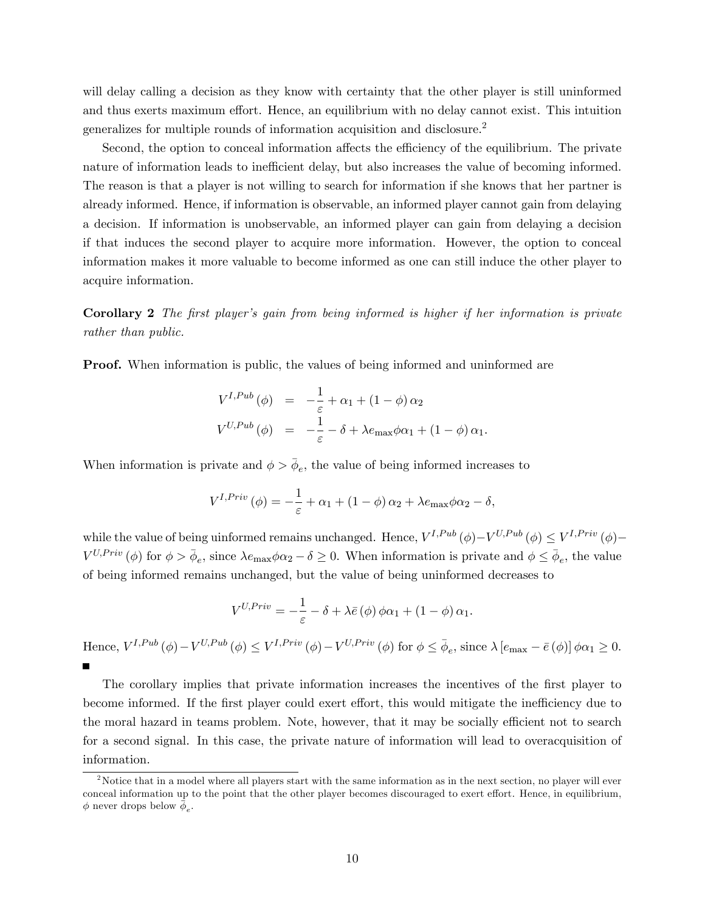will delay calling a decision as they know with certainty that the other player is still uninformed and thus exerts maximum effort. Hence, an equilibrium with no delay cannot exist. This intuition generalizes for multiple rounds of information acquisition and disclosure.[2]

Second, the option to conceal information affects the efficiency of the equilibrium. The private nature of information leads to inefficient delay, but also increases the value of becoming informed. The reason is that a player is not willing to search for information if she knows that her partner is already informed. Hence, if information is observable, an informed player cannot gain from delaying a decision. If information is unobservable, an informed player can gain from delaying a decision if that induces the second player to acquire more information. However, the option to conceal information makes it more valuable to become informed as one can still induce the other player to acquire information.

**Corollary 2** *The first player's gain from being informed is higher if her information is private rather than public.*

**Proof.** When information is public, the values of being informed and uninformed are

$$
\begin{aligned}
V^{I,Pub}(\phi) &= -\frac{1}{\varepsilon} + \alpha_1 + (1-\phi)\,\alpha_2 \\
V^{U,Pub}(\phi) &= -\frac{1}{\varepsilon} - \delta + \lambda e_{\max}\phi\alpha_1 + (1-\phi)\,\alpha_1.
\end{aligned}
$$

When information is private and $\phi > \bar{\phi}_e$, the value of being informed increases to

$$
V^{I,Priv}(\phi) = -\frac{1}{\varepsilon} + \alpha_1 + (1-\phi)\,\alpha_2 + \lambda e_{\max}\phi\alpha_2 - \delta,
$$

while the value of being uinformed remains unchanged. Hence, $V^{I,Pub}(\phi) - V^{U,Pub}(\phi) \leq V^{I,Priv}(\phi) - V^{U,Priv}(\phi)$ for $\phi > \bar{\phi}_e$, since $\lambda e_{\max}\phi\alpha_2 - \delta \geq 0$. When information is private and $\phi \leq \bar{\phi}_e$, the value of being informed remains unchanged, but the value of being uninformed decreases to

$$
V^{U,Priv} = -\frac{1}{\varepsilon} - \delta + \lambda\bar{e}(\phi)\,\phi\alpha_1 + (1-\phi)\,\alpha_1.
$$

Hence, $V^{I,Pub}(\phi) - V^{U,Pub}(\phi) \leq V^{I,Priv}(\phi) - V^{U,Priv}(\phi)$ for $\phi \leq \bar{\phi}_e$, since $\lambda\left[e_{\max} - \bar{e}(\phi)\right]\phi\alpha_1 \geq 0$. ■

The corollary implies that private information increases the incentives of the first player to become informed. If the first player could exert effort, this would mitigate the inefficiency due to the moral hazard in teams problem. Note, however, that it may be socially efficient not to search for a second signal. In this case, the private nature of information will lead to overacquisition of information.

[2] Notice that in a model where all players start with the same information as in the next section, no player will ever conceal information up to the point that the other player becomes discouraged to exert effort. Hence, in equilibrium, $\phi$ never drops below $\bar{\phi}_e$.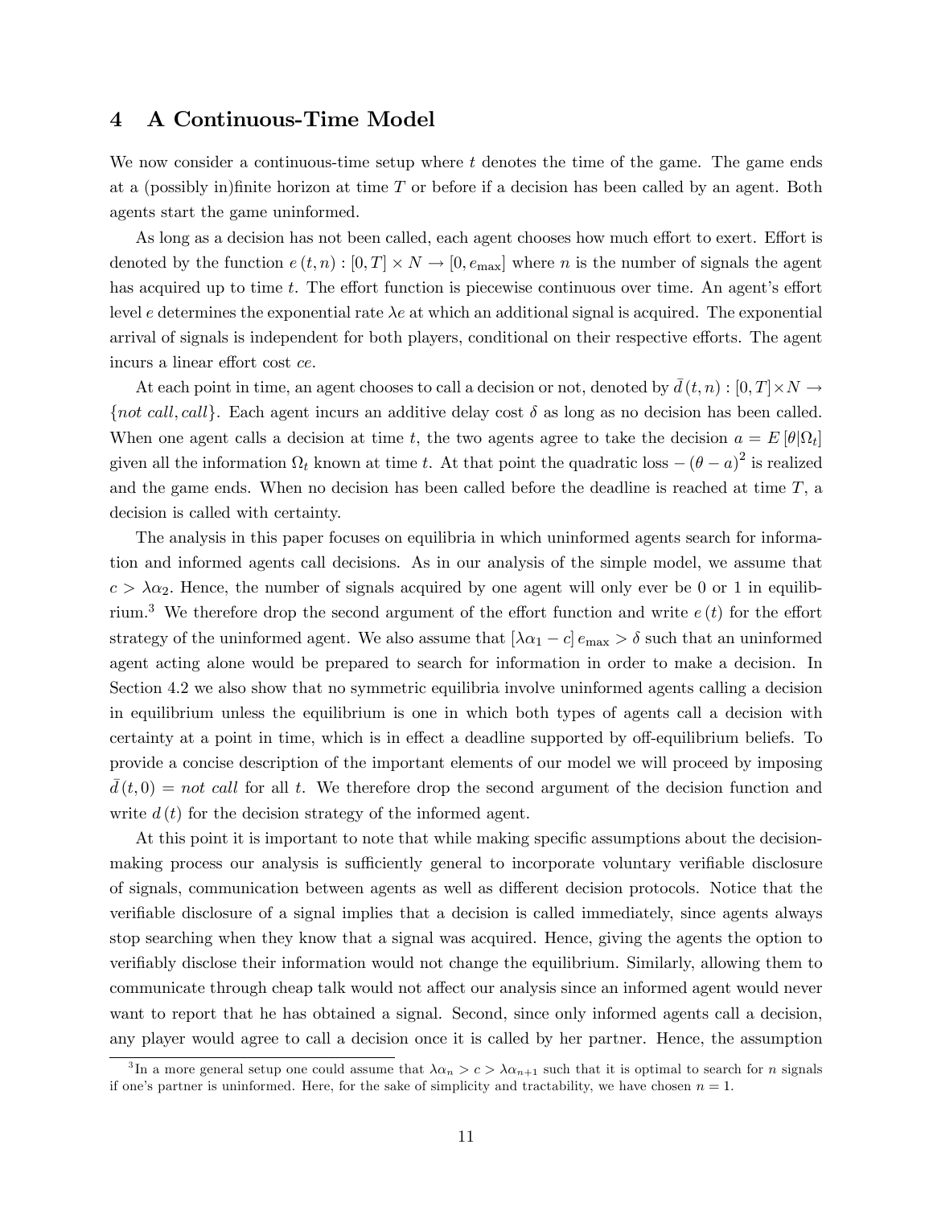## 4 A Continuous-Time Model

We now consider a continuous-time setup where $t$ denotes the time of the game. The game ends at a (possibly in)finite horizon at time $T$ or before if a decision has been called by an agent. Both agents start the game uninformed.

As long as a decision has not been called, each agent chooses how much effort to exert. Effort is denoted by the function $e(t,n) : [0,T] \times N \to [0, e_{\max}]$ where $n$ is the number of signals the agent has acquired up to time $t$. The effort function is piecewise continuous over time. An agent's effort level $e$ determines the exponential rate $\lambda e$ at which an additional signal is acquired. The exponential arrival of signals is independent for both players, conditional on their respective efforts. The agent incurs a linear effort cost $ce$.

At each point in time, an agent chooses to call a decision or not, denoted by $\bar{d}(t,n) : [0,T] \times N \to \{\textit{not call}, \textit{call}\}$. Each agent incurs an additive delay cost $\delta$ as long as no decision has been called. When one agent calls a decision at time $t$, the two agents agree to take the decision $a = E[\theta|\Omega_t]$ given all the information $\Omega_t$ known at time $t$. At that point the quadratic loss $-(\theta - a)^2$ is realized and the game ends. When no decision has been called before the deadline is reached at time $T$, a decision is called with certainty.

The analysis in this paper focuses on equilibria in which uninformed agents search for information and informed agents call decisions. As in our analysis of the simple model, we assume that $c > \lambda\alpha_2$. Hence, the number of signals acquired by one agent will only ever be 0 or 1 in equilibrium.[3] We therefore drop the second argument of the effort function and write $e(t)$ for the effort strategy of the uninformed agent. We also assume that $[\lambda\alpha_1 - c]\, e_{\max} > \delta$ such that an uninformed agent acting alone would be prepared to search for information in order to make a decision. In Section 4.2 we also show that no symmetric equilibria involve uninformed agents calling a decision in equilibrium unless the equilibrium is one in which both types of agents call a decision with certainty at a point in time, which is in effect a deadline supported by off-equilibrium beliefs. To provide a concise description of the important elements of our model we will proceed by imposing $\bar{d}(t,0) = \textit{not call}$ for all $t$. We therefore drop the second argument of the decision function and write $d(t)$ for the decision strategy of the informed agent.

At this point it is important to note that while making specific assumptions about the decision-making process our analysis is sufficiently general to incorporate voluntary verifiable disclosure of signals, communication between agents as well as different decision protocols. Notice that the verifiable disclosure of a signal implies that a decision is called immediately, since agents always stop searching when they know that a signal was acquired. Hence, giving the agents the option to verifiably disclose their information would not change the equilibrium. Similarly, allowing them to communicate through cheap talk would not affect our analysis since an informed agent would never want to report that he has obtained a signal. Second, since only informed agents call a decision, any player would agree to call a decision once it is called by her partner. Hence, the assumption

[3] In a more general setup one could assume that $\lambda\alpha_n > c > \lambda\alpha_{n+1}$ such that it is optimal to search for $n$ signals if one's partner is uninformed. Here, for the sake of simplicity and tractability, we have chosen $n = 1$.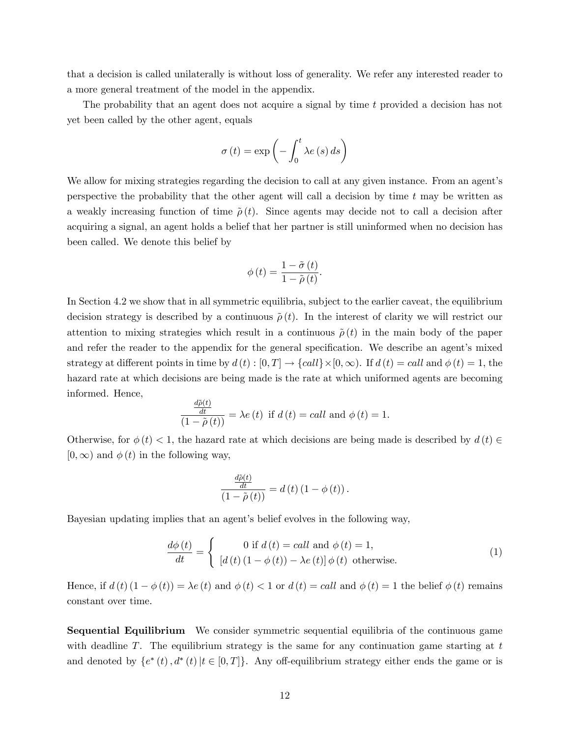that a decision is called unilaterally is without loss of generality. We refer any interested reader to a more general treatment of the model in the appendix.

The probability that an agent does not acquire a signal by time $t$ provided a decision has not yet been called by the other agent, equals

$$\sigma(t) = \exp\left(-\int_0^t \lambda e(s)\, ds\right)$$

We allow for mixing strategies regarding the decision to call at any given instance. From an agent's perspective the probability that the other agent will call a decision by time $t$ may be written as a weakly increasing function of time $\tilde{\rho}(t)$. Since agents may decide not to call a decision after acquiring a signal, an agent holds a belief that her partner is still uninformed when no decision has been called. We denote this belief by

$$\phi(t) = \frac{1 - \tilde{\sigma}(t)}{1 - \tilde{\rho}(t)}.$$

In Section 4.2 we show that in all symmetric equilibria, subject to the earlier caveat, the equilibrium decision strategy is described by a continuous $\tilde{\rho}(t)$. In the interest of clarity we will restrict our attention to mixing strategies which result in a continuous $\tilde{\rho}(t)$ in the main body of the paper and refer the reader to the appendix for the general specification. We describe an agent's mixed strategy at different points in time by $d(t) : [0, T] \to \{call\} \times [0, \infty)$. If $d(t) = call$ and $\phi(t) = 1$, the hazard rate at which decisions are being made is the rate at which uniformed agents are becoming informed. Hence,

$$\frac{\frac{d\tilde{\rho}(t)}{dt}}{(1 - \tilde{\rho}(t))} = \lambda e(t) \text{ if } d(t) = call \text{ and } \phi(t) = 1.$$

Otherwise, for $\phi(t) < 1$, the hazard rate at which decisions are being made is described by $d(t) \in [0, \infty)$ and $\phi(t)$ in the following way,

$$\frac{\frac{d\tilde{\rho}(t)}{dt}}{(1 - \tilde{\rho}(t))} = d(t)(1 - \phi(t)).$$

Bayesian updating implies that an agent's belief evolves in the following way,

$$\frac{d\phi(t)}{dt} = \begin{cases} 0 \text{ if } d(t) = call \text{ and } \phi(t) = 1, \\ [d(t)(1 - \phi(t)) - \lambda e(t)]\, \phi(t) \text{ otherwise.} \end{cases} \tag{1}$$

Hence, if $d(t)(1 - \phi(t)) = \lambda e(t)$ and $\phi(t) < 1$ or $d(t) = call$ and $\phi(t) = 1$ the belief $\phi(t)$ remains constant over time.

**Sequential Equilibrium** We consider symmetric sequential equilibria of the continuous game with deadline $T$. The equilibrium strategy is the same for any continuation game starting at $t$ and denoted by $\{e^*(t), d^*(t) \,|\, t \in [0, T]\}$. Any off-equilibrium strategy either ends the game or is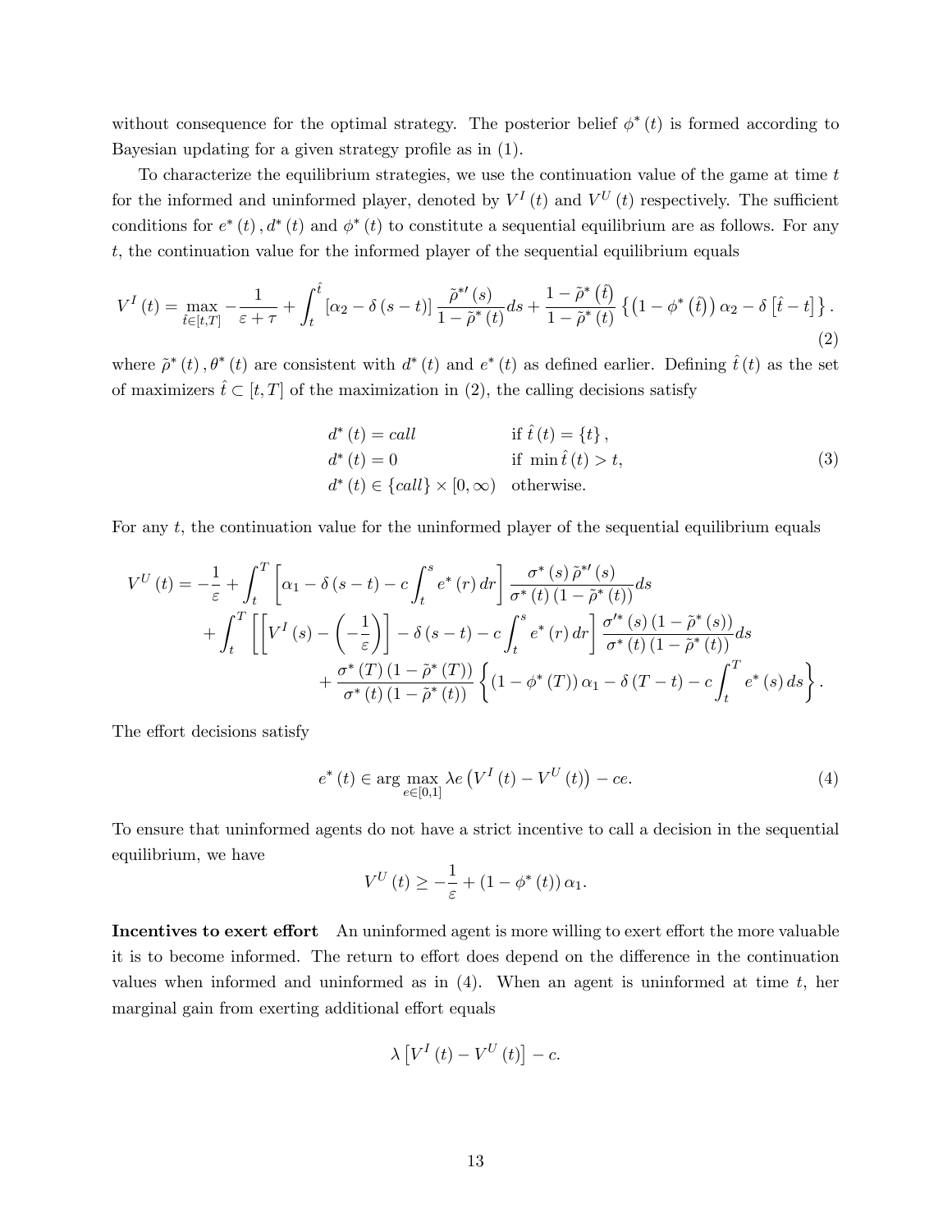without consequence for the optimal strategy. The posterior belief $\phi^*(t)$ is formed according to Bayesian updating for a given strategy profile as in (1).

To characterize the equilibrium strategies, we use the continuation value of the game at time $t$ for the informed and uninformed player, denoted by $V^I(t)$ and $V^U(t)$ respectively. The sufficient conditions for $e^*(t), d^*(t)$ and $\phi^*(t)$ to constitute a sequential equilibrium are as follows. For any $t$, the continuation value for the informed player of the sequential equilibrium equals

$$V^I(t) = \max_{\hat{t}\in[t,T]} -\frac{1}{\varepsilon+\tau} + \int_t^{\hat{t}} \left[\alpha_2 - \delta(s-t)\right] \frac{\tilde{\rho}^{*\prime}(s)}{1-\tilde{\rho}^*(t)} ds + \frac{1-\tilde{\rho}^*\left(\hat{t}\right)}{1-\tilde{\rho}^*(t)} \left\{ \left(1-\phi^*\left(\hat{t}\right)\right)\alpha_2 - \delta\left[\hat{t}-t\right] \right\}. \tag{2}$$

where $\tilde{\rho}^*(t), \theta^*(t)$ are consistent with $d^*(t)$ and $e^*(t)$ as defined earlier. Defining $\hat{t}(t)$ as the set of maximizers $\hat{t} \subset [t,T]$ of the maximization in (2), the calling decisions satisfy

$$\begin{array}{ll} d^*(t) = call & \text{if } \hat{t}(t) = \{t\}, \\ d^*(t) = 0 & \text{if } \min \hat{t}(t) > t, \\ d^*(t) \in \{call\} \times [0,\infty) & \text{otherwise.} \end{array} \tag{3}$$

For any $t$, the continuation value for the uninformed player of the sequential equilibrium equals

$$\begin{aligned} V^U(t) = -\frac{1}{\varepsilon} &+ \int_t^T \left[\alpha_1 - \delta(s-t) - c\int_t^s e^*(r)\,dr\right] \frac{\sigma^*(s)\,\tilde{\rho}^{*\prime}(s)}{\sigma^*(t)\,(1-\tilde{\rho}^*(t))} ds \\ &+ \int_t^T \left[\left[V^I(s) - \left(-\frac{1}{\varepsilon}\right)\right] - \delta(s-t) - c\int_t^s e^*(r)\,dr\right] \frac{\sigma'^*(s)\,(1-\tilde{\rho}^*(s))}{\sigma^*(t)\,(1-\tilde{\rho}^*(t))} ds \\ &+ \frac{\sigma^*(T)\,(1-\tilde{\rho}^*(T))}{\sigma^*(t)\,(1-\tilde{\rho}^*(t))} \left\{ (1-\phi^*(T))\,\alpha_1 - \delta(T-t) - c\int_t^T e^*(s)\,ds \right\}. \end{aligned}$$

The effort decisions satisfy

$$e^*(t) \in \arg\max_{e\in[0,1]} \lambda e\left(V^I(t) - V^U(t)\right) - ce. \tag{4}$$

To ensure that uninformed agents do not have a strict incentive to call a decision in the sequential equilibrium, we have

$$V^U(t) \geq -\frac{1}{\varepsilon} + (1-\phi^*(t))\,\alpha_1.$$

**Incentives to exert effort** An uninformed agent is more willing to exert effort the more valuable it is to become informed. The return to effort does depend on the difference in the continuation values when informed and uninformed as in (4). When an agent is uninformed at time $t$, her marginal gain from exerting additional effort equals

$$\lambda\left[V^I(t) - V^U(t)\right] - c.$$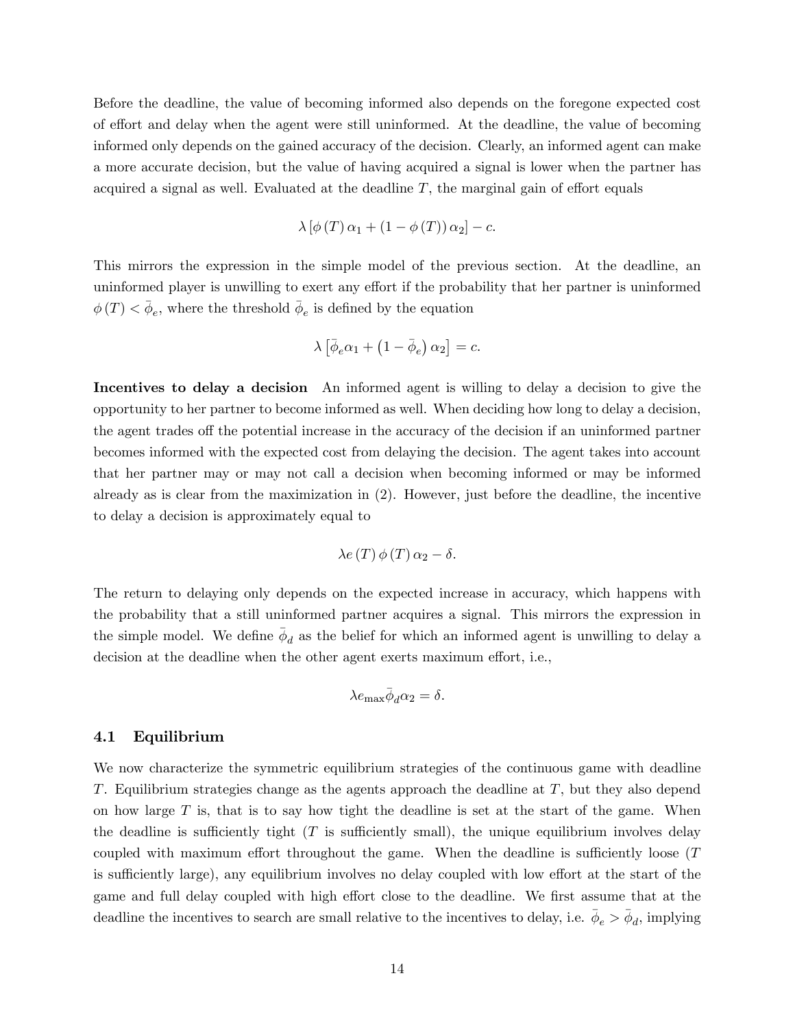Before the deadline, the value of becoming informed also depends on the foregone expected cost of effort and delay when the agent were still uninformed. At the deadline, the value of becoming informed only depends on the gained accuracy of the decision. Clearly, an informed agent can make a more accurate decision, but the value of having acquired a signal is lower when the partner has acquired a signal as well. Evaluated at the deadline $T$, the marginal gain of effort equals

$$\lambda \left[\phi\left(T\right)\alpha_1 + \left(1 - \phi\left(T\right)\right)\alpha_2\right] - c.$$

This mirrors the expression in the simple model of the previous section. At the deadline, an uninformed player is unwilling to exert any effort if the probability that her partner is uninformed $\phi\left(T\right) < \bar{\phi}_e$, where the threshold $\bar{\phi}_e$ is defined by the equation

$$\lambda \left[\bar{\phi}_e \alpha_1 + \left(1 - \bar{\phi}_e\right)\alpha_2\right] = c.$$

**Incentives to delay a decision** An informed agent is willing to delay a decision to give the opportunity to her partner to become informed as well. When deciding how long to delay a decision, the agent trades off the potential increase in the accuracy of the decision if an uninformed partner becomes informed with the expected cost from delaying the decision. The agent takes into account that her partner may or may not call a decision when becoming informed or may be informed already as is clear from the maximization in (2). However, just before the deadline, the incentive to delay a decision is approximately equal to

$$\lambda e\left(T\right)\phi\left(T\right)\alpha_2 - \delta.$$

The return to delaying only depends on the expected increase in accuracy, which happens with the probability that a still uninformed partner acquires a signal. This mirrors the expression in the simple model. We define $\bar{\phi}_d$ as the belief for which an informed agent is unwilling to delay a decision at the deadline when the other agent exerts maximum effort, i.e.,

$$\lambda e_{\max}\bar{\phi}_d \alpha_2 = \delta.$$

### 4.1 Equilibrium

We now characterize the symmetric equilibrium strategies of the continuous game with deadline $T$. Equilibrium strategies change as the agents approach the deadline at $T$, but they also depend on how large $T$ is, that is to say how tight the deadline is set at the start of the game. When the deadline is sufficiently tight ($T$ is sufficiently small), the unique equilibrium involves delay coupled with maximum effort throughout the game. When the deadline is sufficiently loose ($T$ is sufficiently large), any equilibrium involves no delay coupled with low effort at the start of the game and full delay coupled with high effort close to the deadline. We first assume that at the deadline the incentives to search are small relative to the incentives to delay, i.e. $\bar{\phi}_e > \bar{\phi}_d$, implying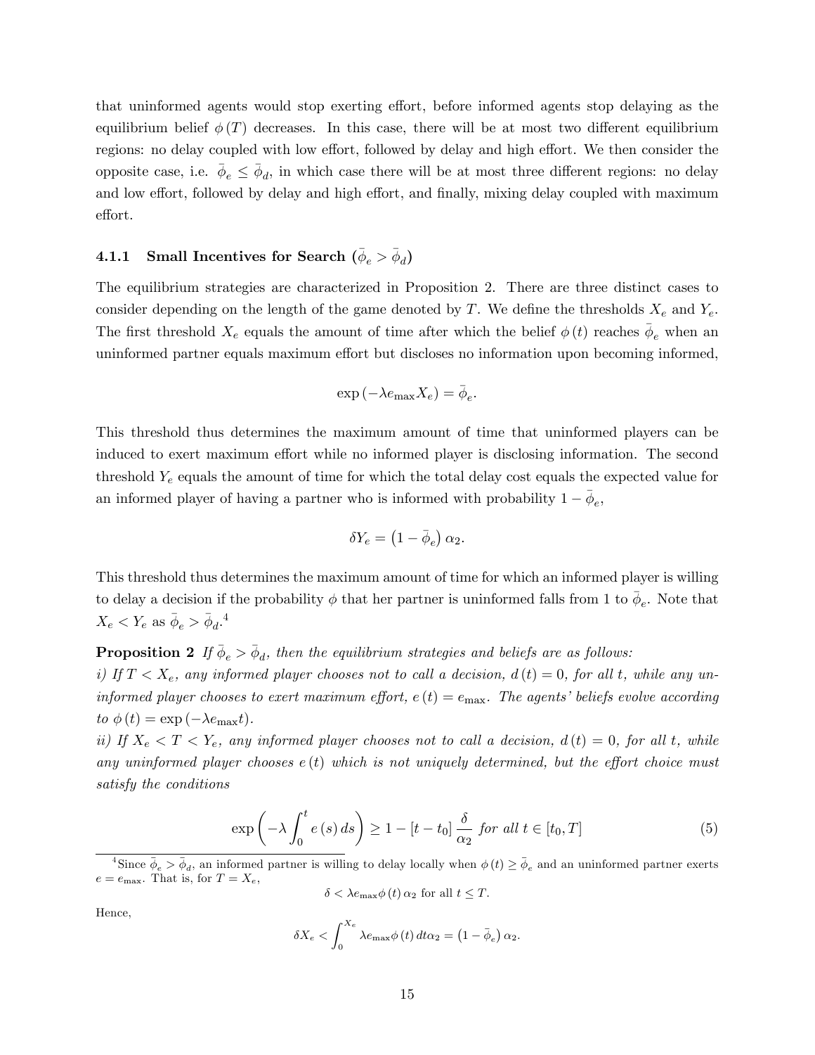that uninformed agents would stop exerting effort, before informed agents stop delaying as the equilibrium belief $\phi(T)$ decreases. In this case, there will be at most two different equilibrium regions: no delay coupled with low effort, followed by delay and high effort. We then consider the opposite case, i.e. $\bar{\phi}_e \leq \bar{\phi}_d$, in which case there will be at most three different regions: no delay and low effort, followed by delay and high effort, and finally, mixing delay coupled with maximum effort.

### 4.1.1 Small Incentives for Search ($\bar{\phi}_e > \bar{\phi}_d$)

The equilibrium strategies are characterized in Proposition 2. There are three distinct cases to consider depending on the length of the game denoted by $T$. We define the thresholds $X_e$ and $Y_e$. The first threshold $X_e$ equals the amount of time after which the belief $\phi(t)$ reaches $\bar{\phi}_e$ when an uninformed partner equals maximum effort but discloses no information upon becoming informed,

$$\exp\left(-\lambda e_{\max} X_e\right) = \bar{\phi}_e.$$

This threshold thus determines the maximum amount of time that uninformed players can be induced to exert maximum effort while no informed player is disclosing information. The second threshold $Y_e$ equals the amount of time for which the total delay cost equals the expected value for an informed player of having a partner who is informed with probability $1 - \bar{\phi}_e$,

$$\delta Y_e = \left(1 - \bar{\phi}_e\right) \alpha_2.$$

This threshold thus determines the maximum amount of time for which an informed player is willing to delay a decision if the probability $\phi$ that her partner is uninformed falls from 1 to $\bar{\phi}_e$. Note that $X_e < Y_e$ as $\bar{\phi}_e > \bar{\phi}_d$.[4]

**Proposition 2** *If $\bar{\phi}_e > \bar{\phi}_d$, then the equilibrium strategies and beliefs are as follows:*
*i) If $T < X_e$, any informed player chooses not to call a decision, $d(t) = 0$, for all $t$, while any uninformed player chooses to exert maximum effort, $e(t) = e_{\max}$. The agents' beliefs evolve according to $\phi(t) = \exp(-\lambda e_{\max} t)$.*
*ii) If $X_e < T < Y_e$, any informed player chooses not to call a decision, $d(t) = 0$, for all $t$, while any uninformed player chooses $e(t)$ which is not uniquely determined, but the effort choice must satisfy the conditions*

$$\exp\left(-\lambda \int_0^t e(s)\, ds\right) \geq 1 - [t - t_0] \frac{\delta}{\alpha_2} \text{ for all } t \in [t_0, T] \tag{5}$$

[4] Since $\bar{\phi}_e > \bar{\phi}_d$, an informed partner is willing to delay locally when $\phi(t) \geq \bar{\phi}_e$ and an uninformed partner exerts $e = e_{\max}$. That is, for $T = X_e$,

$$\delta < \lambda e_{\max} \phi(t) \alpha_2 \text{ for all } t \leq T.$$

Hence,

$$\delta X_e < \int_0^{X_e} \lambda e_{\max} \phi(t)\, dt \alpha_2 = \left(1 - \bar{\phi}_e\right) \alpha_2.$$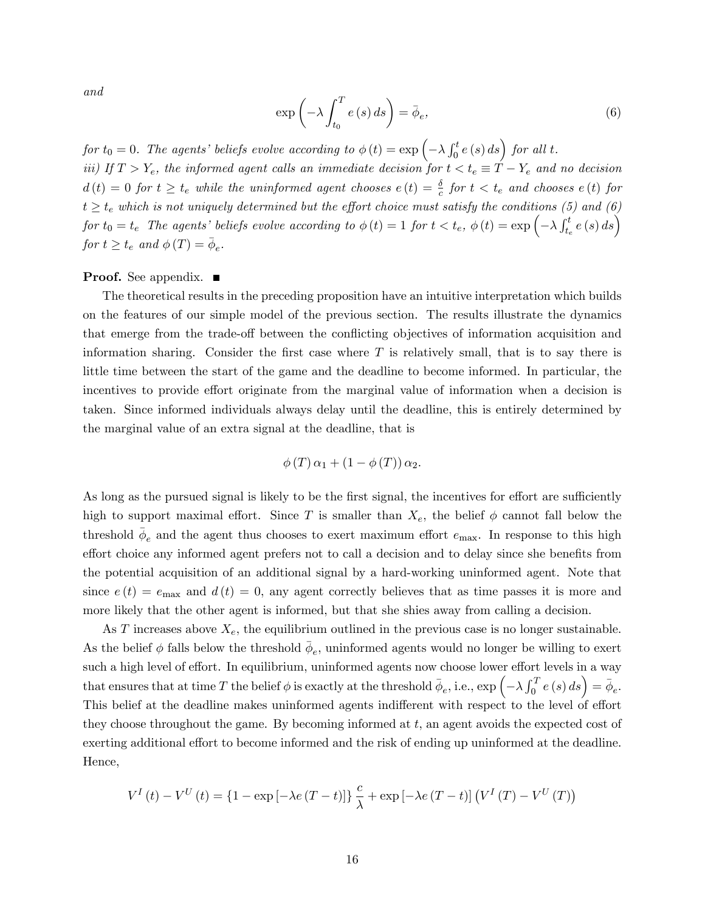*and*

$$\exp\left(-\lambda \int_{t_0}^{T} e(s)\,ds\right) = \bar{\phi}_e, \tag{6}$$

*for* $t_0 = 0$*. The agents' beliefs evolve according to* $\phi(t) = \exp\left(-\lambda \int_0^t e(s)\,ds\right)$ *for all* $t$*.*

*iii) If* $T > Y_e$*, the informed agent calls an immediate decision for* $t < t_e \equiv T - Y_e$ *and no decision* $d(t) = 0$ *for* $t \geq t_e$ *while the uninformed agent chooses* $e(t) = \frac{\delta}{c}$ *for* $t < t_e$ *and chooses* $e(t)$ *for* $t \geq t_e$ *which is not uniquely determined but the effort choice must satisfy the conditions (5) and (6) for* $t_0 = t_e$ *The agents' beliefs evolve according to* $\phi(t) = 1$ *for* $t < t_e$*,* $\phi(t) = \exp\left(-\lambda \int_{t_e}^t e(s)\,ds\right)$ *for* $t \geq t_e$ *and* $\phi(T) = \bar{\phi}_e$*.*

**Proof.** See appendix. ■

The theoretical results in the preceding proposition have an intuitive interpretation which builds on the features of our simple model of the previous section. The results illustrate the dynamics that emerge from the trade-off between the conflicting objectives of information acquisition and information sharing. Consider the first case where $T$ is relatively small, that is to say there is little time between the start of the game and the deadline to become informed. In particular, the incentives to provide effort originate from the marginal value of information when a decision is taken. Since informed individuals always delay until the deadline, this is entirely determined by the marginal value of an extra signal at the deadline, that is

$$\phi(T)\,\alpha_1 + (1 - \phi(T))\,\alpha_2.$$

As long as the pursued signal is likely to be the first signal, the incentives for effort are sufficiently high to support maximal effort. Since $T$ is smaller than $X_e$, the belief $\phi$ cannot fall below the threshold $\bar{\phi}_e$ and the agent thus chooses to exert maximum effort $e_{\max}$. In response to this high effort choice any informed agent prefers not to call a decision and to delay since she benefits from the potential acquisition of an additional signal by a hard-working uninformed agent. Note that since $e(t) = e_{\max}$ and $d(t) = 0$, any agent correctly believes that as time passes it is more and more likely that the other agent is informed, but that she shies away from calling a decision.

As $T$ increases above $X_e$, the equilibrium outlined in the previous case is no longer sustainable. As the belief $\phi$ falls below the threshold $\bar{\phi}_e$, uninformed agents would no longer be willing to exert such a high level of effort. In equilibrium, uninformed agents now choose lower effort levels in a way that ensures that at time $T$ the belief $\phi$ is exactly at the threshold $\bar{\phi}_e$, i.e., $\exp\left(-\lambda \int_0^T e(s)\,ds\right) = \bar{\phi}_e$. This belief at the deadline makes uninformed agents indifferent with respect to the level of effort they choose throughout the game. By becoming informed at $t$, an agent avoids the expected cost of exerting additional effort to become informed and the risk of ending up uninformed at the deadline. Hence,

$$V^I(t) - V^U(t) = \{1 - \exp[-\lambda e(T-t)]\}\,\frac{c}{\lambda} + \exp[-\lambda e(T-t)]\left(V^I(T) - V^U(T)\right)$$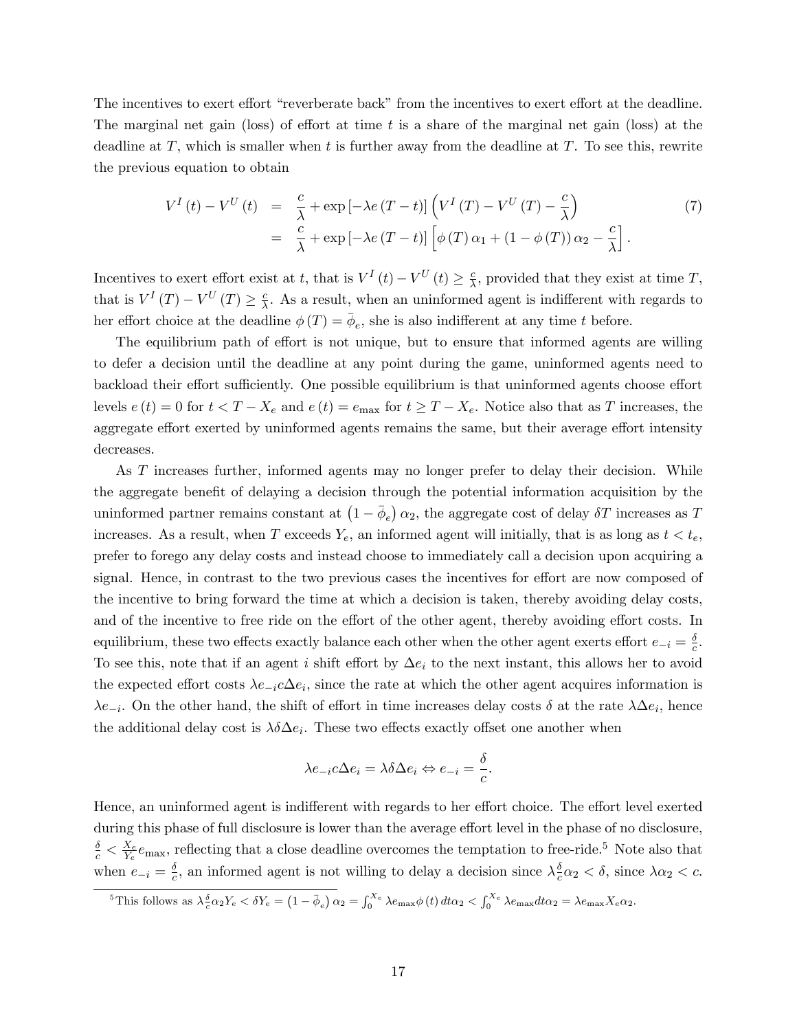The incentives to exert effort "reverberate back" from the incentives to exert effort at the deadline. The marginal net gain (loss) of effort at time $t$ is a share of the marginal net gain (loss) at the deadline at $T$, which is smaller when $t$ is further away from the deadline at $T$. To see this, rewrite the previous equation to obtain

$$
\begin{aligned}
V^{I}(t) - V^{U}(t) &= \frac{c}{\lambda} + \exp\left[-\lambda e (T-t)\right]\left(V^{I}(T) - V^{U}(T) - \frac{c}{\lambda}\right) \\
&= \frac{c}{\lambda} + \exp\left[-\lambda e (T-t)\right]\left[\phi(T)\alpha_1 + (1-\phi(T))\alpha_2 - \frac{c}{\lambda}\right].
\end{aligned}
\tag{7}
$$

Incentives to exert effort exist at $t$, that is $V^{I}(t) - V^{U}(t) \geq \frac{c}{\lambda}$, provided that they exist at time $T$, that is $V^{I}(T) - V^{U}(T) \geq \frac{c}{\lambda}$. As a result, when an uninformed agent is indifferent with regards to her effort choice at the deadline $\phi(T) = \bar{\phi}_e$, she is also indifferent at any time $t$ before.

The equilibrium path of effort is not unique, but to ensure that informed agents are willing to defer a decision until the deadline at any point during the game, uninformed agents need to backload their effort sufficiently. One possible equilibrium is that uninformed agents choose effort levels $e(t) = 0$ for $t < T - X_e$ and $e(t) = e_{\max}$ for $t \geq T - X_e$. Notice also that as $T$ increases, the aggregate effort exerted by uninformed agents remains the same, but their average effort intensity decreases.

As $T$ increases further, informed agents may no longer prefer to delay their decision. While the aggregate benefit of delaying a decision through the potential information acquisition by the uninformed partner remains constant at $\left(1-\bar{\phi}_e\right)\alpha_2$, the aggregate cost of delay $\delta T$ increases as $T$ increases. As a result, when $T$ exceeds $Y_e$, an informed agent will initially, that is as long as $t < t_e$, prefer to forego any delay costs and instead choose to immediately call a decision upon acquiring a signal. Hence, in contrast to the two previous cases the incentives for effort are now composed of the incentive to bring forward the time at which a decision is taken, thereby avoiding delay costs, and of the incentive to free ride on the effort of the other agent, thereby avoiding effort costs. In equilibrium, these two effects exactly balance each other when the other agent exerts effort $e_{-i} = \frac{\delta}{c}$. To see this, note that if an agent $i$ shift effort by $\Delta e_i$ to the next instant, this allows her to avoid the expected effort costs $\lambda e_{-i} c \Delta e_i$, since the rate at which the other agent acquires information is $\lambda e_{-i}$. On the other hand, the shift of effort in time increases delay costs $\delta$ at the rate $\lambda \Delta e_i$, hence the additional delay cost is $\lambda \delta \Delta e_i$. These two effects exactly offset one another when

$$
\lambda e_{-i} c \Delta e_i = \lambda \delta \Delta e_i \Leftrightarrow e_{-i} = \frac{\delta}{c}.
$$

Hence, an uninformed agent is indifferent with regards to her effort choice. The effort level exerted during this phase of full disclosure is lower than the average effort level in the phase of no disclosure, $\frac{\delta}{c} < \frac{X_e}{Y_e} e_{\max}$, reflecting that a close deadline overcomes the temptation to free-ride.[5] Note also that when $e_{-i} = \frac{\delta}{c}$, an informed agent is not willing to delay a decision since $\lambda \frac{\delta}{c}\alpha_2 < \delta$, since $\lambda \alpha_2 < c$.

[5] This follows as $\lambda \frac{\delta}{c}\alpha_2 Y_e < \delta Y_e = \left(1-\bar{\phi}_e\right)\alpha_2 = \int_0^{X_e} \lambda e_{\max} \phi(t)\, dt \alpha_2 < \int_0^{X_e} \lambda e_{\max} dt \alpha_2 = \lambda e_{\max} X_e \alpha_2$.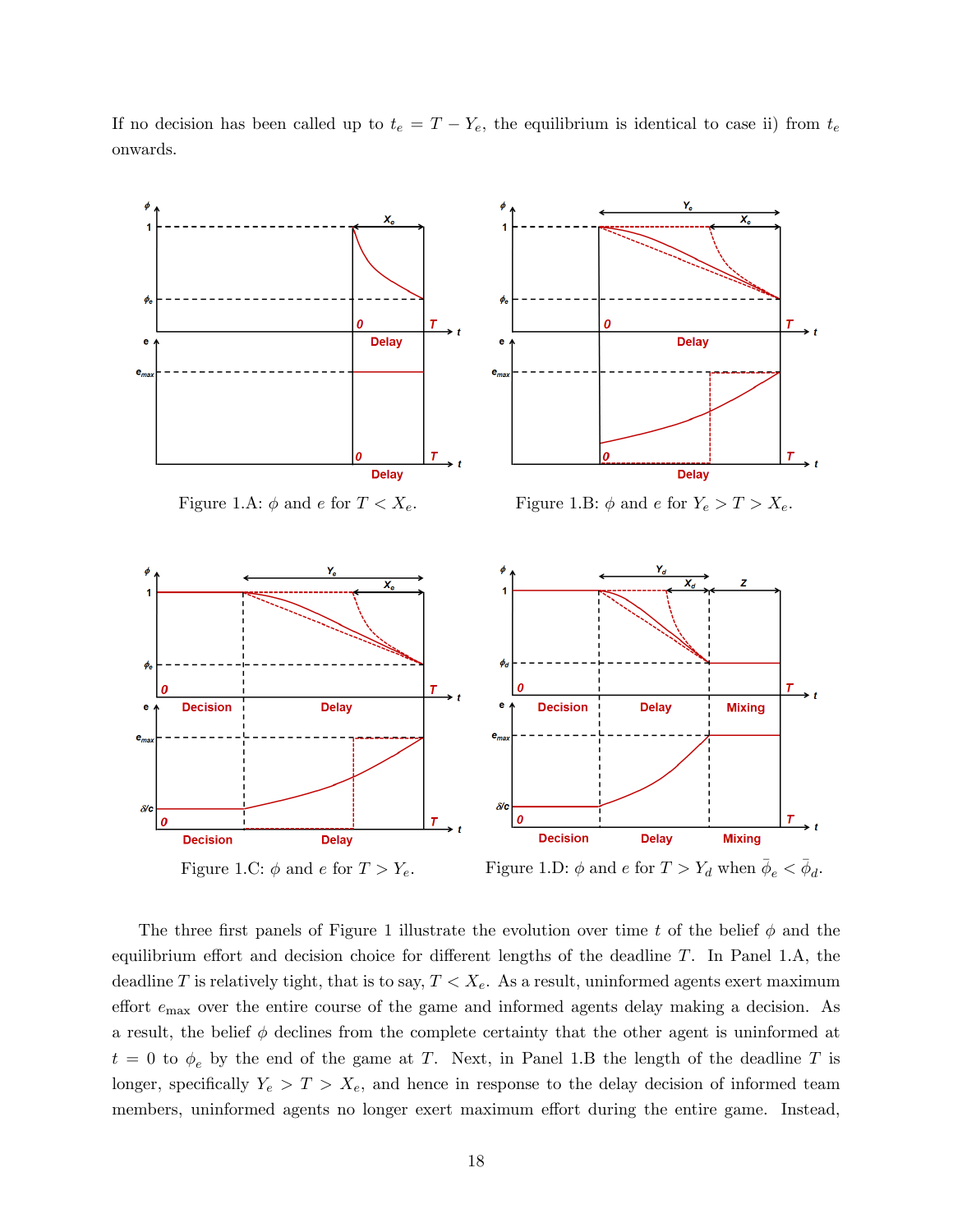If no decision has been called up to $t_e = T - Y_e$, the equilibrium is identical to case ii) from $t_e$ onwards.

Figure 1.A: $\phi$ and $e$ for $T < X_e$.

Figure 1.B: $\phi$ and $e$ for $Y_e > T > X_e$.

Figure 1.C: $\phi$ and $e$ for $T > Y_e$.

Figure 1.D: $\phi$ and $e$ for $T > Y_d$ when $\bar{\phi}_e < \bar{\phi}_d$.

The three first panels of Figure 1 illustrate the evolution over time $t$ of the belief $\phi$ and the equilibrium effort and decision choice for different lengths of the deadline $T$. In Panel 1.A, the deadline $T$ is relatively tight, that is to say, $T < X_e$. As a result, uninformed agents exert maximum effort $e_{\max}$ over the entire course of the game and informed agents delay making a decision. As a result, the belief $\phi$ declines from the complete certainty that the other agent is uninformed at $t = 0$ to $\phi_e$ by the end of the game at $T$. Next, in Panel 1.B the length of the deadline $T$ is longer, specifically $Y_e > T > X_e$, and hence in response to the delay decision of informed team members, uninformed agents no longer exert maximum effort during the entire game. Instead,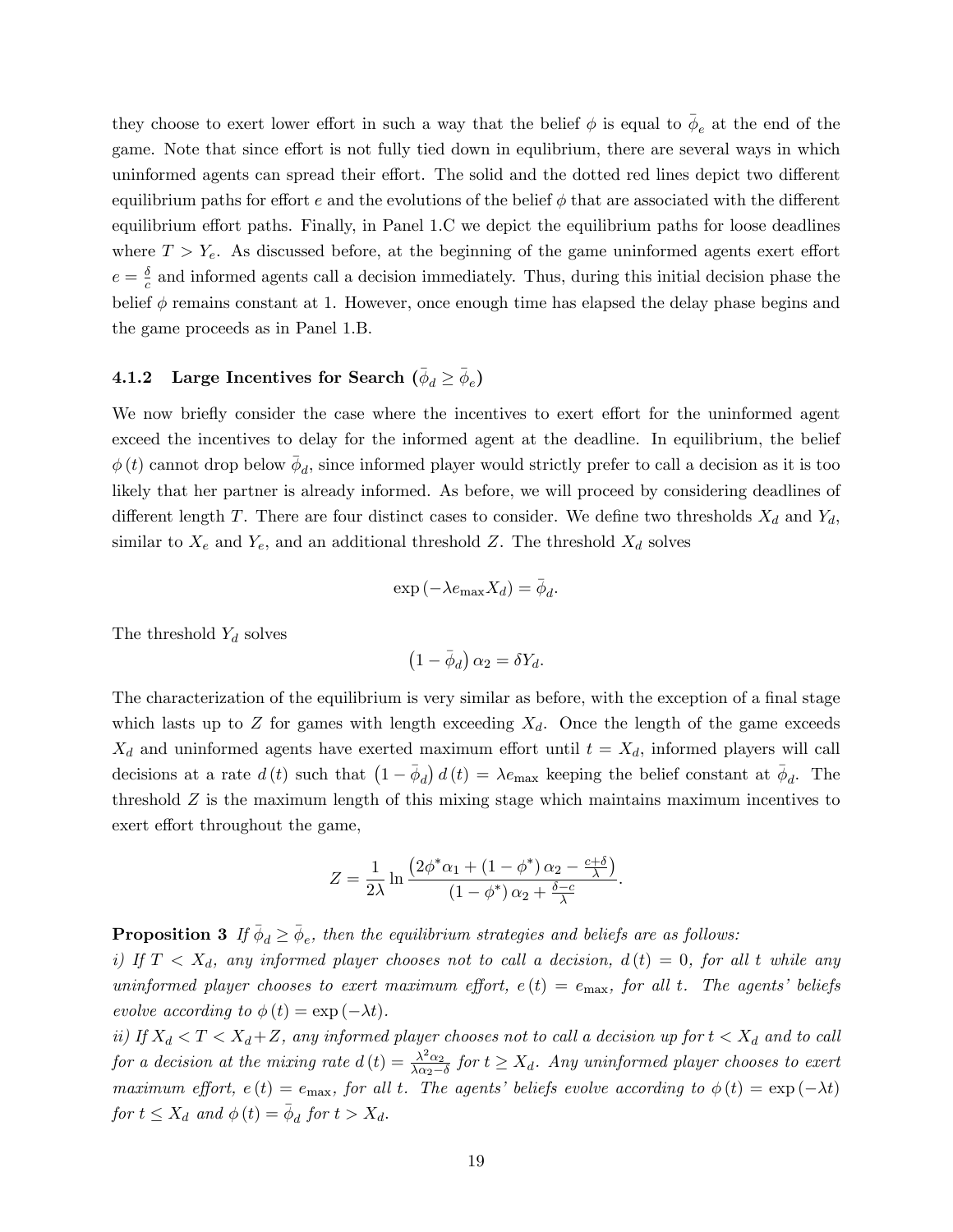they choose to exert lower effort in such a way that the belief $\phi$ is equal to $\bar{\phi}_e$ at the end of the game. Note that since effort is not fully tied down in equlibrium, there are several ways in which uninformed agents can spread their effort. The solid and the dotted red lines depict two different equilibrium paths for effort $e$ and the evolutions of the belief $\phi$ that are associated with the different equilibrium effort paths. Finally, in Panel 1.C we depict the equilibrium paths for loose deadlines where $T > Y_e$. As discussed before, at the beginning of the game uninformed agents exert effort $e = \frac{\delta}{c}$ and informed agents call a decision immediately. Thus, during this initial decision phase the belief $\phi$ remains constant at 1. However, once enough time has elapsed the delay phase begins and the game proceeds as in Panel 1.B.

### 4.1.2 Large Incentives for Search ($\bar{\phi}_d \geq \bar{\phi}_e$)

We now briefly consider the case where the incentives to exert effort for the uninformed agent exceed the incentives to delay for the informed agent at the deadline. In equilibrium, the belief $\phi(t)$ cannot drop below $\bar{\phi}_d$, since informed player would strictly prefer to call a decision as it is too likely that her partner is already informed. As before, we will proceed by considering deadlines of different length $T$. There are four distinct cases to consider. We define two thresholds $X_d$ and $Y_d$, similar to $X_e$ and $Y_e$, and an additional threshold $Z$. The threshold $X_d$ solves

$$\exp(-\lambda e_{\max} X_d) = \bar{\phi}_d.$$

The threshold $Y_d$ solves

$$\left(1 - \bar{\phi}_d\right)\alpha_2 = \delta Y_d.$$

The characterization of the equilibrium is very similar as before, with the exception of a final stage which lasts up to $Z$ for games with length exceeding $X_d$. Once the length of the game exceeds $X_d$ and uninformed agents have exerted maximum effort until $t = X_d$, informed players will call decisions at a rate $d(t)$ such that $\left(1 - \bar{\phi}_d\right) d(t) = \lambda e_{\max}$ keeping the belief constant at $\bar{\phi}_d$. The threshold $Z$ is the maximum length of this mixing stage which maintains maximum incentives to exert effort throughout the game,

$$Z = \frac{1}{2\lambda} \ln \frac{\left(2\phi^* \alpha_1 + (1 - \phi^*)\alpha_2 - \frac{c+\delta}{\lambda}\right)}{(1 - \phi^*)\alpha_2 + \frac{\delta - c}{\lambda}}.$$

**Proposition 3** *If $\bar{\phi}_d \geq \bar{\phi}_e$, then the equilibrium strategies and beliefs are as follows:*
*i) If $T < X_d$, any informed player chooses not to call a decision, $d(t) = 0$, for all $t$ while any uninformed player chooses to exert maximum effort, $e(t) = e_{\max}$, for all $t$. The agents' beliefs evolve according to $\phi(t) = \exp(-\lambda t)$.*
*ii) If $X_d < T < X_d + Z$, any informed player chooses not to call a decision up for $t < X_d$ and to call for a decision at the mixing rate $d(t) = \frac{\lambda^2 \alpha_2}{\lambda \alpha_2 - \delta}$ for $t \geq X_d$. Any uninformed player chooses to exert maximum effort, $e(t) = e_{\max}$, for all $t$. The agents' beliefs evolve according to $\phi(t) = \exp(-\lambda t)$ for $t \leq X_d$ and $\phi(t) = \bar{\phi}_d$ for $t > X_d$.*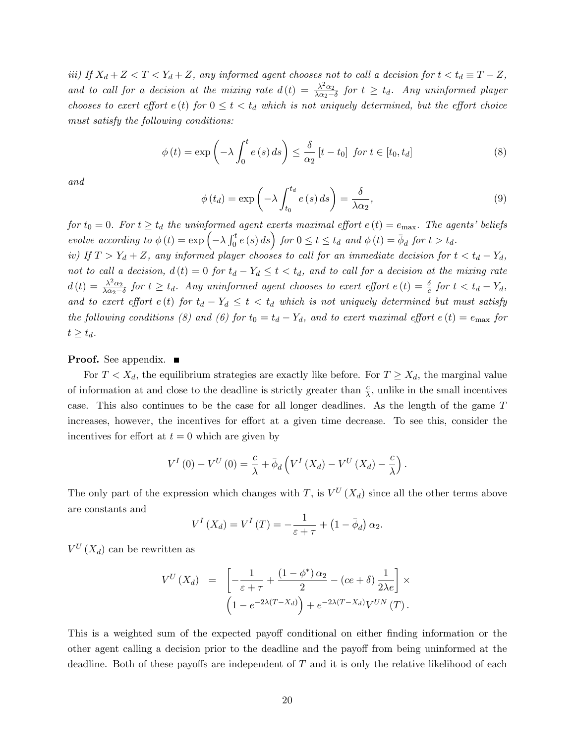*iii) If $X_d + Z < T < Y_d + Z$, any informed agent chooses not to call a decision for $t < t_d \equiv T - Z$, and to call for a decision at the mixing rate $d(t) = \frac{\lambda^2 \alpha_2}{\lambda \alpha_2 - \delta}$ for $t \geq t_d$. Any uninformed player chooses to exert effort $e(t)$ for $0 \leq t < t_d$ which is not uniquely determined, but the effort choice must satisfy the following conditions:*

$$\phi(t) = \exp\left(-\lambda \int_0^t e(s)\, ds\right) \leq \frac{\delta}{\alpha_2}[t - t_0] \;\; \text{for } t \in [t_0, t_d] \tag{8}$$

*and*

$$\phi(t_d) = \exp\left(-\lambda \int_{t_0}^{t_d} e(s)\, ds\right) = \frac{\delta}{\lambda \alpha_2}, \tag{9}$$

*for $t_0 = 0$. For $t \geq t_d$ the uninformed agent exerts maximal effort $e(t) = e_{\max}$. The agents' beliefs evolve according to $\phi(t) = \exp\left(-\lambda \int_0^t e(s)\, ds\right)$ for $0 \leq t \leq t_d$ and $\phi(t) = \bar{\phi}_d$ for $t > t_d$.*

*iv) If $T > Y_d + Z$, any informed player chooses to call for an immediate decision for $t < t_d - Y_d$, not to call a decision, $d(t) = 0$ for $t_d - Y_d \leq t < t_d$, and to call for a decision at the mixing rate $d(t) = \frac{\lambda^2 \alpha_2}{\lambda \alpha_2 - \delta}$ for $t \geq t_d$. Any uninformed agent chooses to exert effort $e(t) = \frac{\delta}{c}$ for $t < t_d - Y_d$, and to exert effort $e(t)$ for $t_d - Y_d \leq t < t_d$ which is not uniquely determined but must satisfy the following conditions (8) and (6) for $t_0 = t_d - Y_d$, and to exert maximal effort $e(t) = e_{\max}$ for $t \geq t_d$.*

**Proof.** See appendix. ■

For $T < X_d$, the equilibrium strategies are exactly like before. For $T \geq X_d$, the marginal value of information at and close to the deadline is strictly greater than $\frac{c}{\lambda}$, unlike in the small incentives case. This also continues to be the case for all longer deadlines. As the length of the game $T$ increases, however, the incentives for effort at a given time decrease. To see this, consider the incentives for effort at $t = 0$ which are given by

$$V^I(0) - V^U(0) = \frac{c}{\lambda} + \bar{\phi}_d \left(V^I(X_d) - V^U(X_d) - \frac{c}{\lambda}\right).$$

The only part of the expression which changes with $T$, is $V^U(X_d)$ since all the other terms above are constants and

$$V^I(X_d) = V^I(T) = -\frac{1}{\varepsilon + \tau} + \left(1 - \bar{\phi}_d\right)\alpha_2.$$

$V^U(X_d)$ can be rewritten as

$$\begin{aligned} V^U(X_d) \;\; = \;\; & \left[-\frac{1}{\varepsilon + \tau} + \frac{(1 - \phi^*)\,\alpha_2}{2} - (ce + \delta)\frac{1}{2\lambda e}\right] \times \\ & \left(1 - e^{-2\lambda(T - X_d)}\right) + e^{-2\lambda(T - X_d)} V^{UN}(T). \end{aligned}$$

This is a weighted sum of the expected payoff conditional on either finding information or the other agent calling a decision prior to the deadline and the payoff from being uninformed at the deadline. Both of these payoffs are independent of $T$ and it is only the relative likelihood of each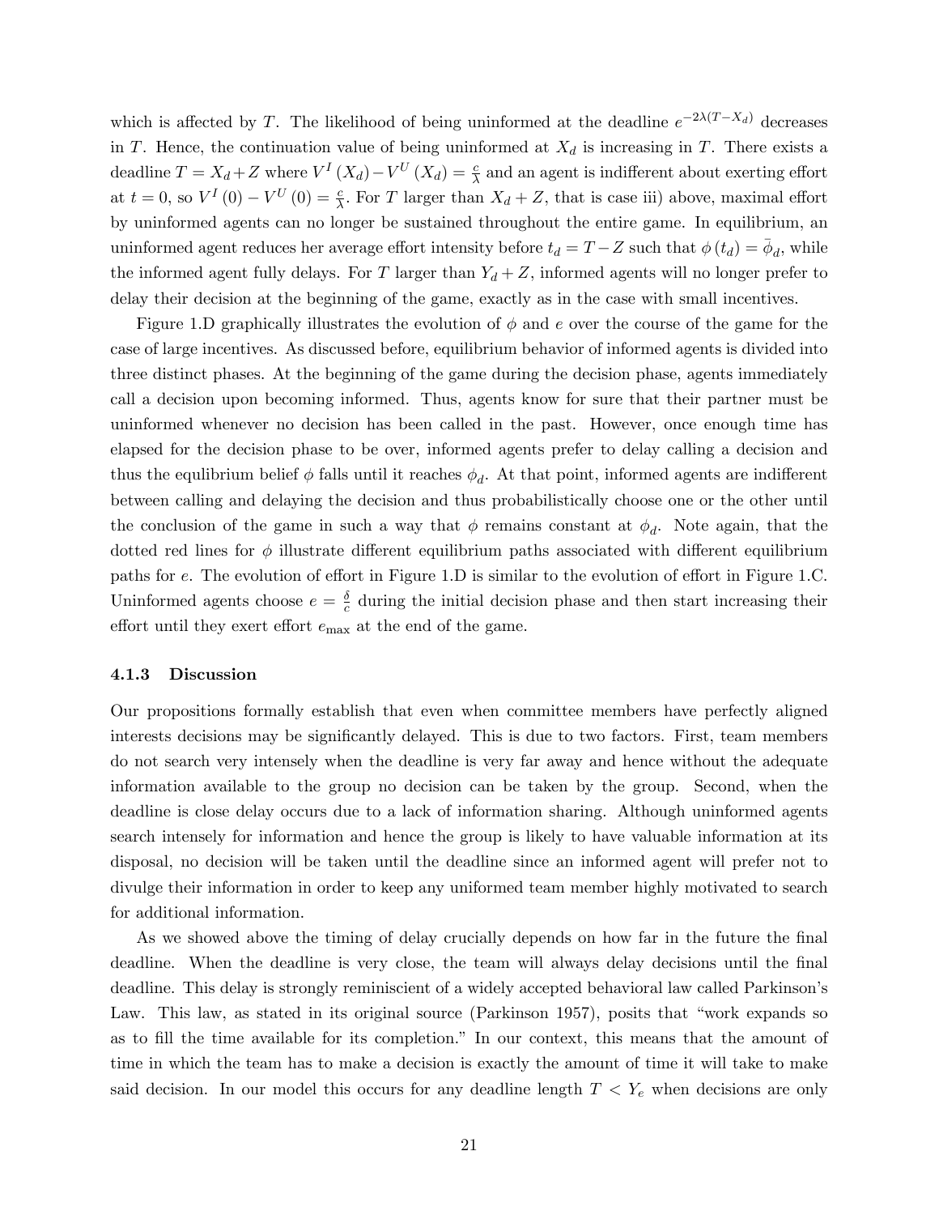which is affected by $T$. The likelihood of being uninformed at the deadline $e^{-2\lambda(T-X_d)}$ decreases in $T$. Hence, the continuation value of being uninformed at $X_d$ is increasing in $T$. There exists a deadline $T = X_d + Z$ where $V^I(X_d) - V^U(X_d) = \frac{c}{\lambda}$ and an agent is indifferent about exerting effort at $t = 0$, so $V^I(0) - V^U(0) = \frac{c}{\lambda}$. For $T$ larger than $X_d + Z$, that is case iii) above, maximal effort by uninformed agents can no longer be sustained throughout the entire game. In equilibrium, an uninformed agent reduces her average effort intensity before $t_d = T - Z$ such that $\phi(t_d) = \bar{\phi}_d$, while the informed agent fully delays. For $T$ larger than $Y_d + Z$, informed agents will no longer prefer to delay their decision at the beginning of the game, exactly as in the case with small incentives.

Figure 1.D graphically illustrates the evolution of $\phi$ and $e$ over the course of the game for the case of large incentives. As discussed before, equilibrium behavior of informed agents is divided into three distinct phases. At the beginning of the game during the decision phase, agents immediately call a decision upon becoming informed. Thus, agents know for sure that their partner must be uninformed whenever no decision has been called in the past. However, once enough time has elapsed for the decision phase to be over, informed agents prefer to delay calling a decision and thus the equlibrium belief $\phi$ falls until it reaches $\phi_d$. At that point, informed agents are indifferent between calling and delaying the decision and thus probabilistically choose one or the other until the conclusion of the game in such a way that $\phi$ remains constant at $\phi_d$. Note again, that the dotted red lines for $\phi$ illustrate different equilibrium paths associated with different equilibrium paths for $e$. The evolution of effort in Figure 1.D is similar to the evolution of effort in Figure 1.C. Uninformed agents choose $e = \frac{\delta}{c}$ during the initial decision phase and then start increasing their effort until they exert effort $e_{\max}$ at the end of the game.

### 4.1.3 Discussion

Our propositions formally establish that even when committee members have perfectly aligned interests decisions may be significantly delayed. This is due to two factors. First, team members do not search very intensely when the deadline is very far away and hence without the adequate information available to the group no decision can be taken by the group. Second, when the deadline is close delay occurs due to a lack of information sharing. Although uninformed agents search intensely for information and hence the group is likely to have valuable information at its disposal, no decision will be taken until the deadline since an informed agent will prefer not to divulge their information in order to keep any uniformed team member highly motivated to search for additional information.

As we showed above the timing of delay crucially depends on how far in the future the final deadline. When the deadline is very close, the team will always delay decisions until the final deadline. This delay is strongly reminiscient of a widely accepted behavioral law called Parkinson's Law. This law, as stated in its original source (Parkinson 1957), posits that "work expands so as to fill the time available for its completion." In our context, this means that the amount of time in which the team has to make a decision is exactly the amount of time it will take to make said decision. In our model this occurs for any deadline length $T < Y_e$ when decisions are only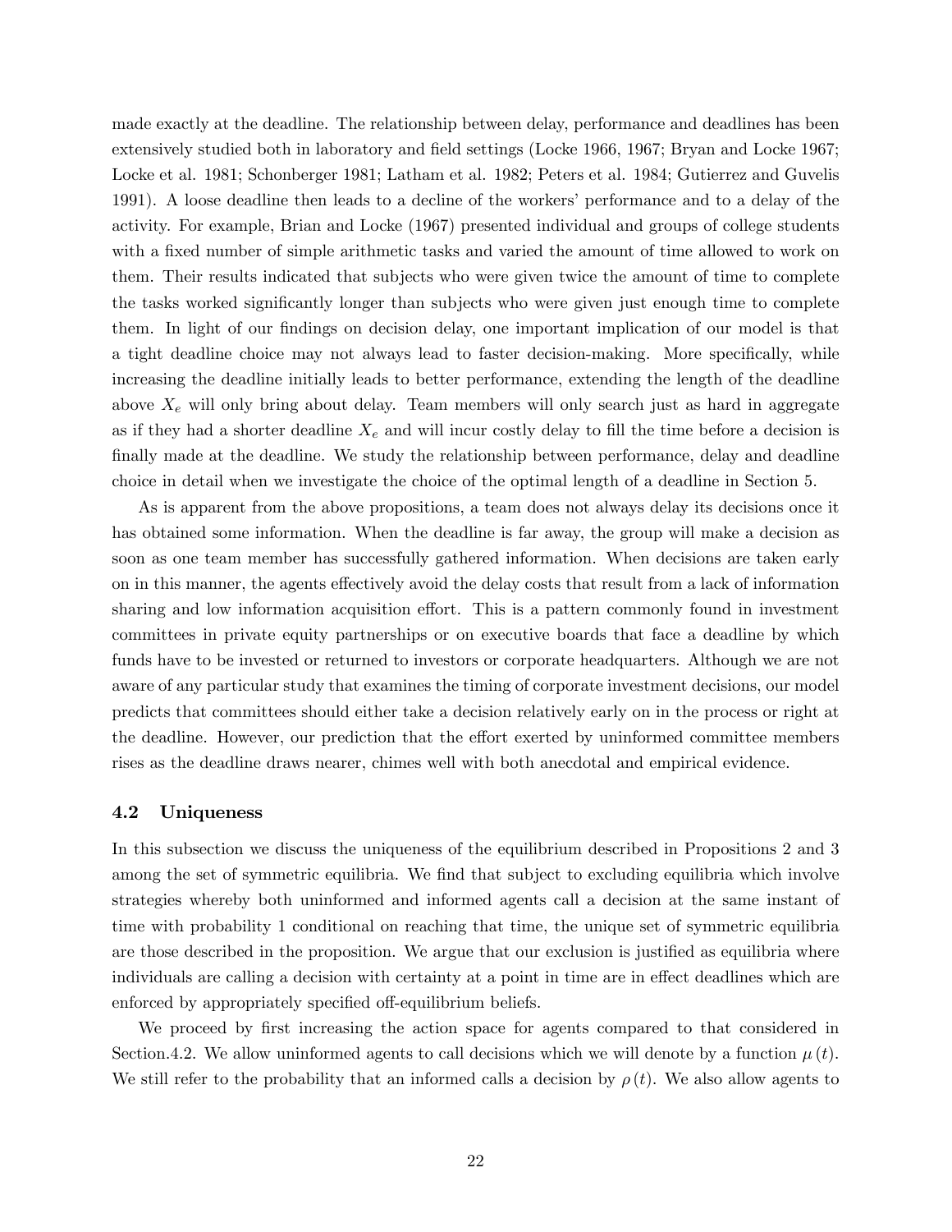made exactly at the deadline. The relationship between delay, performance and deadlines has been extensively studied both in laboratory and field settings (Locke 1966, 1967; Bryan and Locke 1967; Locke et al. 1981; Schonberger 1981; Latham et al. 1982; Peters et al. 1984; Gutierrez and Guvelis 1991). A loose deadline then leads to a decline of the workers' performance and to a delay of the activity. For example, Brian and Locke (1967) presented individual and groups of college students with a fixed number of simple arithmetic tasks and varied the amount of time allowed to work on them. Their results indicated that subjects who were given twice the amount of time to complete the tasks worked significantly longer than subjects who were given just enough time to complete them. In light of our findings on decision delay, one important implication of our model is that a tight deadline choice may not always lead to faster decision-making. More specifically, while increasing the deadline initially leads to better performance, extending the length of the deadline above $X_e$ will only bring about delay. Team members will only search just as hard in aggregate as if they had a shorter deadline $X_e$ and will incur costly delay to fill the time before a decision is finally made at the deadline. We study the relationship between performance, delay and deadline choice in detail when we investigate the choice of the optimal length of a deadline in Section 5.

As is apparent from the above propositions, a team does not always delay its decisions once it has obtained some information. When the deadline is far away, the group will make a decision as soon as one team member has successfully gathered information. When decisions are taken early on in this manner, the agents effectively avoid the delay costs that result from a lack of information sharing and low information acquisition effort. This is a pattern commonly found in investment committees in private equity partnerships or on executive boards that face a deadline by which funds have to be invested or returned to investors or corporate headquarters. Although we are not aware of any particular study that examines the timing of corporate investment decisions, our model predicts that committees should either take a decision relatively early on in the process or right at the deadline. However, our prediction that the effort exerted by uninformed committee members rises as the deadline draws nearer, chimes well with both anecdotal and empirical evidence.

### 4.2 Uniqueness

In this subsection we discuss the uniqueness of the equilibrium described in Propositions 2 and 3 among the set of symmetric equilibria. We find that subject to excluding equilibria which involve strategies whereby both uninformed and informed agents call a decision at the same instant of time with probability 1 conditional on reaching that time, the unique set of symmetric equilibria are those described in the proposition. We argue that our exclusion is justified as equilibria where individuals are calling a decision with certainty at a point in time are in effect deadlines which are enforced by appropriately specified off-equilibrium beliefs.

We proceed by first increasing the action space for agents compared to that considered in Section.4.2. We allow uninformed agents to call decisions which we will denote by a function $\mu(t)$. We still refer to the probability that an informed calls a decision by $\rho(t)$. We also allow agents to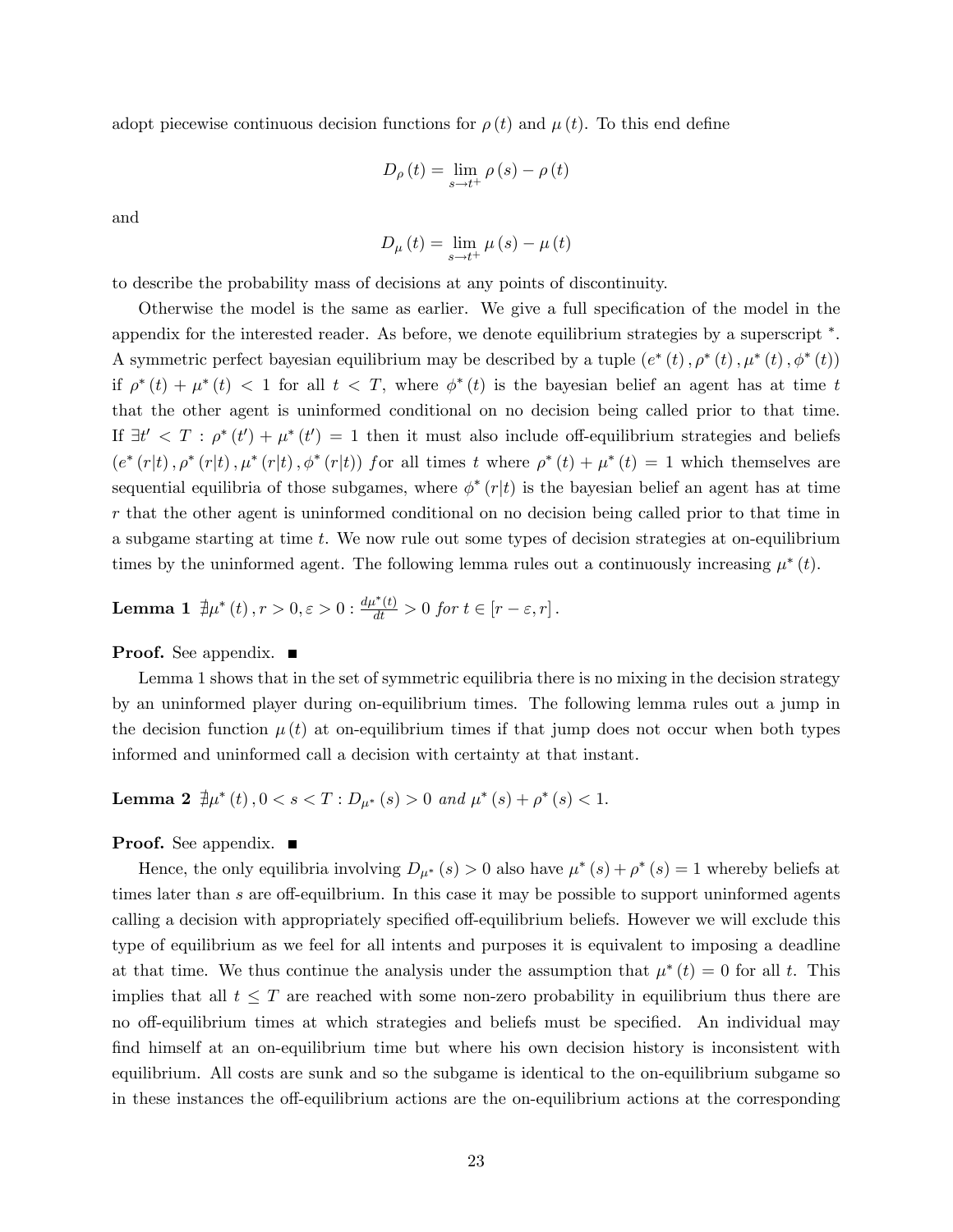adopt piecewise continuous decision functions for $\rho(t)$ and $\mu(t)$. To this end define

$$D_{\rho}(t) = \lim_{s \to t^{+}} \rho(s) - \rho(t)$$

and

$$D_{\mu}(t) = \lim_{s \to t^{+}} \mu(s) - \mu(t)$$

to describe the probability mass of decisions at any points of discontinuity.

Otherwise the model is the same as earlier. We give a full specification of the model in the appendix for the interested reader. As before, we denote equilibrium strategies by a superscript $^*$. A symmetric perfect bayesian equilibrium may be described by a tuple $(e^*(t), \rho^*(t), \mu^*(t), \phi^*(t))$ if $\rho^*(t) + \mu^*(t) < 1$ for all $t < T$, where $\phi^*(t)$ is the bayesian belief an agent has at time $t$ that the other agent is uninformed conditional on no decision being called prior to that time. If $\exists t' < T : \rho^*(t') + \mu^*(t') = 1$ then it must also include off-equilibrium strategies and beliefs $(e^*(r|t), \rho^*(r|t), \mu^*(r|t), \phi^*(r|t))$ *f*or all times $t$ where $\rho^*(t) + \mu^*(t) = 1$ which themselves are sequential equilibria of those subgames, where $\phi^*(r|t)$ is the bayesian belief an agent has at time $r$ that the other agent is uninformed conditional on no decision being called prior to that time in a subgame starting at time $t$. We now rule out some types of decision strategies at on-equilibrium times by the uninformed agent. The following lemma rules out a continuously increasing $\mu^*(t)$.

**Lemma 1** *$\nexists \mu^*(t), r > 0, \varepsilon > 0 : \frac{d\mu^*(t)}{dt} > 0$ for $t \in [r - \varepsilon, r]$.*

**Proof.** See appendix. ∎

Lemma 1 shows that in the set of symmetric equilibria there is no mixing in the decision strategy by an uninformed player during on-equilibrium times. The following lemma rules out a jump in the decision function $\mu(t)$ at on-equilibrium times if that jump does not occur when both types informed and uninformed call a decision with certainty at that instant.

**Lemma 2** *$\nexists \mu^*(t), 0 < s < T : D_{\mu^*}(s) > 0$ and $\mu^*(s) + \rho^*(s) < 1$.*

**Proof.** See appendix. ∎

Hence, the only equilibria involving $D_{\mu^*}(s) > 0$ also have $\mu^*(s) + \rho^*(s) = 1$ whereby beliefs at times later than $s$ are off-equilbrium. In this case it may be possible to support uninformed agents calling a decision with appropriately specified off-equilibrium beliefs. However we will exclude this type of equilibrium as we feel for all intents and purposes it is equivalent to imposing a deadline at that time. We thus continue the analysis under the assumption that $\mu^*(t) = 0$ for all $t$. This implies that all $t \leq T$ are reached with some non-zero probability in equilibrium thus there are no off-equilibrium times at which strategies and beliefs must be specified. An individual may find himself at an on-equilibrium time but where his own decision history is inconsistent with equilibrium. All costs are sunk and so the subgame is identical to the on-equilibrium subgame so in these instances the off-equilibrium actions are the on-equilibrium actions at the corresponding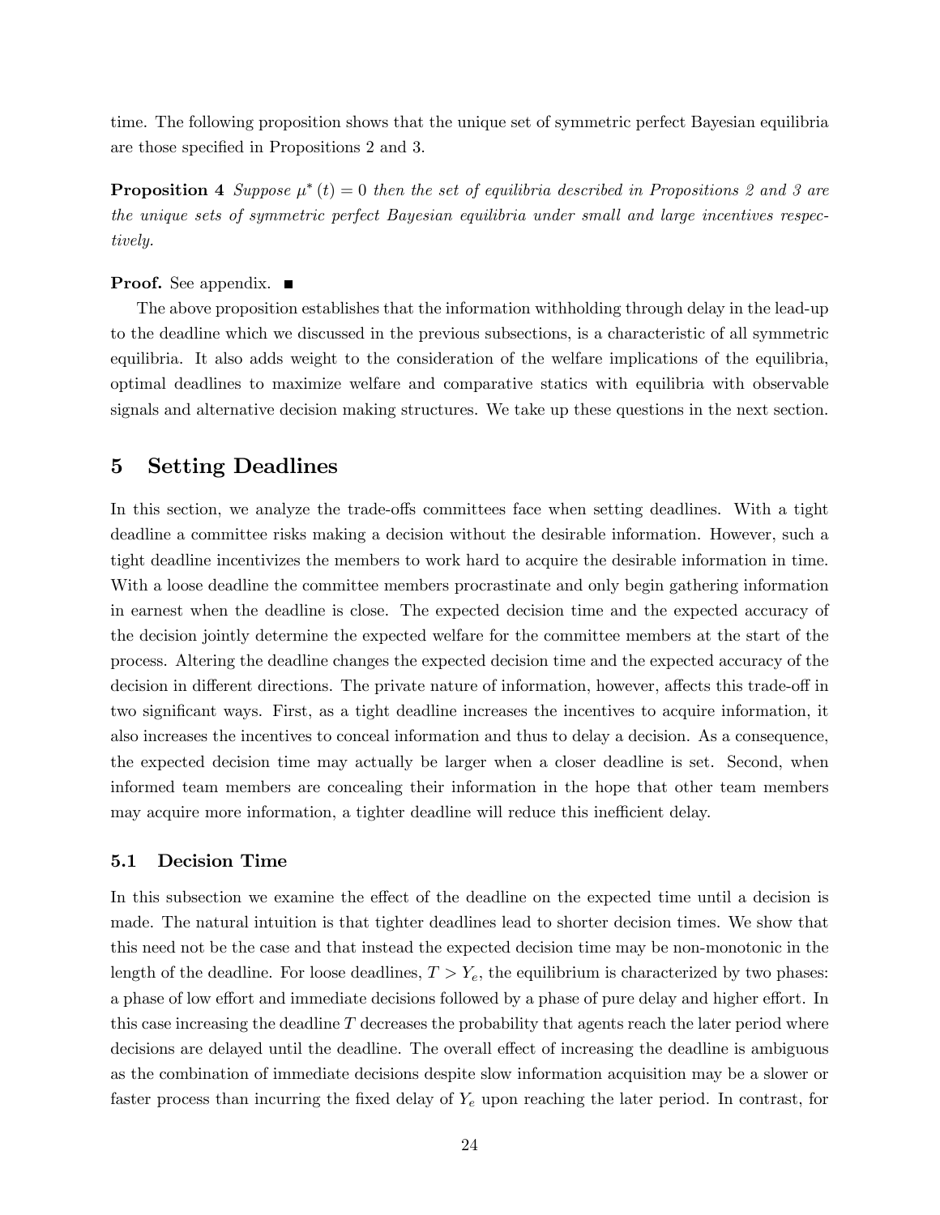time. The following proposition shows that the unique set of symmetric perfect Bayesian equilibria are those specified in Propositions 2 and 3.

**Proposition 4** *Suppose $\mu^*(t) = 0$ then the set of equilibria described in Propositions 2 and 3 are the unique sets of symmetric perfect Bayesian equilibria under small and large incentives respectively.*

**Proof.** See appendix. ■

The above proposition establishes that the information withholding through delay in the lead-up to the deadline which we discussed in the previous subsections, is a characteristic of all symmetric equilibria. It also adds weight to the consideration of the welfare implications of the equilibria, optimal deadlines to maximize welfare and comparative statics with equilibria with observable signals and alternative decision making structures. We take up these questions in the next section.

# 5 Setting Deadlines

In this section, we analyze the trade-offs committees face when setting deadlines. With a tight deadline a committee risks making a decision without the desirable information. However, such a tight deadline incentivizes the members to work hard to acquire the desirable information in time. With a loose deadline the committee members procrastinate and only begin gathering information in earnest when the deadline is close. The expected decision time and the expected accuracy of the decision jointly determine the expected welfare for the committee members at the start of the process. Altering the deadline changes the expected decision time and the expected accuracy of the decision in different directions. The private nature of information, however, affects this trade-off in two significant ways. First, as a tight deadline increases the incentives to acquire information, it also increases the incentives to conceal information and thus to delay a decision. As a consequence, the expected decision time may actually be larger when a closer deadline is set. Second, when informed team members are concealing their information in the hope that other team members may acquire more information, a tighter deadline will reduce this inefficient delay.

## 5.1 Decision Time

In this subsection we examine the effect of the deadline on the expected time until a decision is made. The natural intuition is that tighter deadlines lead to shorter decision times. We show that this need not be the case and that instead the expected decision time may be non-monotonic in the length of the deadline. For loose deadlines, $T > Y_e$, the equilibrium is characterized by two phases: a phase of low effort and immediate decisions followed by a phase of pure delay and higher effort. In this case increasing the deadline $T$ decreases the probability that agents reach the later period where decisions are delayed until the deadline. The overall effect of increasing the deadline is ambiguous as the combination of immediate decisions despite slow information acquisition may be a slower or faster process than incurring the fixed delay of $Y_e$ upon reaching the later period. In contrast, for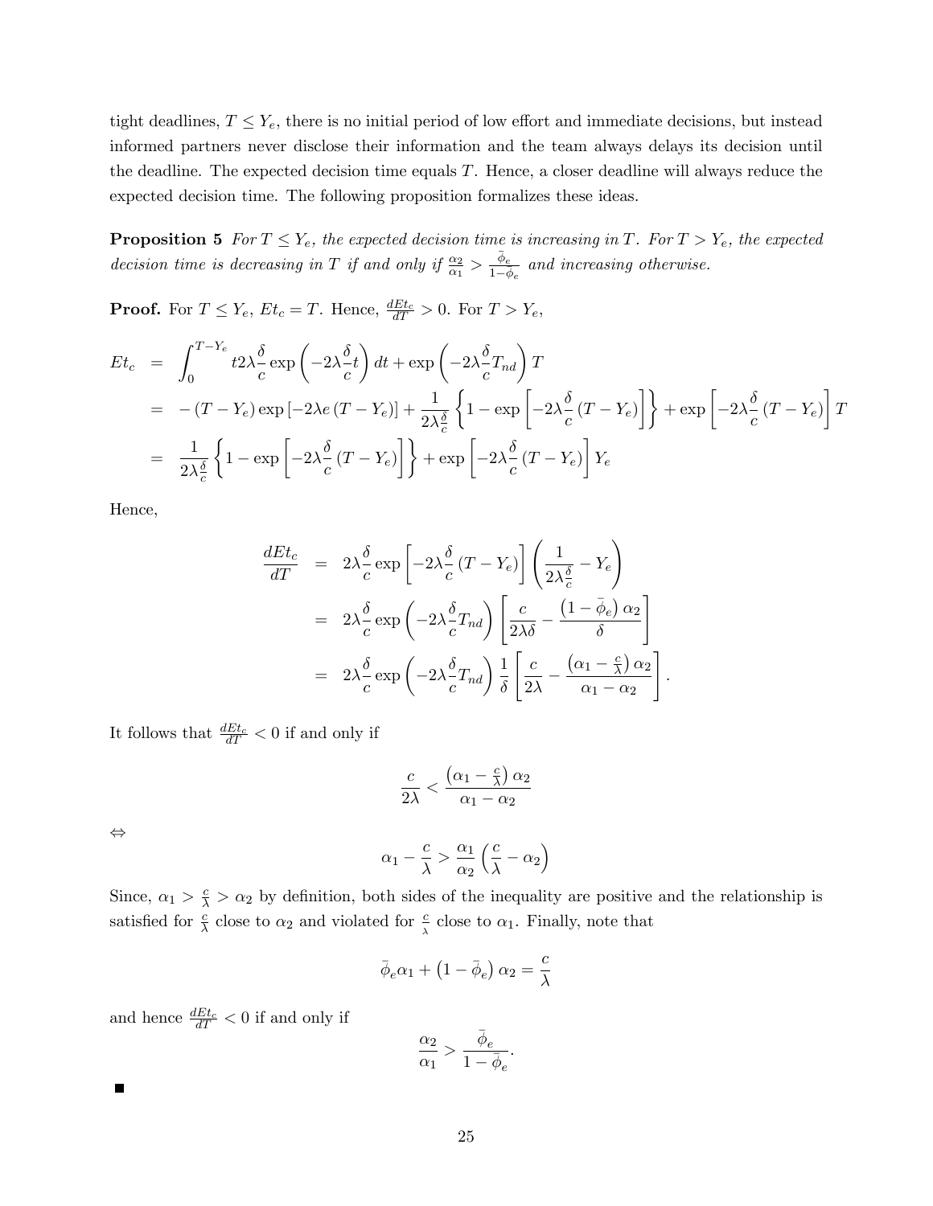tight deadlines, $T \leq Y_e$, there is no initial period of low effort and immediate decisions, but instead informed partners never disclose their information and the team always delays its decision until the deadline. The expected decision time equals $T$. Hence, a closer deadline will always reduce the expected decision time. The following proposition formalizes these ideas.

**Proposition 5** *For $T \leq Y_e$, the expected decision time is increasing in $T$. For $T > Y_e$, the expected decision time is decreasing in $T$ if and only if $\frac{\alpha_2}{\alpha_1} > \frac{\bar{\phi}_e}{1-\bar{\phi}_e}$ and increasing otherwise.*

**Proof.** For $T \leq Y_e$, $Et_c = T$. Hence, $\frac{dEt_c}{dT} > 0$. For $T > Y_e$,

$$
\begin{aligned}
Et_c &= \int_0^{T-Y_e} t2\lambda\frac{\delta}{c}\exp\left(-2\lambda\frac{\delta}{c}t\right)dt + \exp\left(-2\lambda\frac{\delta}{c}T_{nd}\right)T \\
&= -(T-Y_e)\exp\left[-2\lambda e\left(T-Y_e\right)\right] + \frac{1}{2\lambda\frac{\delta}{c}}\left\{1-\exp\left[-2\lambda\frac{\delta}{c}\left(T-Y_e\right)\right]\right\} + \exp\left[-2\lambda\frac{\delta}{c}\left(T-Y_e\right)\right]T \\
&= \frac{1}{2\lambda\frac{\delta}{c}}\left\{1-\exp\left[-2\lambda\frac{\delta}{c}\left(T-Y_e\right)\right]\right\} + \exp\left[-2\lambda\frac{\delta}{c}\left(T-Y_e\right)\right]Y_e
\end{aligned}
$$

Hence,

$$
\begin{aligned}
\frac{dEt_c}{dT} &= 2\lambda\frac{\delta}{c}\exp\left[-2\lambda\frac{\delta}{c}\left(T-Y_e\right)\right]\left(\frac{1}{2\lambda\frac{\delta}{c}}-Y_e\right) \\
&= 2\lambda\frac{\delta}{c}\exp\left(-2\lambda\frac{\delta}{c}T_{nd}\right)\left[\frac{c}{2\lambda\delta}-\frac{\left(1-\bar{\phi}_e\right)\alpha_2}{\delta}\right] \\
&= 2\lambda\frac{\delta}{c}\exp\left(-2\lambda\frac{\delta}{c}T_{nd}\right)\frac{1}{\delta}\left[\frac{c}{2\lambda}-\frac{\left(\alpha_1-\frac{c}{\lambda}\right)\alpha_2}{\alpha_1-\alpha_2}\right].
\end{aligned}
$$

It follows that $\frac{dEt_c}{dT} < 0$ if and only if

$$
\frac{c}{2\lambda} < \frac{\left(\alpha_1-\frac{c}{\lambda}\right)\alpha_2}{\alpha_1-\alpha_2}
$$

$\Leftrightarrow$

$$
\alpha_1 - \frac{c}{\lambda} > \frac{\alpha_1}{\alpha_2}\left(\frac{c}{\lambda}-\alpha_2\right)
$$

Since, $\alpha_1 > \frac{c}{\lambda} > \alpha_2$ by definition, both sides of the inequality are positive and the relationship is satisfied for $\frac{c}{\lambda}$ close to $\alpha_2$ and violated for $\frac{c}{\lambda}$ close to $\alpha_1$. Finally, note that

$$
\bar{\phi}_e\alpha_1 + \left(1-\bar{\phi}_e\right)\alpha_2 = \frac{c}{\lambda}
$$

and hence $\frac{dEt_c}{dT} < 0$ if and only if

$$
\frac{\alpha_2}{\alpha_1} > \frac{\bar{\phi}_e}{1-\bar{\phi}_e}.
$$

■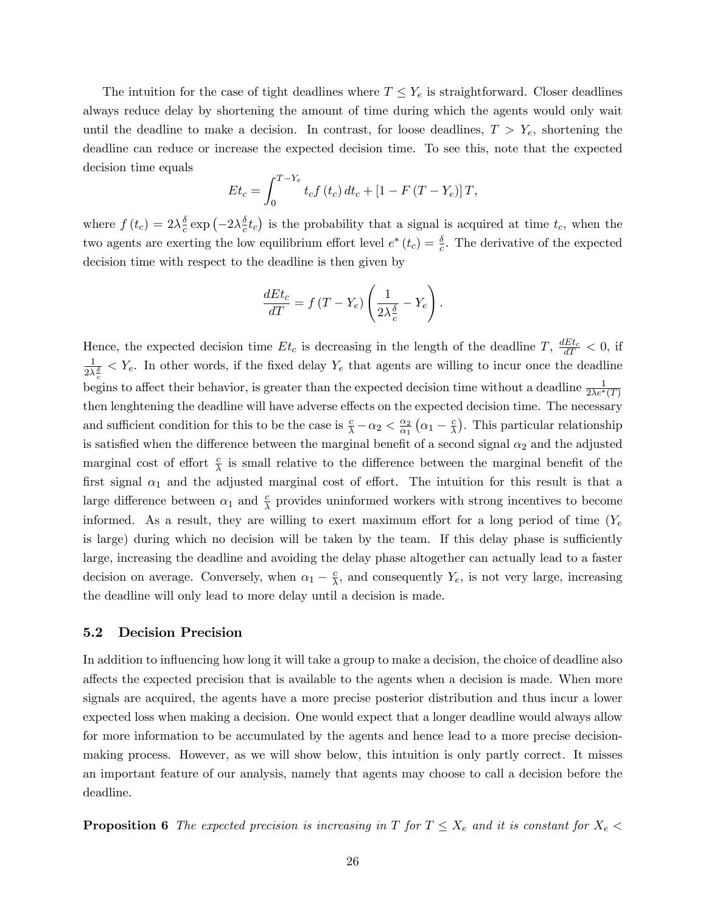The intuition for the case of tight deadlines where $T \leq Y_e$ is straightforward. Closer deadlines always reduce delay by shortening the amount of time during which the agents would only wait until the deadline to make a decision. In contrast, for loose deadlines, $T > Y_e$, shortening the deadline can reduce or increase the expected decision time. To see this, note that the expected decision time equals

$$Et_c = \int_0^{T-Y_e} t_c f(t_c)\, dt_c + [1 - F(T - Y_e)]\, T,$$

where $f(t_c) = 2\lambda \frac{\delta}{c} \exp\left(-2\lambda \frac{\delta}{c} t_c\right)$ is the probability that a signal is acquired at time $t_c$, when the two agents are exerting the low equilibrium effort level $e^*(t_c) = \frac{\delta}{c}$. The derivative of the expected decision time with respect to the deadline is then given by

$$\frac{dEt_c}{dT} = f(T - Y_e)\left(\frac{1}{2\lambda \frac{\delta}{c}} - Y_e\right).$$

Hence, the expected decision time $Et_c$ is decreasing in the length of the deadline $T$, $\frac{dEt_c}{dT} < 0$, if $\frac{1}{2\lambda \frac{\delta}{c}} < Y_e$. In other words, if the fixed delay $Y_e$ that agents are willing to incur once the deadline begins to affect their behavior, is greater than the expected decision time without a deadline $\frac{1}{2\lambda e^*(T)}$ then lenghtening the deadline will have adverse effects on the expected decision time. The necessary and sufficient condition for this to be the case is $\frac{c}{\lambda} - \alpha_2 < \frac{\alpha_2}{\alpha_1}\left(\alpha_1 - \frac{c}{\lambda}\right)$. This particular relationship is satisfied when the difference between the marginal benefit of a second signal $\alpha_2$ and the adjusted marginal cost of effort $\frac{c}{\lambda}$ is small relative to the difference between the marginal benefit of the first signal $\alpha_1$ and the adjusted marginal cost of effort. The intuition for this result is that a large difference between $\alpha_1$ and $\frac{c}{\lambda}$ provides uninformed workers with strong incentives to become informed. As a result, they are willing to exert maximum effort for a long period of time ($Y_e$ is large) during which no decision will be taken by the team. If this delay phase is sufficiently large, increasing the deadline and avoiding the delay phase altogether can actually lead to a faster decision on average. Conversely, when $\alpha_1 - \frac{c}{\lambda}$, and consequently $Y_e$, is not very large, increasing the deadline will only lead to more delay until a decision is made.

### 5.2 Decision Precision

In addition to influencing how long it will take a group to make a decision, the choice of deadline also affects the expected precision that is available to the agents when a decision is made. When more signals are acquired, the agents have a more precise posterior distribution and thus incur a lower expected loss when making a decision. One would expect that a longer deadline would always allow for more information to be accumulated by the agents and hence lead to a more precise decision-making process. However, as we will show below, this intuition is only partly correct. It misses an important feature of our analysis, namely that agents may choose to call a decision before the deadline.

**Proposition 6** *The expected precision is increasing in $T$ for $T \leq X_e$ and it is constant for $X_e <$*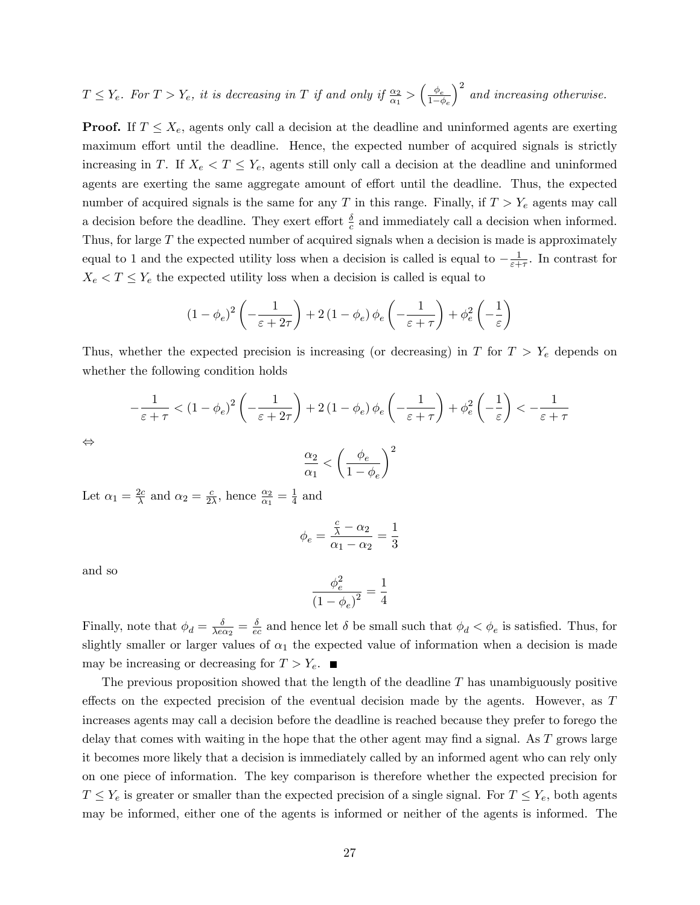*$T \leq Y_e$. For $T > Y_e$, it is decreasing in $T$ if and only if $\frac{\alpha_2}{\alpha_1} > \left(\frac{\phi_e}{1-\phi_e}\right)^2$ and increasing otherwise.*

**Proof.** If $T \leq X_e$, agents only call a decision at the deadline and uninformed agents are exerting maximum effort until the deadline. Hence, the expected number of acquired signals is strictly increasing in $T$. If $X_e < T \leq Y_e$, agents still only call a decision at the deadline and uninformed agents are exerting the same aggregate amount of effort until the deadline. Thus, the expected number of acquired signals is the same for any $T$ in this range. Finally, if $T > Y_e$ agents may call a decision before the deadline. They exert effort $\frac{\delta}{c}$ and immediately call a decision when informed. Thus, for large $T$ the expected number of acquired signals when a decision is made is approximately equal to 1 and the expected utility loss when a decision is called is equal to $-\frac{1}{\varepsilon+\tau}$. In contrast for $X_e < T \leq Y_e$ the expected utility loss when a decision is called is equal to

$$(1-\phi_e)^2\left(-\frac{1}{\varepsilon+2\tau}\right)+2(1-\phi_e)\phi_e\left(-\frac{1}{\varepsilon+\tau}\right)+\phi_e^2\left(-\frac{1}{\varepsilon}\right)$$

Thus, whether the expected precision is increasing (or decreasing) in $T$ for $T > Y_e$ depends on whether the following condition holds

$$-\frac{1}{\varepsilon+\tau} < (1-\phi_e)^2\left(-\frac{1}{\varepsilon+2\tau}\right)+2(1-\phi_e)\phi_e\left(-\frac{1}{\varepsilon+\tau}\right)+\phi_e^2\left(-\frac{1}{\varepsilon}\right) < -\frac{1}{\varepsilon+\tau}$$

$\Leftrightarrow$

$$\frac{\alpha_2}{\alpha_1} < \left(\frac{\phi_e}{1-\phi_e}\right)^2$$

Let $\alpha_1 = \frac{2c}{\lambda}$ and $\alpha_2 = \frac{c}{2\lambda}$, hence $\frac{\alpha_2}{\alpha_1} = \frac{1}{4}$ and

$$\phi_e = \frac{\frac{c}{\lambda}-\alpha_2}{\alpha_1-\alpha_2} = \frac{1}{3}$$

and so

$$\frac{\phi_e^2}{(1-\phi_e)^2} = \frac{1}{4}$$

Finally, note that $\phi_d = \frac{\delta}{\lambda e \alpha_2} = \frac{\delta}{ec}$ and hence let $\delta$ be small such that $\phi_d < \phi_e$ is satisfied. Thus, for slightly smaller or larger values of $\alpha_1$ the expected value of information when a decision is made may be increasing or decreasing for $T > Y_e$. ■

The previous proposition showed that the length of the deadline $T$ has unambiguously positive effects on the expected precision of the eventual decision made by the agents. However, as $T$ increases agents may call a decision before the deadline is reached because they prefer to forego the delay that comes with waiting in the hope that the other agent may find a signal. As $T$ grows large it becomes more likely that a decision is immediately called by an informed agent who can rely only on one piece of information. The key comparison is therefore whether the expected precision for $T \leq Y_e$ is greater or smaller than the expected precision of a single signal. For $T \leq Y_e$, both agents may be informed, either one of the agents is informed or neither of the agents is informed. The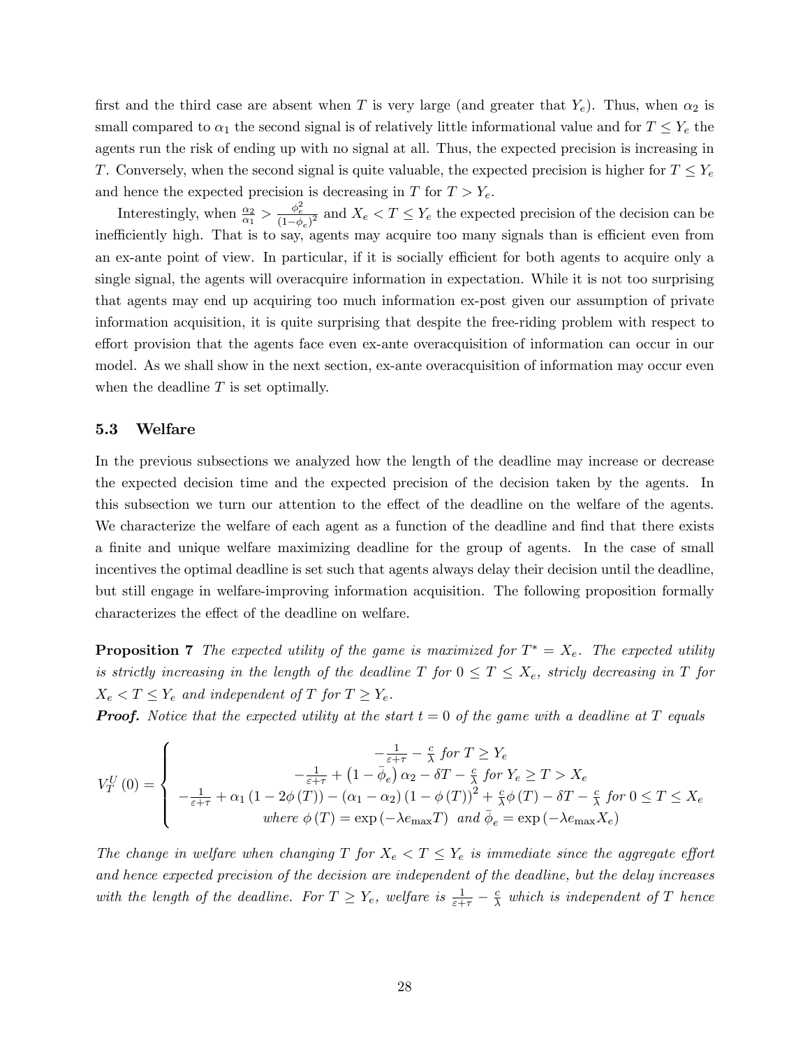first and the third case are absent when $T$ is very large (and greater that $Y_e$). Thus, when $\alpha_2$ is small compared to $\alpha_1$ the second signal is of relatively little informational value and for $T \leq Y_e$ the agents run the risk of ending up with no signal at all. Thus, the expected precision is increasing in $T$. Conversely, when the second signal is quite valuable, the expected precision is higher for $T \leq Y_e$ and hence the expected precision is decreasing in $T$ for $T > Y_e$.

Interestingly, when $\frac{\alpha_2}{\alpha_1} > \frac{\phi_e^2}{(1-\phi_e)^2}$ and $X_e < T \leq Y_e$ the expected precision of the decision can be inefficiently high. That is to say, agents may acquire too many signals than is efficient even from an ex-ante point of view. In particular, if it is socially efficient for both agents to acquire only a single signal, the agents will overacquire information in expectation. While it is not too surprising that agents may end up acquiring too much information ex-post given our assumption of private information acquisition, it is quite surprising that despite the free-riding problem with respect to effort provision that the agents face even ex-ante overacquisition of information can occur in our model. As we shall show in the next section, ex-ante overacquisition of information may occur even when the deadline $T$ is set optimally.

### 5.3 Welfare

In the previous subsections we analyzed how the length of the deadline may increase or decrease the expected decision time and the expected precision of the decision taken by the agents. In this subsection we turn our attention to the effect of the deadline on the welfare of the agents. We characterize the welfare of each agent as a function of the deadline and find that there exists a finite and unique welfare maximizing deadline for the group of agents. In the case of small incentives the optimal deadline is set such that agents always delay their decision until the deadline, but still engage in welfare-improving information acquisition. The following proposition formally characterizes the effect of the deadline on welfare.

**Proposition 7** *The expected utility of the game is maximized for $T^* = X_e$. The expected utility is strictly increasing in the length of the deadline $T$ for $0 \leq T \leq X_e$, stricly decreasing in $T$ for $X_e < T \leq Y_e$ and independent of $T$ for $T \geq Y_e$.*

***Proof.*** *Notice that the expected utility at the start $t = 0$ of the game with a deadline at $T$ equals*

$$V_T^U(0) = \begin{cases} -\frac{1}{\varepsilon+\tau} - \frac{c}{\lambda} \text{ for } T \geq Y_e \\ -\frac{1}{\varepsilon+\tau} + \left(1 - \bar{\phi}_e\right)\alpha_2 - \delta T - \frac{c}{\lambda} \text{ for } Y_e \geq T > X_e \\ -\frac{1}{\varepsilon+\tau} + \alpha_1\left(1 - 2\phi(T)\right) - \left(\alpha_1 - \alpha_2\right)\left(1 - \phi(T)\right)^2 + \frac{c}{\lambda}\phi(T) - \delta T - \frac{c}{\lambda} \text{ for } 0 \leq T \leq X_e \\ \text{where } \phi(T) = \exp\left(-\lambda e_{\max} T\right) \text{ and } \bar{\phi}_e = \exp\left(-\lambda e_{\max} X_e\right) \end{cases}$$

*The change in welfare when changing $T$ for $X_e < T \leq Y_e$ is immediate since the aggregate effort and hence expected precision of the decision are independent of the deadline, but the delay increases with the length of the deadline. For $T \geq Y_e$, welfare is $\frac{1}{\varepsilon+\tau} - \frac{c}{\lambda}$ which is independent of $T$ hence*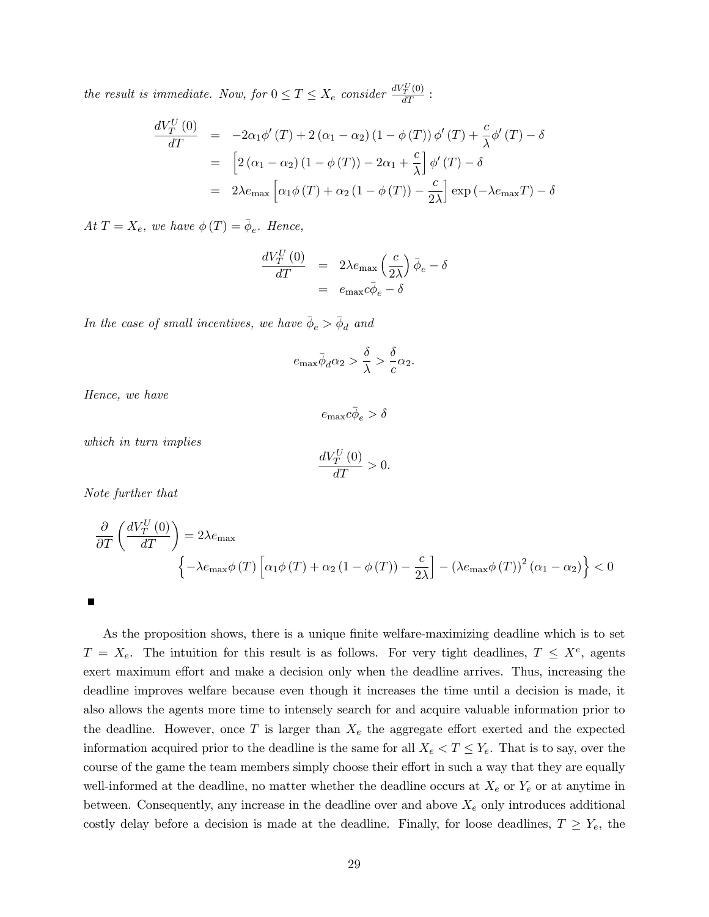*the result is immediate. Now, for* $0 \leq T \leq X_e$ *consider* $\frac{dV_T^U(0)}{dT}$ *:*

$$
\begin{aligned}
\frac{dV_T^U(0)}{dT} &= -2\alpha_1 \phi'(T) + 2(\alpha_1 - \alpha_2)(1 - \phi(T))\phi'(T) + \frac{c}{\lambda}\phi'(T) - \delta \\
&= \left[2(\alpha_1 - \alpha_2)(1 - \phi(T)) - 2\alpha_1 + \frac{c}{\lambda}\right]\phi'(T) - \delta \\
&= 2\lambda e_{\max}\left[\alpha_1 \phi(T) + \alpha_2(1 - \phi(T)) - \frac{c}{2\lambda}\right]\exp(-\lambda e_{\max} T) - \delta
\end{aligned}
$$

*At* $T = X_e$, *we have* $\phi(T) = \bar{\phi}_e$. *Hence,*

$$
\begin{aligned}
\frac{dV_T^U(0)}{dT} &= 2\lambda e_{\max}\left(\frac{c}{2\lambda}\right)\bar{\phi}_e - \delta \\
&= e_{\max} c \bar{\phi}_e - \delta
\end{aligned}
$$

*In the case of small incentives, we have* $\bar{\phi}_e > \bar{\phi}_d$ *and*

$$
e_{\max}\bar{\phi}_d \alpha_2 > \frac{\delta}{\lambda} > \frac{\delta}{c}\alpha_2.
$$

*Hence, we have*

$$
e_{\max} c \bar{\phi}_e > \delta
$$

*which in turn implies*

$$
\frac{dV_T^U(0)}{dT} > 0.
$$

*Note further that*

$$
\frac{\partial}{\partial T}\left(\frac{dV_T^U(0)}{dT}\right) = 2\lambda e_{\max} \left\{-\lambda e_{\max}\phi(T)\left[\alpha_1 \phi(T) + \alpha_2(1 - \phi(T)) - \frac{c}{2\lambda}\right] - (\lambda e_{\max}\phi(T))^2(\alpha_1 - \alpha_2)\right\} < 0
$$

■

As the proposition shows, there is a unique finite welfare-maximizing deadline which is to set $T = X_e$. The intuition for this result is as follows. For very tight deadlines, $T \leq X^e$, agents exert maximum effort and make a decision only when the deadline arrives. Thus, increasing the deadline improves welfare because even though it increases the time until a decision is made, it also allows the agents more time to intensely search for and acquire valuable information prior to the deadline. However, once $T$ is larger than $X_e$ the aggregate effort exerted and the expected information acquired prior to the deadline is the same for all $X_e < T \leq Y_e$. That is to say, over the course of the game the team members simply choose their effort in such a way that they are equally well-informed at the deadline, no matter whether the deadline occurs at $X_e$ or $Y_e$ or at anytime in between. Consequently, any increase in the deadline over and above $X_e$ only introduces additional costly delay before a decision is made at the deadline. Finally, for loose deadlines, $T \geq Y_e$, the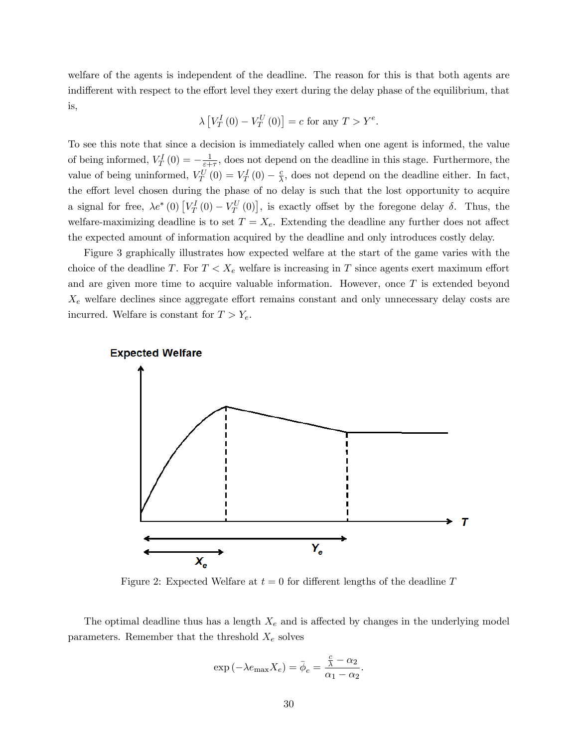welfare of the agents is independent of the deadline. The reason for this is that both agents are indifferent with respect to the effort level they exert during the delay phase of the equilibrium, that is,

$$\lambda \left[V_T^I(0) - V_T^U(0)\right] = c \text{ for any } T > Y^e.$$

To see this note that since a decision is immediately called when one agent is informed, the value of being informed, $V_T^I(0) = -\frac{1}{\varepsilon + \tau}$, does not depend on the deadline in this stage. Furthermore, the value of being uninformed, $V_T^U(0) = V_T^I(0) - \frac{c}{\lambda}$, does not depend on the deadline either. In fact, the effort level chosen during the phase of no delay is such that the lost opportunity to acquire a signal for free, $\lambda e^*(0)\left[V_T^I(0) - V_T^U(0)\right]$, is exactly offset by the foregone delay $\delta$. Thus, the welfare-maximizing deadline is to set $T = X_e$. Extending the deadline any further does not affect the expected amount of information acquired by the deadline and only introduces costly delay.

Figure 3 graphically illustrates how expected welfare at the start of the game varies with the choice of the deadline $T$. For $T < X_e$ welfare is increasing in $T$ since agents exert maximum effort and are given more time to acquire valuable information. However, once $T$ is extended beyond $X_e$ welfare declines since aggregate effort remains constant and only unnecessary delay costs are incurred. Welfare is constant for $T > Y_e$.

Figure 2: Expected Welfare at $t = 0$ for different lengths of the deadline $T$

The optimal deadline thus has a length $X_e$ and is affected by changes in the underlying model parameters. Remember that the threshold $X_e$ solves

$$\exp\left(-\lambda e_{\max} X_e\right) = \bar{\phi}_e = \frac{\frac{c}{\lambda} - \alpha_2}{\alpha_1 - \alpha_2}.$$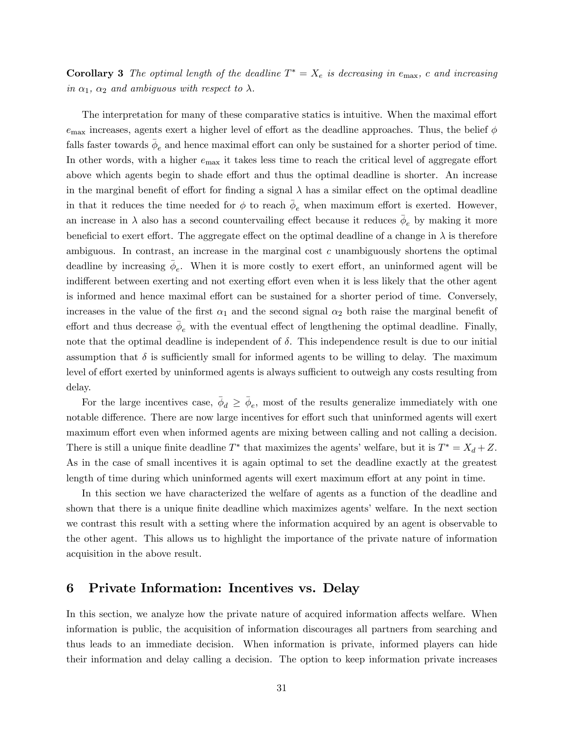**Corollary 3** *The optimal length of the deadline $T^* = X_e$ is decreasing in $e_{\max}$, $c$ and increasing in $\alpha_1$, $\alpha_2$ and ambiguous with respect to $\lambda$.*

The interpretation for many of these comparative statics is intuitive. When the maximal effort $e_{\max}$ increases, agents exert a higher level of effort as the deadline approaches. Thus, the belief $\phi$ falls faster towards $\bar{\phi}_e$ and hence maximal effort can only be sustained for a shorter period of time. In other words, with a higher $e_{\max}$ it takes less time to reach the critical level of aggregate effort above which agents begin to shade effort and thus the optimal deadline is shorter. An increase in the marginal benefit of effort for finding a signal $\lambda$ has a similar effect on the optimal deadline in that it reduces the time needed for $\phi$ to reach $\bar{\phi}_e$ when maximum effort is exerted. However, an increase in $\lambda$ also has a second countervailing effect because it reduces $\bar{\phi}_e$ by making it more beneficial to exert effort. The aggregate effect on the optimal deadline of a change in $\lambda$ is therefore ambiguous. In contrast, an increase in the marginal cost $c$ unambiguously shortens the optimal deadline by increasing $\bar{\phi}_e$. When it is more costly to exert effort, an uninformed agent will be indifferent between exerting and not exerting effort even when it is less likely that the other agent is informed and hence maximal effort can be sustained for a shorter period of time. Conversely, increases in the value of the first $\alpha_1$ and the second signal $\alpha_2$ both raise the marginal benefit of effort and thus decrease $\bar{\phi}_e$ with the eventual effect of lengthening the optimal deadline. Finally, note that the optimal deadline is independent of $\delta$. This independence result is due to our initial assumption that $\delta$ is sufficiently small for informed agents to be willing to delay. The maximum level of effort exerted by uninformed agents is always sufficient to outweigh any costs resulting from delay.

For the large incentives case, $\bar{\phi}_d \geq \bar{\phi}_e$, most of the results generalize immediately with one notable difference. There are now large incentives for effort such that uninformed agents will exert maximum effort even when informed agents are mixing between calling and not calling a decision. There is still a unique finite deadline $T^*$ that maximizes the agents' welfare, but it is $T^* = X_d + Z$. As in the case of small incentives it is again optimal to set the deadline exactly at the greatest length of time during which uninformed agents will exert maximum effort at any point in time.

In this section we have characterized the welfare of agents as a function of the deadline and shown that there is a unique finite deadline which maximizes agents' welfare. In the next section we contrast this result with a setting where the information acquired by an agent is observable to the other agent. This allows us to highlight the importance of the private nature of information acquisition in the above result.

# 6 Private Information: Incentives vs. Delay

In this section, we analyze how the private nature of acquired information affects welfare. When information is public, the acquisition of information discourages all partners from searching and thus leads to an immediate decision. When information is private, informed players can hide their information and delay calling a decision. The option to keep information private increases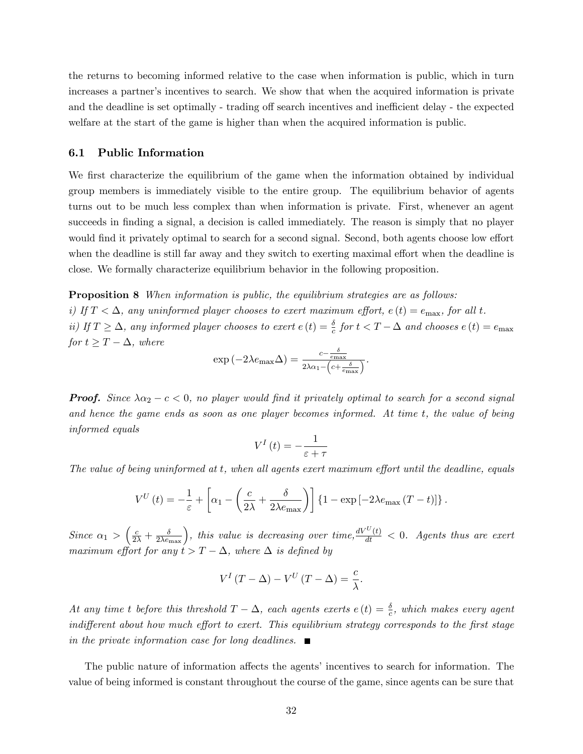the returns to becoming informed relative to the case when information is public, which in turn increases a partner's incentives to search. We show that when the acquired information is private and the deadline is set optimally - trading off search incentives and inefficient delay - the expected welfare at the start of the game is higher than when the acquired information is public.

### 6.1 Public Information

We first characterize the equilibrium of the game when the information obtained by individual group members is immediately visible to the entire group. The equilibrium behavior of agents turns out to be much less complex than when information is private. First, whenever an agent succeeds in finding a signal, a decision is called immediately. The reason is simply that no player would find it privately optimal to search for a second signal. Second, both agents choose low effort when the deadline is still far away and they switch to exerting maximal effort when the deadline is close. We formally characterize equilibrium behavior in the following proposition.

**Proposition 8** *When information is public, the equilibrium strategies are as follows:*
*i) If $T < \Delta$, any uninformed player chooses to exert maximum effort, $e(t) = e_{\max}$, for all $t$.*
*ii) If $T \geq \Delta$, any informed player chooses to exert $e(t) = \frac{\delta}{c}$ for $t < T - \Delta$ and chooses $e(t) = e_{\max}$ for $t \geq T - \Delta$, where*

$$\exp\left(-2\lambda e_{\max}\Delta\right) = \frac{c - \frac{\delta}{e_{\max}}}{2\lambda\alpha_1 - \left(c + \frac{\delta}{e_{\max}}\right)}.$$

***Proof.*** *Since $\lambda\alpha_2 - c < 0$, no player would find it privately optimal to search for a second signal and hence the game ends as soon as one player becomes informed. At time $t$, the value of being informed equals*

$$V^I(t) = -\frac{1}{\varepsilon + \tau}$$

*The value of being uninformed at $t$, when all agents exert maximum effort until the deadline, equals*

$$V^U(t) = -\frac{1}{\varepsilon} + \left[\alpha_1 - \left(\frac{c}{2\lambda} + \frac{\delta}{2\lambda e_{\max}}\right)\right]\left\{1 - \exp\left[-2\lambda e_{\max}(T - t)\right]\right\}.$$

*Since $\alpha_1 > \left(\frac{c}{2\lambda} + \frac{\delta}{2\lambda e_{\max}}\right)$, this value is decreasing over time, $\frac{dV^U(t)}{dt} < 0$. Agents thus are exert maximum effort for any $t > T - \Delta$, where $\Delta$ is defined by*

$$V^I(T - \Delta) - V^U(T - \Delta) = \frac{c}{\lambda}.$$

*At any time $t$ before this threshold $T - \Delta$, each agents exerts $e(t) = \frac{\delta}{c}$, which makes every agent indifferent about how much effort to exert. This equilibrium strategy corresponds to the first stage in the private information case for long deadlines.* ■

The public nature of information affects the agents' incentives to search for information. The value of being informed is constant throughout the course of the game, since agents can be sure that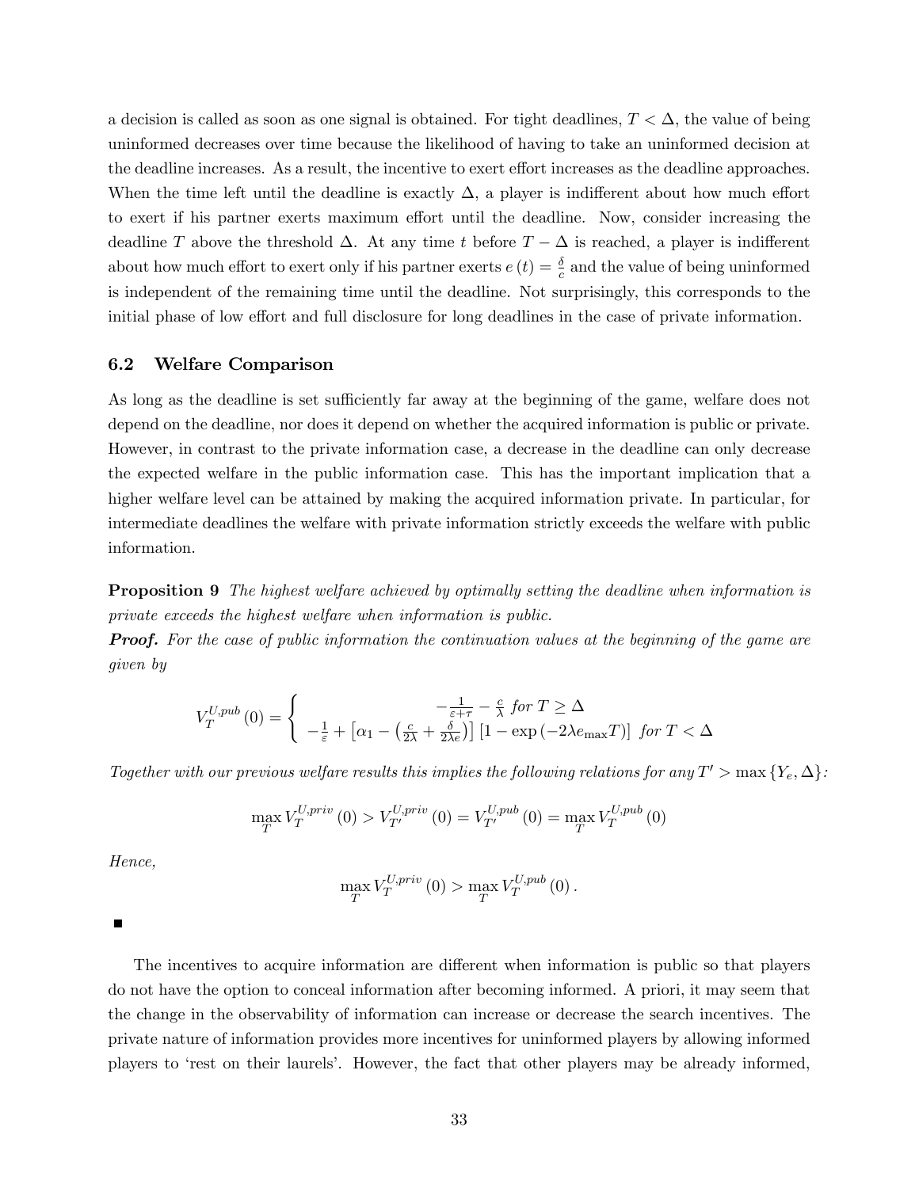a decision is called as soon as one signal is obtained. For tight deadlines, $T < \Delta$, the value of being uninformed decreases over time because the likelihood of having to take an uninformed decision at the deadline increases. As a result, the incentive to exert effort increases as the deadline approaches. When the time left until the deadline is exactly $\Delta$, a player is indifferent about how much effort to exert if his partner exerts maximum effort until the deadline. Now, consider increasing the deadline $T$ above the threshold $\Delta$. At any time $t$ before $T - \Delta$ is reached, a player is indifferent about how much effort to exert only if his partner exerts $e(t) = \frac{\delta}{c}$ and the value of being uninformed is independent of the remaining time until the deadline. Not surprisingly, this corresponds to the initial phase of low effort and full disclosure for long deadlines in the case of private information.

### 6.2 Welfare Comparison

As long as the deadline is set sufficiently far away at the beginning of the game, welfare does not depend on the deadline, nor does it depend on whether the acquired information is public or private. However, in contrast to the private information case, a decrease in the deadline can only decrease the expected welfare in the public information case. This has the important implication that a higher welfare level can be attained by making the acquired information private. In particular, for intermediate deadlines the welfare with private information strictly exceeds the welfare with public information.

**Proposition 9** *The highest welfare achieved by optimally setting the deadline when information is private exceeds the highest welfare when information is public.*

***Proof.*** *For the case of public information the continuation values at the beginning of the game are given by*

$$V_T^{U,pub}(0) = \begin{cases} -\frac{1}{\varepsilon+\tau} - \frac{c}{\lambda} \text{ for } T \geq \Delta \\ -\frac{1}{\varepsilon} + \left[\alpha_1 - \left(\frac{c}{2\lambda} + \frac{\delta}{2\lambda e}\right)\right]\left[1 - \exp\left(-2\lambda e_{\max} T\right)\right] \text{ for } T < \Delta \end{cases}$$

*Together with our previous welfare results this implies the following relations for any* $T' > \max\{Y_e, \Delta\}$*:*

$$\max_T V_T^{U,priv}(0) > V_{T'}^{U,priv}(0) = V_{T'}^{U,pub}(0) = \max_T V_T^{U,pub}(0)$$

*Hence,*

$$\max_T V_T^{U,priv}(0) > \max_T V_T^{U,pub}(0).$$

■

The incentives to acquire information are different when information is public so that players do not have the option to conceal information after becoming informed. A priori, it may seem that the change in the observability of information can increase or decrease the search incentives. The private nature of information provides more incentives for uninformed players by allowing informed players to 'rest on their laurels'. However, the fact that other players may be already informed,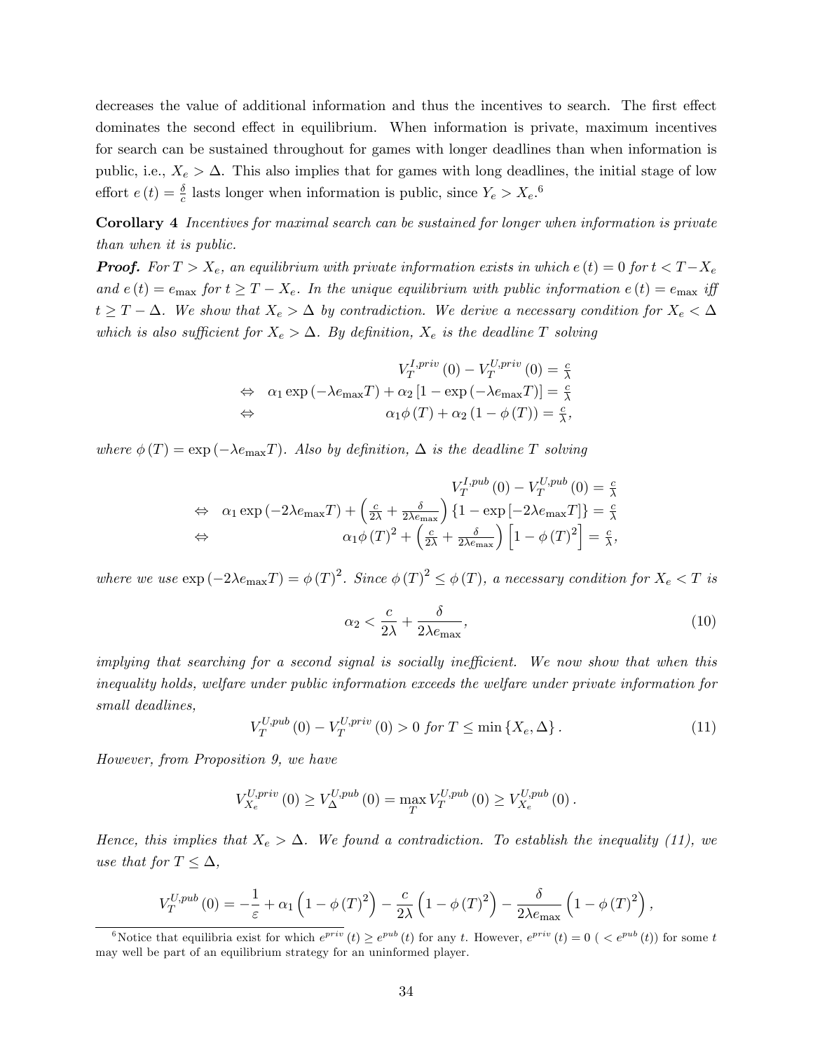decreases the value of additional information and thus the incentives to search. The first effect dominates the second effect in equilibrium. When information is private, maximum incentives for search can be sustained throughout for games with longer deadlines than when information is public, i.e., $X_e > \Delta$. This also implies that for games with long deadlines, the initial stage of low effort $e(t) = \frac{\delta}{c}$ lasts longer when information is public, since $Y_e > X_e$.[6]

**Corollary 4** *Incentives for maximal search can be sustained for longer when information is private than when it is public.*

***Proof.*** *For $T > X_e$, an equilibrium with private information exists in which $e(t) = 0$ for $t < T - X_e$ and $e(t) = e_{\max}$ for $t \geq T - X_e$. In the unique equilibrium with public information $e(t) = e_{\max}$ iff $t \geq T - \Delta$. We show that $X_e > \Delta$ by contradiction. We derive a necessary condition for $X_e < \Delta$ which is also sufficient for $X_e > \Delta$. By definition, $X_e$ is the deadline $T$ solving*

$$
\begin{aligned}
& V_T^{I,priv}(0) - V_T^{U,priv}(0) = \tfrac{c}{\lambda} \\
\Leftrightarrow \quad & \alpha_1 \exp(-\lambda e_{\max} T) + \alpha_2 [1 - \exp(-\lambda e_{\max} T)] = \tfrac{c}{\lambda} \\
\Leftrightarrow \quad & \alpha_1 \phi(T) + \alpha_2 (1 - \phi(T)) = \tfrac{c}{\lambda},
\end{aligned}
$$

*where $\phi(T) = \exp(-\lambda e_{\max} T)$. Also by definition, $\Delta$ is the deadline $T$ solving*

$$
\begin{aligned}
& V_T^{I,pub}(0) - V_T^{U,pub}(0) = \tfrac{c}{\lambda} \\
\Leftrightarrow \quad & \alpha_1 \exp(-2\lambda e_{\max} T) + \left(\tfrac{c}{2\lambda} + \tfrac{\delta}{2\lambda e_{\max}}\right)\{1 - \exp[-2\lambda e_{\max} T]\} = \tfrac{c}{\lambda} \\
\Leftrightarrow \quad & \alpha_1 \phi(T)^2 + \left(\tfrac{c}{2\lambda} + \tfrac{\delta}{2\lambda e_{\max}}\right)\left[1 - \phi(T)^2\right] = \tfrac{c}{\lambda},
\end{aligned}
$$

*where we use $\exp(-2\lambda e_{\max} T) = \phi(T)^2$. Since $\phi(T)^2 \leq \phi(T)$, a necessary condition for $X_e < T$ is*

$$
\alpha_2 < \frac{c}{2\lambda} + \frac{\delta}{2\lambda e_{\max}}, \tag{10}
$$

*implying that searching for a second signal is socially inefficient. We now show that when this inequality holds, welfare under public information exceeds the welfare under private information for small deadlines,*

$$
V_T^{U,pub}(0) - V_T^{U,priv}(0) > 0 \text{ for } T \leq \min\{X_e, \Delta\}. \tag{11}
$$

*However, from Proposition 9, we have*

$$
V_{X_e}^{U,priv}(0) \geq V_{\Delta}^{U,pub}(0) = \max_T V_T^{U,pub}(0) \geq V_{X_e}^{U,pub}(0).
$$

*Hence, this implies that $X_e > \Delta$. We found a contradiction. To establish the inequality (11), we use that for $T \leq \Delta$,*

$$
V_T^{U,pub}(0) = -\frac{1}{\varepsilon} + \alpha_1 \left(1 - \phi(T)^2\right) - \frac{c}{2\lambda}\left(1 - \phi(T)^2\right) - \frac{\delta}{2\lambda e_{\max}}\left(1 - \phi(T)^2\right),
$$

[6] Notice that equilibria exist for which $e^{priv}(t) \geq e^{pub}(t)$ for any $t$. However, $e^{priv}(t) = 0$ ( $< e^{pub}(t)$) for some $t$ may well be part of an equilibrium strategy for an uninformed player.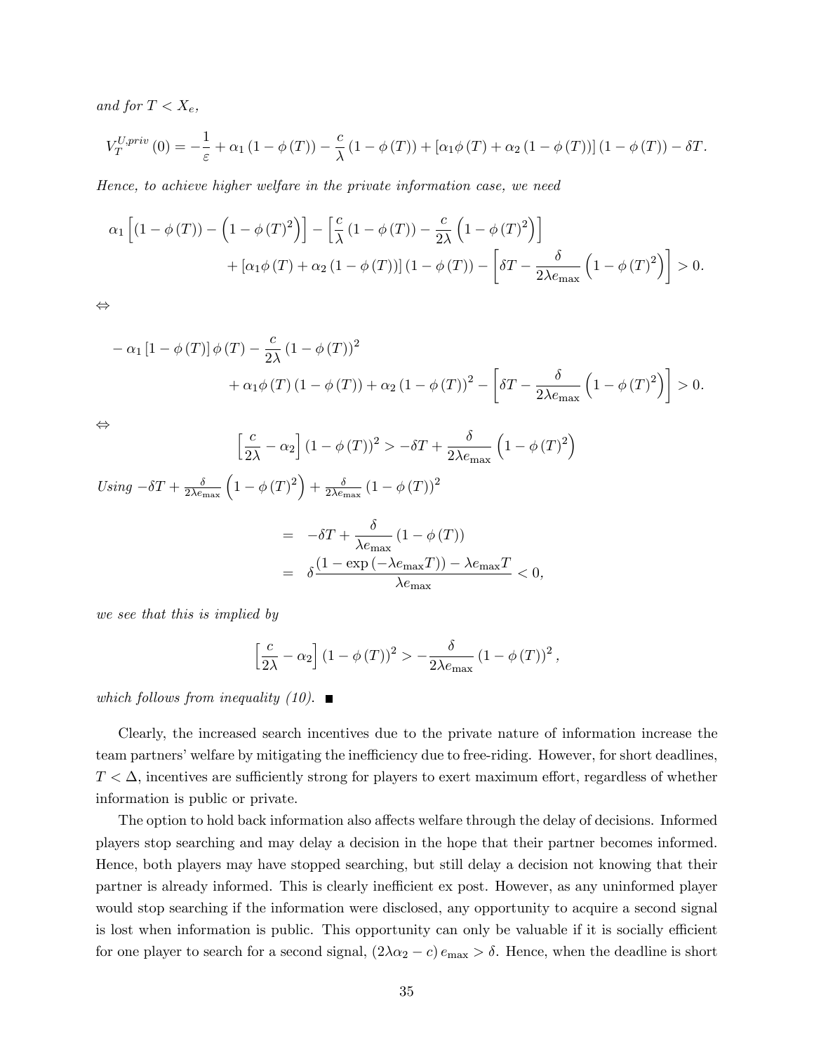*and for $T < X_e$,*

$$V_T^{U,priv}(0) = -\frac{1}{\varepsilon} + \alpha_1 (1 - \phi(T)) - \frac{c}{\lambda}(1 - \phi(T)) + [\alpha_1 \phi(T) + \alpha_2 (1 - \phi(T))] (1 - \phi(T)) - \delta T.$$

*Hence, to achieve higher welfare in the private information case, we need*

$$\alpha_1 \left[ (1 - \phi(T)) - \left(1 - \phi(T)^2\right) \right] - \left[ \frac{c}{\lambda}(1 - \phi(T)) - \frac{c}{2\lambda}\left(1 - \phi(T)^2\right) \right]$$
$$+ [\alpha_1 \phi(T) + \alpha_2 (1 - \phi(T))] (1 - \phi(T)) - \left[ \delta T - \frac{\delta}{2\lambda e_{\max}} \left(1 - \phi(T)^2\right) \right] > 0.$$

$\Leftrightarrow$

$$-\alpha_1 [1 - \phi(T)] \phi(T) - \frac{c}{2\lambda}(1 - \phi(T))^2$$
$$+ \alpha_1 \phi(T)(1 - \phi(T)) + \alpha_2 (1 - \phi(T))^2 - \left[ \delta T - \frac{\delta}{2\lambda e_{\max}} \left(1 - \phi(T)^2\right) \right] > 0.$$

$\Leftrightarrow$

$$\left[ \frac{c}{2\lambda} - \alpha_2 \right] (1 - \phi(T))^2 > -\delta T + \frac{\delta}{2\lambda e_{\max}} \left(1 - \phi(T)^2\right)$$

*Using* $-\delta T + \frac{\delta}{2\lambda e_{\max}} \left(1 - \phi(T)^2\right) + \frac{\delta}{2\lambda e_{\max}} (1 - \phi(T))^2$

$$\begin{aligned}
&= -\delta T + \frac{\delta}{\lambda e_{\max}} (1 - \phi(T)) \\
&= \delta \frac{(1 - \exp(-\lambda e_{\max} T)) - \lambda e_{\max} T}{\lambda e_{\max}} < 0,
\end{aligned}$$

*we see that this is implied by*

$$\left[ \frac{c}{2\lambda} - \alpha_2 \right] (1 - \phi(T))^2 > -\frac{\delta}{2\lambda e_{\max}} (1 - \phi(T))^2,$$

*which follows from inequality (10).* ■

Clearly, the increased search incentives due to the private nature of information increase the team partners' welfare by mitigating the inefficiency due to free-riding. However, for short deadlines, $T < \Delta$, incentives are sufficiently strong for players to exert maximum effort, regardless of whether information is public or private.

The option to hold back information also affects welfare through the delay of decisions. Informed players stop searching and may delay a decision in the hope that their partner becomes informed. Hence, both players may have stopped searching, but still delay a decision not knowing that their partner is already informed. This is clearly inefficient ex post. However, as any uninformed player would stop searching if the information were disclosed, any opportunity to acquire a second signal is lost when information is public. This opportunity can only be valuable if it is socially efficient for one player to search for a second signal, $(2\lambda\alpha_2 - c) e_{\max} > \delta$. Hence, when the deadline is short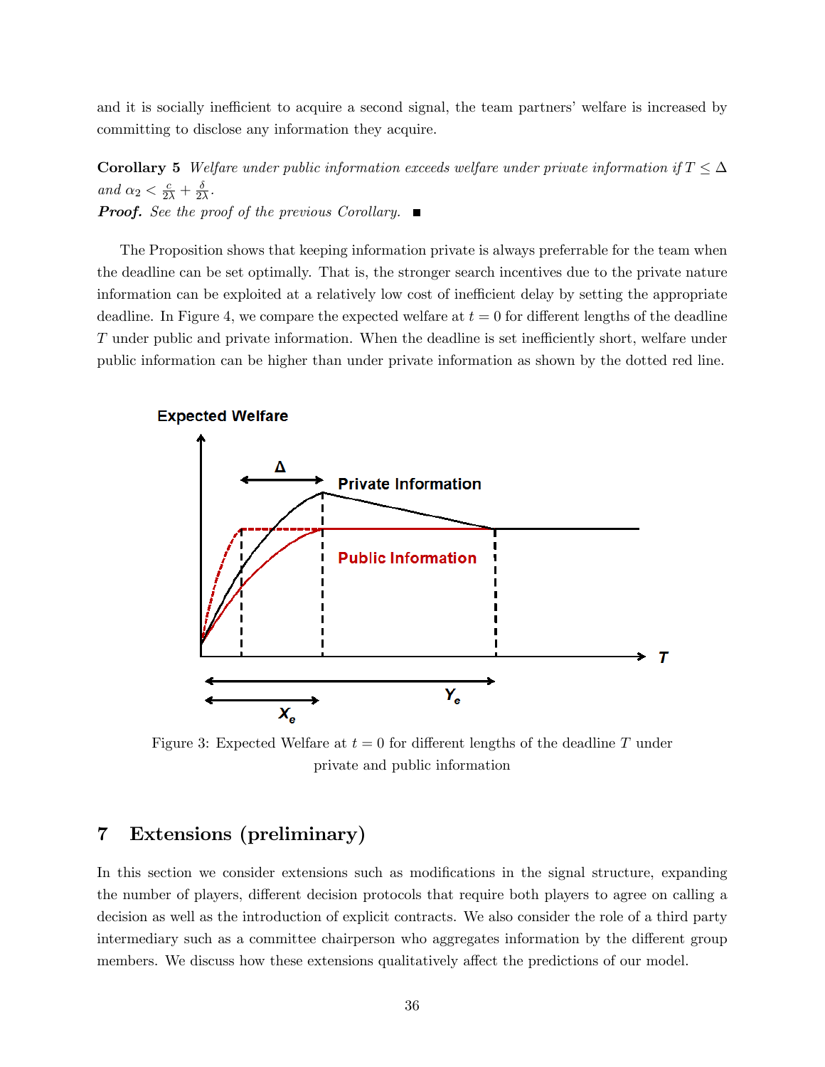and it is socially inefficient to acquire a second signal, the team partners' welfare is increased by committing to disclose any information they acquire.

**Corollary 5** *Welfare under public information exceeds welfare under private information if* $T \leq \Delta$ *and* $\alpha_2 < \frac{c}{2\lambda} + \frac{\delta}{2\lambda}$.

***Proof.*** *See the proof of the previous Corollary.* ■

The Proposition shows that keeping information private is always preferrable for the team when the deadline can be set optimally. That is, the stronger search incentives due to the private nature information can be exploited at a relatively low cost of inefficient delay by setting the appropriate deadline. In Figure 4, we compare the expected welfare at $t = 0$ for different lengths of the deadline $T$ under public and private information. When the deadline is set inefficiently short, welfare under public information can be higher than under private information as shown by the dotted red line.

Figure 3: Expected Welfare at $t = 0$ for different lengths of the deadline $T$ under private and public information

## 7 Extensions (preliminary)

In this section we consider extensions such as modifications in the signal structure, expanding the number of players, different decision protocols that require both players to agree on calling a decision as well as the introduction of explicit contracts. We also consider the role of a third party intermediary such as a committee chairperson who aggregates information by the different group members. We discuss how these extensions qualitatively affect the predictions of our model.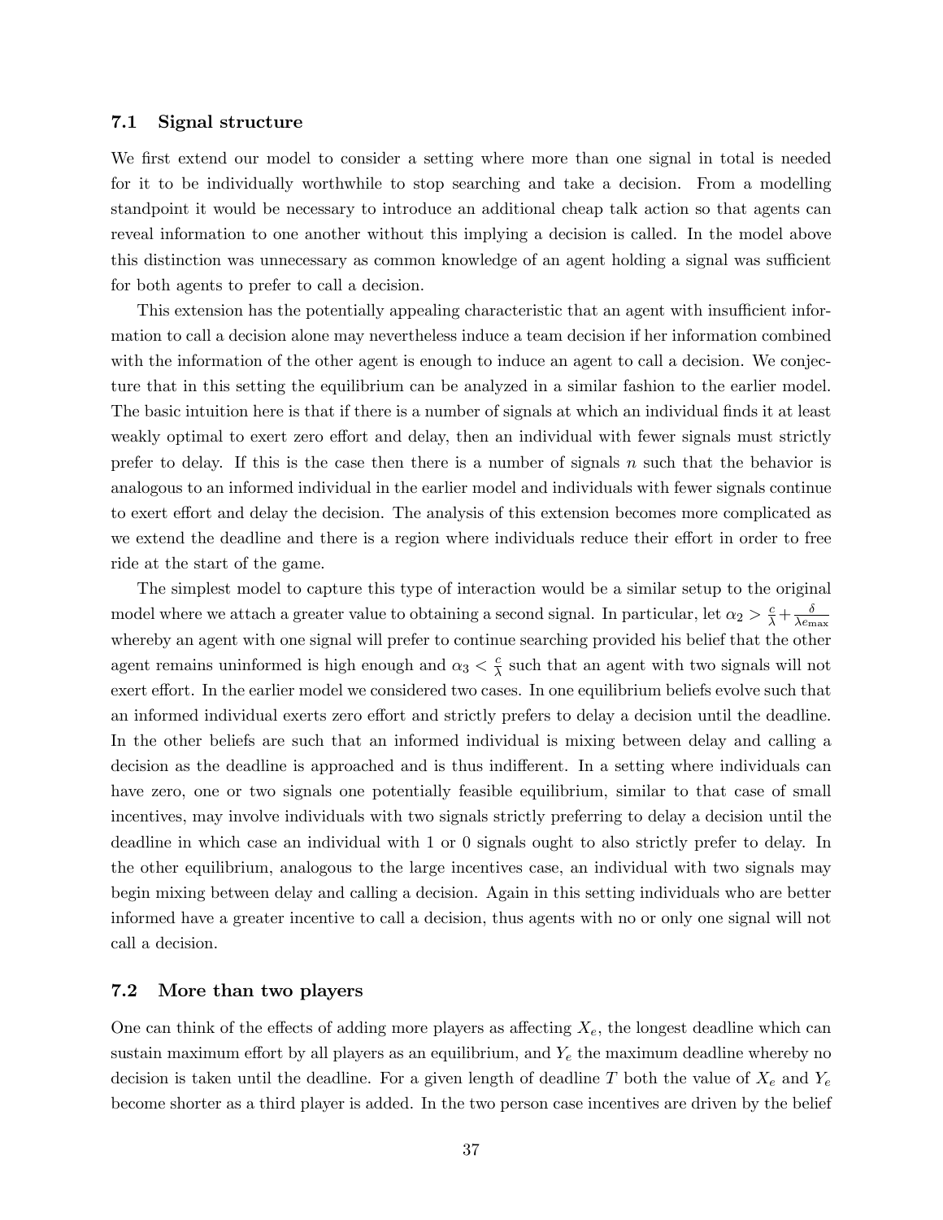### 7.1 Signal structure

We first extend our model to consider a setting where more than one signal in total is needed for it to be individually worthwhile to stop searching and take a decision. From a modelling standpoint it would be necessary to introduce an additional cheap talk action so that agents can reveal information to one another without this implying a decision is called. In the model above this distinction was unnecessary as common knowledge of an agent holding a signal was sufficient for both agents to prefer to call a decision.

This extension has the potentially appealing characteristic that an agent with insufficient information to call a decision alone may nevertheless induce a team decision if her information combined with the information of the other agent is enough to induce an agent to call a decision. We conjecture that in this setting the equilibrium can be analyzed in a similar fashion to the earlier model. The basic intuition here is that if there is a number of signals at which an individual finds it at least weakly optimal to exert zero effort and delay, then an individual with fewer signals must strictly prefer to delay. If this is the case then there is a number of signals $n$ such that the behavior is analogous to an informed individual in the earlier model and individuals with fewer signals continue to exert effort and delay the decision. The analysis of this extension becomes more complicated as we extend the deadline and there is a region where individuals reduce their effort in order to free ride at the start of the game.

The simplest model to capture this type of interaction would be a similar setup to the original model where we attach a greater value to obtaining a second signal. In particular, let $\alpha_2 > \frac{c}{\lambda} + \frac{\delta}{\lambda e_{\max}}$ whereby an agent with one signal will prefer to continue searching provided his belief that the other agent remains uninformed is high enough and $\alpha_3 < \frac{c}{\lambda}$ such that an agent with two signals will not exert effort. In the earlier model we considered two cases. In one equilibrium beliefs evolve such that an informed individual exerts zero effort and strictly prefers to delay a decision until the deadline. In the other beliefs are such that an informed individual is mixing between delay and calling a decision as the deadline is approached and is thus indifferent. In a setting where individuals can have zero, one or two signals one potentially feasible equilibrium, similar to that case of small incentives, may involve individuals with two signals strictly preferring to delay a decision until the deadline in which case an individual with 1 or 0 signals ought to also strictly prefer to delay. In the other equilibrium, analogous to the large incentives case, an individual with two signals may begin mixing between delay and calling a decision. Again in this setting individuals who are better informed have a greater incentive to call a decision, thus agents with no or only one signal will not call a decision.

### 7.2 More than two players

One can think of the effects of adding more players as affecting $X_e$, the longest deadline which can sustain maximum effort by all players as an equilibrium, and $Y_e$ the maximum deadline whereby no decision is taken until the deadline. For a given length of deadline $T$ both the value of $X_e$ and $Y_e$ become shorter as a third player is added. In the two person case incentives are driven by the belief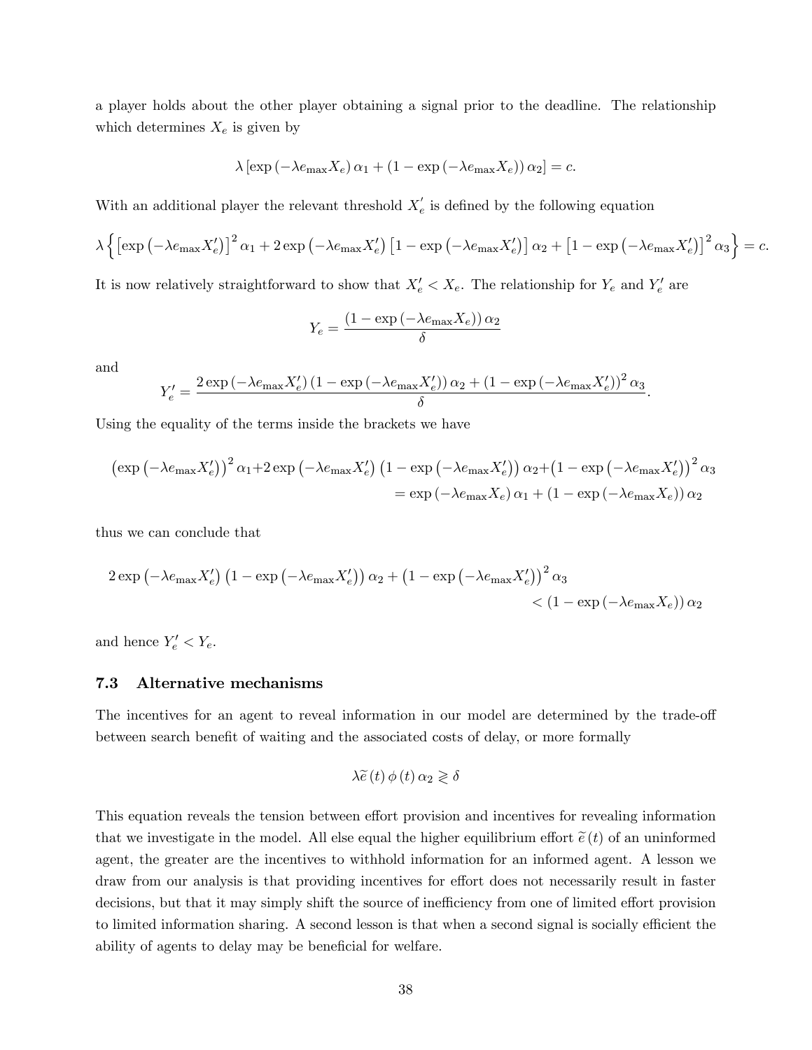a player holds about the other player obtaining a signal prior to the deadline. The relationship which determines $X_e$ is given by

$$\lambda \left[ \exp\left(-\lambda e_{\max} X_e\right) \alpha_1 + \left(1 - \exp\left(-\lambda e_{\max} X_e\right)\right) \alpha_2 \right] = c.$$

With an additional player the relevant threshold $X_e^{\prime}$ is defined by the following equation

$$\lambda \left\{ \left[\exp\left(-\lambda e_{\max} X_e^{\prime}\right)\right]^2 \alpha_1 + 2 \exp\left(-\lambda e_{\max} X_e^{\prime}\right) \left[1 - \exp\left(-\lambda e_{\max} X_e^{\prime}\right)\right] \alpha_2 + \left[1 - \exp\left(-\lambda e_{\max} X_e^{\prime}\right)\right]^2 \alpha_3 \right\} = c.$$

It is now relatively straightforward to show that $X_e^{\prime} < X_e$. The relationship for $Y_e$ and $Y_e^{\prime}$ are

$$Y_e = \frac{\left(1 - \exp\left(-\lambda e_{\max} X_e\right)\right) \alpha_2}{\delta}$$

and

$$Y_e^{\prime} = \frac{2 \exp\left(-\lambda e_{\max} X_e^{\prime}\right) \left(1 - \exp\left(-\lambda e_{\max} X_e^{\prime}\right)\right) \alpha_2 + \left(1 - \exp\left(-\lambda e_{\max} X_e^{\prime}\right)\right)^2 \alpha_3}{\delta}.$$

Using the equality of the terms inside the brackets we have

$$\begin{aligned} \left(\exp\left(-\lambda e_{\max} X_e^{\prime}\right)\right)^2 \alpha_1 + 2 \exp\left(-\lambda e_{\max} X_e^{\prime}\right) \left(1 - \exp\left(-\lambda e_{\max} X_e^{\prime}\right)\right) \alpha_2 + \left(1 - \exp\left(-\lambda e_{\max} X_e^{\prime}\right)\right)^2 \alpha_3 \\ = \exp\left(-\lambda e_{\max} X_e\right) \alpha_1 + \left(1 - \exp\left(-\lambda e_{\max} X_e\right)\right) \alpha_2 \end{aligned}$$

thus we can conclude that

$$\begin{aligned} 2 \exp\left(-\lambda e_{\max} X_e^{\prime}\right) \left(1 - \exp\left(-\lambda e_{\max} X_e^{\prime}\right)\right) \alpha_2 + \left(1 - \exp\left(-\lambda e_{\max} X_e^{\prime}\right)\right)^2 \alpha_3 \\ < \left(1 - \exp\left(-\lambda e_{\max} X_e\right)\right) \alpha_2 \end{aligned}$$

and hence $Y_e^{\prime} < Y_e$.

### 7.3 Alternative mechanisms

The incentives for an agent to reveal information in our model are determined by the trade-off between search benefit of waiting and the associated costs of delay, or more formally

$$\lambda \widetilde{e}(t) \phi(t) \alpha_2 \gtrless \delta$$

This equation reveals the tension between effort provision and incentives for revealing information that we investigate in the model. All else equal the higher equilibrium effort $\widetilde{e}(t)$ of an uninformed agent, the greater are the incentives to withhold information for an informed agent. A lesson we draw from our analysis is that providing incentives for effort does not necessarily result in faster decisions, but that it may simply shift the source of inefficiency from one of limited effort provision to limited information sharing. A second lesson is that when a second signal is socially efficient the ability of agents to delay may be beneficial for welfare.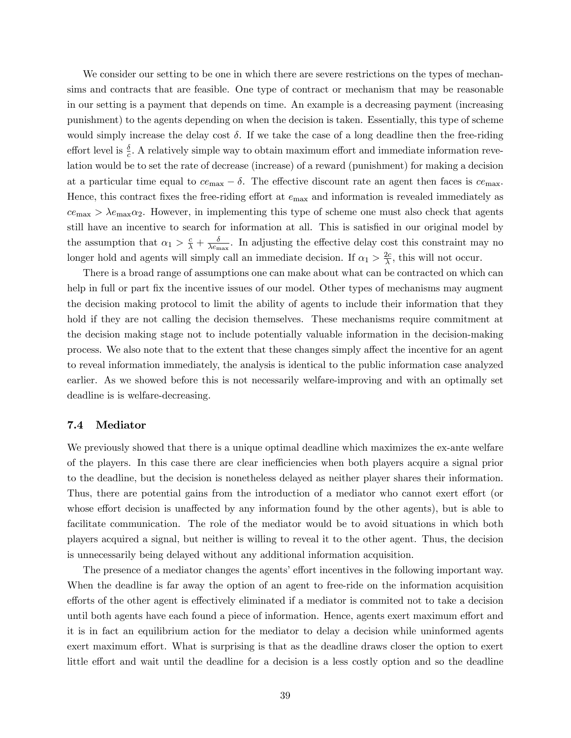We consider our setting to be one in which there are severe restrictions on the types of mechansims and contracts that are feasible. One type of contract or mechanism that may be reasonable in our setting is a payment that depends on time. An example is a decreasing payment (increasing punishment) to the agents depending on when the decision is taken. Essentially, this type of scheme would simply increase the delay cost $\delta$. If we take the case of a long deadline then the free-riding effort level is $\frac{\delta}{c}$. A relatively simple way to obtain maximum effort and immediate information revelation would be to set the rate of decrease (increase) of a reward (punishment) for making a decision at a particular time equal to $ce_{\max} - \delta$. The effective discount rate an agent then faces is $ce_{\max}$. Hence, this contract fixes the free-riding effort at $e_{\max}$ and information is revealed immediately as $ce_{\max} > \lambda e_{\max}\alpha_2$. However, in implementing this type of scheme one must also check that agents still have an incentive to search for information at all. This is satisfied in our original model by the assumption that $\alpha_1 > \frac{c}{\lambda} + \frac{\delta}{\lambda e_{\max}}$. In adjusting the effective delay cost this constraint may no longer hold and agents will simply call an immediate decision. If $\alpha_1 > \frac{2c}{\lambda}$, this will not occur.

There is a broad range of assumptions one can make about what can be contracted on which can help in full or part fix the incentive issues of our model. Other types of mechanisms may augment the decision making protocol to limit the ability of agents to include their information that they hold if they are not calling the decision themselves. These mechanisms require commitment at the decision making stage not to include potentially valuable information in the decision-making process. We also note that to the extent that these changes simply affect the incentive for an agent to reveal information immediately, the analysis is identical to the public information case analyzed earlier. As we showed before this is not necessarily welfare-improving and with an optimally set deadline is is welfare-decreasing.

### 7.4 Mediator

We previously showed that there is a unique optimal deadline which maximizes the ex-ante welfare of the players. In this case there are clear inefficiencies when both players acquire a signal prior to the deadline, but the decision is nonetheless delayed as neither player shares their information. Thus, there are potential gains from the introduction of a mediator who cannot exert effort (or whose effort decision is unaffected by any information found by the other agents), but is able to facilitate communication. The role of the mediator would be to avoid situations in which both players acquired a signal, but neither is willing to reveal it to the other agent. Thus, the decision is unnecessarily being delayed without any additional information acquisition.

The presence of a mediator changes the agents' effort incentives in the following important way. When the deadline is far away the option of an agent to free-ride on the information acquisition efforts of the other agent is effectively eliminated if a mediator is commited not to take a decision until both agents have each found a piece of information. Hence, agents exert maximum effort and it is in fact an equilibrium action for the mediator to delay a decision while uninformed agents exert maximum effort. What is surprising is that as the deadline draws closer the option to exert little effort and wait until the deadline for a decision is a less costly option and so the deadline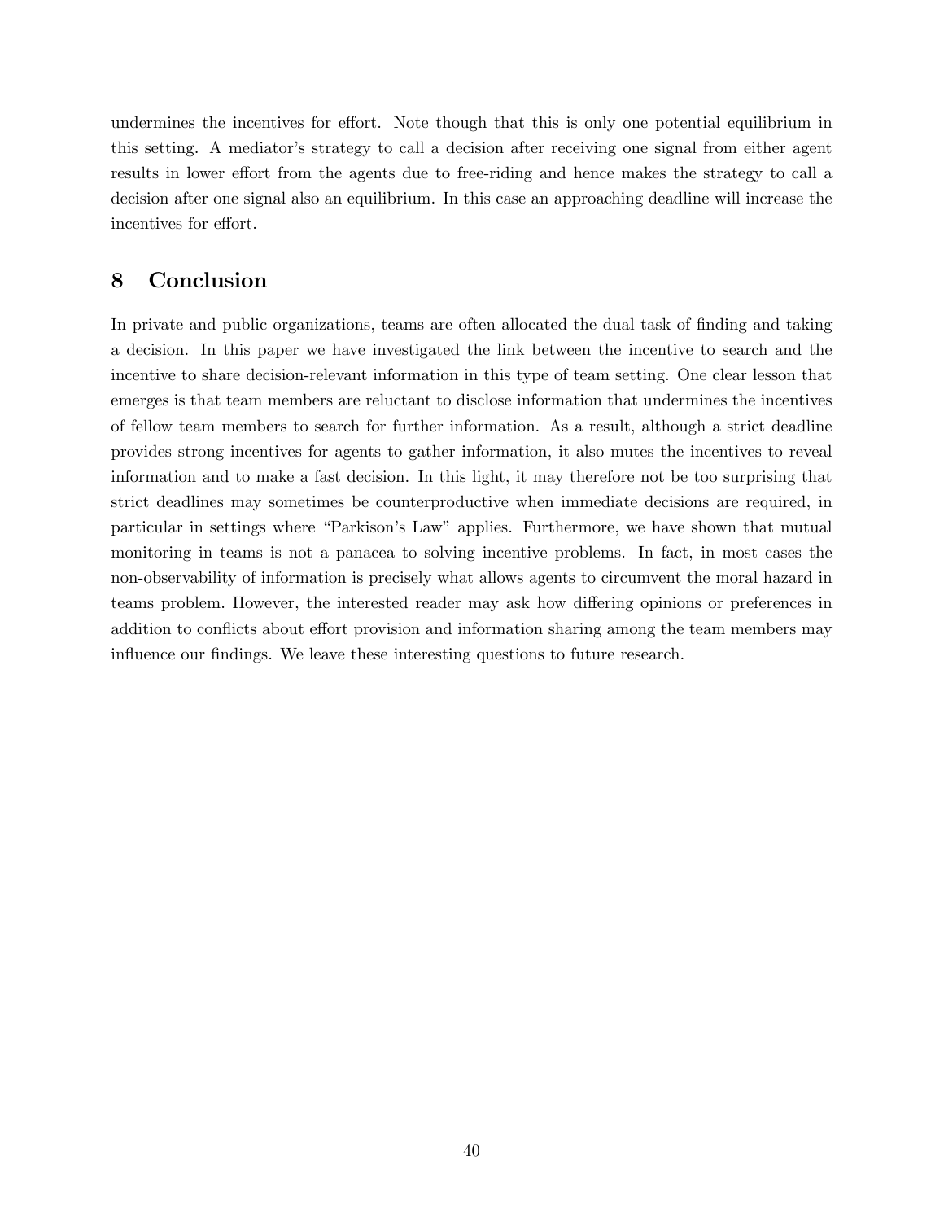undermines the incentives for effort. Note though that this is only one potential equilibrium in this setting. A mediator's strategy to call a decision after receiving one signal from either agent results in lower effort from the agents due to free-riding and hence makes the strategy to call a decision after one signal also an equilibrium. In this case an approaching deadline will increase the incentives for effort.

## 8 Conclusion

In private and public organizations, teams are often allocated the dual task of finding and taking a decision. In this paper we have investigated the link between the incentive to search and the incentive to share decision-relevant information in this type of team setting. One clear lesson that emerges is that team members are reluctant to disclose information that undermines the incentives of fellow team members to search for further information. As a result, although a strict deadline provides strong incentives for agents to gather information, it also mutes the incentives to reveal information and to make a fast decision. In this light, it may therefore not be too surprising that strict deadlines may sometimes be counterproductive when immediate decisions are required, in particular in settings where "Parkison's Law" applies. Furthermore, we have shown that mutual monitoring in teams is not a panacea to solving incentive problems. In fact, in most cases the non-observability of information is precisely what allows agents to circumvent the moral hazard in teams problem. However, the interested reader may ask how differing opinions or preferences in addition to conflicts about effort provision and information sharing among the team members may influence our findings. We leave these interesting questions to future research.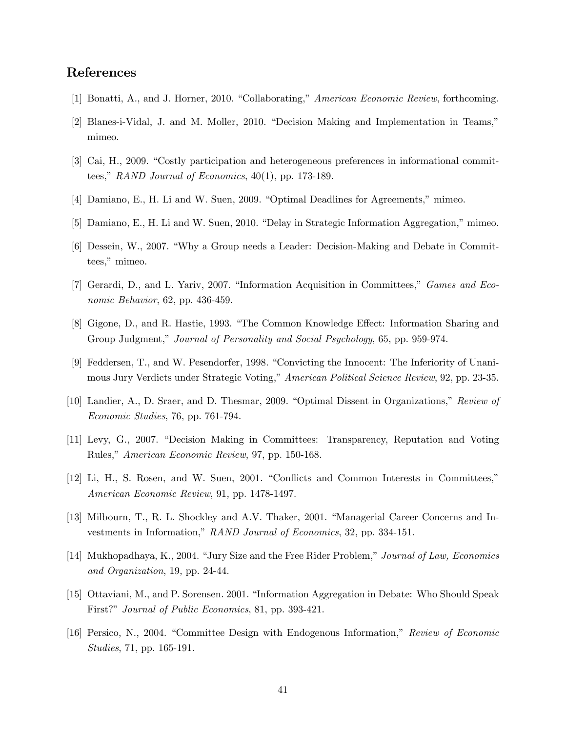## References

[1] Bonatti, A., and J. Horner, 2010. "Collaborating," *American Economic Review*, forthcoming.

[2] Blanes-i-Vidal, J. and M. Moller, 2010. "Decision Making and Implementation in Teams," mimeo.

[3] Cai, H., 2009. "Costly participation and heterogeneous preferences in informational committees," *RAND Journal of Economics*, 40(1), pp. 173-189.

[4] Damiano, E., H. Li and W. Suen, 2009. "Optimal Deadlines for Agreements," mimeo.

[5] Damiano, E., H. Li and W. Suen, 2010. "Delay in Strategic Information Aggregation," mimeo.

[6] Dessein, W., 2007. "Why a Group needs a Leader: Decision-Making and Debate in Committees," mimeo.

[7] Gerardi, D., and L. Yariv, 2007. "Information Acquisition in Committees," *Games and Economic Behavior*, 62, pp. 436-459.

[8] Gigone, D., and R. Hastie, 1993. "The Common Knowledge Effect: Information Sharing and Group Judgment," *Journal of Personality and Social Psychology*, 65, pp. 959-974.

[9] Feddersen, T., and W. Pesendorfer, 1998. "Convicting the Innocent: The Inferiority of Unanimous Jury Verdicts under Strategic Voting," *American Political Science Review*, 92, pp. 23-35.

[10] Landier, A., D. Sraer, and D. Thesmar, 2009. "Optimal Dissent in Organizations," *Review of Economic Studies*, 76, pp. 761-794.

[11] Levy, G., 2007. "Decision Making in Committees: Transparency, Reputation and Voting Rules," *American Economic Review*, 97, pp. 150-168.

[12] Li, H., S. Rosen, and W. Suen, 2001. "Conflicts and Common Interests in Committees," *American Economic Review*, 91, pp. 1478-1497.

[13] Milbourn, T., R. L. Shockley and A.V. Thaker, 2001. "Managerial Career Concerns and Investments in Information," *RAND Journal of Economics*, 32, pp. 334-151.

[14] Mukhopadhaya, K., 2004. "Jury Size and the Free Rider Problem," *Journal of Law, Economics and Organization*, 19, pp. 24-44.

[15] Ottaviani, M., and P. Sorensen. 2001. "Information Aggregation in Debate: Who Should Speak First?" *Journal of Public Economics*, 81, pp. 393-421.

[16] Persico, N., 2004. "Committee Design with Endogenous Information," *Review of Economic Studies*, 71, pp. 165-191.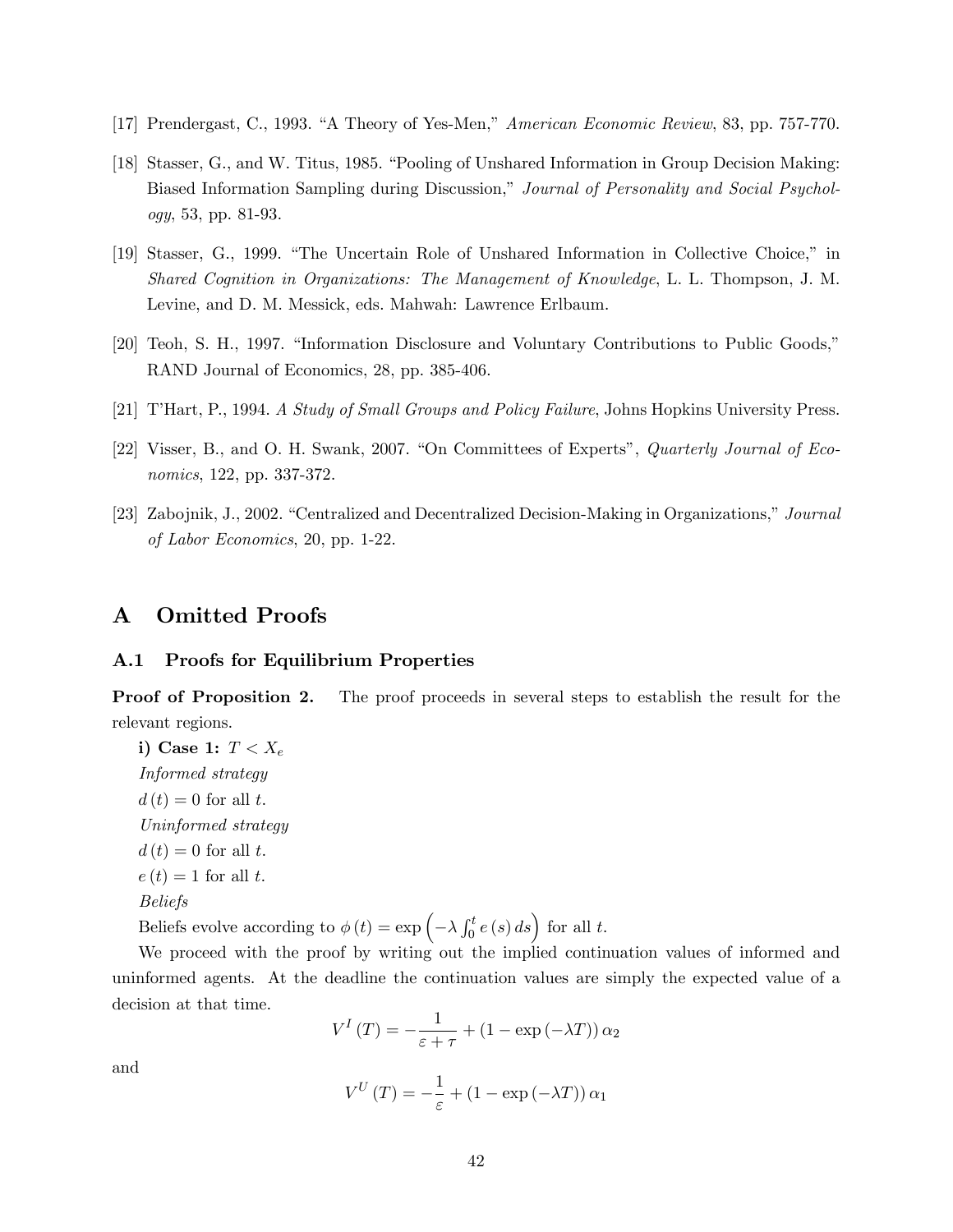[17] Prendergast, C., 1993. "A Theory of Yes-Men," *American Economic Review*, 83, pp. 757-770.

[18] Stasser, G., and W. Titus, 1985. "Pooling of Unshared Information in Group Decision Making: Biased Information Sampling during Discussion," *Journal of Personality and Social Psychology*, 53, pp. 81-93.

[19] Stasser, G., 1999. "The Uncertain Role of Unshared Information in Collective Choice," in *Shared Cognition in Organizations: The Management of Knowledge*, L. L. Thompson, J. M. Levine, and D. M. Messick, eds. Mahwah: Lawrence Erlbaum.

[20] Teoh, S. H., 1997. "Information Disclosure and Voluntary Contributions to Public Goods," RAND Journal of Economics, 28, pp. 385-406.

[21] T'Hart, P., 1994. *A Study of Small Groups and Policy Failure*, Johns Hopkins University Press.

[22] Visser, B., and O. H. Swank, 2007. "On Committees of Experts", *Quarterly Journal of Economics*, 122, pp. 337-372.

[23] Zabojnik, J., 2002. "Centralized and Decentralized Decision-Making in Organizations," *Journal of Labor Economics*, 20, pp. 1-22.

# A Omitted Proofs

## A.1 Proofs for Equilibrium Properties

**Proof of Proposition 2.** The proof proceeds in several steps to establish the result for the relevant regions.

**i) Case 1:** $T < X_e$

*Informed strategy*

$d(t) = 0$ for all $t$.

*Uninformed strategy*

$d(t) = 0$ for all $t$.

$e(t) = 1$ for all $t$.

*Beliefs*

Beliefs evolve according to $\phi(t) = \exp\left(-\lambda \int_0^t e(s)\, ds\right)$ for all $t$.

We proceed with the proof by writing out the implied continuation values of informed and uninformed agents. At the deadline the continuation values are simply the expected value of a decision at that time.

$$V^I(T) = -\frac{1}{\varepsilon + \tau} + (1 - \exp(-\lambda T))\, \alpha_2$$

and

$$V^U(T) = -\frac{1}{\varepsilon} + (1 - \exp(-\lambda T))\, \alpha_1$$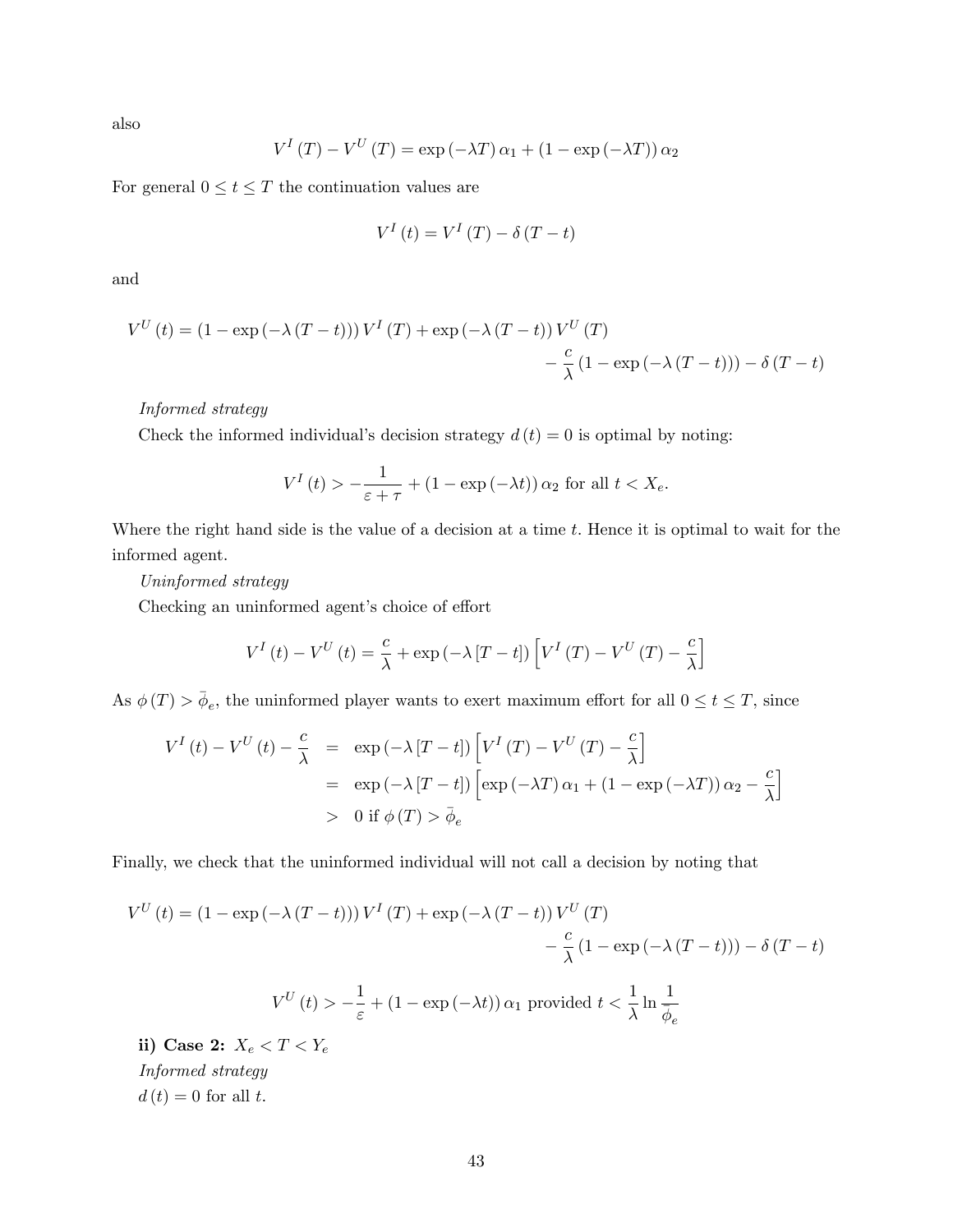also

$$V^I(T) - V^U(T) = \exp(-\lambda T)\alpha_1 + (1 - \exp(-\lambda T))\alpha_2$$

For general $0 \leq t \leq T$ the continuation values are

$$V^I(t) = V^I(T) - \delta(T - t)$$

and

$$V^U(t) = (1 - \exp(-\lambda(T-t)))V^I(T) + \exp(-\lambda(T-t))V^U(T) - \frac{c}{\lambda}(1 - \exp(-\lambda(T-t))) - \delta(T-t)$$

*Informed strategy*

Check the informed individual's decision strategy $d(t) = 0$ is optimal by noting:

$$V^I(t) > -\frac{1}{\varepsilon + \tau} + (1 - \exp(-\lambda t))\alpha_2 \text{ for all } t < X_e.$$

Where the right hand side is the value of a decision at a time $t$. Hence it is optimal to wait for the informed agent.

*Uninformed strategy*

Checking an uninformed agent's choice of effort

$$V^I(t) - V^U(t) = \frac{c}{\lambda} + \exp(-\lambda[T-t])\left[V^I(T) - V^U(T) - \frac{c}{\lambda}\right]$$

As $\phi(T) > \bar{\phi}_e$, the uninformed player wants to exert maximum effort for all $0 \leq t \leq T$, since

$$\begin{aligned}
V^I(t) - V^U(t) - \frac{c}{\lambda} &= \exp(-\lambda[T-t])\left[V^I(T) - V^U(T) - \frac{c}{\lambda}\right] \\
&= \exp(-\lambda[T-t])\left[\exp(-\lambda T)\alpha_1 + (1 - \exp(-\lambda T))\alpha_2 - \frac{c}{\lambda}\right] \\
&> 0 \text{ if } \phi(T) > \bar{\phi}_e
\end{aligned}$$

Finally, we check that the uninformed individual will not call a decision by noting that

$$V^U(t) = (1 - \exp(-\lambda(T-t)))V^I(T) + \exp(-\lambda(T-t))V^U(T) - \frac{c}{\lambda}(1 - \exp(-\lambda(T-t))) - \delta(T-t)$$

$$V^U(t) > -\frac{1}{\varepsilon} + (1 - \exp(-\lambda t))\alpha_1 \text{ provided } t < \frac{1}{\lambda}\ln\frac{1}{\bar{\phi}_e}$$

**ii) Case 2:** $X_e < T < Y_e$

*Informed strategy*

$d(t) = 0$ for all $t$.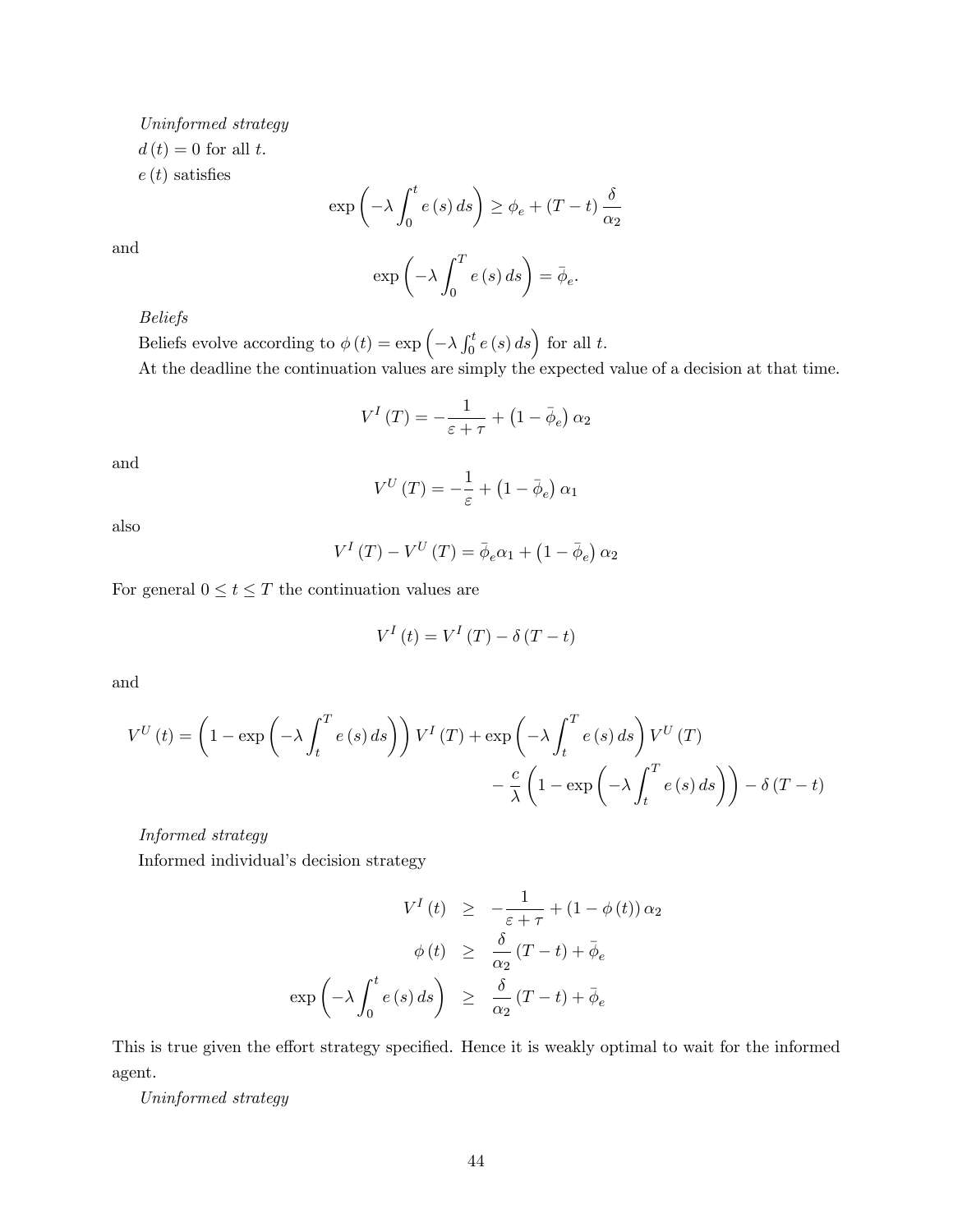*Uninformed strategy*

$d(t) = 0$ for all $t$.

$e(t)$ satisfies

$$\exp\left(-\lambda \int_0^t e(s)\, ds\right) \geq \phi_e + (T-t)\frac{\delta}{\alpha_2}$$

and

$$\exp\left(-\lambda \int_0^T e(s)\, ds\right) = \bar{\phi}_e.$$

*Beliefs*

Beliefs evolve according to $\phi(t) = \exp\left(-\lambda \int_0^t e(s)\, ds\right)$ for all $t$.

At the deadline the continuation values are simply the expected value of a decision at that time.

$$V^I(T) = -\frac{1}{\varepsilon + \tau} + \left(1 - \bar{\phi}_e\right)\alpha_2$$

and

$$V^U(T) = -\frac{1}{\varepsilon} + \left(1 - \bar{\phi}_e\right)\alpha_1$$

also

$$V^I(T) - V^U(T) = \bar{\phi}_e \alpha_1 + \left(1 - \bar{\phi}_e\right)\alpha_2$$

For general $0 \leq t \leq T$ the continuation values are

$$V^I(t) = V^I(T) - \delta(T-t)$$

and

$$V^U(t) = \left(1 - \exp\left(-\lambda \int_t^T e(s)\, ds\right)\right) V^I(T) + \exp\left(-\lambda \int_t^T e(s)\, ds\right) V^U(T) - \frac{c}{\lambda}\left(1 - \exp\left(-\lambda \int_t^T e(s)\, ds\right)\right) - \delta(T-t)$$

*Informed strategy*

Informed individual's decision strategy

$$\begin{aligned}
V^I(t) &\geq -\frac{1}{\varepsilon + \tau} + (1 - \phi(t))\alpha_2 \\
\phi(t) &\geq \frac{\delta}{\alpha_2}(T-t) + \bar{\phi}_e \\
\exp\left(-\lambda \int_0^t e(s)\, ds\right) &\geq \frac{\delta}{\alpha_2}(T-t) + \bar{\phi}_e
\end{aligned}$$

This is true given the effort strategy specified. Hence it is weakly optimal to wait for the informed agent.

*Uninformed strategy*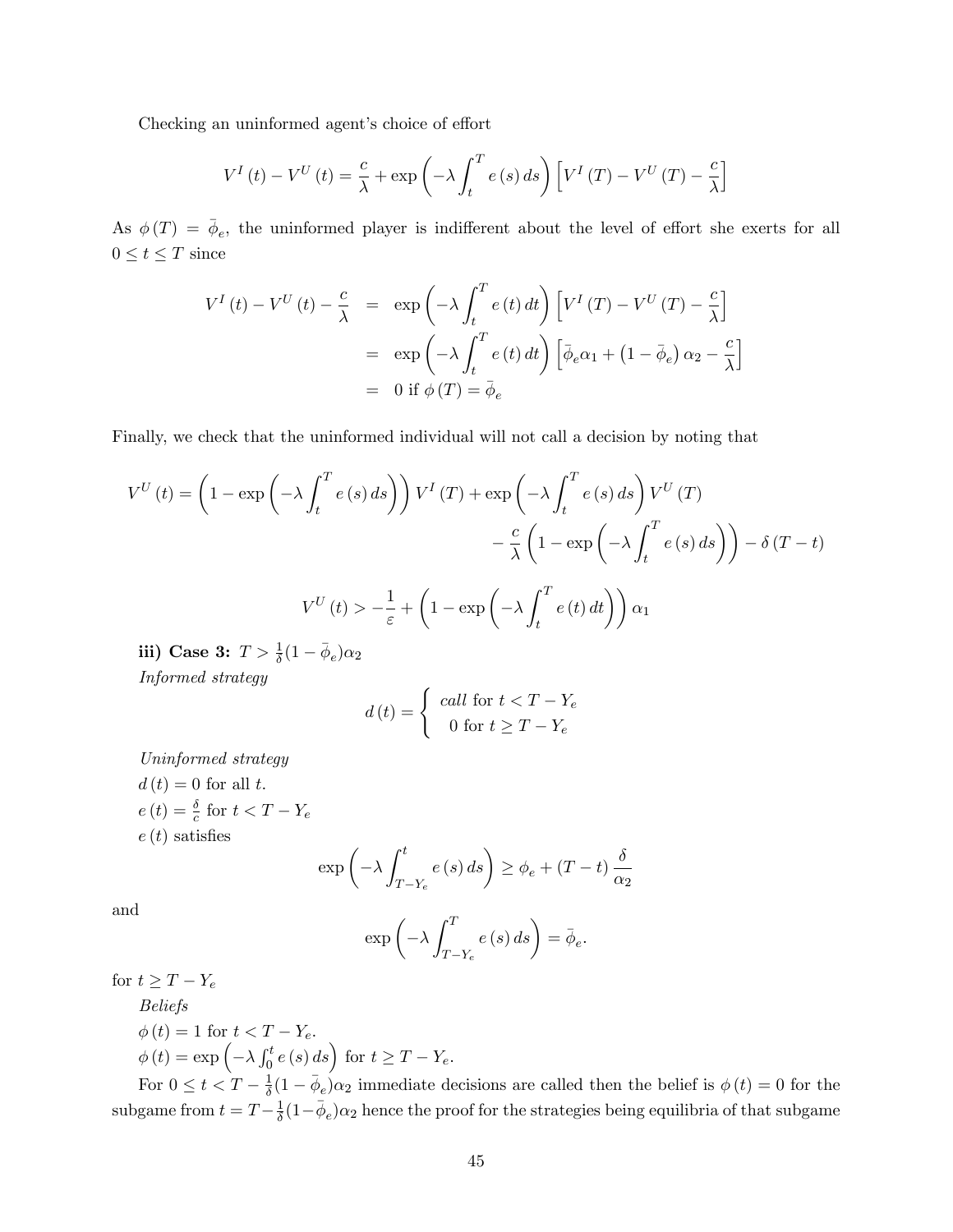Checking an uninformed agent's choice of effort

$$V^{I}(t)-V^{U}(t)=\frac{c}{\lambda}+\exp\left(-\lambda\int_{t}^{T}e(s)\,ds\right)\left[V^{I}(T)-V^{U}(T)-\frac{c}{\lambda}\right]$$

As $\phi(T)=\bar{\phi}_e$, the uninformed player is indifferent about the level of effort she exerts for all $0\leq t\leq T$ since

$$\begin{aligned}
V^{I}(t)-V^{U}(t)-\frac{c}{\lambda} &= \exp\left(-\lambda\int_{t}^{T}e(t)\,dt\right)\left[V^{I}(T)-V^{U}(T)-\frac{c}{\lambda}\right] \\
&= \exp\left(-\lambda\int_{t}^{T}e(t)\,dt\right)\left[\bar{\phi}_e\alpha_1+\left(1-\bar{\phi}_e\right)\alpha_2-\frac{c}{\lambda}\right] \\
&= 0 \text{ if } \phi(T)=\bar{\phi}_e
\end{aligned}$$

Finally, we check that the uninformed individual will not call a decision by noting that

$$\begin{aligned}
V^{U}(t)=\left(1-\exp\left(-\lambda\int_{t}^{T}e(s)\,ds\right)\right)V^{I}(T)+\exp\left(-\lambda\int_{t}^{T}e(s)\,ds\right)V^{U}(T) \\
-\frac{c}{\lambda}\left(1-\exp\left(-\lambda\int_{t}^{T}e(s)\,ds\right)\right)-\delta(T-t)
\end{aligned}$$

$$V^{U}(t)>-\frac{1}{\varepsilon}+\left(1-\exp\left(-\lambda\int_{t}^{T}e(t)\,dt\right)\right)\alpha_1$$

**iii) Case 3:** $T>\frac{1}{\delta}(1-\bar{\phi}_e)\alpha_2$

*Informed strategy*

$$d(t)=\begin{cases}\textit{call} \text{ for } t<T-Y_e \\ 0 \text{ for } t\geq T-Y_e\end{cases}$$

*Uninformed strategy*

$d(t)=0$ for all $t$.

$e(t)=\frac{\delta}{c}$ for $t<T-Y_e$

$e(t)$ satisfies

$$\exp\left(-\lambda\int_{T-Y_e}^{t}e(s)\,ds\right)\geq\phi_e+(T-t)\frac{\delta}{\alpha_2}$$

and

$$\exp\left(-\lambda\int_{T-Y_e}^{T}e(s)\,ds\right)=\bar{\phi}_e.$$

for $t\geq T-Y_e$

*Beliefs*

$\phi(t)=1$ for $t<T-Y_e$.

$\phi(t)=\exp\left(-\lambda\int_0^t e(s)\,ds\right)$ for $t\geq T-Y_e$.

For $0\leq t<T-\frac{1}{\delta}(1-\bar{\phi}_e)\alpha_2$ immediate decisions are called then the belief is $\phi(t)=0$ for the subgame from $t=T-\frac{1}{\delta}(1-\bar{\phi}_e)\alpha_2$ hence the proof for the strategies being equilibria of that subgame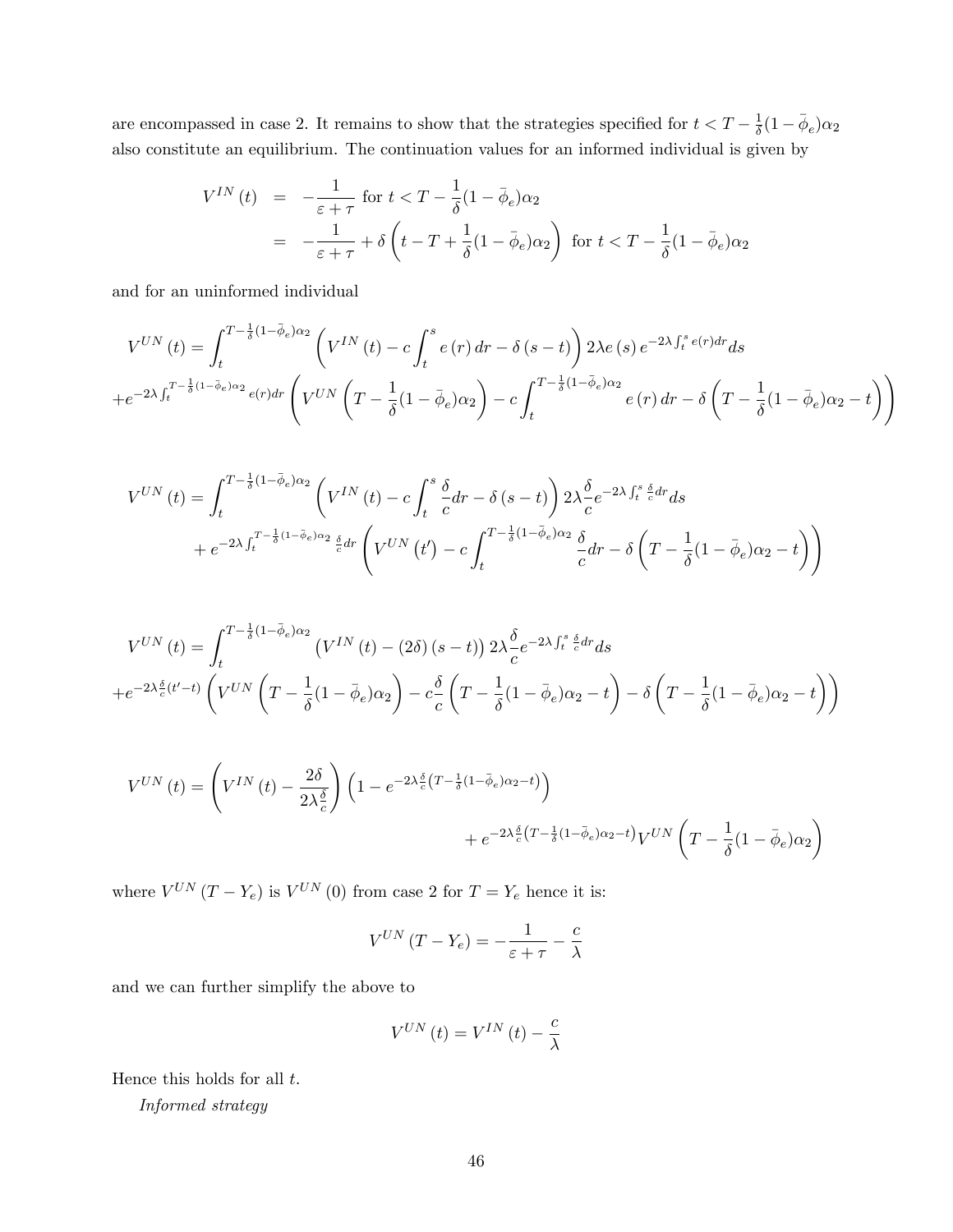are encompassed in case 2. It remains to show that the strategies specified for $t < T - \frac{1}{\delta}(1-\bar{\phi}_e)\alpha_2$ also constitute an equilibrium. The continuation values for an informed individual is given by

$$
\begin{aligned}
V^{IN}(t) &= -\frac{1}{\varepsilon+\tau} \text{ for } t < T - \frac{1}{\delta}(1-\bar{\phi}_e)\alpha_2 \\
&= -\frac{1}{\varepsilon+\tau} + \delta\left(t - T + \frac{1}{\delta}(1-\bar{\phi}_e)\alpha_2\right) \text{ for } t < T - \frac{1}{\delta}(1-\bar{\phi}_e)\alpha_2
\end{aligned}
$$

and for an uninformed individual

$$
V^{UN}(t) = \int_t^{T-\frac{1}{\delta}(1-\bar{\phi}_e)\alpha_2} \left(V^{IN}(t) - c\int_t^s e(r)\,dr - \delta(s-t)\right) 2\lambda e(s)\, e^{-2\lambda \int_t^s e(r)dr} ds
$$
$$
+ e^{-2\lambda \int_t^{T-\frac{1}{\delta}(1-\bar{\phi}_e)\alpha_2} e(r)dr} \left(V^{UN}\left(T - \frac{1}{\delta}(1-\bar{\phi}_e)\alpha_2\right) - c\int_t^{T-\frac{1}{\delta}(1-\bar{\phi}_e)\alpha_2} e(r)\,dr - \delta\left(T - \frac{1}{\delta}(1-\bar{\phi}_e)\alpha_2 - t\right)\right)
$$

$$
V^{UN}(t) = \int_t^{T-\frac{1}{\delta}(1-\bar{\phi}_e)\alpha_2} \left(V^{IN}(t) - c\int_t^s \frac{\delta}{c}dr - \delta(s-t)\right) 2\lambda \frac{\delta}{c} e^{-2\lambda \int_t^s \frac{\delta}{c}dr} ds
$$
$$
+ e^{-2\lambda \int_t^{T-\frac{1}{\delta}(1-\bar{\phi}_e)\alpha_2} \frac{\delta}{c}dr} \left(V^{UN}(t') - c\int_t^{T-\frac{1}{\delta}(1-\bar{\phi}_e)\alpha_2} \frac{\delta}{c}dr - \delta\left(T - \frac{1}{\delta}(1-\bar{\phi}_e)\alpha_2 - t\right)\right)
$$

$$
V^{UN}(t) = \int_t^{T-\frac{1}{\delta}(1-\bar{\phi}_e)\alpha_2} \left(V^{IN}(t) - (2\delta)(s-t)\right) 2\lambda \frac{\delta}{c} e^{-2\lambda \int_t^s \frac{\delta}{c}dr} ds
$$
$$
+ e^{-2\lambda \frac{\delta}{c}(t'-t)} \left(V^{UN}\left(T - \frac{1}{\delta}(1-\bar{\phi}_e)\alpha_2\right) - c\frac{\delta}{c}\left(T - \frac{1}{\delta}(1-\bar{\phi}_e)\alpha_2 - t\right) - \delta\left(T - \frac{1}{\delta}(1-\bar{\phi}_e)\alpha_2 - t\right)\right)
$$

$$
V^{UN}(t) = \left(V^{IN}(t) - \frac{2\delta}{2\lambda\frac{\delta}{c}}\right)\left(1 - e^{-2\lambda\frac{\delta}{c}\left(T - \frac{1}{\delta}(1-\bar{\phi}_e)\alpha_2 - t\right)}\right)
$$
$$
+ e^{-2\lambda\frac{\delta}{c}\left(T - \frac{1}{\delta}(1-\bar{\phi}_e)\alpha_2 - t\right)} V^{UN}\left(T - \frac{1}{\delta}(1-\bar{\phi}_e)\alpha_2\right)
$$

where $V^{UN}(T - Y_e)$ is $V^{UN}(0)$ from case 2 for $T = Y_e$ hence it is:

$$
V^{UN}(T - Y_e) = -\frac{1}{\varepsilon+\tau} - \frac{c}{\lambda}
$$

and we can further simplify the above to

$$
V^{UN}(t) = V^{IN}(t) - \frac{c}{\lambda}
$$

Hence this holds for all $t$.

*Informed strategy*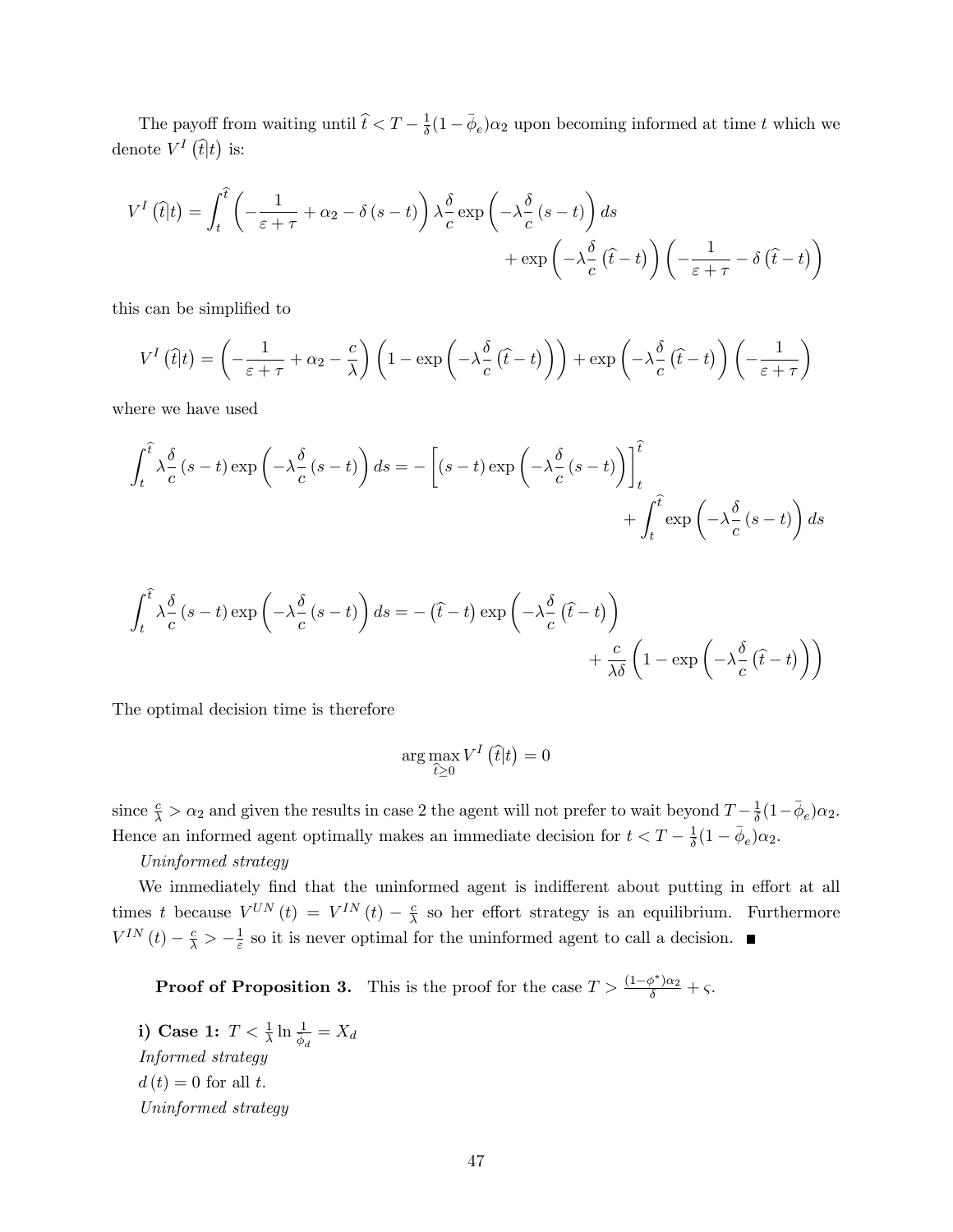The payoff from waiting until $\widehat{t} < T - \frac{1}{\delta}(1-\bar{\phi}_e)\alpha_2$ upon becoming informed at time $t$ which we denote $V^I\left(\widehat{t}|t\right)$ is:

$$V^I\left(\widehat{t}|t\right) = \int_t^{\widehat{t}} \left(-\frac{1}{\varepsilon+\tau} + \alpha_2 - \delta\left(s-t\right)\right)\lambda\frac{\delta}{c}\exp\left(-\lambda\frac{\delta}{c}\left(s-t\right)\right)ds + \exp\left(-\lambda\frac{\delta}{c}\left(\widehat{t}-t\right)\right)\left(-\frac{1}{\varepsilon+\tau} - \delta\left(\widehat{t}-t\right)\right)$$

this can be simplified to

$$V^I\left(\widehat{t}|t\right) = \left(-\frac{1}{\varepsilon+\tau} + \alpha_2 - \frac{c}{\lambda}\right)\left(1-\exp\left(-\lambda\frac{\delta}{c}\left(\widehat{t}-t\right)\right)\right) + \exp\left(-\lambda\frac{\delta}{c}\left(\widehat{t}-t\right)\right)\left(-\frac{1}{\varepsilon+\tau}\right)$$

where we have used

$$\int_t^{\widehat{t}} \lambda\frac{\delta}{c}\left(s-t\right)\exp\left(-\lambda\frac{\delta}{c}\left(s-t\right)\right)ds = -\left[\left(s-t\right)\exp\left(-\lambda\frac{\delta}{c}\left(s-t\right)\right)\right]_t^{\widehat{t}} + \int_t^{\widehat{t}} \exp\left(-\lambda\frac{\delta}{c}\left(s-t\right)\right)ds$$

$$\int_t^{\widehat{t}} \lambda\frac{\delta}{c}\left(s-t\right)\exp\left(-\lambda\frac{\delta}{c}\left(s-t\right)\right)ds = -\left(\widehat{t}-t\right)\exp\left(-\lambda\frac{\delta}{c}\left(\widehat{t}-t\right)\right) + \frac{c}{\lambda\delta}\left(1-\exp\left(-\lambda\frac{\delta}{c}\left(\widehat{t}-t\right)\right)\right)$$

The optimal decision time is therefore

$$\arg\max_{\widehat{t}\geq 0} V^I\left(\widehat{t}|t\right) = 0$$

since $\frac{c}{\lambda} > \alpha_2$ and given the results in case 2 the agent will not prefer to wait beyond $T - \frac{1}{\delta}(1-\bar{\phi}_e)\alpha_2$. Hence an informed agent optimally makes an immediate decision for $t < T - \frac{1}{\delta}(1-\bar{\phi}_e)\alpha_2$.

*Uninformed strategy*

We immediately find that the uninformed agent is indifferent about putting in effort at all times $t$ because $V^{UN}(t) = V^{IN}(t) - \frac{c}{\lambda}$ so her effort strategy is an equilibrium. Furthermore $V^{IN}(t) - \frac{c}{\lambda} > -\frac{1}{\varepsilon}$ so it is never optimal for the uninformed agent to call a decision. ■

**Proof of Proposition 3.** This is the proof for the case $T > \frac{(1-\phi^*)\alpha_2}{\delta} + \varsigma$.

**i) Case 1:** $T < \frac{1}{\lambda}\ln\frac{1}{\bar{\phi}_d} = X_d$

*Informed strategy*

$d(t) = 0$ for all $t$.

*Uninformed strategy*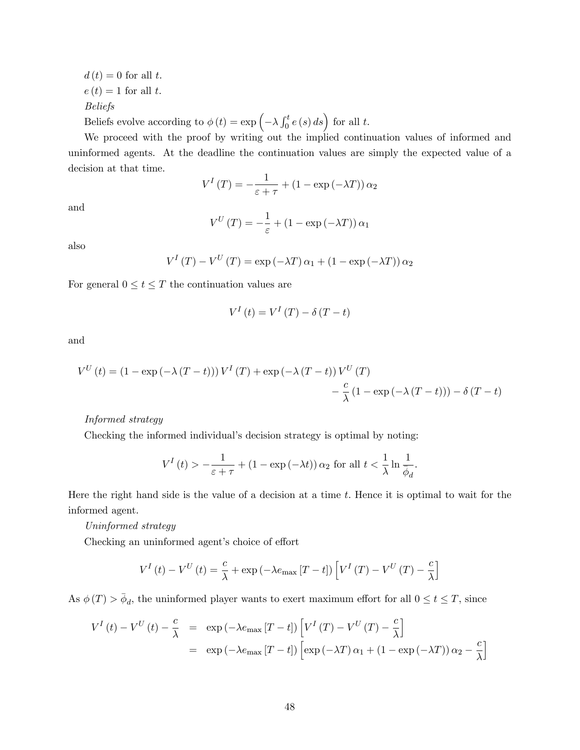$d(t) = 0$ for all $t$.

$e(t) = 1$ for all $t$.

*Beliefs*

Beliefs evolve according to $\phi(t) = \exp\left(-\lambda \int_0^t e(s)\, ds\right)$ for all $t$.

We proceed with the proof by writing out the implied continuation values of informed and uninformed agents. At the deadline the continuation values are simply the expected value of a decision at that time.

$$V^I(T) = -\frac{1}{\varepsilon + \tau} + (1 - \exp(-\lambda T))\,\alpha_2$$

and

$$V^U(T) = -\frac{1}{\varepsilon} + (1 - \exp(-\lambda T))\,\alpha_1$$

also

$$V^I(T) - V^U(T) = \exp(-\lambda T)\,\alpha_1 + (1 - \exp(-\lambda T))\,\alpha_2$$

For general $0 \le t \le T$ the continuation values are

$$V^I(t) = V^I(T) - \delta(T - t)$$

and

$$\begin{aligned} V^U(t) = (1 - \exp(-\lambda(T-t)))\,V^I(T) + \exp(-\lambda(T-t))\,V^U(T) \\ - \frac{c}{\lambda}(1 - \exp(-\lambda(T-t))) - \delta(T-t) \end{aligned}$$

*Informed strategy*

Checking the informed individual's decision strategy is optimal by noting:

$$V^I(t) > -\frac{1}{\varepsilon + \tau} + (1 - \exp(-\lambda t))\,\alpha_2 \text{ for all } t < \frac{1}{\lambda}\ln\frac{1}{\bar{\phi}_d}.$$

Here the right hand side is the value of a decision at a time $t$. Hence it is optimal to wait for the informed agent.

*Uninformed strategy*

Checking an uninformed agent's choice of effort

$$V^I(t) - V^U(t) = \frac{c}{\lambda} + \exp(-\lambda e_{\max}[T-t])\left[V^I(T) - V^U(T) - \frac{c}{\lambda}\right]$$

As $\phi(T) > \bar{\phi}_d$, the uninformed player wants to exert maximum effort for all $0 \le t \le T$, since

$$\begin{aligned} V^I(t) - V^U(t) - \frac{c}{\lambda} &= \exp(-\lambda e_{\max}[T-t])\left[V^I(T) - V^U(T) - \frac{c}{\lambda}\right] \\ &= \exp(-\lambda e_{\max}[T-t])\left[\exp(-\lambda T)\,\alpha_1 + (1 - \exp(-\lambda T))\,\alpha_2 - \frac{c}{\lambda}\right] \end{aligned}$$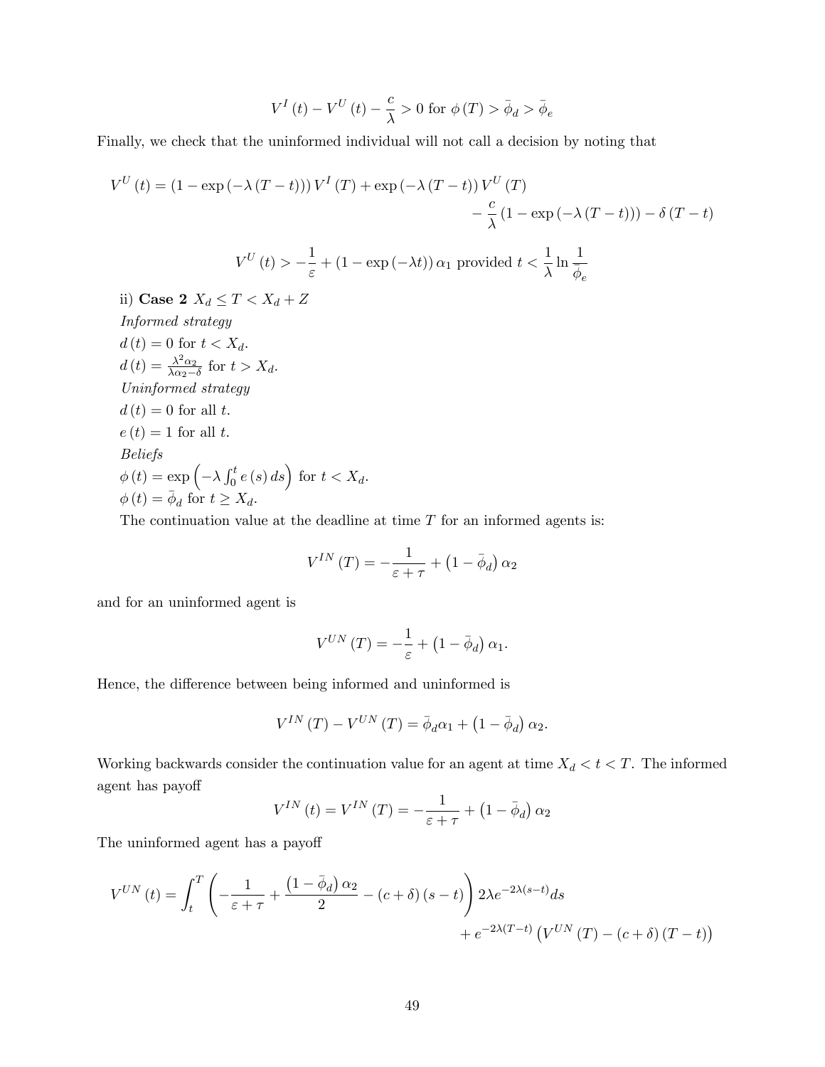$$V^I(t) - V^U(t) - \frac{c}{\lambda} > 0 \text{ for } \phi(T) > \bar{\phi}_d > \bar{\phi}_e$$

Finally, we check that the uninformed individual will not call a decision by noting that

$$V^U(t) = (1 - \exp(-\lambda(T-t)))\, V^I(T) + \exp(-\lambda(T-t))\, V^U(T) - \frac{c}{\lambda}(1 - \exp(-\lambda(T-t))) - \delta(T-t)$$

$$V^U(t) > -\frac{1}{\varepsilon} + (1 - \exp(-\lambda t))\,\alpha_1 \text{ provided } t < \frac{1}{\lambda}\ln\frac{1}{\bar{\phi}_e}$$

ii) **Case 2** $X_d \leq T < X_d + Z$

*Informed strategy*

$d(t) = 0$ for $t < X_d$.

$d(t) = \frac{\lambda^2\alpha_2}{\lambda\alpha_2 - \delta}$ for $t > X_d$.

*Uninformed strategy*

$d(t) = 0$ for all $t$.

$e(t) = 1$ for all $t$.

*Beliefs*

$\phi(t) = \exp\left(-\lambda\int_0^t e(s)\,ds\right)$ for $t < X_d$.

$\phi(t) = \bar{\phi}_d$ for $t \geq X_d$.

The continuation value at the deadline at time $T$ for an informed agents is:

$$V^{IN}(T) = -\frac{1}{\varepsilon + \tau} + \left(1 - \bar{\phi}_d\right)\alpha_2$$

and for an uninformed agent is

$$V^{UN}(T) = -\frac{1}{\varepsilon} + \left(1 - \bar{\phi}_d\right)\alpha_1.$$

Hence, the difference between being informed and uninformed is

$$V^{IN}(T) - V^{UN}(T) = \bar{\phi}_d\alpha_1 + \left(1 - \bar{\phi}_d\right)\alpha_2.$$

Working backwards consider the continuation value for an agent at time $X_d < t < T$. The informed agent has payoff

$$V^{IN}(t) = V^{IN}(T) = -\frac{1}{\varepsilon + \tau} + \left(1 - \bar{\phi}_d\right)\alpha_2$$

The uninformed agent has a payoff

$$V^{UN}(t) = \int_t^T \left(-\frac{1}{\varepsilon + \tau} + \frac{\left(1 - \bar{\phi}_d\right)\alpha_2}{2} - (c + \delta)(s - t)\right) 2\lambda e^{-2\lambda(s-t)} ds + e^{-2\lambda(T-t)}\left(V^{UN}(T) - (c + \delta)(T - t)\right)$$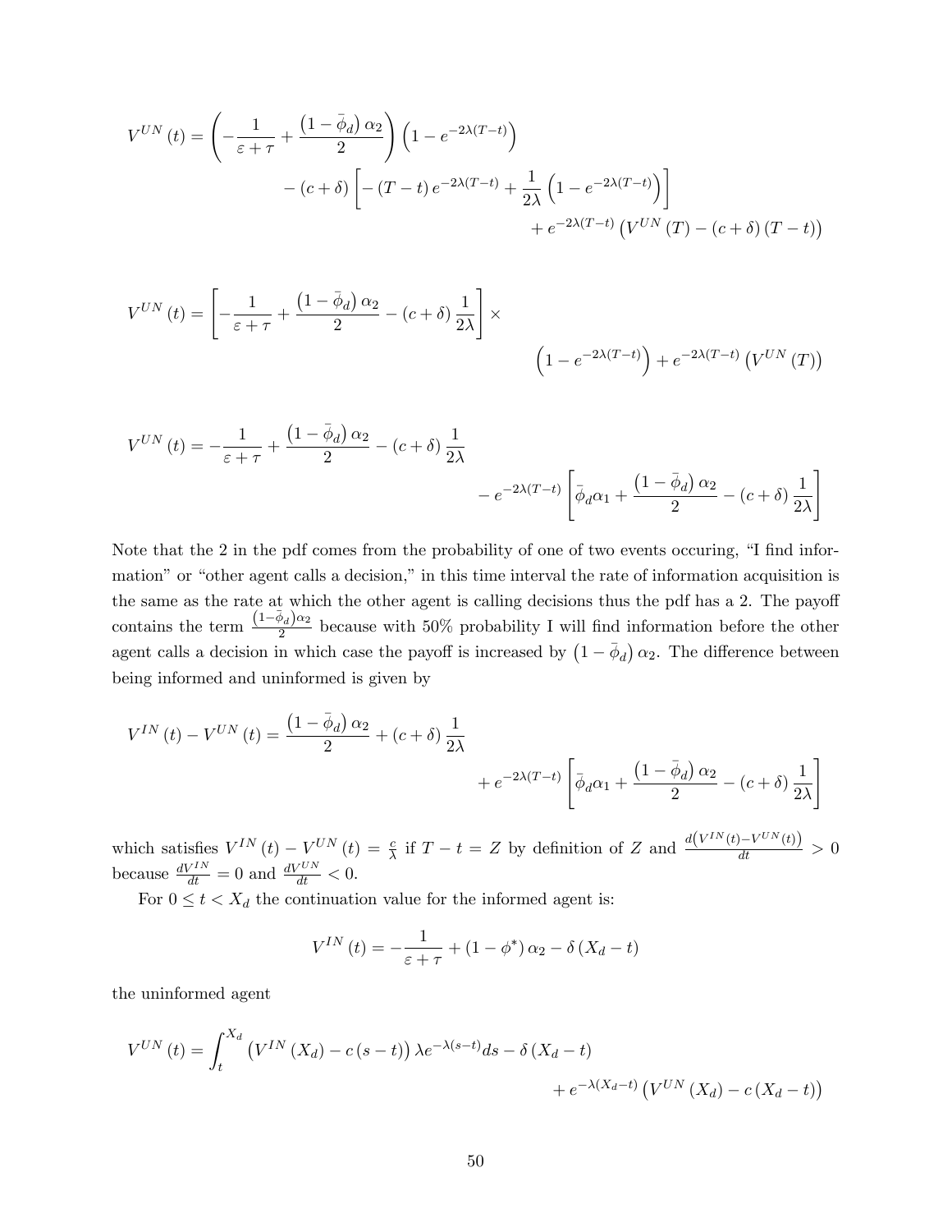$$V^{UN}(t) = \left(-\frac{1}{\varepsilon+\tau} + \frac{\left(1-\bar{\phi}_d\right)\alpha_2}{2}\right)\left(1-e^{-2\lambda(T-t)}\right)$$
$$- (c+\delta)\left[-(T-t)e^{-2\lambda(T-t)} + \frac{1}{2\lambda}\left(1-e^{-2\lambda(T-t)}\right)\right]$$
$$+ e^{-2\lambda(T-t)}\left(V^{UN}(T) - (c+\delta)(T-t)\right)$$

$$V^{UN}(t) = \left[-\frac{1}{\varepsilon+\tau} + \frac{\left(1-\bar{\phi}_d\right)\alpha_2}{2} - (c+\delta)\frac{1}{2\lambda}\right] \times$$
$$\left(1-e^{-2\lambda(T-t)}\right) + e^{-2\lambda(T-t)}\left(V^{UN}(T)\right)$$

$$V^{UN}(t) = -\frac{1}{\varepsilon+\tau} + \frac{\left(1-\bar{\phi}_d\right)\alpha_2}{2} - (c+\delta)\frac{1}{2\lambda}$$
$$- e^{-2\lambda(T-t)}\left[\bar{\phi}_d\alpha_1 + \frac{\left(1-\bar{\phi}_d\right)\alpha_2}{2} - (c+\delta)\frac{1}{2\lambda}\right]$$

Note that the 2 in the pdf comes from the probability of one of two events occuring, "I find information" or "other agent calls a decision," in this time interval the rate of information acquisition is the same as the rate at which the other agent is calling decisions thus the pdf has a 2. The payoff contains the term $\frac{\left(1-\bar{\phi}_d\right)\alpha_2}{2}$ because with 50% probability I will find information before the other agent calls a decision in which case the payoff is increased by $\left(1-\bar{\phi}_d\right)\alpha_2$. The difference between being informed and uninformed is given by

$$V^{IN}(t) - V^{UN}(t) = \frac{\left(1-\bar{\phi}_d\right)\alpha_2}{2} + (c+\delta)\frac{1}{2\lambda}$$
$$+ e^{-2\lambda(T-t)}\left[\bar{\phi}_d\alpha_1 + \frac{\left(1-\bar{\phi}_d\right)\alpha_2}{2} - (c+\delta)\frac{1}{2\lambda}\right]$$

which satisfies $V^{IN}(t) - V^{UN}(t) = \frac{c}{\lambda}$ if $T - t = Z$ by definition of $Z$ and $\frac{d\left(V^{IN}(t)-V^{UN}(t)\right)}{dt} > 0$ because $\frac{dV^{IN}}{dt} = 0$ and $\frac{dV^{UN}}{dt} < 0$.

For $0 \leq t < X_d$ the continuation value for the informed agent is:

$$V^{IN}(t) = -\frac{1}{\varepsilon+\tau} + (1-\phi^*)\alpha_2 - \delta(X_d - t)$$

the uninformed agent

$$V^{UN}(t) = \int_t^{X_d}\left(V^{IN}(X_d) - c(s-t)\right)\lambda e^{-\lambda(s-t)}ds - \delta(X_d - t)$$
$$+ e^{-\lambda(X_d-t)}\left(V^{UN}(X_d) - c(X_d - t)\right)$$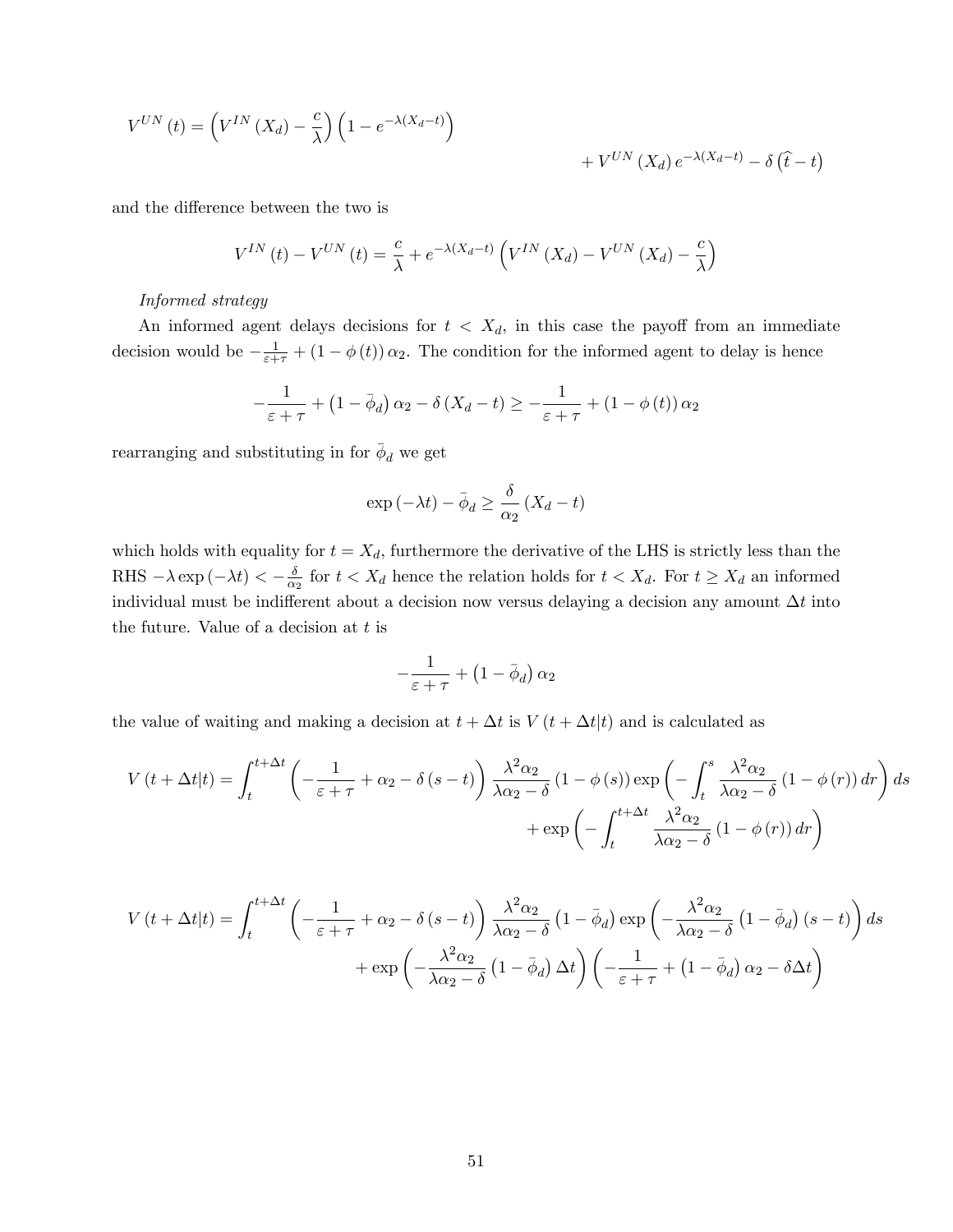$$V^{UN}(t) = \left(V^{IN}(X_d) - \frac{c}{\lambda}\right)\left(1 - e^{-\lambda(X_d - t)}\right) + V^{UN}(X_d)\, e^{-\lambda(X_d - t)} - \delta\left(\widehat{t} - t\right)$$

and the difference between the two is

$$V^{IN}(t) - V^{UN}(t) = \frac{c}{\lambda} + e^{-\lambda(X_d - t)}\left(V^{IN}(X_d) - V^{UN}(X_d) - \frac{c}{\lambda}\right)$$

*Informed strategy*

An informed agent delays decisions for $t < X_d$, in this case the payoff from an immediate decision would be $-\frac{1}{\varepsilon+\tau} + (1 - \phi(t))\,\alpha_2$. The condition for the informed agent to delay is hence

$$-\frac{1}{\varepsilon + \tau} + \left(1 - \bar{\phi}_d\right)\alpha_2 - \delta\left(X_d - t\right) \geq -\frac{1}{\varepsilon + \tau} + (1 - \phi(t))\,\alpha_2$$

rearranging and substituting in for $\bar{\phi}_d$ we get

$$\exp(-\lambda t) - \bar{\phi}_d \geq \frac{\delta}{\alpha_2}\left(X_d - t\right)$$

which holds with equality for $t = X_d$, furthermore the derivative of the LHS is strictly less than the RHS $-\lambda \exp(-\lambda t) < -\frac{\delta}{\alpha_2}$ for $t < X_d$ hence the relation holds for $t < X_d$. For $t \geq X_d$ an informed individual must be indifferent about a decision now versus delaying a decision any amount $\Delta t$ into the future. Value of a decision at $t$ is

$$-\frac{1}{\varepsilon + \tau} + \left(1 - \bar{\phi}_d\right)\alpha_2$$

the value of waiting and making a decision at $t + \Delta t$ is $V(t + \Delta t|t)$ and is calculated as

$$V(t + \Delta t|t) = \int_t^{t+\Delta t}\left(-\frac{1}{\varepsilon + \tau} + \alpha_2 - \delta(s - t)\right)\frac{\lambda^2\alpha_2}{\lambda\alpha_2 - \delta}(1 - \phi(s))\exp\left(-\int_t^s \frac{\lambda^2\alpha_2}{\lambda\alpha_2 - \delta}(1 - \phi(r))\,dr\right)ds + \exp\left(-\int_t^{t+\Delta t}\frac{\lambda^2\alpha_2}{\lambda\alpha_2 - \delta}(1 - \phi(r))\,dr\right)$$

$$V(t + \Delta t|t) = \int_t^{t+\Delta t}\left(-\frac{1}{\varepsilon + \tau} + \alpha_2 - \delta(s - t)\right)\frac{\lambda^2\alpha_2}{\lambda\alpha_2 - \delta}\left(1 - \bar{\phi}_d\right)\exp\left(-\frac{\lambda^2\alpha_2}{\lambda\alpha_2 - \delta}\left(1 - \bar{\phi}_d\right)(s - t)\right)ds + \exp\left(-\frac{\lambda^2\alpha_2}{\lambda\alpha_2 - \delta}\left(1 - \bar{\phi}_d\right)\Delta t\right)\left(-\frac{1}{\varepsilon + \tau} + \left(1 - \bar{\phi}_d\right)\alpha_2 - \delta\Delta t\right)$$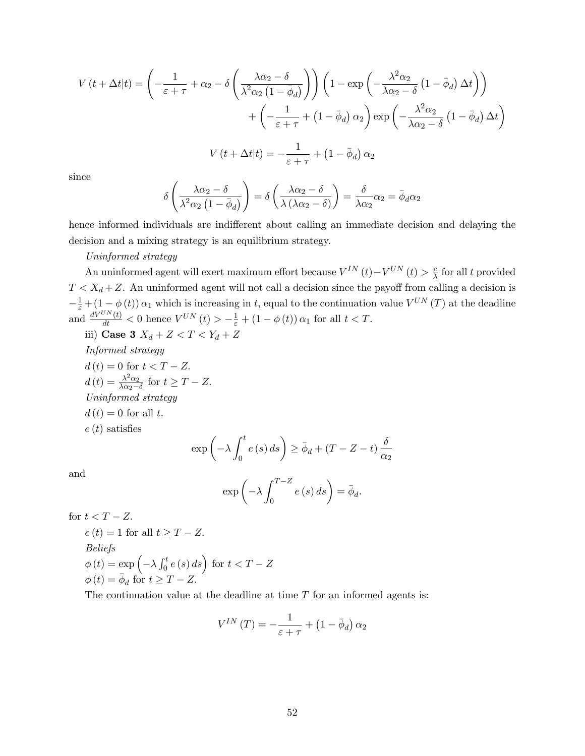$$V(t+\Delta t|t) = \left(-\frac{1}{\varepsilon+\tau} + \alpha_2 - \delta\left(\frac{\lambda\alpha_2 - \delta}{\lambda^2\alpha_2\left(1-\bar{\phi}_d\right)}\right)\right)\left(1 - \exp\left(-\frac{\lambda^2\alpha_2}{\lambda\alpha_2-\delta}\left(1-\bar{\phi}_d\right)\Delta t\right)\right)$$
$$+\left(-\frac{1}{\varepsilon+\tau} + \left(1-\bar{\phi}_d\right)\alpha_2\right)\exp\left(-\frac{\lambda^2\alpha_2}{\lambda\alpha_2-\delta}\left(1-\bar{\phi}_d\right)\Delta t\right)$$

$$V(t+\Delta t|t) = -\frac{1}{\varepsilon+\tau} + \left(1-\bar{\phi}_d\right)\alpha_2$$

since

$$\delta\left(\frac{\lambda\alpha_2-\delta}{\lambda^2\alpha_2\left(1-\bar{\phi}_d\right)}\right) = \delta\left(\frac{\lambda\alpha_2-\delta}{\lambda\left(\lambda\alpha_2-\delta\right)}\right) = \frac{\delta}{\lambda\alpha_2}\alpha_2 = \bar{\phi}_d\alpha_2$$

hence informed individuals are indifferent about calling an immediate decision and delaying the decision and a mixing strategy is an equilibrium strategy.

*Uninformed strategy*

An uninformed agent will exert maximum effort because $V^{IN}(t) - V^{UN}(t) > \frac{c}{\lambda}$ for all $t$ provided $T < X_d + Z$. An uninformed agent will not call a decision since the payoff from calling a decision is $-\frac{1}{\varepsilon} + (1-\phi(t))\alpha_1$ which is increasing in $t$, equal to the continuation value $V^{UN}(T)$ at the deadline and $\frac{dV^{UN}(t)}{dt} < 0$ hence $V^{UN}(t) > -\frac{1}{\varepsilon} + (1-\phi(t))\alpha_1$ for all $t < T$.

iii) **Case 3** $X_d + Z < T < Y_d + Z$

*Informed strategy*

$d(t) = 0$ for $t < T - Z$.

$d(t) = \frac{\lambda^2\alpha_2}{\lambda\alpha_2 - \delta}$ for $t \geq T - Z$.

*Uninformed strategy*

$d(t) = 0$ for all $t$.

$e(t)$ satisfies

$$\exp\left(-\lambda\int_0^t e(s)\,ds\right) \geq \bar{\phi}_d + (T - Z - t)\frac{\delta}{\alpha_2}$$

and

$$\exp\left(-\lambda\int_0^{T-Z} e(s)\,ds\right) = \bar{\phi}_d.$$

for $t < T - Z$.

$e(t) = 1$ for all $t \geq T - Z$.

*Beliefs*

$\phi(t) = \exp\left(-\lambda\int_0^t e(s)\,ds\right)$ for $t < T - Z$

$\phi(t) = \bar{\phi}_d$ for $t \geq T - Z$.

The continuation value at the deadline at time $T$ for an informed agents is:

$$V^{IN}(T) = -\frac{1}{\varepsilon+\tau} + \left(1-\bar{\phi}_d\right)\alpha_2$$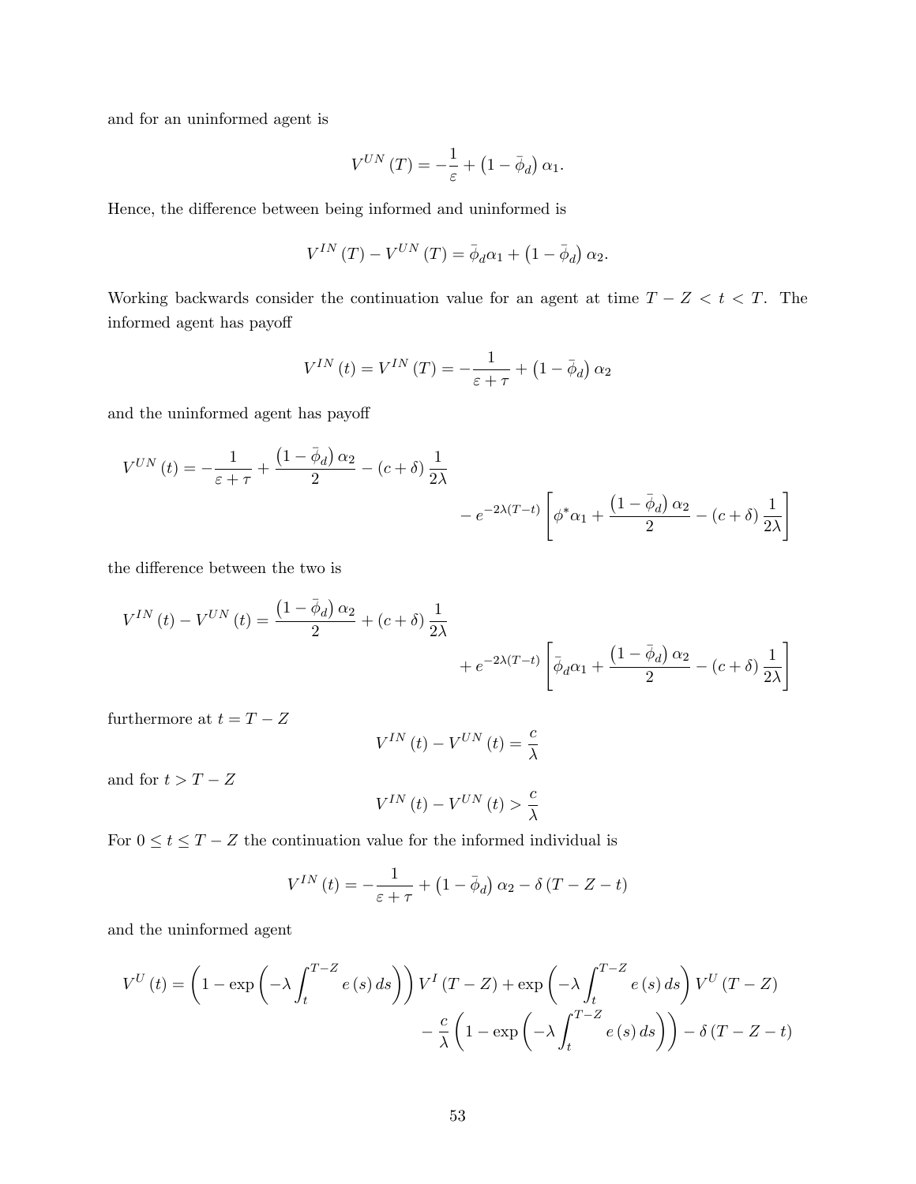and for an uninformed agent is

$$V^{UN}(T) = -\frac{1}{\varepsilon} + \left(1 - \bar{\phi}_d\right)\alpha_1.$$

Hence, the difference between being informed and uninformed is

$$V^{IN}(T) - V^{UN}(T) = \bar{\phi}_d \alpha_1 + \left(1 - \bar{\phi}_d\right)\alpha_2.$$

Working backwards consider the continuation value for an agent at time $T - Z < t < T$. The informed agent has payoff

$$V^{IN}(t) = V^{IN}(T) = -\frac{1}{\varepsilon + \tau} + \left(1 - \bar{\phi}_d\right)\alpha_2$$

and the uninformed agent has payoff

$$V^{UN}(t) = -\frac{1}{\varepsilon + \tau} + \frac{\left(1 - \bar{\phi}_d\right)\alpha_2}{2} - (c + \delta)\frac{1}{2\lambda} - e^{-2\lambda(T-t)}\left[\phi^* \alpha_1 + \frac{\left(1 - \bar{\phi}_d\right)\alpha_2}{2} - (c + \delta)\frac{1}{2\lambda}\right]$$

the difference between the two is

$$V^{IN}(t) - V^{UN}(t) = \frac{\left(1 - \bar{\phi}_d\right)\alpha_2}{2} + (c + \delta)\frac{1}{2\lambda} + e^{-2\lambda(T-t)}\left[\bar{\phi}_d \alpha_1 + \frac{\left(1 - \bar{\phi}_d\right)\alpha_2}{2} - (c + \delta)\frac{1}{2\lambda}\right]$$

furthermore at $t = T - Z$

$$V^{IN}(t) - V^{UN}(t) = \frac{c}{\lambda}$$

and for $t > T - Z$

$$V^{IN}(t) - V^{UN}(t) > \frac{c}{\lambda}$$

For $0 \leq t \leq T - Z$ the continuation value for the informed individual is

$$V^{IN}(t) = -\frac{1}{\varepsilon + \tau} + \left(1 - \bar{\phi}_d\right)\alpha_2 - \delta(T - Z - t)$$

and the uninformed agent

$$V^{U}(t) = \left(1 - \exp\left(-\lambda \int_t^{T-Z} e(s)\, ds\right)\right) V^{I}(T - Z) + \exp\left(-\lambda \int_t^{T-Z} e(s)\, ds\right) V^{U}(T - Z) - \frac{c}{\lambda}\left(1 - \exp\left(-\lambda \int_t^{T-Z} e(s)\, ds\right)\right) - \delta(T - Z - t)$$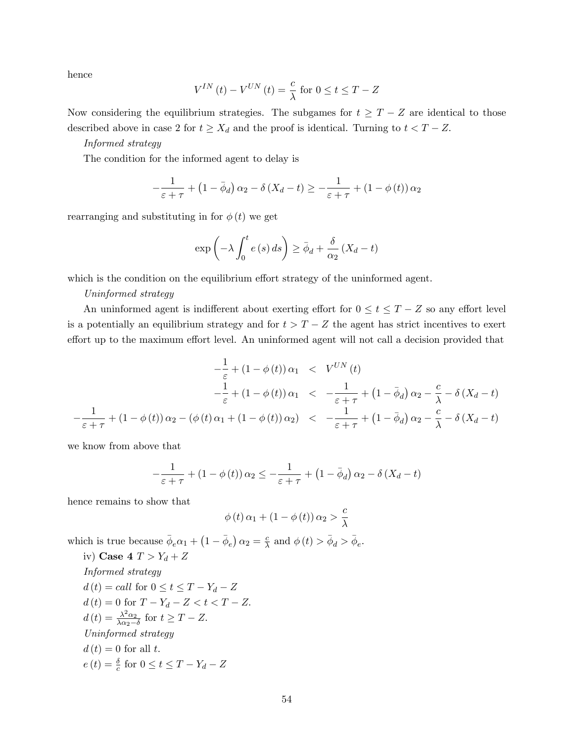hence

$$V^{IN}(t) - V^{UN}(t) = \frac{c}{\lambda} \text{ for } 0 \leq t \leq T - Z$$

Now considering the equilibrium strategies. The subgames for $t \geq T - Z$ are identical to those described above in case 2 for $t \geq X_d$ and the proof is identical. Turning to $t < T - Z$.

*Informed strategy*

The condition for the informed agent to delay is

$$-\frac{1}{\varepsilon + \tau} + \left(1 - \bar{\phi}_d\right)\alpha_2 - \delta\left(X_d - t\right) \geq -\frac{1}{\varepsilon + \tau} + \left(1 - \phi(t)\right)\alpha_2$$

rearranging and substituting in for $\phi(t)$ we get

$$\exp\left(-\lambda \int_0^t e(s)\,ds\right) \geq \bar{\phi}_d + \frac{\delta}{\alpha_2}\left(X_d - t\right)$$

which is the condition on the equilibrium effort strategy of the uninformed agent.

*Uninformed strategy*

An uninformed agent is indifferent about exerting effort for $0 \leq t \leq T - Z$ so any effort level is a potentially an equilibrium strategy and for $t > T - Z$ the agent has strict incentives to exert effort up to the maximum effort level. An uninformed agent will not call a decision provided that

$$\begin{aligned}
-\frac{1}{\varepsilon} + \left(1 - \phi(t)\right)\alpha_1 &< V^{UN}(t) \\
-\frac{1}{\varepsilon} + \left(1 - \phi(t)\right)\alpha_1 &< -\frac{1}{\varepsilon + \tau} + \left(1 - \bar{\phi}_d\right)\alpha_2 - \frac{c}{\lambda} - \delta\left(X_d - t\right) \\
-\frac{1}{\varepsilon + \tau} + \left(1 - \phi(t)\right)\alpha_2 - \left(\phi(t)\alpha_1 + \left(1 - \phi(t)\right)\alpha_2\right) &< -\frac{1}{\varepsilon + \tau} + \left(1 - \bar{\phi}_d\right)\alpha_2 - \frac{c}{\lambda} - \delta\left(X_d - t\right)
\end{aligned}$$

we know from above that

$$-\frac{1}{\varepsilon + \tau} + \left(1 - \phi(t)\right)\alpha_2 \leq -\frac{1}{\varepsilon + \tau} + \left(1 - \bar{\phi}_d\right)\alpha_2 - \delta\left(X_d - t\right)$$

hence remains to show that

$$\phi(t)\alpha_1 + \left(1 - \phi(t)\right)\alpha_2 > \frac{c}{\lambda}$$

which is true because $\bar{\phi}_e\alpha_1 + \left(1 - \bar{\phi}_e\right)\alpha_2 = \frac{c}{\lambda}$ and $\phi(t) > \bar{\phi}_d > \bar{\phi}_e$.

iv) **Case 4** $T > Y_d + Z$

*Informed strategy*

$d(t) = call$ for $0 \leq t \leq T - Y_d - Z$

$d(t) = 0$ for $T - Y_d - Z < t < T - Z$.

$d(t) = \frac{\lambda^2 \alpha_2}{\lambda \alpha_2 - \delta}$ for $t \geq T - Z$.

*Uninformed strategy*

$d(t) = 0$ for all $t$.

$e(t) = \frac{\delta}{c}$ for $0 \leq t \leq T - Y_d - Z$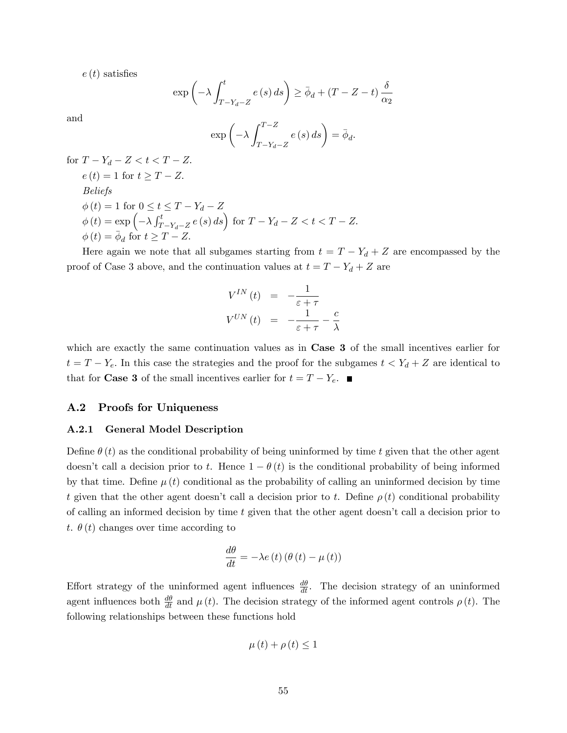$e(t)$ satisfies

$$\exp\left(-\lambda\int_{T-Y_d-Z}^{t} e(s)\,ds\right) \geq \bar{\phi}_d + (T-Z-t)\,\frac{\delta}{\alpha_2}$$

and

$$\exp\left(-\lambda\int_{T-Y_d-Z}^{T-Z} e(s)\,ds\right) = \bar{\phi}_d.$$

for $T-Y_d-Z < t < T-Z$.

$e(t) = 1$ for $t \geq T-Z$.

*Beliefs*

$\phi(t) = 1$ for $0 \leq t \leq T-Y_d-Z$

$\phi(t) = \exp\left(-\lambda\int_{T-Y_d-Z}^{t} e(s)\,ds\right)$ for $T-Y_d-Z < t < T-Z$.

$\phi(t) = \bar{\phi}_d$ for $t \geq T-Z$.

Here again we note that all subgames starting from $t = T-Y_d+Z$ are encompassed by the proof of Case 3 above, and the continuation values at $t = T-Y_d+Z$ are

$$\begin{aligned} V^{IN}(t) &= -\frac{1}{\varepsilon+\tau} \\ V^{UN}(t) &= -\frac{1}{\varepsilon+\tau} - \frac{c}{\lambda} \end{aligned}$$

which are exactly the same continuation values as in **Case 3** of the small incentives earlier for $t = T-Y_e$. In this case the strategies and the proof for the subgames $t < Y_d+Z$ are identical to that for **Case 3** of the small incentives earlier for $t = T-Y_e$. ■

## A.2 Proofs for Uniqueness

### A.2.1 General Model Description

Define $\theta(t)$ as the conditional probability of being uninformed by time $t$ given that the other agent doesn't call a decision prior to $t$. Hence $1-\theta(t)$ is the conditional probability of being informed by that time. Define $\mu(t)$ conditional as the probability of calling an uninformed decision by time $t$ given that the other agent doesn't call a decision prior to $t$. Define $\rho(t)$ conditional probability of calling an informed decision by time $t$ given that the other agent doesn't call a decision prior to $t$. $\theta(t)$ changes over time according to

$$\frac{d\theta}{dt} = -\lambda e(t)\left(\theta(t) - \mu(t)\right)$$

Effort strategy of the uninformed agent influences $\frac{d\theta}{dt}$. The decision strategy of an uninformed agent influences both $\frac{d\theta}{dt}$ and $\mu(t)$. The decision strategy of the informed agent controls $\rho(t)$. The following relationships between these functions hold

$$\mu(t) + \rho(t) \leq 1$$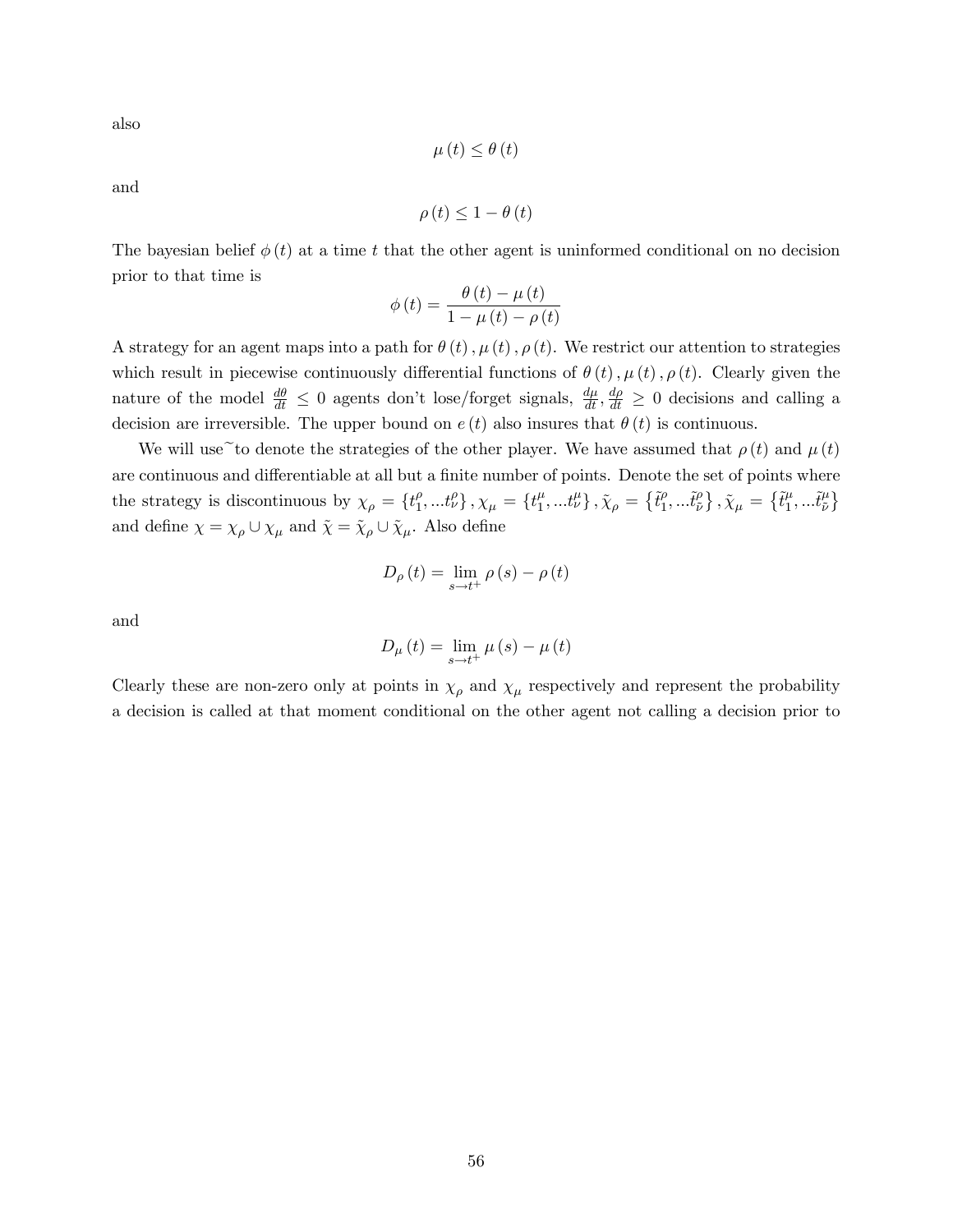also

$$\mu(t) \leq \theta(t)$$

and

$$\rho(t) \leq 1 - \theta(t)$$

The bayesian belief $\phi(t)$ at a time $t$ that the other agent is uninformed conditional on no decision prior to that time is

$$\phi(t) = \frac{\theta(t) - \mu(t)}{1 - \mu(t) - \rho(t)}$$

A strategy for an agent maps into a path for $\theta(t), \mu(t), \rho(t)$. We restrict our attention to strategies which result in piecewise continuously differential functions of $\theta(t), \mu(t), \rho(t)$. Clearly given the nature of the model $\frac{d\theta}{dt} \leq 0$ agents don't lose/forget signals, $\frac{d\mu}{dt}, \frac{d\rho}{dt} \geq 0$ decisions and calling a decision are irreversible. The upper bound on $e(t)$ also insures that $\theta(t)$ is continuous.

We will use ~ to denote the strategies of the other player. We have assumed that $\rho(t)$ and $\mu(t)$ are continuous and differentiable at all but a finite number of points. Denote the set of points where the strategy is discontinuous by $\chi_\rho = \{t_1^\rho, ...t_\nu^\rho\}, \chi_\mu = \{t_1^\mu, ...t_\nu^\mu\}, \tilde{\chi}_\rho = \{\tilde{t}_1^\rho, ...\tilde{t}_{\tilde{\nu}}^\rho\}, \tilde{\chi}_\mu = \{\tilde{t}_1^\mu, ...\tilde{t}_{\tilde{\nu}}^\mu\}$ and define $\chi = \chi_\rho \cup \chi_\mu$ and $\tilde{\chi} = \tilde{\chi}_\rho \cup \tilde{\chi}_\mu$. Also define

$$D_\rho(t) = \lim_{s \to t^+} \rho(s) - \rho(t)$$

and

$$D_\mu(t) = \lim_{s \to t^+} \mu(s) - \mu(t)$$

Clearly these are non-zero only at points in $\chi_\rho$ and $\chi_\mu$ respectively and represent the probability a decision is called at that moment conditional on the other agent not calling a decision prior to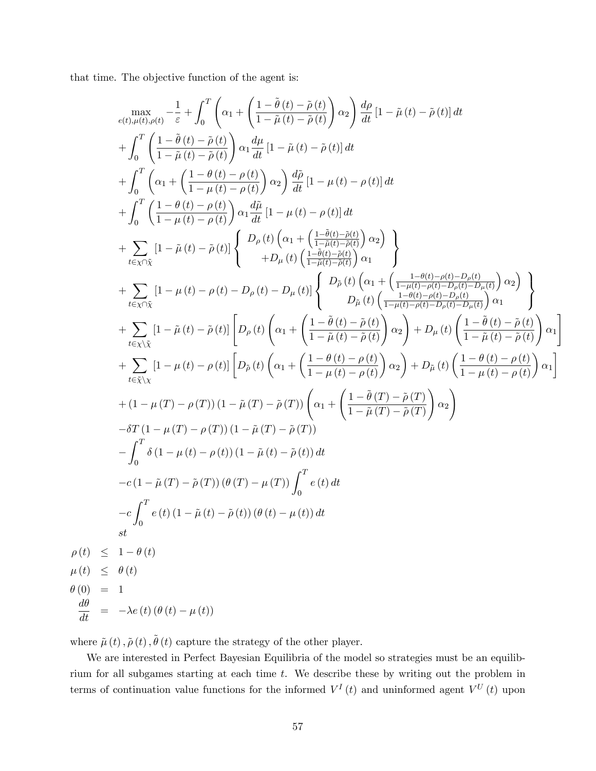that time. The objective function of the agent is:

$$
\begin{aligned}
&\max_{e(t),\mu(t),\rho(t)} -\frac{1}{\varepsilon}+\int_0^T \left(\alpha_1+\left(\frac{1-\tilde{\theta}(t)-\tilde{\rho}(t)}{1-\tilde{\mu}(t)-\tilde{\rho}(t)}\right)\alpha_2\right)\frac{d\rho}{dt}\left[1-\tilde{\mu}(t)-\tilde{\rho}(t)\right]dt \\
&+\int_0^T \left(\frac{1-\tilde{\theta}(t)-\tilde{\rho}(t)}{1-\tilde{\mu}(t)-\tilde{\rho}(t)}\right)\alpha_1\frac{d\mu}{dt}\left[1-\tilde{\mu}(t)-\tilde{\rho}(t)\right]dt \\
&+\int_0^T \left(\alpha_1+\left(\frac{1-\theta(t)-\rho(t)}{1-\mu(t)-\rho(t)}\right)\alpha_2\right)\frac{d\tilde{\rho}}{dt}\left[1-\mu(t)-\rho(t)\right]dt \\
&+\int_0^T \left(\frac{1-\theta(t)-\rho(t)}{1-\mu(t)-\rho(t)}\right)\alpha_1\frac{d\tilde{\mu}}{dt}\left[1-\mu(t)-\rho(t)\right]dt \\
&+\sum_{t\in\chi\cap\tilde{\chi}}\left[1-\tilde{\mu}(t)-\tilde{\rho}(t)\right]\left\{\begin{array}{c} D_\rho(t)\left(\alpha_1+\left(\frac{1-\tilde{\theta}(t)-\tilde{\rho}(t)}{1-\tilde{\mu}(t)-\tilde{\rho}(t)}\right)\alpha_2\right) \\ +D_\mu(t)\left(\frac{1-\tilde{\theta}(t)-\tilde{\rho}(t)}{1-\tilde{\mu}(t)-\tilde{\rho}(t)}\right)\alpha_1\end{array}\right\} \\
&+\sum_{t\in\chi\cap\tilde{\chi}}\left[1-\mu(t)-\rho(t)-D_\rho(t)-D_\mu(t)\right]\left\{\begin{array}{c} D_{\tilde{\rho}}(t)\left(\alpha_1+\left(\frac{1-\theta(t)-\rho(t)-D_\rho(t)}{1-\mu(t)-\rho(t)-D_\rho(t)-D_\mu(t)}\right)\alpha_2\right) \\ D_{\tilde{\mu}}(t)\left(\frac{1-\theta(t)-\rho(t)-D_\rho(t)}{1-\mu(t)-\rho(t)-D_\rho(t)-D_\mu(t)}\right)\alpha_1\end{array}\right\} \\
&+\sum_{t\in\chi\backslash\tilde{\chi}}\left[1-\tilde{\mu}(t)-\tilde{\rho}(t)\right]\left[D_\rho(t)\left(\alpha_1+\left(\frac{1-\tilde{\theta}(t)-\tilde{\rho}(t)}{1-\tilde{\mu}(t)-\tilde{\rho}(t)}\right)\alpha_2\right)+D_\mu(t)\left(\frac{1-\tilde{\theta}(t)-\tilde{\rho}(t)}{1-\tilde{\mu}(t)-\tilde{\rho}(t)}\right)\alpha_1\right] \\
&+\sum_{t\in\tilde{\chi}\backslash\chi}\left[1-\mu(t)-\rho(t)\right]\left[D_{\tilde{\rho}}(t)\left(\alpha_1+\left(\frac{1-\theta(t)-\rho(t)}{1-\mu(t)-\rho(t)}\right)\alpha_2\right)+D_{\tilde{\mu}}(t)\left(\frac{1-\theta(t)-\rho(t)}{1-\mu(t)-\rho(t)}\right)\alpha_1\right] \\
&+\left(1-\mu(T)-\rho(T)\right)\left(1-\tilde{\mu}(T)-\tilde{\rho}(T)\right)\left(\alpha_1+\left(\frac{1-\tilde{\theta}(T)-\tilde{\rho}(T)}{1-\tilde{\mu}(T)-\tilde{\rho}(T)}\right)\alpha_2\right) \\
&-\delta T\left(1-\mu(T)-\rho(T)\right)\left(1-\tilde{\mu}(T)-\tilde{\rho}(T)\right) \\
&-\int_0^T \delta\left(1-\mu(t)-\rho(t)\right)\left(1-\tilde{\mu}(t)-\tilde{\rho}(t)\right)dt \\
&-c\left(1-\tilde{\mu}(T)-\tilde{\rho}(T)\right)\left(\theta(T)-\mu(T)\right)\int_0^T e(t)\,dt \\
&-c\int_0^T e(t)\left(1-\tilde{\mu}(t)-\tilde{\rho}(t)\right)\left(\theta(t)-\mu(t)\right)dt \\
&st
\end{aligned}
$$

$$
\begin{aligned}
\rho(t) &\leq 1-\theta(t) \\
\mu(t) &\leq \theta(t) \\
\theta(0) &= 1 \\
\frac{d\theta}{dt} &= -\lambda e(t)\left(\theta(t)-\mu(t)\right)
\end{aligned}
$$

where $\tilde{\mu}(t), \tilde{\rho}(t), \tilde{\theta}(t)$ capture the strategy of the other player.

We are interested in Perfect Bayesian Equilibria of the model so strategies must be an equilibrium for all subgames starting at each time $t$. We describe these by writing out the problem in terms of continuation value functions for the informed $V^I(t)$ and uninformed agent $V^U(t)$ upon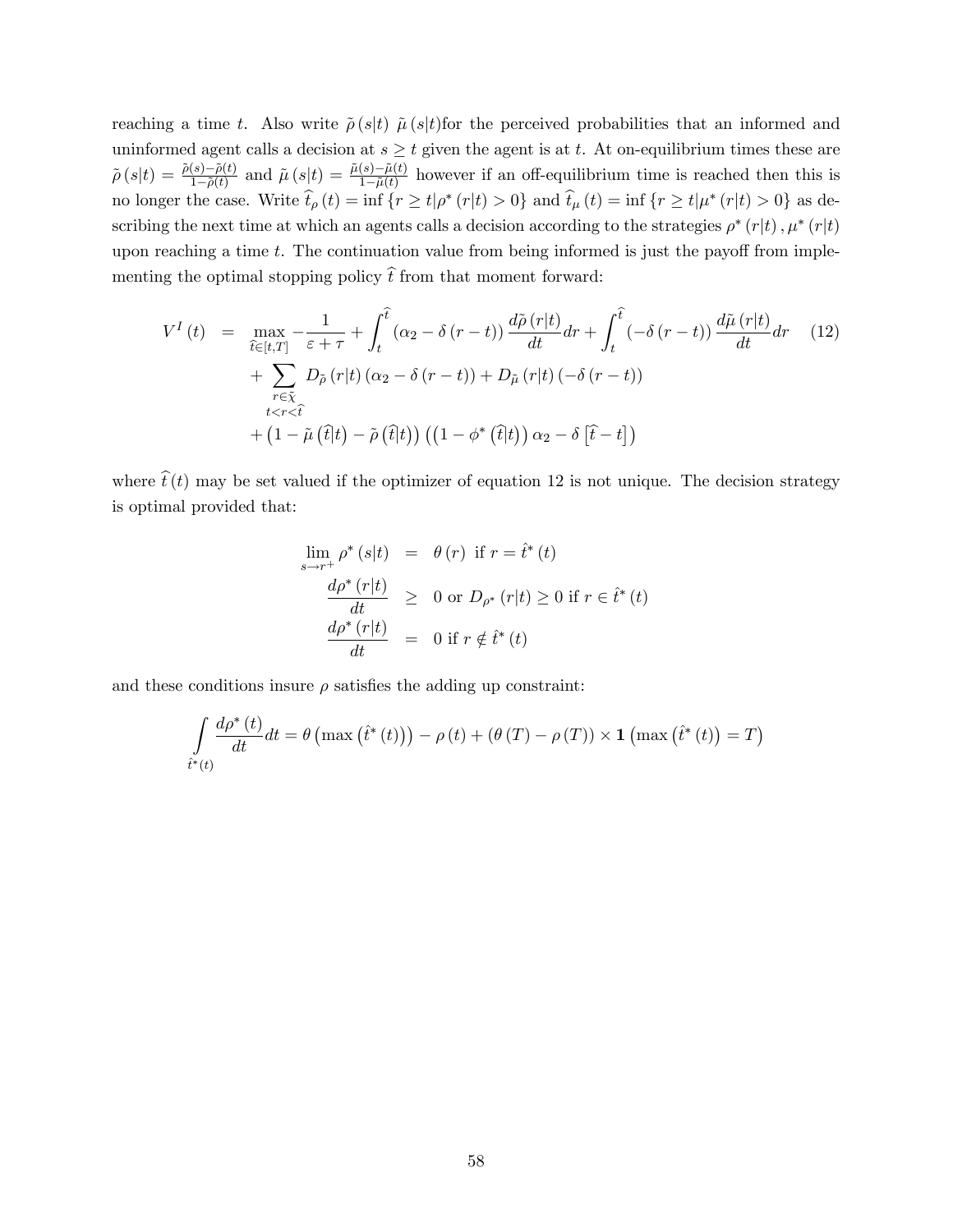reaching a time $t$. Also write $\tilde{\rho}(s|t)$ $\tilde{\mu}(s|t)$for the perceived probabilities that an informed and uninformed agent calls a decision at $s \geq t$ given the agent is at $t$. At on-equilibrium times these are $\tilde{\rho}(s|t) = \frac{\tilde{\rho}(s)-\tilde{\rho}(t)}{1-\tilde{\rho}(t)}$ and $\tilde{\mu}(s|t) = \frac{\tilde{\mu}(s)-\tilde{\mu}(t)}{1-\tilde{\mu}(t)}$ however if an off-equilibrium time is reached then this is no longer the case. Write $\widehat{t}_{\rho}(t) = \inf\{r \geq t | \rho^*(r|t) > 0\}$ and $\widehat{t}_{\mu}(t) = \inf\{r \geq t | \mu^*(r|t) > 0\}$ as describing the next time at which an agents calls a decision according to the strategies $\rho^*(r|t), \mu^*(r|t)$ upon reaching a time $t$. The continuation value from being informed is just the payoff from implementing the optimal stopping policy $\widehat{t}$ from that moment forward:

$$
\begin{aligned}
V^I(t) &= \max_{\widehat{t} \in [t,T]} -\frac{1}{\varepsilon+\tau} + \int_t^{\widehat{t}} (\alpha_2 - \delta(r-t)) \frac{d\tilde{\rho}(r|t)}{dt} dr + \int_t^{\widehat{t}} (-\delta(r-t)) \frac{d\tilde{\mu}(r|t)}{dt} dr \qquad (12) \\
&\quad + \sum_{\substack{r \in \tilde{\chi} \\ t<r<\widehat{t}}} D_{\tilde{\rho}}(r|t)(\alpha_2 - \delta(r-t)) + D_{\tilde{\mu}}(r|t)(-\delta(r-t)) \\
&\quad + \left(1 - \tilde{\mu}\left(\widehat{t}|t\right) - \tilde{\rho}\left(\widehat{t}|t\right)\right)\left(\left(1-\phi^*\left(\widehat{t}|t\right)\right)\alpha_2 - \delta\left[\widehat{t}-t\right]\right)
\end{aligned}
$$

where $\widehat{t}(t)$ may be set valued if the optimizer of equation 12 is not unique. The decision strategy is optimal provided that:

$$
\begin{aligned}
\lim_{s \to r^+} \rho^*(s|t) &= \theta(r) \text{ if } r = \hat{t}^*(t) \\
\frac{d\rho^*(r|t)}{dt} &\geq 0 \text{ or } D_{\rho^*}(r|t) \geq 0 \text{ if } r \in \hat{t}^*(t) \\
\frac{d\rho^*(r|t)}{dt} &= 0 \text{ if } r \notin \hat{t}^*(t)
\end{aligned}
$$

and these conditions insure $\rho$ satisfies the adding up constraint:

$$
\int_{\hat{t}^*(t)} \frac{d\rho^*(t)}{dt} dt = \theta\left(\max\left(\hat{t}^*(t)\right)\right) - \rho(t) + (\theta(T) - \rho(T)) \times \mathbf{1}\left(\max\left(\hat{t}^*(t)\right) = T\right)
$$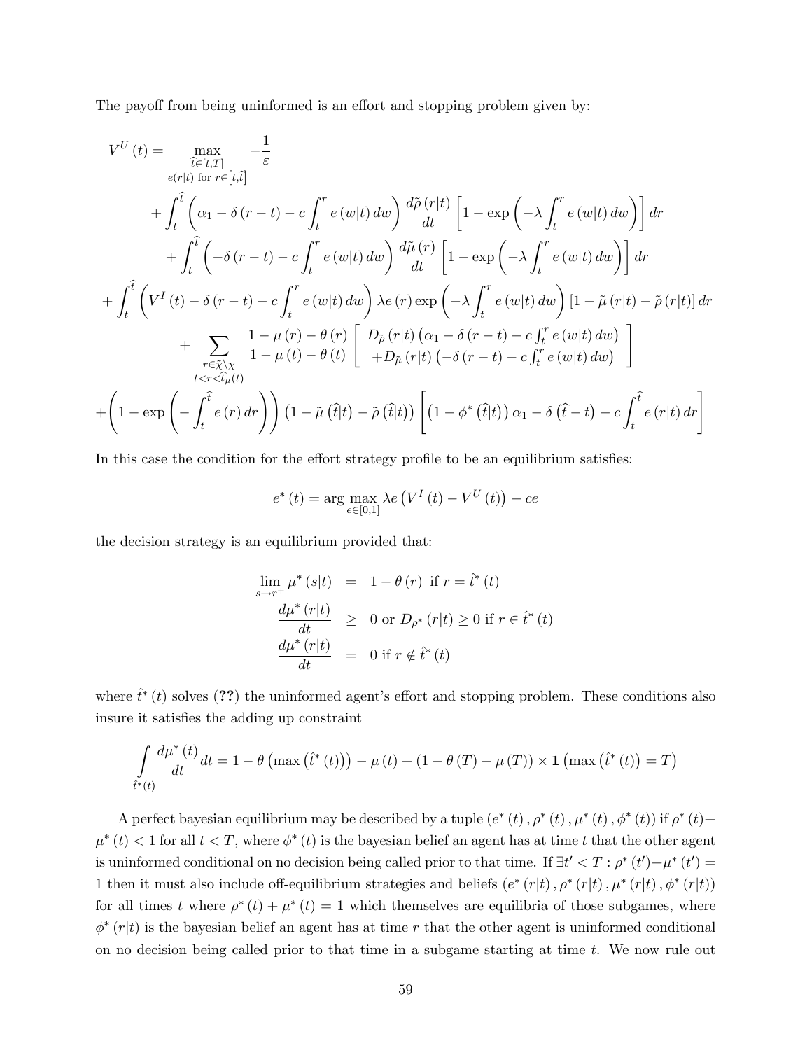The payoff from being uninformed is an effort and stopping problem given by:

$$
\begin{aligned}
V^U(t) = & \max_{\substack{\hat{t}\in[t,T] \\ e(r|t) \text{ for } r\in[t,\hat{t}]}} -\frac{1}{\varepsilon} \\
& + \int_t^{\hat{t}} \left(\alpha_1 - \delta(r-t) - c\int_t^r e(w|t)\,dw\right) \frac{d\tilde{\rho}(r|t)}{dt}\left[1-\exp\left(-\lambda\int_t^r e(w|t)\,dw\right)\right] dr \\
& + \int_t^{\hat{t}} \left(-\delta(r-t) - c\int_t^r e(w|t)\,dw\right) \frac{d\tilde{\mu}(r)}{dt}\left[1-\exp\left(-\lambda\int_t^r e(w|t)\,dw\right)\right] dr \\
& + \int_t^{\hat{t}} \left(V^I(t) - \delta(r-t) - c\int_t^r e(w|t)\,dw\right)\lambda e(r)\exp\left(-\lambda\int_t^r e(w|t)\,dw\right)\left[1-\tilde{\mu}(r|t)-\tilde{\rho}(r|t)\right] dr \\
& + \sum_{\substack{r\in\tilde{\chi}\setminus\chi \\ t<r<\hat{t}_\mu(t)}} \frac{1-\mu(r)-\theta(r)}{1-\mu(t)-\theta(t)}\left[\begin{array}{c} D_{\tilde{\rho}}(r|t)\left(\alpha_1-\delta(r-t)-c\int_t^r e(w|t)\,dw\right) \\ +D_{\tilde{\mu}}(r|t)\left(-\delta(r-t)-c\int_t^r e(w|t)\,dw\right)\end{array}\right] \\
& + \left(1-\exp\left(-\int_t^{\hat{t}} e(r)\,dr\right)\right)\left(1-\tilde{\mu}(\hat{t}|t)-\tilde{\rho}(\hat{t}|t)\right)\left[\left(1-\phi^*(\hat{t}|t)\right)\alpha_1 - \delta(\hat{t}-t) - c\int_t^{\hat{t}} e(r|t)\,dr\right]
\end{aligned}
$$

In this case the condition for the effort strategy profile to be an equilibrium satisfies:

$$
e^*(t) = \arg\max_{e\in[0,1]} \lambda e\left(V^I(t) - V^U(t)\right) - ce
$$

the decision strategy is an equilibrium provided that:

$$
\begin{aligned}
\lim_{s\to r^+}\mu^*(s|t) &= 1-\theta(r) \text{ if } r = \hat{t}^*(t) \\
\frac{d\mu^*(r|t)}{dt} &\geq 0 \text{ or } D_{\rho^*}(r|t)\geq 0 \text{ if } r\in\hat{t}^*(t) \\
\frac{d\mu^*(r|t)}{dt} &= 0 \text{ if } r\notin\hat{t}^*(t)
\end{aligned}
$$

where $\hat{t}^*(t)$ solves (**??**) the uninformed agent's effort and stopping problem. These conditions also insure it satisfies the adding up constraint

$$
\int_{\hat{t}^*(t)} \frac{d\mu^*(t)}{dt}dt = 1-\theta\left(\max\left(\hat{t}^*(t)\right)\right) - \mu(t) + \left(1-\theta(T)-\mu(T)\right)\times\mathbf{1}\left(\max\left(\hat{t}^*(t)\right)=T\right)
$$

A perfect bayesian equilibrium may be described by a tuple $(e^*(t), \rho^*(t), \mu^*(t), \phi^*(t))$ if $\rho^*(t)+\mu^*(t)<1$ for all $t<T$, where $\phi^*(t)$ is the bayesian belief an agent has at time $t$ that the other agent is uninformed conditional on no decision being called prior to that time. If $\exists t'<T : \rho^*(t')+\mu^*(t') = 1$ then it must also include off-equilibrium strategies and beliefs $(e^*(r|t), \rho^*(r|t), \mu^*(r|t), \phi^*(r|t))$ for all times $t$ where $\rho^*(t)+\mu^*(t)=1$ which themselves are equilibria of those subgames, where $\phi^*(r|t)$ is the bayesian belief an agent has at time $r$ that the other agent is uninformed conditional on no decision being called prior to that time in a subgame starting at time $t$. We now rule out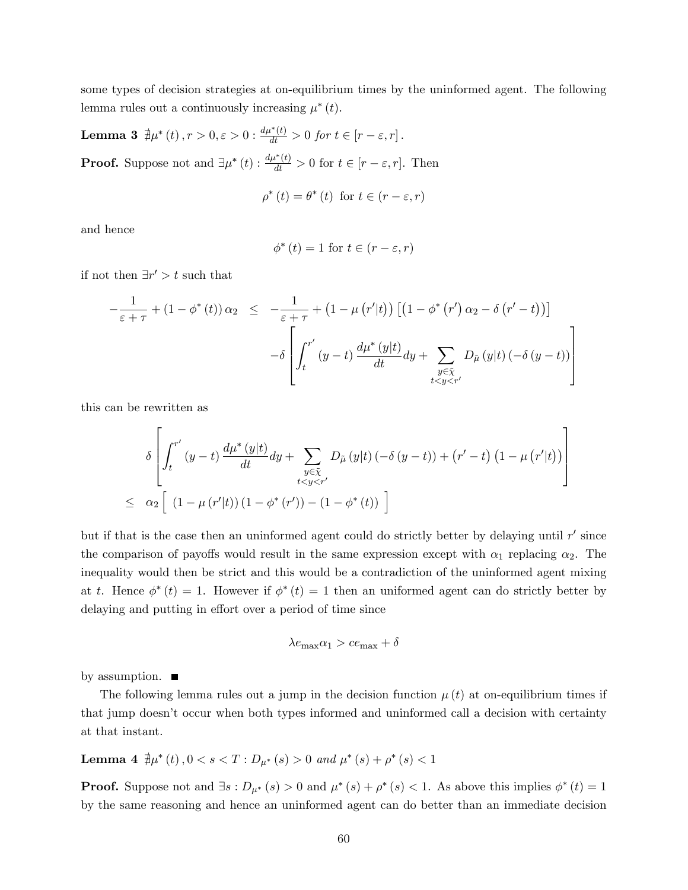some types of decision strategies at on-equilibrium times by the uninformed agent. The following lemma rules out a continuously increasing $\mu^*(t)$.

**Lemma 3** *$\nexists \mu^*(t), r > 0, \varepsilon > 0 : \frac{d\mu^*(t)}{dt} > 0$ for $t \in [r - \varepsilon, r]$.*

**Proof.** Suppose not and $\exists \mu^*(t) : \frac{d\mu^*(t)}{dt} > 0$ for $t \in [r - \varepsilon, r]$. Then

$$\rho^*(t) = \theta^*(t) \text{ for } t \in (r - \varepsilon, r)$$

and hence

$$\phi^*(t) = 1 \text{ for } t \in (r - \varepsilon, r)$$

if not then $\exists r' > t$ such that

$$\begin{aligned} -\frac{1}{\varepsilon + \tau} + (1 - \phi^*(t))\alpha_2 \quad &\leq \quad -\frac{1}{\varepsilon + \tau} + (1 - \mu(r'|t))\left[(1 - \phi^*(r')\alpha_2 - \delta(r' - t))\right] \\ &\quad -\delta\left[\int_t^{r'} (y - t)\frac{d\mu^*(y|t)}{dt}dy + \sum_{\substack{y \in \tilde{\chi} \\ t < y < r'}} D_{\tilde{\mu}}(y|t)(-\delta(y - t))\right] \end{aligned}$$

this can be rewritten as

$$\begin{aligned} &\delta\left[\int_t^{r'} (y - t)\frac{d\mu^*(y|t)}{dt}dy + \sum_{\substack{y \in \tilde{\chi} \\ t < y < r'}} D_{\tilde{\mu}}(y|t)(-\delta(y - t)) + (r' - t)(1 - \mu(r'|t))\right] \\ \leq \quad &\alpha_2\left[\ (1 - \mu(r'|t))(1 - \phi^*(r')) - (1 - \phi^*(t))\ \right] \end{aligned}$$

but if that is the case then an uninformed agent could do strictly better by delaying until $r'$ since the comparison of payoffs would result in the same expression except with $\alpha_1$ replacing $\alpha_2$. The inequality would then be strict and this would be a contradiction of the uninformed agent mixing at $t$. Hence $\phi^*(t) = 1$. However if $\phi^*(t) = 1$ then an uniformed agent can do strictly better by delaying and putting in effort over a period of time since

$$\lambda e_{\max}\alpha_1 > ce_{\max} + \delta$$

by assumption. ■

The following lemma rules out a jump in the decision function $\mu(t)$ at on-equilibrium times if that jump doesn't occur when both types informed and uninformed call a decision with certainty at that instant.

**Lemma 4** *$\nexists \mu^*(t), 0 < s < T : D_{\mu^*}(s) > 0$ and $\mu^*(s) + \rho^*(s) < 1$*

**Proof.** Suppose not and $\exists s : D_{\mu^*}(s) > 0$ and $\mu^*(s) + \rho^*(s) < 1$. As above this implies $\phi^*(t) = 1$ by the same reasoning and hence an uninformed agent can do better than an immediate decision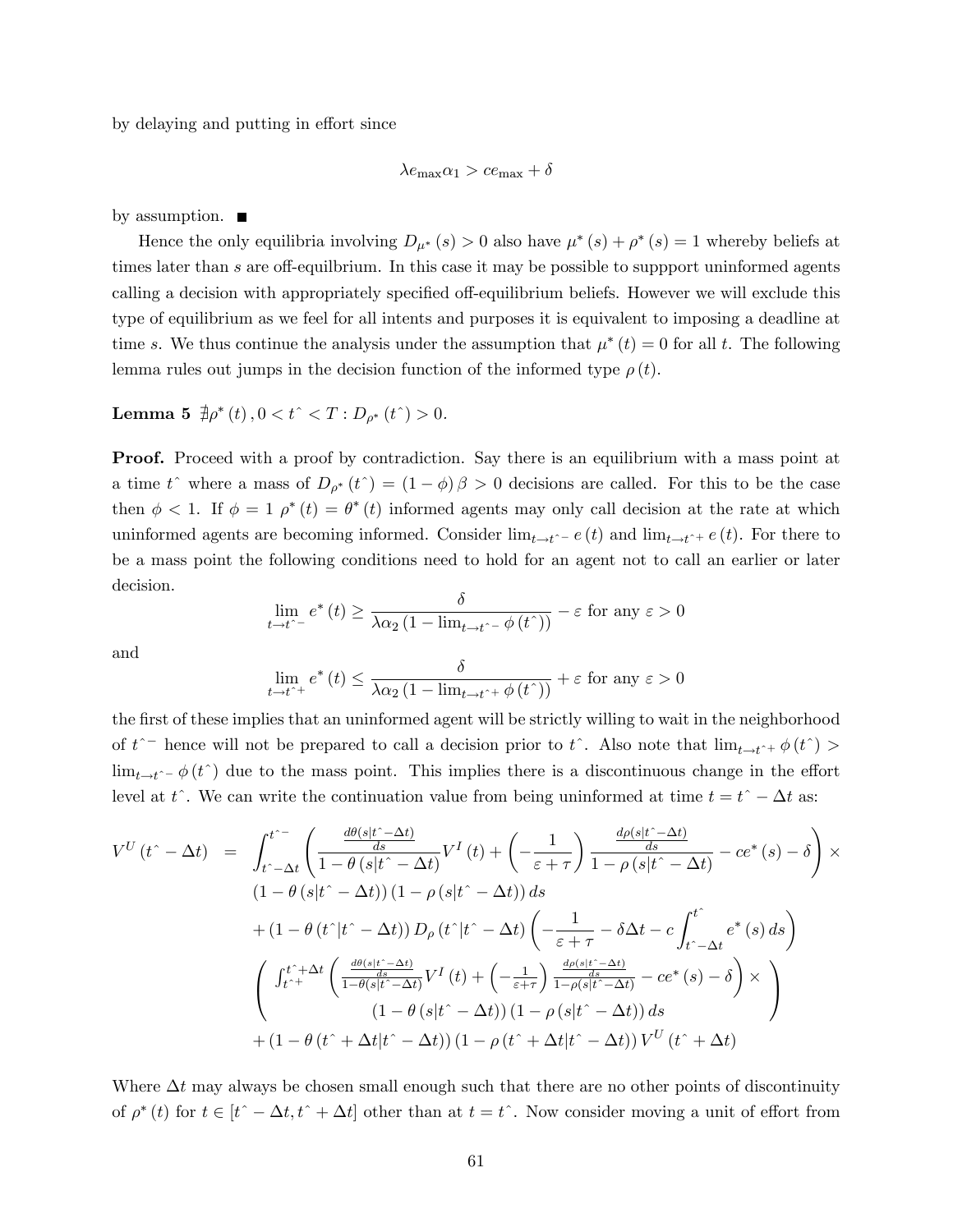by delaying and putting in effort since

$$\lambda e_{\max}\alpha_1 > ce_{\max} + \delta$$

by assumption. ■

Hence the only equilibria involving $D_{\mu^*}(s) > 0$ also have $\mu^*(s) + \rho^*(s) = 1$ whereby beliefs at times later than $s$ are off-equilbrium. In this case it may be possible to suppport uninformed agents calling a decision with appropriately specified off-equilibrium beliefs. However we will exclude this type of equilibrium as we feel for all intents and purposes it is equivalent to imposing a deadline at time $s$. We thus continue the analysis under the assumption that $\mu^*(t) = 0$ for all $t$. The following lemma rules out jumps in the decision function of the informed type $\rho(t)$.

**Lemma 5** $\nexists \rho^*(t), 0 < t^{\hat{}} < T : D_{\rho^*}(t^{\hat{}}) > 0$.

**Proof.** Proceed with a proof by contradiction. Say there is an equilibrium with a mass point at a time $t^{\hat{}}$ where a mass of $D_{\rho^*}(t^{\hat{}}) = (1-\phi)\beta > 0$ decisions are called. For this to be the case then $\phi < 1$. If $\phi = 1$ $\rho^*(t) = \theta^*(t)$ informed agents may only call decision at the rate at which uninformed agents are becoming informed. Consider $\lim_{t\to t^{\hat{}-}} e(t)$ and $\lim_{t\to t^{\hat{}+}} e(t)$. For there to be a mass point the following conditions need to hold for an agent not to call an earlier or later decision.

$$\lim_{t\to t^{\hat{}-}} e^*(t) \geq \frac{\delta}{\lambda\alpha_2\left(1 - \lim_{t\to t^{\hat{}-}} \phi(t^{\hat{}})\right)} - \varepsilon \text{ for any } \varepsilon > 0$$

and

$$\lim_{t\to t^{\hat{}+}} e^*(t) \leq \frac{\delta}{\lambda\alpha_2\left(1 - \lim_{t\to t^{\hat{}+}} \phi(t^{\hat{}})\right)} + \varepsilon \text{ for any } \varepsilon > 0$$

the first of these implies that an uninformed agent will be strictly willing to wait in the neighborhood of $t^{\hat{}-}$ hence will not be prepared to call a decision prior to $t^{\hat{}}$. Also note that $\lim_{t\to t^{\hat{}+}} \phi(t^{\hat{}}) > \lim_{t\to t^{\hat{}-}} \phi(t^{\hat{}})$ due to the mass point. This implies there is a discontinuous change in the effort level at $t^{\hat{}}$. We can write the continuation value from being uninformed at time $t = t^{\hat{}} - \Delta t$ as:

$$\begin{aligned}
V^U(t^{\hat{}} - \Delta t) \;=\; & \int_{t^{\hat{}}-\Delta t}^{t^{\hat{}-}} \left( \frac{\frac{d\theta(s|t^{\hat{}}-\Delta t)}{ds}}{1-\theta(s|t^{\hat{}}-\Delta t)} V^I(t) + \left(-\frac{1}{\varepsilon+\tau}\right) \frac{\frac{d\rho(s|t^{\hat{}}-\Delta t)}{ds}}{1-\rho(s|t^{\hat{}}-\Delta t)} - ce^*(s) - \delta \right) \times \\
& (1-\theta(s|t^{\hat{}}-\Delta t))(1-\rho(s|t^{\hat{}}-\Delta t))\,ds \\
& + (1-\theta(t^{\hat{}}|t^{\hat{}}-\Delta t))\, D_\rho(t^{\hat{}}|t^{\hat{}}-\Delta t) \left( -\frac{1}{\varepsilon+\tau} - \delta\Delta t - c\int_{t^{\hat{}}-\Delta t}^{t^{\hat{}}} e^*(s)\,ds \right) \\
& \left( \begin{array}{c} \int_{t^{\hat{}+}}^{t^{\hat{}}+\Delta t} \left( \frac{\frac{d\theta(s|t^{\hat{}}-\Delta t)}{ds}}{1-\theta(s|t^{\hat{}}-\Delta t)} V^I(t) + \left(-\frac{1}{\varepsilon+\tau}\right) \frac{\frac{d\rho(s|t^{\hat{}}-\Delta t)}{ds}}{1-\rho(s|t^{\hat{}}-\Delta t)} - ce^*(s) - \delta \right) \times \\ (1-\theta(s|t^{\hat{}}-\Delta t))(1-\rho(s|t^{\hat{}}-\Delta t))\,ds \end{array} \right) \\
& + (1-\theta(t^{\hat{}}+\Delta t|t^{\hat{}}-\Delta t))(1-\rho(t^{\hat{}}+\Delta t|t^{\hat{}}-\Delta t))\, V^U(t^{\hat{}}+\Delta t)
\end{aligned}$$

Where $\Delta t$ may always be chosen small enough such that there are no other points of discontinuity of $\rho^*(t)$ for $t \in [t^{\hat{}} - \Delta t, t^{\hat{}} + \Delta t]$ other than at $t = t^{\hat{}}$. Now consider moving a unit of effort from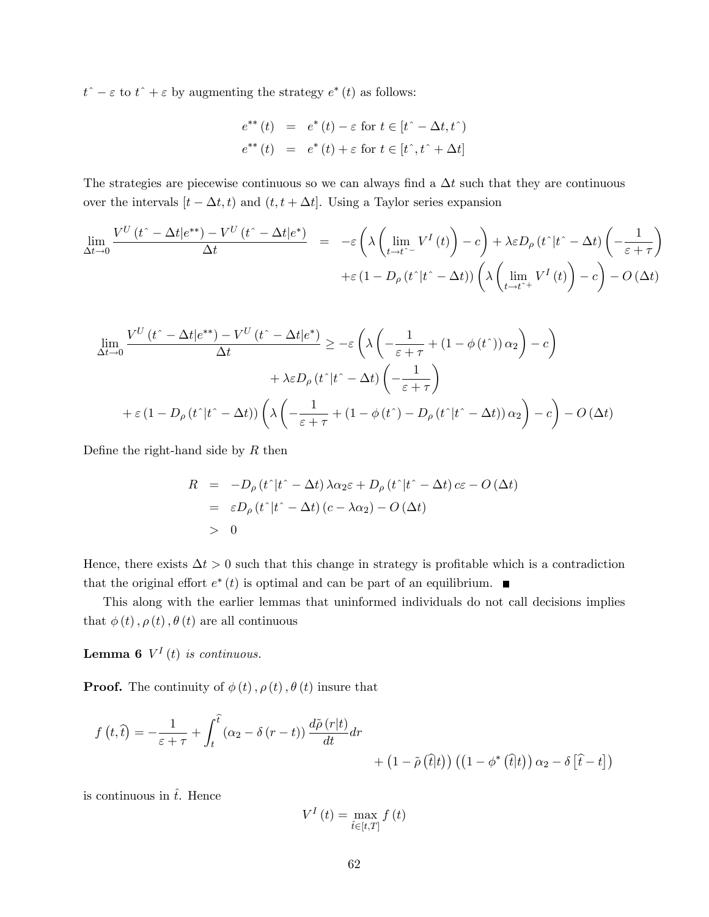$t^{\wedge} - \varepsilon$ to $t^{\wedge} + \varepsilon$ by augmenting the strategy $e^*(t)$ as follows:

$$
\begin{aligned}
e^{**}(t) &= e^*(t) - \varepsilon \text{ for } t \in [t^{\wedge} - \Delta t, t^{\wedge}) \\
e^{**}(t) &= e^*(t) + \varepsilon \text{ for } t \in [t^{\wedge}, t^{\wedge} + \Delta t]
\end{aligned}
$$

The strategies are piecewise continuous so we can always find a $\Delta t$ such that they are continuous over the intervals $[t - \Delta t, t)$ and $(t, t + \Delta t]$. Using a Taylor series expansion

$$
\begin{aligned}
\lim_{\Delta t \to 0} \frac{V^U(t^{\wedge} - \Delta t | e^{**}) - V^U(t^{\wedge} - \Delta t | e^*)}{\Delta t} &= -\varepsilon \left( \lambda \left( \lim_{t \to t^{\wedge -}} V^I(t) \right) - c \right) + \lambda \varepsilon D_\rho(t^{\wedge} | t^{\wedge} - \Delta t) \left( -\frac{1}{\varepsilon + \tau} \right) \\
&\quad + \varepsilon \left(1 - D_\rho(t^{\wedge} | t^{\wedge} - \Delta t)\right) \left( \lambda \left( \lim_{t \to t^{\wedge +}} V^I(t) \right) - c \right) - O(\Delta t)
\end{aligned}
$$

$$
\begin{aligned}
\lim_{\Delta t \to 0} \frac{V^U(t^{\wedge} - \Delta t | e^{**}) - V^U(t^{\wedge} - \Delta t | e^*)}{\Delta t} &\geq -\varepsilon \left( \lambda \left( -\frac{1}{\varepsilon + \tau} + (1 - \phi(t^{\wedge})) \alpha_2 \right) - c \right) \\
&\quad + \lambda \varepsilon D_\rho(t^{\wedge} | t^{\wedge} - \Delta t) \left( -\frac{1}{\varepsilon + \tau} \right) \\
&\quad + \varepsilon \left(1 - D_\rho(t^{\wedge} | t^{\wedge} - \Delta t)\right) \left( \lambda \left( -\frac{1}{\varepsilon + \tau} + \left(1 - \phi(t^{\wedge}) - D_\rho(t^{\wedge} | t^{\wedge} - \Delta t)\right) \alpha_2 \right) - c \right) - O(\Delta t)
\end{aligned}
$$

Define the right-hand side by $R$ then

$$
\begin{aligned}
R &= -D_\rho(t^{\wedge} | t^{\wedge} - \Delta t) \lambda \alpha_2 \varepsilon + D_\rho(t^{\wedge} | t^{\wedge} - \Delta t) c \varepsilon - O(\Delta t) \\
&= \varepsilon D_\rho(t^{\wedge} | t^{\wedge} - \Delta t)(c - \lambda \alpha_2) - O(\Delta t) \\
&> 0
\end{aligned}
$$

Hence, there exists $\Delta t > 0$ such that this change in strategy is profitable which is a contradiction that the original effort $e^*(t)$ is optimal and can be part of an equilibrium. ■

This along with the earlier lemmas that uninformed individuals do not call decisions implies that $\phi(t), \rho(t), \theta(t)$ are all continuous

**Lemma 6** *$V^I(t)$ is continuous.*

**Proof.** The continuity of $\phi(t), \rho(t), \theta(t)$ insure that

$$
\begin{aligned}
f\left(t, \widehat{t}\right) = -\frac{1}{\varepsilon + \tau} + \int_t^{\widehat{t}} (\alpha_2 - \delta(r - t)) \frac{d\tilde{\rho}(r|t)}{dt} dr \\
+ \left(1 - \tilde{\rho}\left(\widehat{t}|t\right)\right) \left( \left(1 - \phi^*\left(\widehat{t}|t\right)\right) \alpha_2 - \delta\left[\widehat{t} - t\right] \right)
\end{aligned}
$$

is continuous in $\hat{t}$. Hence

$$
V^I(t) = \max_{\hat{t} \in [t, T]} f(t)
$$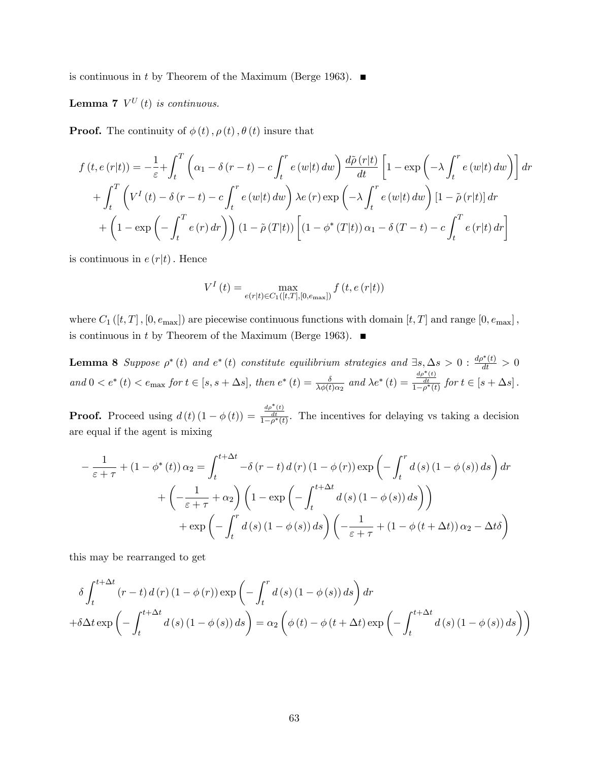is continuous in $t$ by Theorem of the Maximum (Berge 1963). ■

**Lemma 7** *$V^U(t)$ is continuous.*

**Proof.** The continuity of $\phi(t), \rho(t), \theta(t)$ insure that

$$
\begin{aligned}
f(t, e(r|t)) = & -\frac{1}{\varepsilon} + \int_t^T \left(\alpha_1 - \delta(r-t) - c\int_t^r e(w|t)\,dw\right)\frac{d\tilde{\rho}(r|t)}{dt}\left[1 - \exp\left(-\lambda\int_t^r e(w|t)\,dw\right)\right]dr \\
& + \int_t^T \left(V^I(t) - \delta(r-t) - c\int_t^r e(w|t)\,dw\right)\lambda e(r)\exp\left(-\lambda\int_t^r e(w|t)\,dw\right)[1 - \tilde{\rho}(r|t)]\,dr \\
& + \left(1 - \exp\left(-\int_t^T e(r)\,dr\right)\right)(1 - \tilde{\rho}(T|t))\left[(1 - \phi^*(T|t))\alpha_1 - \delta(T-t) - c\int_t^T e(r|t)\,dr\right]
\end{aligned}
$$

is continuous in $e(r|t)$. Hence

$$
V^I(t) = \max_{e(r|t) \in C_1([t,T],[0,e_{\max}])} f(t, e(r|t))
$$

where $C_1([t,T],[0,e_{\max}])$ are piecewise continuous functions with domain $[t,T]$ and range $[0,e_{\max}]$, is continuous in $t$ by Theorem of the Maximum (Berge 1963). ■

**Lemma 8** *Suppose $\rho^*(t)$ and $e^*(t)$ constitute equilibrium strategies and $\exists s, \Delta s > 0 : \frac{d\rho^*(t)}{dt} > 0$ and $0 < e^*(t) < e_{\max}$ for $t \in [s, s+\Delta s]$, then $e^*(t) = \frac{\delta}{\lambda\phi(t)\alpha_2}$ and $\lambda e^*(t) = \frac{\frac{d\rho^*(t)}{dt}}{1-\rho^*(t)}$ for $t \in [s+\Delta s]$.*

**Proof.** Proceed using $d(t)(1-\phi(t)) = \frac{\frac{d\rho^*(t)}{dt}}{1-\rho^*(t)}$. The incentives for delaying vs taking a decision are equal if the agent is mixing

$$
\begin{aligned}
-\frac{1}{\varepsilon+\tau} + (1-\phi^*(t))\alpha_2 = & \int_t^{t+\Delta t} -\delta(r-t)\,d(r)(1-\phi(r))\exp\left(-\int_t^r d(s)(1-\phi(s))\,ds\right)dr \\
& + \left(-\frac{1}{\varepsilon+\tau} + \alpha_2\right)\left(1 - \exp\left(-\int_t^{t+\Delta t} d(s)(1-\phi(s))\,ds\right)\right) \\
& + \exp\left(-\int_t^r d(s)(1-\phi(s))\,ds\right)\left(-\frac{1}{\varepsilon+\tau} + (1-\phi(t+\Delta t))\alpha_2 - \Delta t\delta\right)
\end{aligned}
$$

this may be rearranged to get

$$
\begin{aligned}
& \delta\int_t^{t+\Delta t}(r-t)\,d(r)(1-\phi(r))\exp\left(-\int_t^r d(s)(1-\phi(s))\,ds\right)dr \\
& + \delta\Delta t\exp\left(-\int_t^{t+\Delta t} d(s)(1-\phi(s))\,ds\right) = \alpha_2\left(\phi(t) - \phi(t+\Delta t)\exp\left(-\int_t^{t+\Delta t} d(s)(1-\phi(s))\,ds\right)\right)
\end{aligned}
$$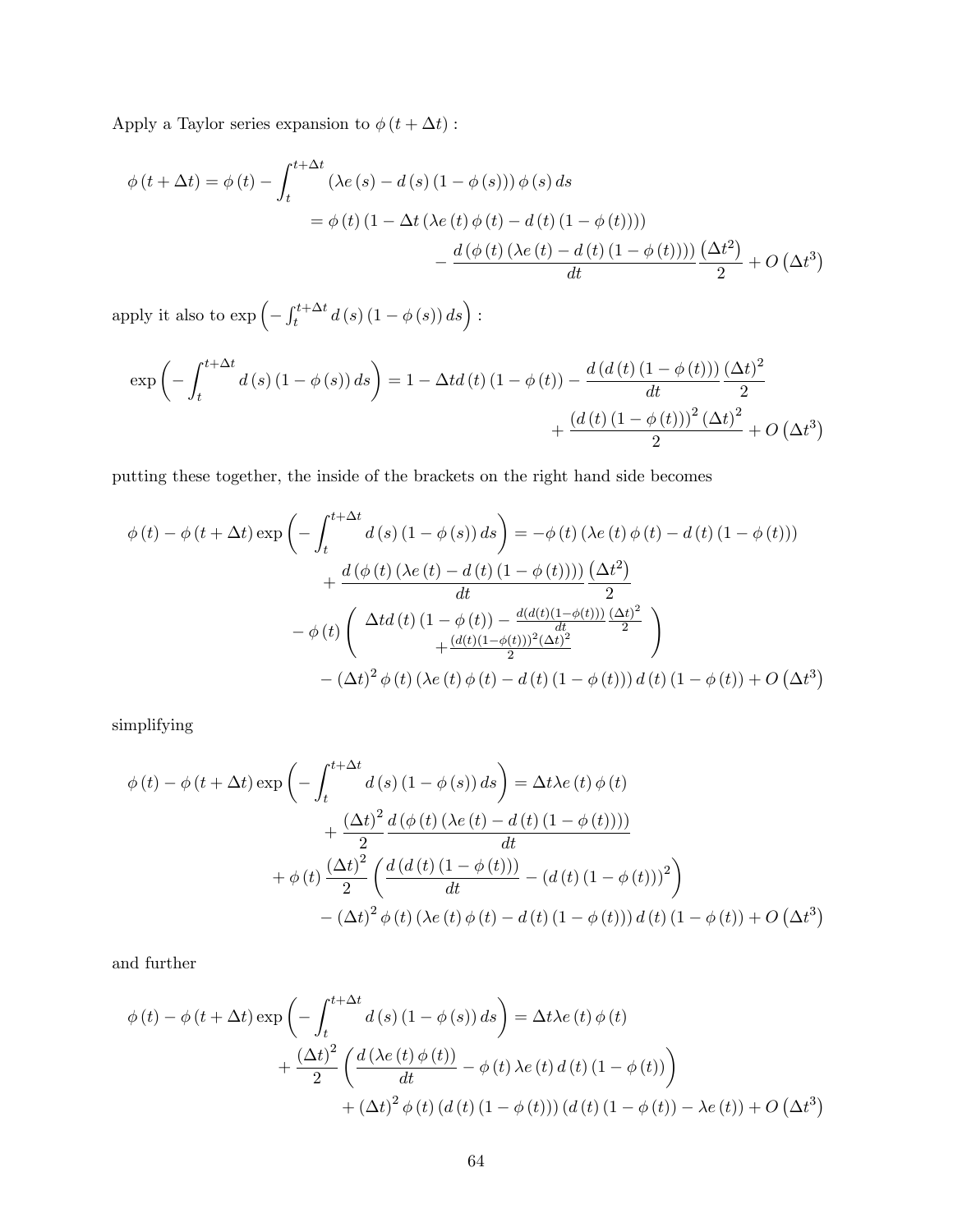Apply a Taylor series expansion to $\phi(t+\Delta t)$ :

$$
\begin{aligned}
\phi(t+\Delta t) &= \phi(t) - \int_t^{t+\Delta t} (\lambda e(s) - d(s)(1-\phi(s)))\,\phi(s)\,ds \\
&= \phi(t)\left(1 - \Delta t\left(\lambda e(t)\,\phi(t) - d(t)(1-\phi(t))\right)\right) \\
&\quad - \frac{d\left(\phi(t)\left(\lambda e(t) - d(t)(1-\phi(t))\right)\right)}{dt}\frac{\left(\Delta t^2\right)}{2} + O\left(\Delta t^3\right)
\end{aligned}
$$

apply it also to $\exp\left(-\int_t^{t+\Delta t} d(s)(1-\phi(s))\,ds\right)$ :

$$
\begin{aligned}
\exp\left(-\int_t^{t+\Delta t} d(s)(1-\phi(s))\,ds\right) &= 1 - \Delta t d(t)(1-\phi(t)) - \frac{d\left(d(t)(1-\phi(t))\right)}{dt}\frac{(\Delta t)^2}{2} \\
&\quad + \frac{\left(d(t)(1-\phi(t))\right)^2(\Delta t)^2}{2} + O\left(\Delta t^3\right)
\end{aligned}
$$

putting these together, the inside of the brackets on the right hand side becomes

$$
\begin{aligned}
\phi(t) - \phi(t+\Delta t)\exp\left(-\int_t^{t+\Delta t} d(s)(1-\phi(s))\,ds\right) &= -\phi(t)\left(\lambda e(t)\,\phi(t) - d(t)(1-\phi(t))\right) \\
&\quad + \frac{d\left(\phi(t)\left(\lambda e(t) - d(t)(1-\phi(t))\right)\right)}{dt}\frac{\left(\Delta t^2\right)}{2} \\
&\quad - \phi(t)\begin{pmatrix} \Delta t d(t)(1-\phi(t)) - \frac{d(d(t)(1-\phi(t)))}{dt}\frac{(\Delta t)^2}{2} \\ + \frac{(d(t)(1-\phi(t)))^2(\Delta t)^2}{2} \end{pmatrix} \\
&\quad - (\Delta t)^2\phi(t)\left(\lambda e(t)\,\phi(t) - d(t)(1-\phi(t))\right)d(t)(1-\phi(t)) + O\left(\Delta t^3\right)
\end{aligned}
$$

simplifying

$$
\begin{aligned}
\phi(t) - \phi(t+\Delta t)\exp\left(-\int_t^{t+\Delta t} d(s)(1-\phi(s))\,ds\right) &= \Delta t\lambda e(t)\,\phi(t) \\
&\quad + \frac{(\Delta t)^2}{2}\frac{d\left(\phi(t)\left(\lambda e(t) - d(t)(1-\phi(t))\right)\right)}{dt} \\
&\quad + \phi(t)\frac{(\Delta t)^2}{2}\left(\frac{d\left(d(t)(1-\phi(t))\right)}{dt} - \left(d(t)(1-\phi(t))\right)^2\right) \\
&\quad - (\Delta t)^2\phi(t)\left(\lambda e(t)\,\phi(t) - d(t)(1-\phi(t))\right)d(t)(1-\phi(t)) + O\left(\Delta t^3\right)
\end{aligned}
$$

and further

$$
\begin{aligned}
\phi(t) - \phi(t+\Delta t)\exp\left(-\int_t^{t+\Delta t} d(s)(1-\phi(s))\,ds\right) &= \Delta t\lambda e(t)\,\phi(t) \\
&\quad + \frac{(\Delta t)^2}{2}\left(\frac{d\left(\lambda e(t)\,\phi(t)\right)}{dt} - \phi(t)\,\lambda e(t)\,d(t)(1-\phi(t))\right) \\
&\quad + (\Delta t)^2\phi(t)\left(d(t)(1-\phi(t))\right)\left(d(t)(1-\phi(t)) - \lambda e(t)\right) + O\left(\Delta t^3\right)
\end{aligned}
$$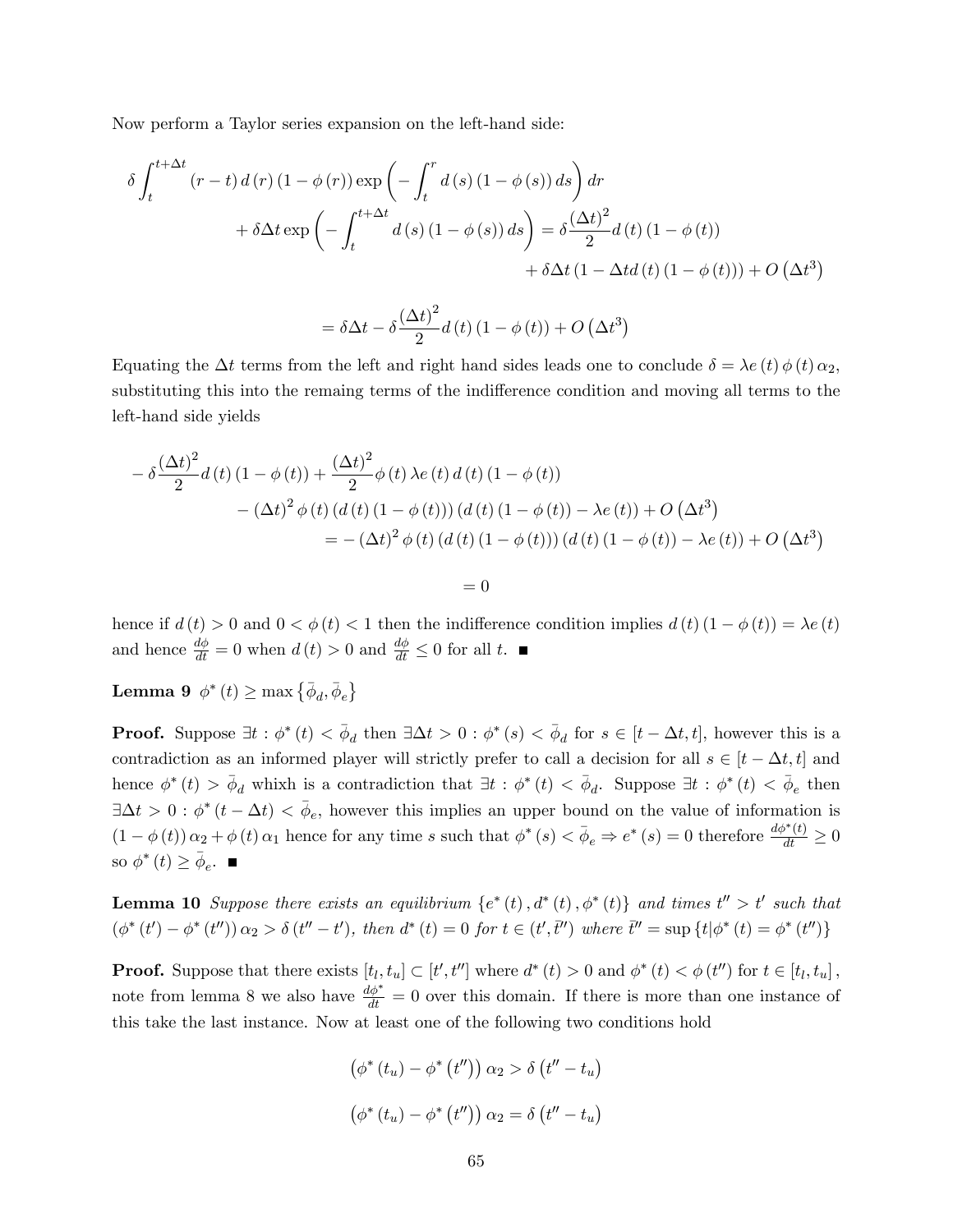Now perform a Taylor series expansion on the left-hand side:

$$\delta \int_t^{t+\Delta t} (r-t)\, d(r)\,(1-\phi(r)) \exp\left(-\int_t^r d(s)\,(1-\phi(s))\, ds\right) dr$$
$$+ \delta \Delta t \exp\left(-\int_t^{t+\Delta t} d(s)\,(1-\phi(s))\, ds\right) = \delta \frac{(\Delta t)^2}{2} d(t)\,(1-\phi(t))$$
$$+ \delta \Delta t\,(1-\Delta t d(t)\,(1-\phi(t))) + O\left(\Delta t^3\right)$$

$$= \delta \Delta t - \delta \frac{(\Delta t)^2}{2} d(t)\,(1-\phi(t)) + O\left(\Delta t^3\right)$$

Equating the $\Delta t$ terms from the left and right hand sides leads one to conclude $\delta = \lambda e(t)\,\phi(t)\,\alpha_2$, substituting this into the remaing terms of the indifference condition and moving all terms to the left-hand side yields

$$-\delta \frac{(\Delta t)^2}{2} d(t)\,(1-\phi(t)) + \frac{(\Delta t)^2}{2} \phi(t)\,\lambda e(t)\, d(t)\,(1-\phi(t))$$
$$- (\Delta t)^2 \phi(t)\,(d(t)\,(1-\phi(t)))\,(d(t)\,(1-\phi(t)) - \lambda e(t)) + O\left(\Delta t^3\right)$$
$$= -(\Delta t)^2 \phi(t)\,(d(t)\,(1-\phi(t)))\,(d(t)\,(1-\phi(t)) - \lambda e(t)) + O\left(\Delta t^3\right)$$

$$= 0$$

hence if $d(t) > 0$ and $0 < \phi(t) < 1$ then the indifference condition implies $d(t)\,(1-\phi(t)) = \lambda e(t)$ and hence $\frac{d\phi}{dt} = 0$ when $d(t) > 0$ and $\frac{d\phi}{dt} \leq 0$ for all $t$. ■

**Lemma 9** $\phi^*(t) \geq \max\left\{\bar{\phi}_d, \bar{\phi}_e\right\}$

**Proof.** Suppose $\exists t : \phi^*(t) < \bar{\phi}_d$ then $\exists \Delta t > 0 : \phi^*(s) < \bar{\phi}_d$ for $s \in [t-\Delta t, t]$, however this is a contradiction as an informed player will strictly prefer to call a decision for all $s \in [t-\Delta t, t]$ and hence $\phi^*(t) > \bar{\phi}_d$ whixh is a contradiction that $\exists t : \phi^*(t) < \bar{\phi}_d$. Suppose $\exists t : \phi^*(t) < \bar{\phi}_e$ then $\exists \Delta t > 0 : \phi^*(t-\Delta t) < \bar{\phi}_e$, however this implies an upper bound on the value of information is $(1-\phi(t))\,\alpha_2 + \phi(t)\,\alpha_1$ hence for any time $s$ such that $\phi^*(s) < \bar{\phi}_e \Rightarrow e^*(s) = 0$ therefore $\frac{d\phi^*(t)}{dt} \geq 0$ so $\phi^*(t) \geq \bar{\phi}_e$. ■

**Lemma 10** *Suppose there exists an equilibrium* $\{e^*(t), d^*(t), \phi^*(t)\}$ *and times* $t'' > t'$ *such that* $(\phi^*(t') - \phi^*(t''))\,\alpha_2 > \delta(t'' - t')$, *then* $d^*(t) = 0$ *for* $t \in (t', \bar{t}'')$ *where* $\bar{t}'' = \sup\{t | \phi^*(t) = \phi^*(t'')\}$

**Proof.** Suppose that there exists $[t_l, t_u] \subset [t', t'']$ where $d^*(t) > 0$ and $\phi^*(t) < \phi(t'')$ for $t \in [t_l, t_u]$, note from lemma 8 we also have $\frac{d\phi^*}{dt} = 0$ over this domain. If there is more than one instance of this take the last instance. Now at least one of the following two conditions hold

$$\left(\phi^*(t_u) - \phi^*(t'')\right)\alpha_2 > \delta\left(t'' - t_u\right)$$

$$\left(\phi^*(t_u) - \phi^*(t'')\right)\alpha_2 = \delta\left(t'' - t_u\right)$$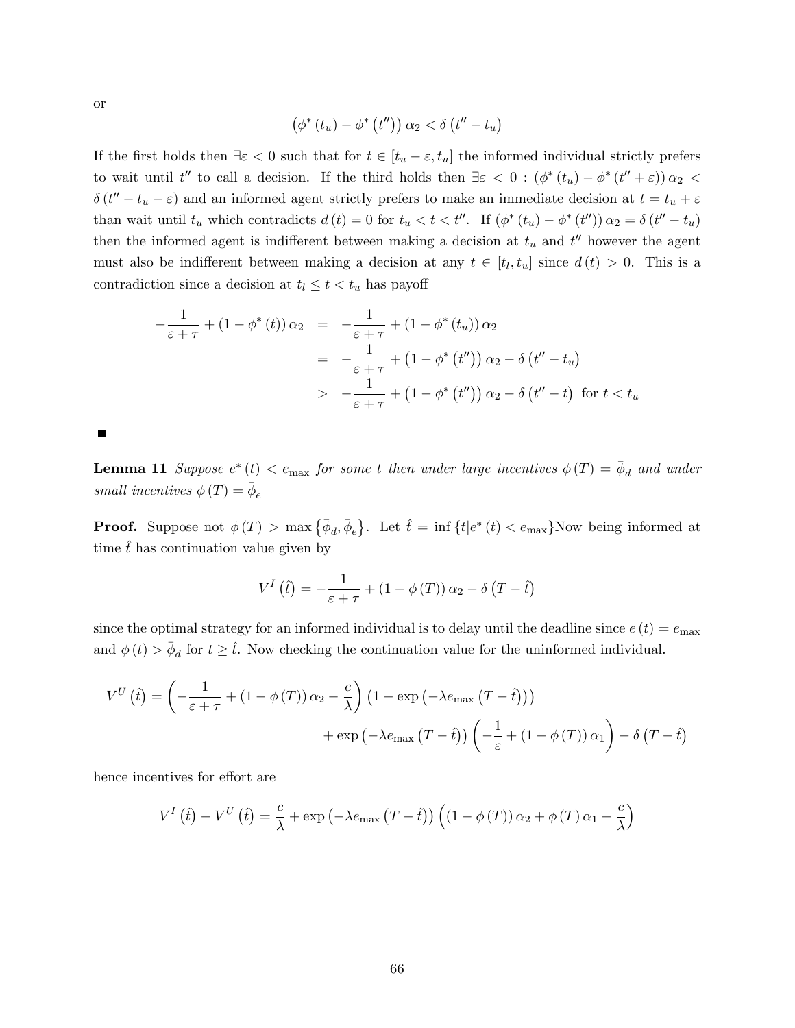or

$$\left(\phi^*\left(t_u\right)-\phi^*\left(t''\right)\right)\alpha_2<\delta\left(t''-t_u\right)$$

If the first holds then $\exists\varepsilon<0$ such that for $t\in[t_u-\varepsilon,t_u]$ the informed individual strictly prefers to wait until $t''$ to call a decision. If the third holds then $\exists\varepsilon<0:(\phi^*(t_u)-\phi^*(t''+\varepsilon))\alpha_2<\delta(t''-t_u-\varepsilon)$ and an informed agent strictly prefers to make an immediate decision at $t=t_u+\varepsilon$ than wait until $t_u$ which contradicts $d(t)=0$ for $t_u<t<t''$. If $(\phi^*(t_u)-\phi^*(t''))\alpha_2=\delta(t''-t_u)$ then the informed agent is indifferent between making a decision at $t_u$ and $t''$ however the agent must also be indifferent between making a decision at any $t\in[t_l,t_u]$ since $d(t)>0$. This is a contradiction since a decision at $t_l\leq t<t_u$ has payoff

$$\begin{aligned}
-\frac{1}{\varepsilon+\tau}+(1-\phi^*(t))\alpha_2 &= -\frac{1}{\varepsilon+\tau}+(1-\phi^*(t_u))\alpha_2\\
&= -\frac{1}{\varepsilon+\tau}+\left(1-\phi^*\left(t''\right)\right)\alpha_2-\delta\left(t''-t_u\right)\\
&> -\frac{1}{\varepsilon+\tau}+\left(1-\phi^*\left(t''\right)\right)\alpha_2-\delta\left(t''-t\right)\ \text{ for } t<t_u
\end{aligned}$$

■

**Lemma 11** *Suppose $e^*(t)<e_{\max}$ for some $t$ then under large incentives $\phi(T)=\bar{\phi}_d$ and under small incentives $\phi(T)=\bar{\phi}_e$*

**Proof.** Suppose not $\phi(T)>\max\{\bar{\phi}_d,\bar{\phi}_e\}$. Let $\hat{t}=\inf\{t|e^*(t)<e_{\max}\}$Now being informed at time $\hat{t}$ has continuation value given by

$$V^I\left(\hat{t}\right)=-\frac{1}{\varepsilon+\tau}+(1-\phi(T))\alpha_2-\delta\left(T-\hat{t}\right)$$

since the optimal strategy for an informed individual is to delay until the deadline since $e(t)=e_{\max}$ and $\phi(t)>\bar{\phi}_d$ for $t\geq\hat{t}$. Now checking the continuation value for the uninformed individual.

$$\begin{aligned}
V^U\left(\hat{t}\right)=\left(-\frac{1}{\varepsilon+\tau}+(1-\phi(T))\alpha_2-\frac{c}{\lambda}\right)\left(1-\exp\left(-\lambda e_{\max}\left(T-\hat{t}\right)\right)\right)\\
+\exp\left(-\lambda e_{\max}\left(T-\hat{t}\right)\right)\left(-\frac{1}{\varepsilon}+(1-\phi(T))\alpha_1\right)-\delta\left(T-\hat{t}\right)
\end{aligned}$$

hence incentives for effort are

$$V^I\left(\hat{t}\right)-V^U\left(\hat{t}\right)=\frac{c}{\lambda}+\exp\left(-\lambda e_{\max}\left(T-\hat{t}\right)\right)\left((1-\phi(T))\alpha_2+\phi(T)\alpha_1-\frac{c}{\lambda}\right)$$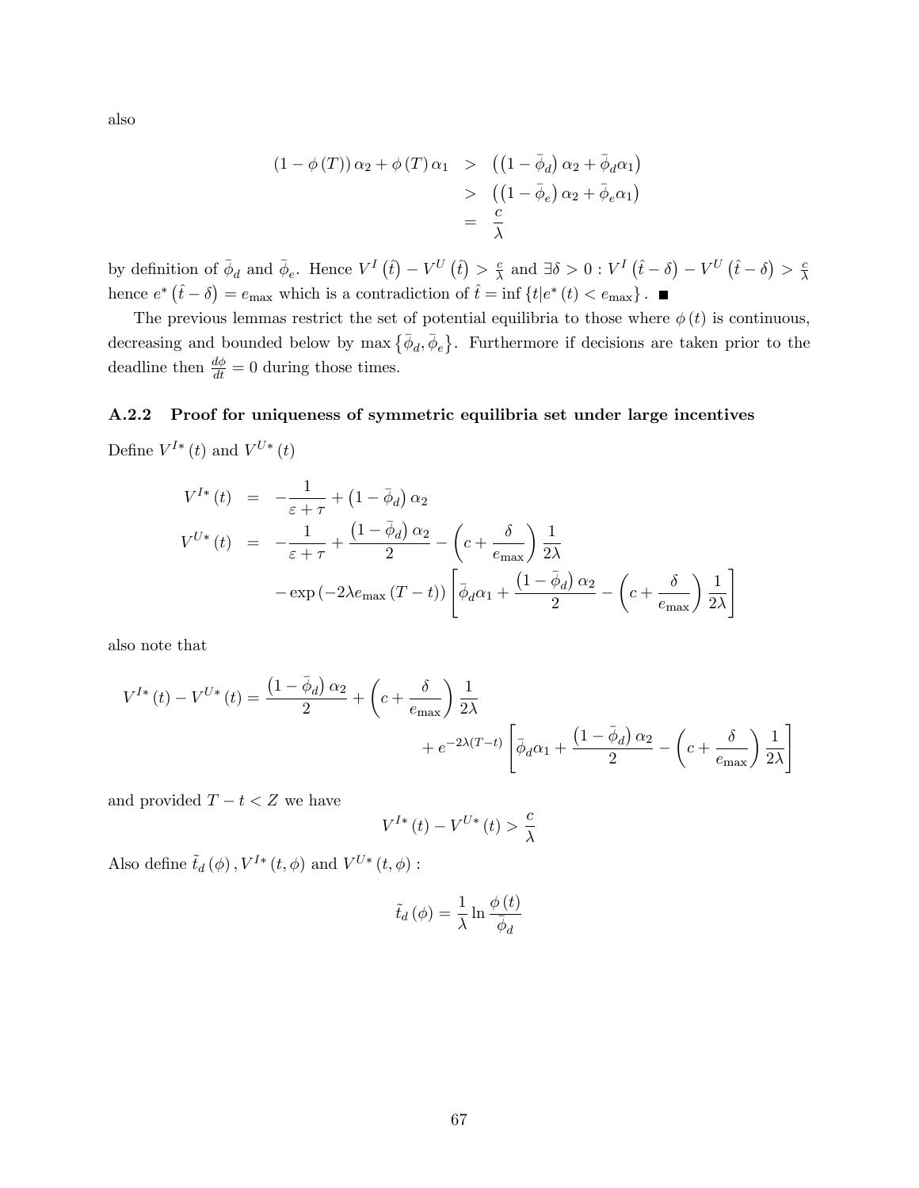also

$$
\begin{aligned}
(1-\phi(T))\,\alpha_2+\phi(T)\,\alpha_1 &> \left(\left(1-\bar{\phi}_d\right)\alpha_2+\bar{\phi}_d\alpha_1\right) \\
&> \left(\left(1-\bar{\phi}_e\right)\alpha_2+\bar{\phi}_e\alpha_1\right) \\
&= \frac{c}{\lambda}
\end{aligned}
$$

by definition of $\bar{\phi}_d$ and $\bar{\phi}_e$. Hence $V^I(\hat{t})-V^U(\hat{t})>\frac{c}{\lambda}$ and $\exists\delta>0: V^I(\hat{t}-\delta)-V^U(\hat{t}-\delta)>\frac{c}{\lambda}$ hence $e^*(\hat{t}-\delta)=e_{\max}$ which is a contradiction of $\hat{t}=\inf\{t|e^*(t)<e_{\max}\}$. ■

The previous lemmas restrict the set of potential equilibria to those where $\phi(t)$ is continuous, decreasing and bounded below by $\max\{\bar{\phi}_d,\bar{\phi}_e\}$. Furthermore if decisions are taken prior to the deadline then $\frac{d\phi}{dt}=0$ during those times.

### A.2.2 Proof for uniqueness of symmetric equilibria set under large incentives

Define $V^{I*}(t)$ and $V^{U*}(t)$

$$
\begin{aligned}
V^{I*}(t) &= -\frac{1}{\varepsilon+\tau}+\left(1-\bar{\phi}_d\right)\alpha_2 \\
V^{U*}(t) &= -\frac{1}{\varepsilon+\tau}+\frac{\left(1-\bar{\phi}_d\right)\alpha_2}{2}-\left(c+\frac{\delta}{e_{\max}}\right)\frac{1}{2\lambda} \\
&\quad -\exp\left(-2\lambda e_{\max}(T-t)\right)\left[\bar{\phi}_d\alpha_1+\frac{\left(1-\bar{\phi}_d\right)\alpha_2}{2}-\left(c+\frac{\delta}{e_{\max}}\right)\frac{1}{2\lambda}\right]
\end{aligned}
$$

also note that

$$
\begin{aligned}
V^{I*}(t)-V^{U*}(t) = \frac{\left(1-\bar{\phi}_d\right)\alpha_2}{2}+\left(c+\frac{\delta}{e_{\max}}\right)\frac{1}{2\lambda} \\
+e^{-2\lambda(T-t)}\left[\bar{\phi}_d\alpha_1+\frac{\left(1-\bar{\phi}_d\right)\alpha_2}{2}-\left(c+\frac{\delta}{e_{\max}}\right)\frac{1}{2\lambda}\right]
\end{aligned}
$$

and provided $T-t<Z$ we have

$$
V^{I*}(t)-V^{U*}(t)>\frac{c}{\lambda}
$$

Also define $\tilde{t}_d(\phi)$, $V^{I*}(t,\phi)$ and $V^{U*}(t,\phi)$ :

$$
\tilde{t}_d(\phi)=\frac{1}{\lambda}\ln\frac{\phi(t)}{\bar{\phi}_d}
$$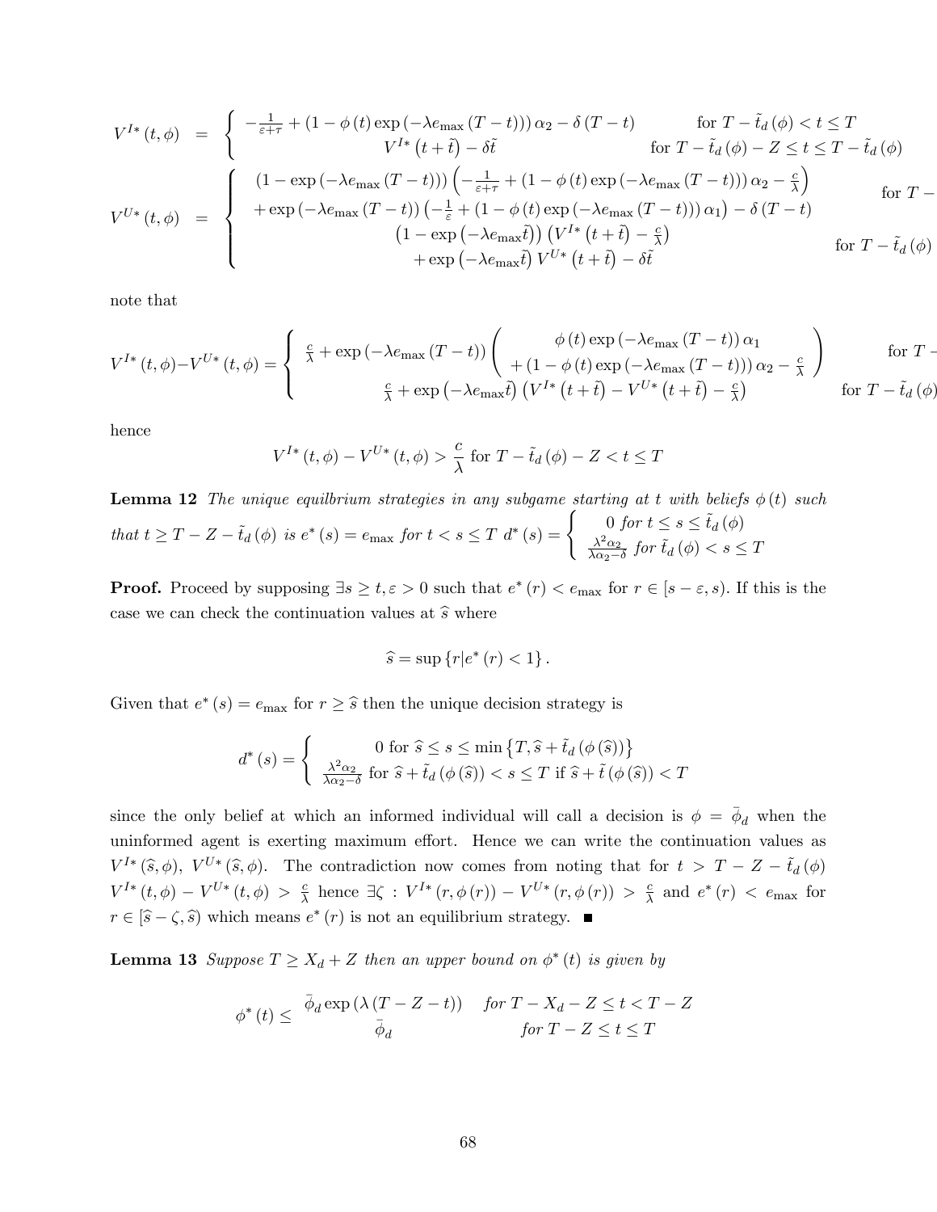$$
V^{I*}(t,\phi) = \begin{cases} -\frac{1}{\varepsilon+\tau} + (1-\phi(t)\exp(-\lambda e_{\max}(T-t)))\alpha_2 - \delta(T-t) & \text{for } T-\tilde{t}_d(\phi) < t \le T \\ V^{I*}(t+\tilde{t}) - \delta\tilde{t} & \text{for } T-\tilde{t}_d(\phi) - Z \le t \le T-\tilde{t}_d(\phi) \end{cases}
$$

$$
V^{U*}(t,\phi) = \begin{cases} (1-\exp(-\lambda e_{\max}(T-t)))\left(-\frac{1}{\varepsilon+\tau} + (1-\phi(t)\exp(-\lambda e_{\max}(T-t)))\alpha_2 - \frac{c}{\lambda}\right) & \text{for } T - \\ +\exp(-\lambda e_{\max}(T-t))\left(-\frac{1}{\varepsilon} + (1-\phi(t)\exp(-\lambda e_{\max}(T-t)))\alpha_1\right) - \delta(T-t) & \\ \left(1-\exp\left(-\lambda e_{\max}\tilde{t}\right)\right)\left(V^{I*}(t+\tilde{t}) - \frac{c}{\lambda}\right) & \text{for } T-\tilde{t}_d(\phi) \\ +\exp\left(-\lambda e_{\max}\tilde{t}\right)V^{U*}(t+\tilde{t}) - \delta\tilde{t} & \end{cases}
$$

note that

$$
V^{I*}(t,\phi) - V^{U*}(t,\phi) = \begin{cases} \frac{c}{\lambda} + \exp(-\lambda e_{\max}(T-t))\begin{pmatrix} \phi(t)\exp(-\lambda e_{\max}(T-t))\alpha_1 \\ +(1-\phi(t)\exp(-\lambda e_{\max}(T-t)))\alpha_2 - \frac{c}{\lambda} \end{pmatrix} & \text{for } T - \\ \frac{c}{\lambda} + \exp\left(-\lambda e_{\max}\tilde{t}\right)\left(V^{I*}(t+\tilde{t}) - V^{U*}(t+\tilde{t}) - \frac{c}{\lambda}\right) & \text{for } T-\tilde{t}_d(\phi) \end{cases}
$$

hence

$$
V^{I*}(t,\phi) - V^{U*}(t,\phi) > \frac{c}{\lambda} \text{ for } T-\tilde{t}_d(\phi) - Z < t \le T
$$

**Lemma 12** *The unique equilibrium strategies in any subgame starting at t with beliefs $\phi(t)$ such that $t \ge T - Z - \tilde{t}_d(\phi)$ is $e^*(s) = e_{\max}$ for $t < s \le T$* $d^*(s) = \begin{cases} 0 \text{ for } t \le s \le \tilde{t}_d(\phi) \\ \frac{\lambda^2\alpha_2}{\lambda\alpha_2-\delta} \text{ for } \tilde{t}_d(\phi) < s \le T \end{cases}$

**Proof.** Proceed by supposing $\exists s \ge t, \varepsilon > 0$ such that $e^*(r) < e_{\max}$ for $r \in [s-\varepsilon, s)$. If this is the case we can check the continuation values at $\widehat{s}$ where

$$
\widehat{s} = \sup\{r | e^*(r) < 1\}.
$$

Given that $e^*(s) = e_{\max}$ for $r \ge \widehat{s}$ then the unique decision strategy is

$$
d^*(s) = \begin{cases} 0 \text{ for } \widehat{s} \le s \le \min\{T, \widehat{s} + \tilde{t}_d(\phi(\widehat{s}))\} \\ \frac{\lambda^2\alpha_2}{\lambda\alpha_2-\delta} \text{ for } \widehat{s} + \tilde{t}_d(\phi(\widehat{s})) < s \le T \text{ if } \widehat{s} + \tilde{t}(\phi(\widehat{s})) < T \end{cases}
$$

since the only belief at which an informed individual will call a decision is $\phi = \bar{\phi}_d$ when the uninformed agent is exerting maximum effort. Hence we can write the continuation values as $V^{I*}(\widehat{s},\phi)$, $V^{U*}(\widehat{s},\phi)$. The contradiction now comes from noting that for $t > T - Z - \tilde{t}_d(\phi)$ $V^{I*}(t,\phi) - V^{U*}(t,\phi) > \frac{c}{\lambda}$ hence $\exists\zeta : V^{I*}(r,\phi(r)) - V^{U*}(r,\phi(r)) > \frac{c}{\lambda}$ and $e^*(r) < e_{\max}$ for $r \in [\widehat{s}-\zeta, \widehat{s})$ which means $e^*(r)$ is not an equilibrium strategy. ■

**Lemma 13** *Suppose $T \ge X_d + Z$ then an upper bound on $\phi^*(t)$ is given by*

$$
\phi^*(t) \le \begin{matrix} \bar{\phi}_d \exp(\lambda(T-Z-t)) & \text{for } T-X_d-Z \le t < T-Z \\ \bar{\phi}_d & \text{for } T-Z \le t \le T \end{matrix}
$$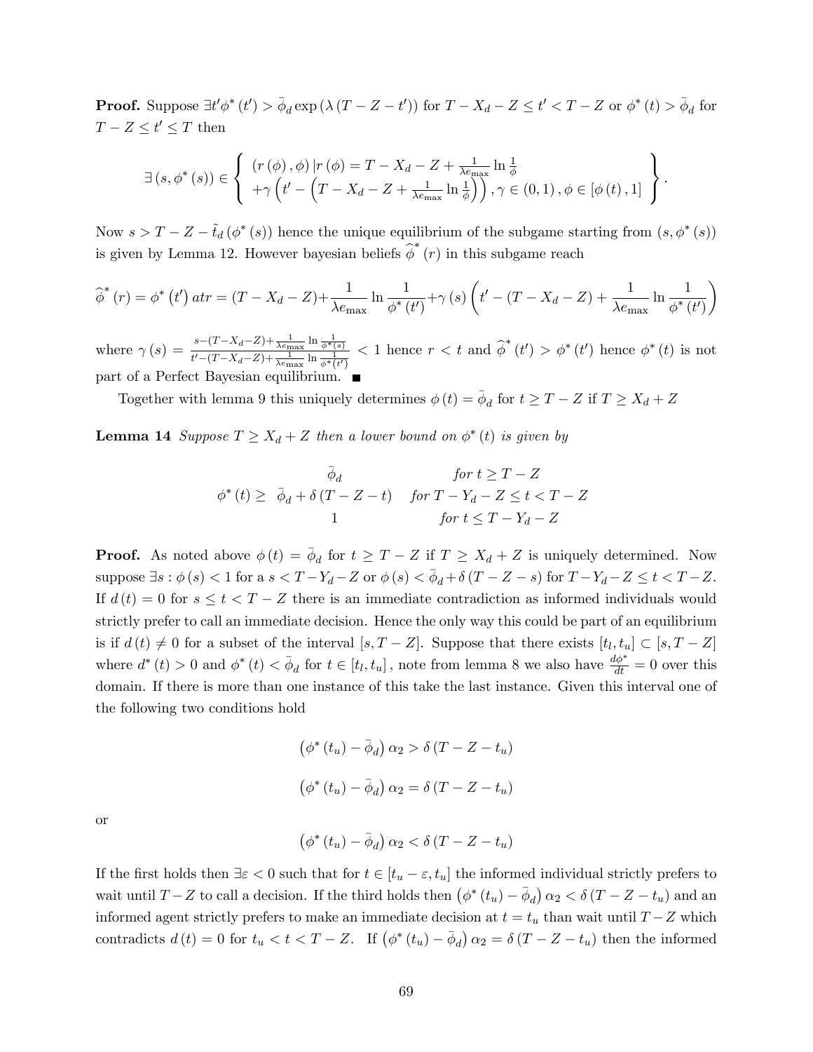**Proof.** Suppose $\exists t' \phi^*(t') > \bar{\phi}_d \exp(\lambda(T - Z - t'))$ for $T - X_d - Z \leq t' < T - Z$ or $\phi^*(t) > \bar{\phi}_d$ for $T - Z \leq t' \leq T$ then

$$\exists (s, \phi^*(s)) \in \left\{ \begin{array}{l} (r(\phi), \phi) \,|\, r(\phi) = T - X_d - Z + \frac{1}{\lambda e_{\max}} \ln \frac{1}{\phi} \\ +\gamma \left( t' - \left( T - X_d - Z + \frac{1}{\lambda e_{\max}} \ln \frac{1}{\phi} \right) \right), \gamma \in (0,1), \phi \in [\phi(t), 1] \end{array} \right\}.$$

Now $s > T - Z - \tilde{t}_d(\phi^*(s))$ hence the unique equilibrium of the subgame starting from $(s, \phi^*(s))$ is given by Lemma 12. However bayesian beliefs $\widehat{\phi}^*(r)$ in this subgame reach

$$\widehat{\phi}^*(r) = \phi^*(t') \, at \, r = (T - X_d - Z) + \frac{1}{\lambda e_{\max}} \ln \frac{1}{\phi^*(t')} + \gamma(s) \left( t' - (T - X_d - Z) + \frac{1}{\lambda e_{\max}} \ln \frac{1}{\phi^*(t')} \right)$$

where $\gamma(s) = \frac{s - (T - X_d - Z) + \frac{1}{\lambda e_{\max}} \ln \frac{1}{\phi^*(s)}}{t' - (T - X_d - Z) + \frac{1}{\lambda e_{\max}} \ln \frac{1}{\phi^*(t')}} < 1$ hence $r < t$ and $\widehat{\phi}^*(t') > \phi^*(t')$ hence $\phi^*(t)$ is not part of a Perfect Bayesian equilibrium. ■

Together with lemma 9 this uniquely determines $\phi(t) = \bar{\phi}_d$ for $t \geq T - Z$ if $T \geq X_d + Z$

**Lemma 14** *Suppose $T \geq X_d + Z$ then a lower bound on $\phi^*(t)$ is given by*

$$\phi^*(t) \geq \begin{array}{ll} \bar{\phi}_d & \text{for } t \geq T - Z \\ \bar{\phi}_d + \delta(T - Z - t) & \text{for } T - Y_d - Z \leq t < T - Z \\ 1 & \text{for } t \leq T - Y_d - Z \end{array}$$

**Proof.** As noted above $\phi(t) = \bar{\phi}_d$ for $t \geq T - Z$ if $T \geq X_d + Z$ is uniquely determined. Now suppose $\exists s : \phi(s) < 1$ for a $s < T - Y_d - Z$ or $\phi(s) < \bar{\phi}_d + \delta(T - Z - s)$ for $T - Y_d - Z \leq t < T - Z$. If $d(t) = 0$ for $s \leq t < T - Z$ there is an immediate contradiction as informed individuals would strictly prefer to call an immediate decision. Hence the only way this could be part of an equilibrium is if $d(t) \neq 0$ for a subset of the interval $[s, T - Z]$. Suppose that there exists $[t_l, t_u] \subset [s, T - Z]$ where $d^*(t) > 0$ and $\phi^*(t) < \bar{\phi}_d$ for $t \in [t_l, t_u]$, note from lemma 8 we also have $\frac{d\phi^*}{dt} = 0$ over this domain. If there is more than one instance of this take the last instance. Given this interval one of the following two conditions hold

$$\left(\phi^*(t_u) - \bar{\phi}_d\right) \alpha_2 > \delta(T - Z - t_u)$$

$$\left(\phi^*(t_u) - \bar{\phi}_d\right) \alpha_2 = \delta(T - Z - t_u)$$

or

$$\left(\phi^*(t_u) - \bar{\phi}_d\right) \alpha_2 < \delta(T - Z - t_u)$$

If the first holds then $\exists \varepsilon < 0$ such that for $t \in [t_u - \varepsilon, t_u]$ the informed individual strictly prefers to wait until $T - Z$ to call a decision. If the third holds then $\left(\phi^*(t_u) - \bar{\phi}_d\right) \alpha_2 < \delta(T - Z - t_u)$ and an informed agent strictly prefers to make an immediate decision at $t = t_u$ than wait until $T - Z$ which contradicts $d(t) = 0$ for $t_u < t < T - Z$. If $\left(\phi^*(t_u) - \bar{\phi}_d\right) \alpha_2 = \delta(T - Z - t_u)$ then the informed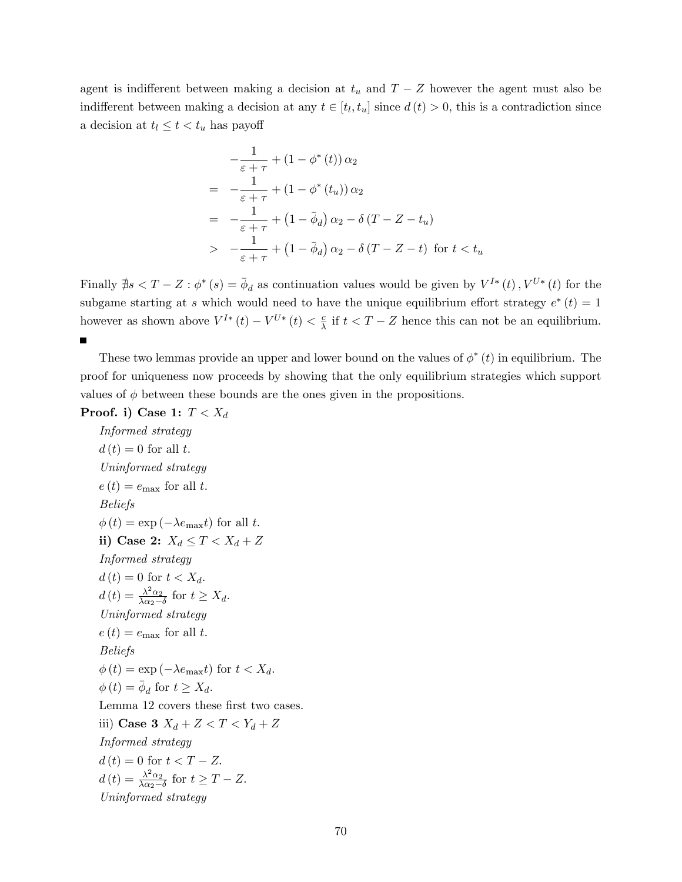agent is indifferent between making a decision at $t_u$ and $T - Z$ however the agent must also be indifferent between making a decision at any $t \in [t_l, t_u]$ since $d(t) > 0$, this is a contradiction since a decision at $t_l \leq t < t_u$ has payoff

$$
\begin{aligned}
& -\frac{1}{\varepsilon + \tau} + (1 - \phi^*(t))\,\alpha_2 \\
= \;& -\frac{1}{\varepsilon + \tau} + (1 - \phi^*(t_u))\,\alpha_2 \\
= \;& -\frac{1}{\varepsilon + \tau} + \left(1 - \bar{\phi}_d\right)\alpha_2 - \delta\,(T - Z - t_u) \\
> \;& -\frac{1}{\varepsilon + \tau} + \left(1 - \bar{\phi}_d\right)\alpha_2 - \delta\,(T - Z - t) \;\text{ for } t < t_u
\end{aligned}
$$

Finally $\nexists s < T - Z : \phi^*(s) = \bar{\phi}_d$ as continuation values would be given by $V^{I*}(t), V^{U*}(t)$ for the subgame starting at $s$ which would need to have the unique equilibrium effort strategy $e^*(t) = 1$ however as shown above $V^{I*}(t) - V^{U*}(t) < \frac{c}{\lambda}$ if $t < T - Z$ hence this can not be an equilibrium. ■

These two lemmas provide an upper and lower bound on the values of $\phi^*(t)$ in equilibrium. The proof for uniqueness now proceeds by showing that the only equilibrium strategies which support values of $\phi$ between these bounds are the ones given in the propositions.

**Proof. i) Case 1:** $T < X_d$

*Informed strategy*

$d(t) = 0$ for all $t$.

*Uninformed strategy*

$e(t) = e_{\max}$ for all $t$.

*Beliefs*

$\phi(t) = \exp(-\lambda e_{\max} t)$ for all $t$.

**ii) Case 2:** $X_d \leq T < X_d + Z$

*Informed strategy*

$d(t) = 0$ for $t < X_d$.

$d(t) = \frac{\lambda^2 \alpha_2}{\lambda \alpha_2 - \delta}$ for $t \geq X_d$.

*Uninformed strategy*

$e(t) = e_{\max}$ for all $t$.

*Beliefs*

$\phi(t) = \exp(-\lambda e_{\max} t)$ for $t < X_d$.

$\phi(t) = \bar{\phi}_d$ for $t \geq X_d$.

Lemma 12 covers these first two cases.

iii) **Case 3** $X_d + Z < T < Y_d + Z$

*Informed strategy*

$d(t) = 0$ for $t < T - Z$.

$d(t) = \frac{\lambda^2 \alpha_2}{\lambda \alpha_2 - \delta}$ for $t \geq T - Z$.

*Uninformed strategy*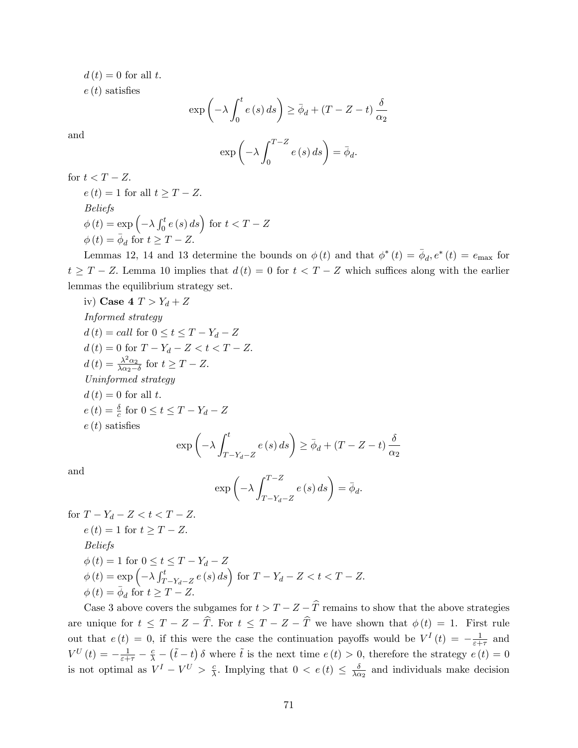$d(t) = 0$ for all $t$.

$e(t)$ satisfies

$$\exp\left(-\lambda \int_0^t e(s)\, ds\right) \geq \bar{\phi}_d + (T - Z - t)\frac{\delta}{\alpha_2}$$

and

$$\exp\left(-\lambda \int_0^{T-Z} e(s)\, ds\right) = \bar{\phi}_d.$$

for $t < T - Z$.

$e(t) = 1$ for all $t \geq T - Z$.

*Beliefs*

$\phi(t) = \exp\left(-\lambda \int_0^t e(s)\, ds\right)$ for $t < T - Z$

$\phi(t) = \bar{\phi}_d$ for $t \geq T - Z$.

Lemmas 12, 14 and 13 determine the bounds on $\phi(t)$ and that $\phi^*(t) = \bar{\phi}_d, e^*(t) = e_{\max}$ for $t \geq T - Z$. Lemma 10 implies that $d(t) = 0$ for $t < T - Z$ which suffices along with the earlier lemmas the equilibrium strategy set.

iv) **Case 4** $T > Y_d + Z$

*Informed strategy*

$d(t) = call$ for $0 \leq t \leq T - Y_d - Z$

$d(t) = 0$ for $T - Y_d - Z < t < T - Z$.

$d(t) = \frac{\lambda^2 \alpha_2}{\lambda \alpha_2 - \delta}$ for $t \geq T - Z$.

*Uninformed strategy*

$d(t) = 0$ for all $t$.

$e(t) = \frac{\delta}{c}$ for $0 \leq t \leq T - Y_d - Z$

$e(t)$ satisfies

$$\exp\left(-\lambda \int_{T-Y_d-Z}^t e(s)\, ds\right) \geq \bar{\phi}_d + (T - Z - t)\frac{\delta}{\alpha_2}$$

and

$$\exp\left(-\lambda \int_{T-Y_d-Z}^{T-Z} e(s)\, ds\right) = \bar{\phi}_d.$$

for $T - Y_d - Z < t < T - Z$.

$e(t) = 1$ for $t \geq T - Z$.

*Beliefs*

$\phi(t) = 1$ for $0 \leq t \leq T - Y_d - Z$

$\phi(t) = \exp\left(-\lambda \int_{T-Y_d-Z}^t e(s)\, ds\right)$ for $T - Y_d - Z < t < T - Z$.

$\phi(t) = \bar{\phi}_d$ for $t \geq T - Z$.

Case 3 above covers the subgames for $t > T - Z - \widehat{T}$ remains to show that the above strategies are unique for $t \leq T - Z - \widehat{T}$. For $t \leq T - Z - \widehat{T}$ we have shown that $\phi(t) = 1$. First rule out that $e(t) = 0$, if this were the case the continuation payoffs would be $V^I(t) = -\frac{1}{\varepsilon + \tau}$ and $V^U(t) = -\frac{1}{\varepsilon+\tau} - \frac{c}{\lambda} - (\tilde{t} - t)\delta$ where $\tilde{t}$ is the next time $e(t) > 0$, therefore the strategy $e(t) = 0$ is not optimal as $V^I - V^U > \frac{c}{\lambda}$. Implying that $0 < e(t) \leq \frac{\delta}{\lambda \alpha_2}$ and individuals make decision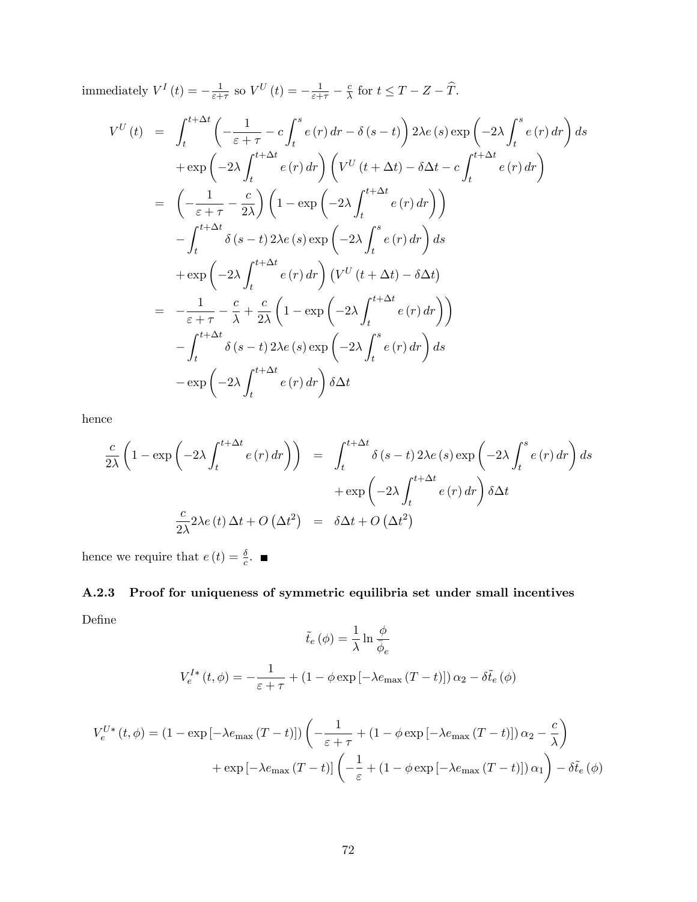immediately $V^I(t) = -\frac{1}{\varepsilon+\tau}$ so $V^U(t) = -\frac{1}{\varepsilon+\tau} - \frac{c}{\lambda}$ for $t \leq T - Z - \widehat{T}$.

$$
\begin{aligned}
V^U(t) &= \int_t^{t+\Delta t} \left( -\frac{1}{\varepsilon+\tau} - c\int_t^s e(r)\,dr - \delta(s-t) \right) 2\lambda e(s) \exp\left( -2\lambda \int_t^s e(r)\,dr \right) ds \\
&\quad + \exp\left( -2\lambda \int_t^{t+\Delta t} e(r)\,dr \right) \left( V^U(t+\Delta t) - \delta \Delta t - c\int_t^{t+\Delta t} e(r)\,dr \right) \\
&= \left( -\frac{1}{\varepsilon+\tau} - \frac{c}{2\lambda} \right) \left( 1 - \exp\left( -2\lambda \int_t^{t+\Delta t} e(r)\,dr \right) \right) \\
&\quad - \int_t^{t+\Delta t} \delta(s-t)\, 2\lambda e(s) \exp\left( -2\lambda \int_t^s e(r)\,dr \right) ds \\
&\quad + \exp\left( -2\lambda \int_t^{t+\Delta t} e(r)\,dr \right) \left( V^U(t+\Delta t) - \delta \Delta t \right) \\
&= -\frac{1}{\varepsilon+\tau} - \frac{c}{\lambda} + \frac{c}{2\lambda} \left( 1 - \exp\left( -2\lambda \int_t^{t+\Delta t} e(r)\,dr \right) \right) \\
&\quad - \int_t^{t+\Delta t} \delta(s-t)\, 2\lambda e(s) \exp\left( -2\lambda \int_t^s e(r)\,dr \right) ds \\
&\quad - \exp\left( -2\lambda \int_t^{t+\Delta t} e(r)\,dr \right) \delta \Delta t
\end{aligned}
$$

hence

$$
\begin{aligned}
\frac{c}{2\lambda} \left( 1 - \exp\left( -2\lambda \int_t^{t+\Delta t} e(r)\,dr \right) \right) &= \int_t^{t+\Delta t} \delta(s-t)\, 2\lambda e(s) \exp\left( -2\lambda \int_t^s e(r)\,dr \right) ds \\
&\quad + \exp\left( -2\lambda \int_t^{t+\Delta t} e(r)\,dr \right) \delta \Delta t \\
\frac{c}{2\lambda} 2\lambda e(t) \Delta t + O\left(\Delta t^2\right) &= \delta \Delta t + O\left(\Delta t^2\right)
\end{aligned}
$$

hence we require that $e(t) = \frac{\delta}{c}$. ■

### A.2.3 Proof for uniqueness of symmetric equilibria set under small incentives

Define

$$
\tilde{t}_e(\phi) = \frac{1}{\lambda} \ln \frac{\phi}{\phi_e}
$$

$$
V_e^{I*}(t,\phi) = -\frac{1}{\varepsilon+\tau} + \left(1 - \phi \exp\left[-\lambda e_{\max}(T-t)\right]\right) \alpha_2 - \delta \tilde{t}_e(\phi)
$$

$$
\begin{aligned}
V_e^{U*}(t,\phi) = \left(1 - \exp\left[-\lambda e_{\max}(T-t)\right]\right) &\left( -\frac{1}{\varepsilon+\tau} + \left(1 - \phi \exp\left[-\lambda e_{\max}(T-t)\right]\right) \alpha_2 - \frac{c}{\lambda} \right) \\
&+ \exp\left[-\lambda e_{\max}(T-t)\right] \left( -\frac{1}{\varepsilon} + \left(1 - \phi \exp\left[-\lambda e_{\max}(T-t)\right]\right) \alpha_1 \right) - \delta \tilde{t}_e(\phi)
\end{aligned}
$$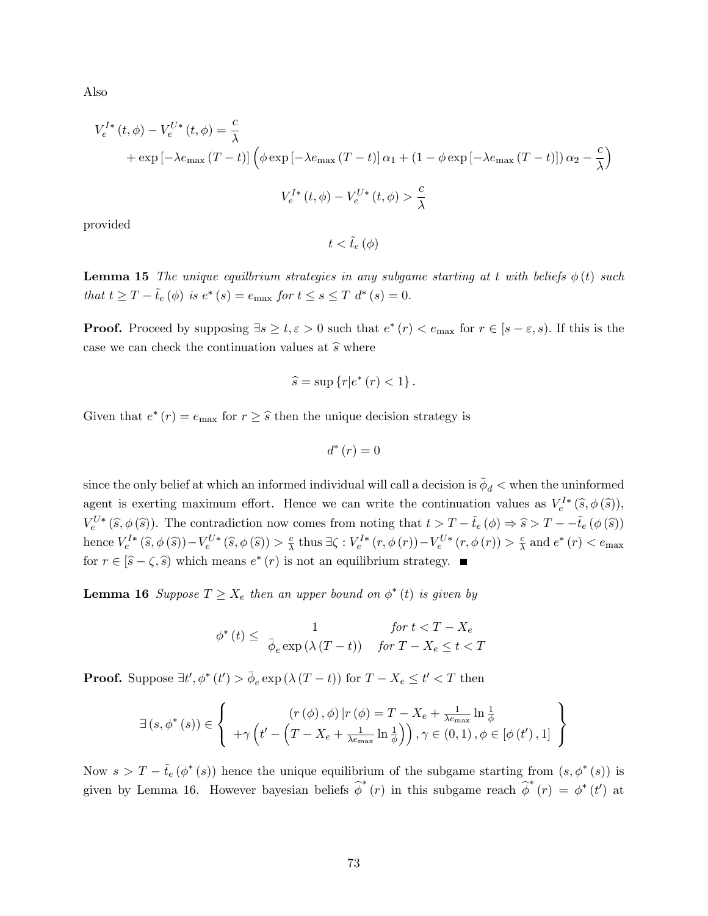Also

$$V_e^{I*}(t,\phi) - V_e^{U*}(t,\phi) = \frac{c}{\lambda}$$
$$+ \exp\left[-\lambda e_{\max}(T-t)\right]\left(\phi \exp\left[-\lambda e_{\max}(T-t)\right]\alpha_1 + \left(1 - \phi \exp\left[-\lambda e_{\max}(T-t)\right]\right)\alpha_2 - \frac{c}{\lambda}\right)$$

$$V_e^{I*}(t,\phi) - V_e^{U*}(t,\phi) > \frac{c}{\lambda}$$

provided

$$t < \tilde{t}_e(\phi)$$

**Lemma 15** *The unique equilbrium strategies in any subgame starting at* $t$ *with beliefs* $\phi(t)$ *such that* $t \geq T - \tilde{t}_e(\phi)$ *is* $e^*(s) = e_{\max}$ *for* $t \leq s \leq T$ $d^*(s) = 0$.

**Proof.** Proceed by supposing $\exists s \geq t, \varepsilon > 0$ such that $e^*(r) < e_{\max}$ for $r \in [s - \varepsilon, s)$. If this is the case we can check the continuation values at $\widehat{s}$ where

$$\widehat{s} = \sup\left\{r | e^*(r) < 1\right\}.$$

Given that $e^*(r) = e_{\max}$ for $r \geq \widehat{s}$ then the unique decision strategy is

$$d^*(r) = 0$$

since the only belief at which an informed individual will call a decision is $\bar{\phi}_d <$ when the uninformed agent is exerting maximum effort. Hence we can write the continuation values as $V_e^{I*}(\widehat{s}, \phi(\widehat{s}))$, $V_e^{U*}(\widehat{s}, \phi(\widehat{s}))$. The contradiction now comes from noting that $t > T - \tilde{t}_e(\phi) \Rightarrow \widehat{s} > T - -\tilde{t}_e(\phi(\widehat{s}))$ hence $V_e^{I*}(\widehat{s}, \phi(\widehat{s})) - V_e^{U*}(\widehat{s}, \phi(\widehat{s})) > \frac{c}{\lambda}$ thus $\exists \zeta : V_e^{I*}(r, \phi(r)) - V_e^{U*}(r, \phi(r)) > \frac{c}{\lambda}$ and $e^*(r) < e_{\max}$ for $r \in [\widehat{s} - \zeta, \widehat{s})$ which means $e^*(r)$ is not an equilibrium strategy. ■

**Lemma 16** *Suppose* $T \geq X_e$ *then an upper bound on* $\phi^*(t)$ *is given by*

$$\phi^*(t) \leq \begin{array}{cc} 1 & \text{for } t < T - X_e \\ \bar{\phi}_e \exp(\lambda(T-t)) & \text{for } T - X_e \leq t < T \end{array}$$

**Proof.** Suppose $\exists t', \phi^*(t') > \bar{\phi}_e \exp(\lambda(T-t))$ for $T - X_e \leq t' < T$ then

$$\exists (s, \phi^*(s)) \in \left\{ \begin{array}{c} (r(\phi), \phi) \,|\, r(\phi) = T - X_e + \frac{1}{\lambda e_{\max}} \ln \frac{1}{\phi} \\ +\gamma\left(t' - \left(T - X_e + \frac{1}{\lambda e_{\max}} \ln \frac{1}{\phi}\right)\right), \gamma \in (0,1), \phi \in [\phi(t'), 1] \end{array} \right\}$$

Now $s > T - \tilde{t}_e(\phi^*(s))$ hence the unique equilibrium of the subgame starting from $(s, \phi^*(s))$ is given by Lemma 16. However bayesian beliefs $\widehat{\phi}^*(r)$ in this subgame reach $\widehat{\phi}^*(r) = \phi^*(t')$ at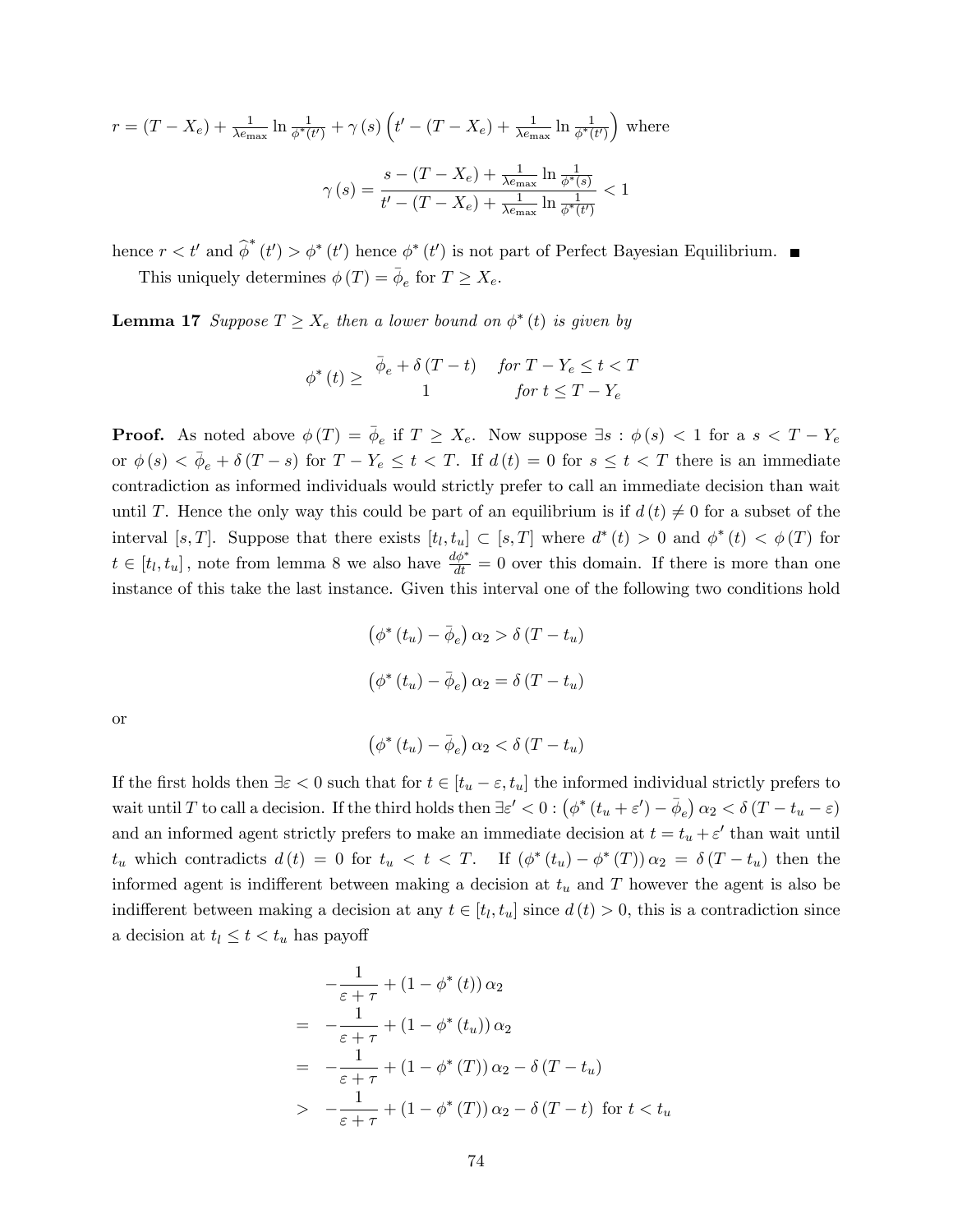$r = (T - X_e) + \frac{1}{\lambda e_{\max}} \ln \frac{1}{\phi^*(t')} + \gamma(s) \left( t' - (T - X_e) + \frac{1}{\lambda e_{\max}} \ln \frac{1}{\phi^*(t')} \right)$ where

$$\gamma(s) = \frac{s - (T - X_e) + \frac{1}{\lambda e_{\max}} \ln \frac{1}{\phi^*(s)}}{t' - (T - X_e) + \frac{1}{\lambda e_{\max}} \ln \frac{1}{\phi^*(t')}} < 1$$

hence $r < t'$ and $\widehat{\phi}^*(t') > \phi^*(t')$ hence $\phi^*(t')$ is not part of Perfect Bayesian Equilibrium. ■

This uniquely determines $\phi(T) = \bar{\phi}_e$ for $T \geq X_e$.

**Lemma 17** *Suppose $T \geq X_e$ then a lower bound on $\phi^*(t)$ is given by*

$$\phi^*(t) \geq \begin{array}{cc} \bar{\phi}_e + \delta(T - t) & \text{for } T - Y_e \leq t < T \\ 1 & \text{for } t \leq T - Y_e \end{array}$$

**Proof.** As noted above $\phi(T) = \bar{\phi}_e$ if $T \geq X_e$. Now suppose $\exists s : \phi(s) < 1$ for a $s < T - Y_e$ or $\phi(s) < \bar{\phi}_e + \delta(T - s)$ for $T - Y_e \leq t < T$. If $d(t) = 0$ for $s \leq t < T$ there is an immediate contradiction as informed individuals would strictly prefer to call an immediate decision than wait until $T$. Hence the only way this could be part of an equilibrium is if $d(t) \neq 0$ for a subset of the interval $[s, T]$. Suppose that there exists $[t_l, t_u] \subset [s, T]$ where $d^*(t) > 0$ and $\phi^*(t) < \phi(T)$ for $t \in [t_l, t_u]$, note from lemma 8 we also have $\frac{d\phi^*}{dt} = 0$ over this domain. If there is more than one instance of this take the last instance. Given this interval one of the following two conditions hold

$$\left(\phi^*(t_u) - \bar{\phi}_e\right)\alpha_2 > \delta(T - t_u)$$

$$\left(\phi^*(t_u) - \bar{\phi}_e\right)\alpha_2 = \delta(T - t_u)$$

or

$$\left(\phi^*(t_u) - \bar{\phi}_e\right)\alpha_2 < \delta(T - t_u)$$

If the first holds then $\exists \varepsilon < 0$ such that for $t \in [t_u - \varepsilon, t_u]$ the informed individual strictly prefers to wait until $T$ to call a decision. If the third holds then $\exists \varepsilon' < 0 : \left(\phi^*(t_u + \varepsilon') - \bar{\phi}_e\right)\alpha_2 < \delta(T - t_u - \varepsilon)$ and an informed agent strictly prefers to make an immediate decision at $t = t_u + \varepsilon'$ than wait until $t_u$ which contradicts $d(t) = 0$ for $t_u < t < T$. If $(\phi^*(t_u) - \phi^*(T))\alpha_2 = \delta(T - t_u)$ then the informed agent is indifferent between making a decision at $t_u$ and $T$ however the agent is also be indifferent between making a decision at any $t \in [t_l, t_u]$ since $d(t) > 0$, this is a contradiction since a decision at $t_l \leq t < t_u$ has payoff

$$\begin{aligned}
& -\frac{1}{\varepsilon + \tau} + (1 - \phi^*(t))\alpha_2 \\
= \ & -\frac{1}{\varepsilon + \tau} + (1 - \phi^*(t_u))\alpha_2 \\
= \ & -\frac{1}{\varepsilon + \tau} + (1 - \phi^*(T))\alpha_2 - \delta(T - t_u) \\
> \ & -\frac{1}{\varepsilon + \tau} + (1 - \phi^*(T))\alpha_2 - \delta(T - t) \ \text{ for } t < t_u
\end{aligned}$$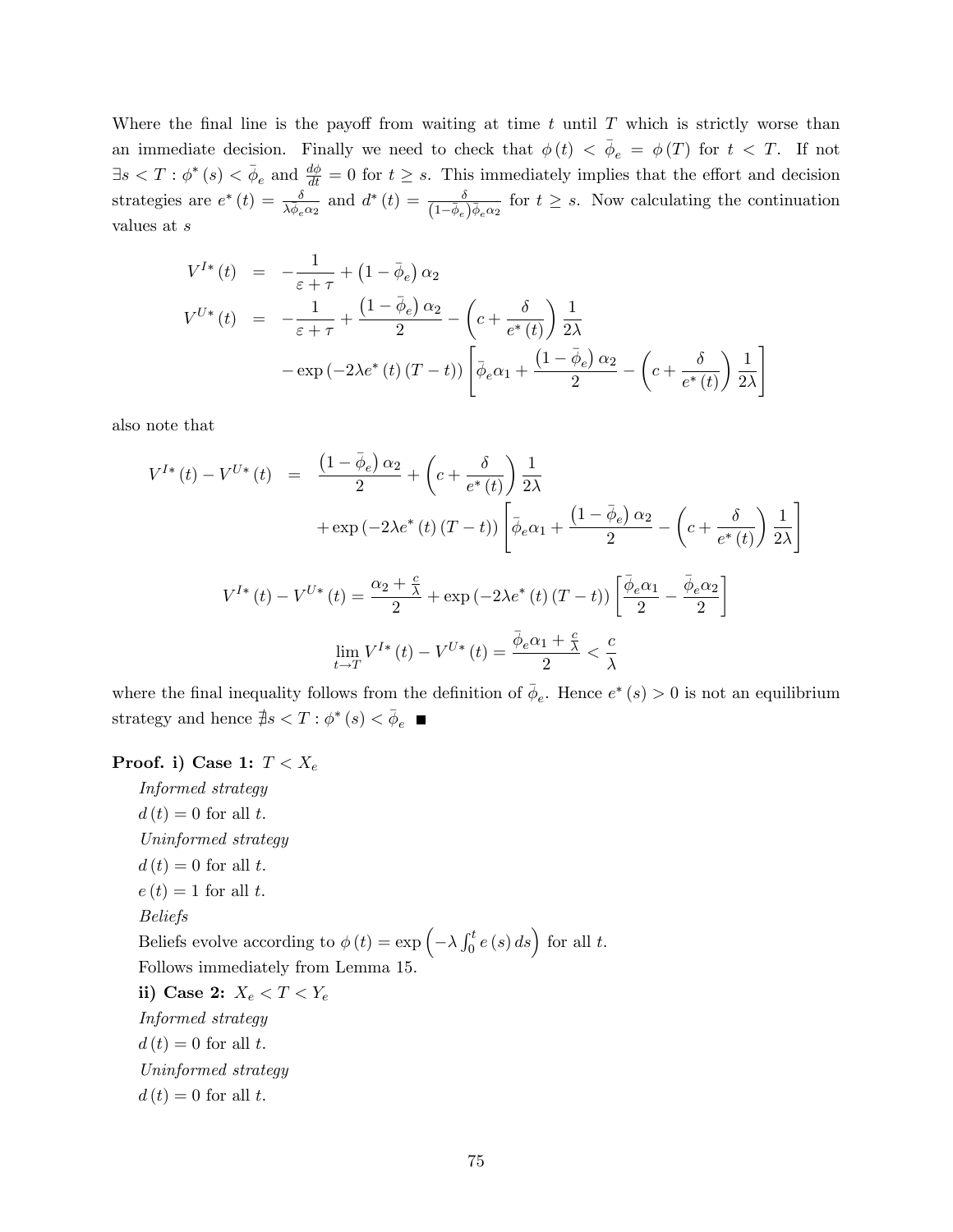Where the final line is the payoff from waiting at time $t$ until $T$ which is strictly worse than an immediate decision. Finally we need to check that $\phi(t) < \bar{\phi}_e = \phi(T)$ for $t < T$. If not $\exists s < T : \phi^*(s) < \bar{\phi}_e$ and $\frac{d\phi}{dt} = 0$ for $t \geq s$. This immediately implies that the effort and decision strategies are $e^*(t) = \frac{\delta}{\lambda \bar{\phi}_e \alpha_2}$ and $d^*(t) = \frac{\delta}{(1-\bar{\phi}_e)\bar{\phi}_e \alpha_2}$ for $t \geq s$. Now calculating the continuation values at $s$

$$
\begin{aligned}
V^{I*}(t) &= -\frac{1}{\varepsilon + \tau} + \left(1 - \bar{\phi}_e\right)\alpha_2 \\
V^{U*}(t) &= -\frac{1}{\varepsilon + \tau} + \frac{\left(1 - \bar{\phi}_e\right)\alpha_2}{2} - \left(c + \frac{\delta}{e^*(t)}\right)\frac{1}{2\lambda} \\
&\quad - \exp\left(-2\lambda e^*(t)(T-t)\right)\left[\bar{\phi}_e \alpha_1 + \frac{\left(1-\bar{\phi}_e\right)\alpha_2}{2} - \left(c + \frac{\delta}{e^*(t)}\right)\frac{1}{2\lambda}\right]
\end{aligned}
$$

also note that

$$
\begin{aligned}
V^{I*}(t) - V^{U*}(t) &= \frac{\left(1 - \bar{\phi}_e\right)\alpha_2}{2} + \left(c + \frac{\delta}{e^*(t)}\right)\frac{1}{2\lambda} \\
&\quad + \exp\left(-2\lambda e^*(t)(T-t)\right)\left[\bar{\phi}_e \alpha_1 + \frac{\left(1-\bar{\phi}_e\right)\alpha_2}{2} - \left(c + \frac{\delta}{e^*(t)}\right)\frac{1}{2\lambda}\right]
\end{aligned}
$$

$$
V^{I*}(t) - V^{U*}(t) = \frac{\alpha_2 + \frac{c}{\lambda}}{2} + \exp\left(-2\lambda e^*(t)(T-t)\right)\left[\frac{\bar{\phi}_e \alpha_1}{2} - \frac{\bar{\phi}_e \alpha_2}{2}\right]
$$

$$
\lim_{t \to T} V^{I*}(t) - V^{U*}(t) = \frac{\bar{\phi}_e \alpha_1 + \frac{c}{\lambda}}{2} < \frac{c}{\lambda}
$$

where the final inequality follows from the definition of $\bar{\phi}_e$. Hence $e^*(s) > 0$ is not an equilibrium strategy and hence $\nexists s < T : \phi^*(s) < \bar{\phi}_e$ ■

**Proof. i) Case 1:** $T < X_e$

*Informed strategy*

$d(t) = 0$ for all $t$.

*Uninformed strategy*

$d(t) = 0$ for all $t$.

$e(t) = 1$ for all $t$.

*Beliefs*

Beliefs evolve according to $\phi(t) = \exp\left(-\lambda \int_0^t e(s)\, ds\right)$ for all $t$.

Follows immediately from Lemma 15.

**ii) Case 2:** $X_e < T < Y_e$

*Informed strategy*

$d(t) = 0$ for all $t$.

*Uninformed strategy*

$d(t) = 0$ for all $t$.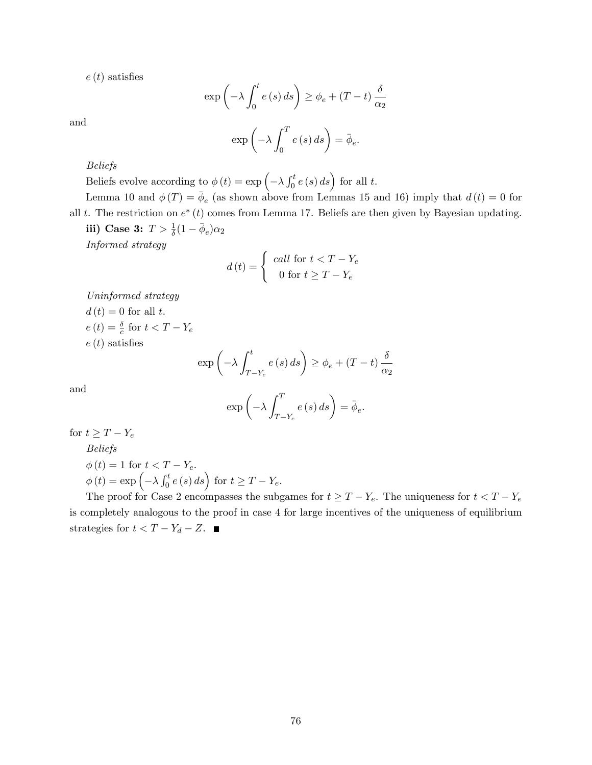$e(t)$ satisfies

$$\exp\left(-\lambda\int_0^t e(s)\,ds\right) \geq \phi_e + (T-t)\frac{\delta}{\alpha_2}$$

and

$$\exp\left(-\lambda\int_0^T e(s)\,ds\right) = \bar{\phi}_e.$$

*Beliefs*

Beliefs evolve according to $\phi(t) = \exp\left(-\lambda\int_0^t e(s)\,ds\right)$ for all $t$.

Lemma 10 and $\phi(T) = \bar{\phi}_e$ (as shown above from Lemmas 15 and 16) imply that $d(t) = 0$ for all $t$. The restriction on $e^*(t)$ comes from Lemma 17. Beliefs are then given by Bayesian updating.

**iii) Case 3:** $T > \frac{1}{\delta}(1-\bar{\phi}_e)\alpha_2$

*Informed strategy*

$$d(t) = \begin{cases} \textit{call} \text{ for } t < T - Y_e \\ 0 \text{ for } t \geq T - Y_e \end{cases}$$

*Uninformed strategy*

$d(t) = 0$ for all $t$.

$e(t) = \frac{\delta}{c}$ for $t < T - Y_e$

$e(t)$ satisfies

$$\exp\left(-\lambda\int_{T-Y_e}^t e(s)\,ds\right) \geq \phi_e + (T-t)\frac{\delta}{\alpha_2}$$

and

$$\exp\left(-\lambda\int_{T-Y_e}^T e(s)\,ds\right) = \bar{\phi}_e.$$

for $t \geq T - Y_e$

*Beliefs*

$\phi(t) = 1$ for $t < T - Y_e$.

$\phi(t) = \exp\left(-\lambda\int_0^t e(s)\,ds\right)$ for $t \geq T - Y_e$.

The proof for Case 2 encompasses the subgames for $t \geq T - Y_e$. The uniqueness for $t < T - Y_e$ is completely analogous to the proof in case 4 for large incentives of the uniqueness of equilibrium strategies for $t < T - Y_d - Z$. ■